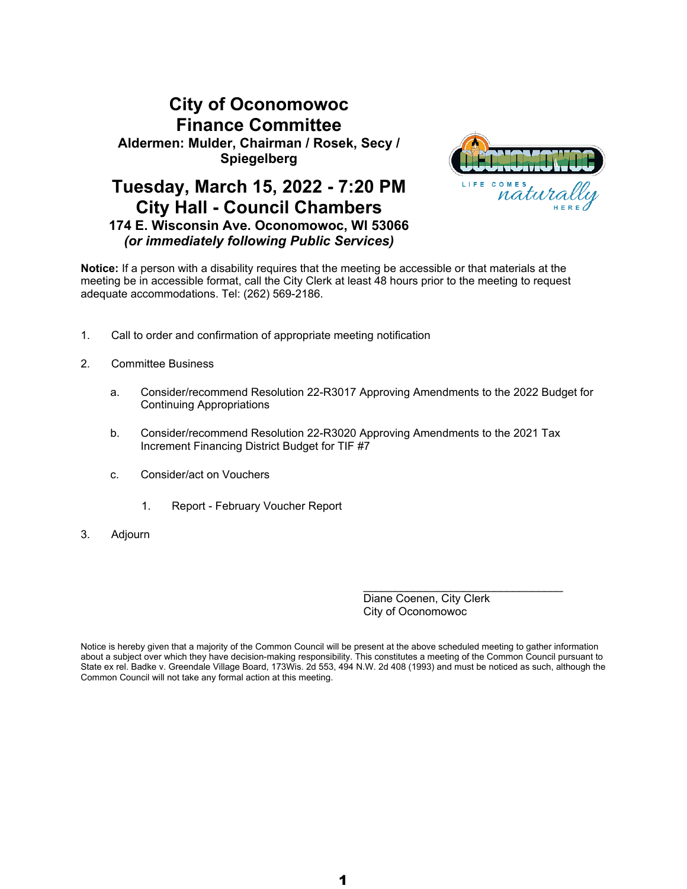# City of Oconomowoc
# Finance Committee

**Aldermen: Mulder, Chairman / Rosek, Secy / Spiegelberg**

## Tuesday, March 15, 2022 - 7:20 PM
## City Hall - Council Chambers

**174 E. Wisconsin Ave. Oconomowoc, WI 53066**
***(or immediately following Public Services)***

**Notice:** If a person with a disability requires that the meeting be accessible or that materials at the meeting be in accessible format, call the City Clerk at least 48 hours prior to the meeting to request adequate accommodations. Tel: (262) 569-2186.

1. Call to order and confirmation of appropriate meeting notification

2. Committee Business

   a. Consider/recommend Resolution 22-R3017 Approving Amendments to the 2022 Budget for Continuing Appropriations

   b. Consider/recommend Resolution 22-R3020 Approving Amendments to the 2021 Tax Increment Financing District Budget for TIF #7

   c. Consider/act on Vouchers

      1. Report - February Voucher Report

3. Adjourn

\_\_\_\_\_\_\_\_\_\_\_\_\_\_\_\_\_\_\_\_\_\_\_\_\_\_\_\_\_\_\_\_\_\_

Diane Coenen, City Clerk
City of Oconomowoc

Notice is hereby given that a majority of the Common Council will be present at the above scheduled meeting to gather information about a subject over which they have decision-making responsibility. This constitutes a meeting of the Common Council pursuant to State ex rel. Badke v. Greendale Village Board, 173Wis. 2d 553, 494 N.W. 2d 408 (1993) and must be noticed as such, although the Common Council will not take any formal action at this meeting.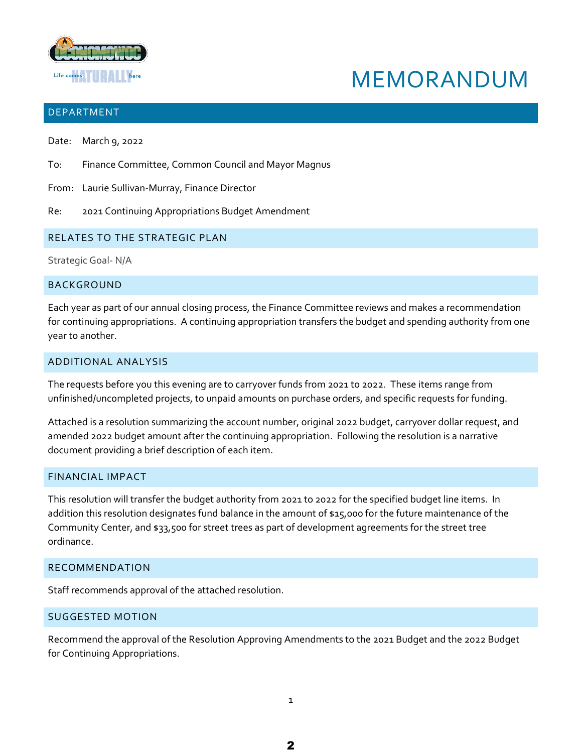# MEMORANDUM

## DEPARTMENT

Date: March 9, 2022

To: Finance Committee, Common Council and Mayor Magnus

From: Laurie Sullivan-Murray, Finance Director

Re: 2021 Continuing Appropriations Budget Amendment

## RELATES TO THE STRATEGIC PLAN

Strategic Goal- N/A

## BACKGROUND

Each year as part of our annual closing process, the Finance Committee reviews and makes a recommendation for continuing appropriations. A continuing appropriation transfers the budget and spending authority from one year to another.

## ADDITIONAL ANALYSIS

The requests before you this evening are to carryover funds from 2021 to 2022. These items range from unfinished/uncompleted projects, to unpaid amounts on purchase orders, and specific requests for funding.

Attached is a resolution summarizing the account number, original 2022 budget, carryover dollar request, and amended 2022 budget amount after the continuing appropriation. Following the resolution is a narrative document providing a brief description of each item.

## FINANCIAL IMPACT

This resolution will transfer the budget authority from 2021 to 2022 for the specified budget line items. In addition this resolution designates fund balance in the amount of $15,000 for the future maintenance of the Community Center, and $33,500 for street trees as part of development agreements for the street tree ordinance.

## RECOMMENDATION

Staff recommends approval of the attached resolution.

## SUGGESTED MOTION

Recommend the approval of the Resolution Approving Amendments to the 2021 Budget and the 2022 Budget for Continuing Appropriations.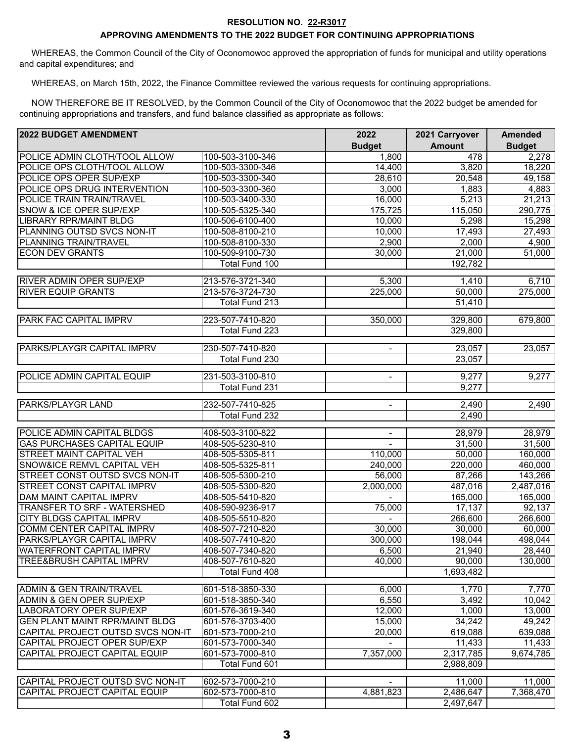**RESOLUTION NO. 22-R3017**

**APPROVING AMENDMENTS TO THE 2022 BUDGET FOR CONTINUING APPROPRIATIONS**

WHEREAS, the Common Council of the City of Oconomowoc approved the appropriation of funds for municipal and utility operations and capital expenditures; and

WHEREAS, on March 15th, 2022, the Finance Committee reviewed the various requests for continuing appropriations.

NOW THEREFORE BE IT RESOLVED, by the Common Council of the City of Oconomowoc that the 2022 budget be amended for continuing appropriations and transfers, and fund balance classified as appropriate as follows:

| 2022 BUDGET AMENDMENT | | 2022 Budget | 2021 Carryover Amount | Amended Budget |
|---|---|---|---|---|
| POLICE ADMIN CLOTH/TOOL ALLOW | 100-503-3100-346 | 1,800 | 478 | 2,278 |
| POLICE OPS CLOTH/TOOL ALLOW | 100-503-3300-346 | 14,400 | 3,820 | 18,220 |
| POLICE OPS OPER SUP/EXP | 100-503-3300-340 | 28,610 | 20,548 | 49,158 |
| POLICE OPS DRUG INTERVENTION | 100-503-3300-360 | 3,000 | 1,883 | 4,883 |
| POLICE TRAIN TRAIN/TRAVEL | 100-503-3400-330 | 16,000 | 5,213 | 21,213 |
| SNOW & ICE OPER SUP/EXP | 100-505-5325-340 | 175,725 | 115,050 | 290,775 |
| LIBRARY RPR/MAINT BLDG | 100-506-6100-400 | 10,000 | 5,298 | 15,298 |
| PLANNING OUTSD SVCS NON-IT | 100-508-8100-210 | 10,000 | 17,493 | 27,493 |
| PLANNING TRAIN/TRAVEL | 100-508-8100-330 | 2,900 | 2,000 | 4,900 |
| ECON DEV GRANTS | 100-509-9100-730 | 30,000 | 21,000 | 51,000 |
| | Total Fund 100 | | 192,782 | |
| RIVER ADMIN OPER SUP/EXP | 213-576-3721-340 | 5,300 | 1,410 | 6,710 |
| RIVER EQUIP GRANTS | 213-576-3724-730 | 225,000 | 50,000 | 275,000 |
| | Total Fund 213 | | 51,410 | |
| PARK FAC CAPITAL IMPRV | 223-507-7410-820 | 350,000 | 329,800 | 679,800 |
| | Total Fund 223 | | 329,800 | |
| PARKS/PLAYGR CAPITAL IMPRV | 230-507-7410-820 | - | 23,057 | 23,057 |
| | Total Fund 230 | | 23,057 | |
| POLICE ADMIN CAPITAL EQUIP | 231-503-3100-810 | - | 9,277 | 9,277 |
| | Total Fund 231 | | 9,277 | |
| PARKS/PLAYGR LAND | 232-507-7410-825 | - | 2,490 | 2,490 |
| | Total Fund 232 | | 2,490 | |
| POLICE ADMIN CAPITAL BLDGS | 408-503-3100-822 | - | 28,979 | 28,979 |
| GAS PURCHASES CAPITAL EQUIP | 408-505-5230-810 | - | 31,500 | 31,500 |
| STREET MAINT CAPITAL VEH | 408-505-5305-811 | 110,000 | 50,000 | 160,000 |
| SNOW&ICE REMVL CAPITAL VEH | 408-505-5325-811 | 240,000 | 220,000 | 460,000 |
| STREET CONST OUTSD SVCS NON-IT | 408-505-5300-210 | 56,000 | 87,266 | 143,266 |
| STREET CONST CAPITAL IMPRV | 408-505-5300-820 | 2,000,000 | 487,016 | 2,487,016 |
| DAM MAINT CAPITAL IMPRV | 408-505-5410-820 | - | 165,000 | 165,000 |
| TRANSFER TO SRF - WATERSHED | 408-590-9236-917 | 75,000 | 17,137 | 92,137 |
| CITY BLDGS CAPITAL IMPRV | 408-505-5510-820 | - | 266,600 | 266,600 |
| COMM CENTER CAPITAL IMPRV | 408-507-7210-820 | 30,000 | 30,000 | 60,000 |
| PARKS/PLAYGR CAPITAL IMPRV | 408-507-7410-820 | 300,000 | 198,044 | 498,044 |
| WATERFRONT CAPITAL IMPRV | 408-507-7340-820 | 6,500 | 21,940 | 28,440 |
| TREE&BRUSH CAPITAL IMPRV | 408-507-7610-820 | 40,000 | 90,000 | 130,000 |
| | Total Fund 408 | | 1,693,482 | |
| ADMIN & GEN TRAIN/TRAVEL | 601-518-3850-330 | 6,000 | 1,770 | 7,770 |
| ADMIN & GEN OPER SUP/EXP | 601-518-3850-340 | 6,550 | 3,492 | 10,042 |
| LABORATORY OPER SUP/EXP | 601-576-3619-340 | 12,000 | 1,000 | 13,000 |
| GEN PLANT MAINT RPR/MAINT BLDG | 601-576-3703-400 | 15,000 | 34,242 | 49,242 |
| CAPITAL PROJECT OUTSD SVCS NON-IT | 601-573-7000-210 | 20,000 | 619,088 | 639,088 |
| CAPITAL PROJECT OPER SUP/EXP | 601-573-7000-340 | - | 11,433 | 11,433 |
| CAPITAL PROJECT CAPITAL EQUIP | 601-573-7000-810 | 7,357,000 | 2,317,785 | 9,674,785 |
| | Total Fund 601 | | 2,988,809 | |
| CAPITAL PROJECT OUTSD SVC NON-IT | 602-573-7000-210 | - | 11,000 | 11,000 |
| CAPITAL PROJECT CAPITAL EQUIP | 602-573-7000-810 | 4,881,823 | 2,486,647 | 7,368,470 |
| | Total Fund 602 | | 2,497,647 | |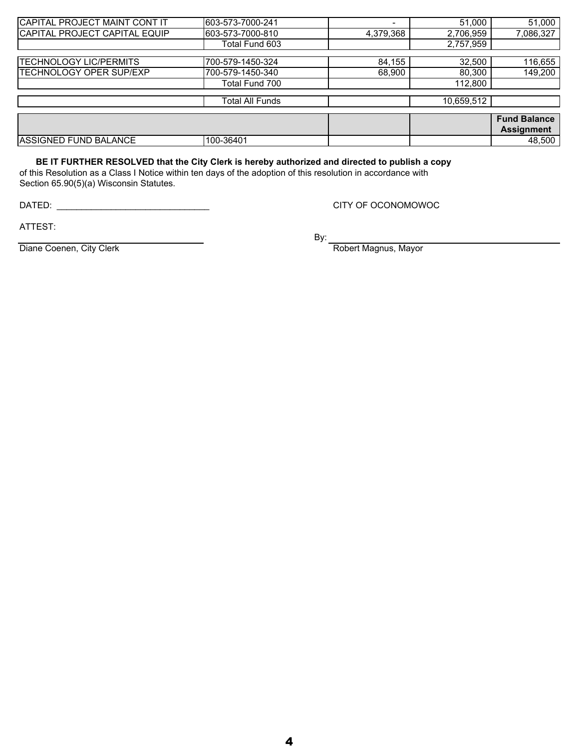| | | | | |
|---|---|---|---|---|
| CAPITAL PROJECT MAINT CONT IT | 603-573-7000-241 | - | 51,000 | 51,000 |
| CAPITAL PROJECT CAPITAL EQUIP | 603-573-7000-810 | 4,379,368 | 2,706,959 | 7,086,327 |
| | Total Fund 603 | | 2,757,959 | |
| TECHNOLOGY LIC/PERMITS | 700-579-1450-324 | 84,155 | 32,500 | 116,655 |
| TECHNOLOGY OPER SUP/EXP | 700-579-1450-340 | 68,900 | 80,300 | 149,200 |
| | Total Fund 700 | | 112,800 | |
| | Total All Funds | | 10,659,512 | |

| | | | | **Fund Balance Assignment** |
|---|---|---|---|---|
| ASSIGNED FUND BALANCE | 100-36401 | | | 48,500 |

**BE IT FURTHER RESOLVED that the City Clerk is hereby authorized and directed to publish a copy** of this Resolution as a Class I Notice within ten days of the adoption of this resolution in accordance with Section 65.90(5)(a) Wisconsin Statutes.

DATED: ______________________________

CITY OF OCONOMOWOC

ATTEST:

______________________________
Diane Coenen, City Clerk

By: ______________________________
Robert Magnus, Mayor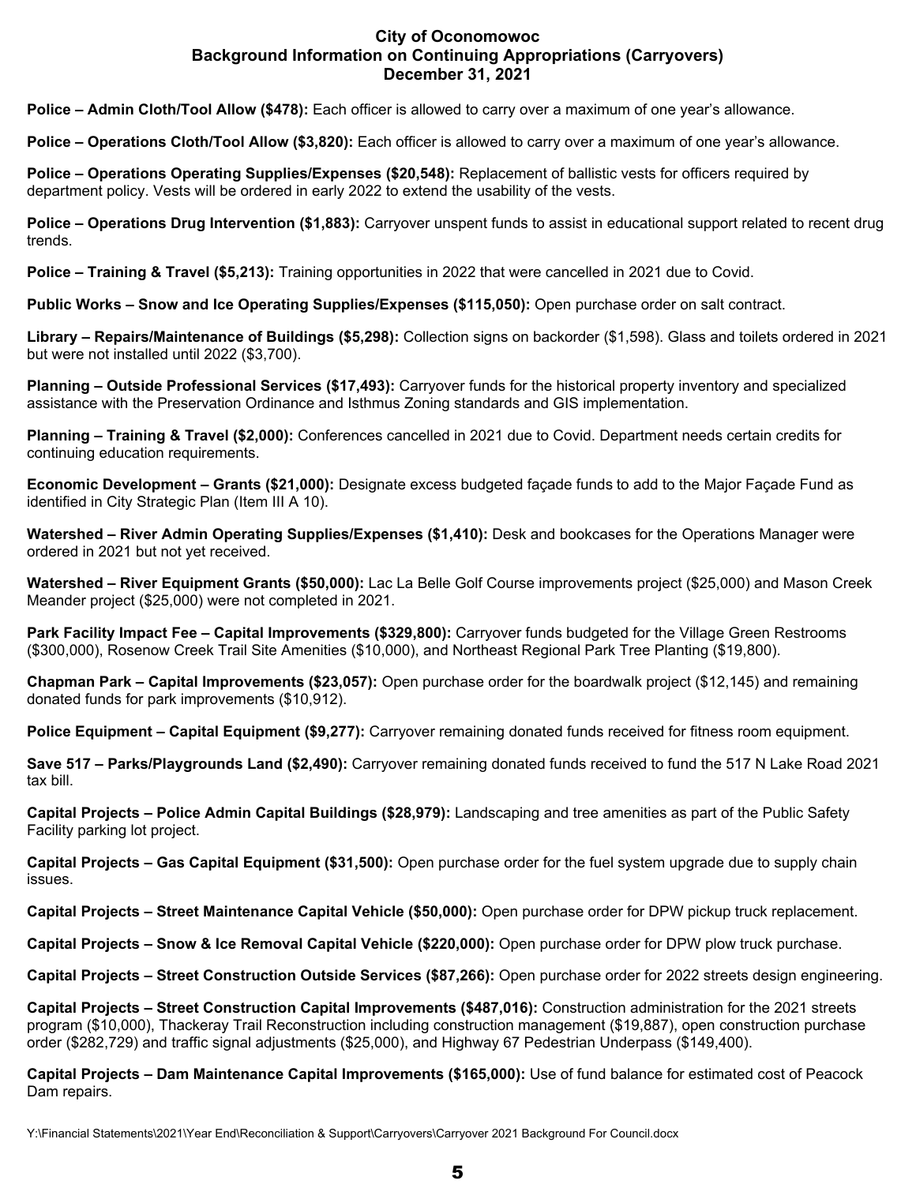# City of Oconomowoc
## Background Information on Continuing Appropriations (Carryovers)
## December 31, 2021

**Police – Admin Cloth/Tool Allow ($478):** Each officer is allowed to carry over a maximum of one year's allowance.

**Police – Operations Cloth/Tool Allow ($3,820):** Each officer is allowed to carry over a maximum of one year's allowance.

**Police – Operations Operating Supplies/Expenses ($20,548):** Replacement of ballistic vests for officers required by department policy. Vests will be ordered in early 2022 to extend the usability of the vests.

**Police – Operations Drug Intervention ($1,883):** Carryover unspent funds to assist in educational support related to recent drug trends.

**Police – Training & Travel ($5,213):** Training opportunities in 2022 that were cancelled in 2021 due to Covid.

**Public Works – Snow and Ice Operating Supplies/Expenses ($115,050):** Open purchase order on salt contract.

**Library – Repairs/Maintenance of Buildings ($5,298):** Collection signs on backorder ($1,598). Glass and toilets ordered in 2021 but were not installed until 2022 ($3,700).

**Planning – Outside Professional Services ($17,493):** Carryover funds for the historical property inventory and specialized assistance with the Preservation Ordinance and Isthmus Zoning standards and GIS implementation.

**Planning – Training & Travel ($2,000):** Conferences cancelled in 2021 due to Covid. Department needs certain credits for continuing education requirements.

**Economic Development – Grants ($21,000):** Designate excess budgeted façade funds to add to the Major Façade Fund as identified in City Strategic Plan (Item III A 10).

**Watershed – River Admin Operating Supplies/Expenses ($1,410):** Desk and bookcases for the Operations Manager were ordered in 2021 but not yet received.

**Watershed – River Equipment Grants ($50,000):** Lac La Belle Golf Course improvements project ($25,000) and Mason Creek Meander project ($25,000) were not completed in 2021.

**Park Facility Impact Fee – Capital Improvements ($329,800):** Carryover funds budgeted for the Village Green Restrooms ($300,000), Rosenow Creek Trail Site Amenities ($10,000), and Northeast Regional Park Tree Planting ($19,800).

**Chapman Park – Capital Improvements ($23,057):** Open purchase order for the boardwalk project ($12,145) and remaining donated funds for park improvements ($10,912).

**Police Equipment – Capital Equipment ($9,277):** Carryover remaining donated funds received for fitness room equipment.

**Save 517 – Parks/Playgrounds Land ($2,490):** Carryover remaining donated funds received to fund the 517 N Lake Road 2021 tax bill.

**Capital Projects – Police Admin Capital Buildings ($28,979):** Landscaping and tree amenities as part of the Public Safety Facility parking lot project.

**Capital Projects – Gas Capital Equipment ($31,500):** Open purchase order for the fuel system upgrade due to supply chain issues.

**Capital Projects – Street Maintenance Capital Vehicle ($50,000):** Open purchase order for DPW pickup truck replacement.

**Capital Projects – Snow & Ice Removal Capital Vehicle ($220,000):** Open purchase order for DPW plow truck purchase.

**Capital Projects – Street Construction Outside Services ($87,266):** Open purchase order for 2022 streets design engineering.

**Capital Projects – Street Construction Capital Improvements ($487,016):** Construction administration for the 2021 streets program ($10,000), Thackeray Trail Reconstruction including construction management ($19,887), open construction purchase order ($282,729) and traffic signal adjustments ($25,000), and Highway 67 Pedestrian Underpass ($149,400).

**Capital Projects – Dam Maintenance Capital Improvements ($165,000):** Use of fund balance for estimated cost of Peacock Dam repairs.

Y:\Financial Statements\2021\Year End\Reconciliation & Support\Carryovers\Carryover 2021 Background For Council.docx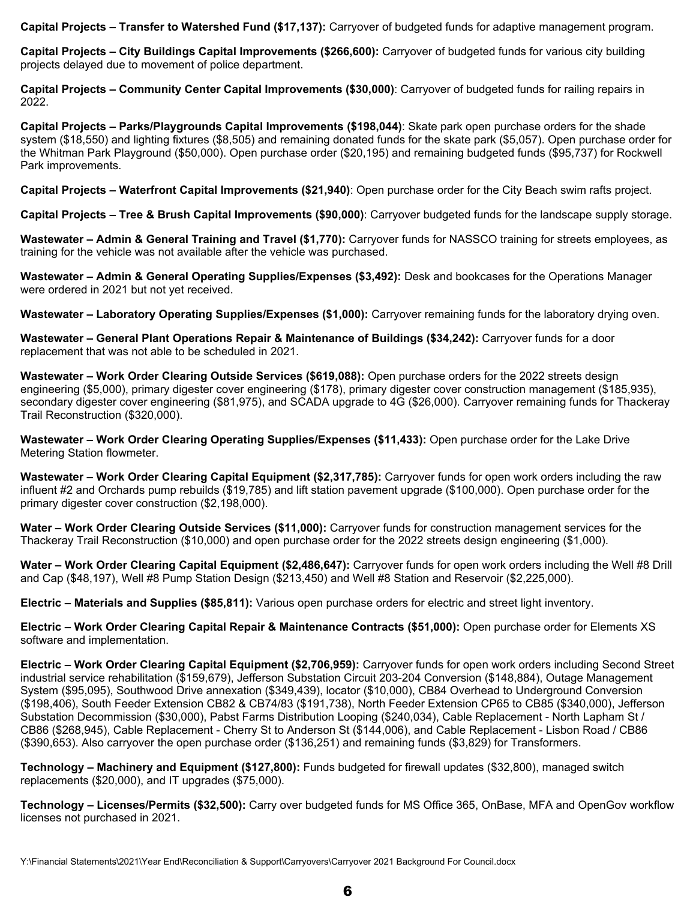**Capital Projects – Transfer to Watershed Fund ($17,137):** Carryover of budgeted funds for adaptive management program.

**Capital Projects – City Buildings Capital Improvements ($266,600):** Carryover of budgeted funds for various city building projects delayed due to movement of police department.

**Capital Projects – Community Center Capital Improvements ($30,000)**: Carryover of budgeted funds for railing repairs in 2022.

**Capital Projects – Parks/Playgrounds Capital Improvements ($198,044)**: Skate park open purchase orders for the shade system ($18,550) and lighting fixtures ($8,505) and remaining donated funds for the skate park ($5,057). Open purchase order for the Whitman Park Playground ($50,000). Open purchase order ($20,195) and remaining budgeted funds ($95,737) for Rockwell Park improvements.

**Capital Projects – Waterfront Capital Improvements ($21,940)**: Open purchase order for the City Beach swim rafts project.

**Capital Projects – Tree & Brush Capital Improvements ($90,000)**: Carryover budgeted funds for the landscape supply storage.

**Wastewater – Admin & General Training and Travel ($1,770):** Carryover funds for NASSCO training for streets employees, as training for the vehicle was not available after the vehicle was purchased.

**Wastewater – Admin & General Operating Supplies/Expenses ($3,492):** Desk and bookcases for the Operations Manager were ordered in 2021 but not yet received.

**Wastewater – Laboratory Operating Supplies/Expenses ($1,000):** Carryover remaining funds for the laboratory drying oven.

**Wastewater – General Plant Operations Repair & Maintenance of Buildings ($34,242):** Carryover funds for a door replacement that was not able to be scheduled in 2021.

**Wastewater – Work Order Clearing Outside Services ($619,088):** Open purchase orders for the 2022 streets design engineering ($5,000), primary digester cover engineering ($178), primary digester cover construction management ($185,935), secondary digester cover engineering ($81,975), and SCADA upgrade to 4G ($26,000). Carryover remaining funds for Thackeray Trail Reconstruction ($320,000).

**Wastewater – Work Order Clearing Operating Supplies/Expenses ($11,433):** Open purchase order for the Lake Drive Metering Station flowmeter.

**Wastewater – Work Order Clearing Capital Equipment ($2,317,785):** Carryover funds for open work orders including the raw influent #2 and Orchards pump rebuilds ($19,785) and lift station pavement upgrade ($100,000). Open purchase order for the primary digester cover construction ($2,198,000).

**Water – Work Order Clearing Outside Services ($11,000):** Carryover funds for construction management services for the Thackeray Trail Reconstruction ($10,000) and open purchase order for the 2022 streets design engineering ($1,000).

**Water – Work Order Clearing Capital Equipment ($2,486,647):** Carryover funds for open work orders including the Well #8 Drill and Cap ($48,197), Well #8 Pump Station Design ($213,450) and Well #8 Station and Reservoir ($2,225,000).

**Electric – Materials and Supplies ($85,811):** Various open purchase orders for electric and street light inventory.

**Electric – Work Order Clearing Capital Repair & Maintenance Contracts ($51,000):** Open purchase order for Elements XS software and implementation.

**Electric – Work Order Clearing Capital Equipment ($2,706,959):** Carryover funds for open work orders including Second Street industrial service rehabilitation ($159,679), Jefferson Substation Circuit 203-204 Conversion ($148,884), Outage Management System ($95,095), Southwood Drive annexation ($349,439), locator ($10,000), CB84 Overhead to Underground Conversion ($198,406), South Feeder Extension CB82 & CB74/83 ($191,738), North Feeder Extension CP65 to CB85 ($340,000), Jefferson Substation Decommission ($30,000), Pabst Farms Distribution Looping ($240,034), Cable Replacement - North Lapham St / CB86 ($268,945), Cable Replacement - Cherry St to Anderson St ($144,006), and Cable Replacement - Lisbon Road / CB86 ($390,653). Also carryover the open purchase order ($136,251) and remaining funds ($3,829) for Transformers.

**Technology – Machinery and Equipment ($127,800):** Funds budgeted for firewall updates ($32,800), managed switch replacements ($20,000), and IT upgrades ($75,000).

**Technology – Licenses/Permits ($32,500):** Carry over budgeted funds for MS Office 365, OnBase, MFA and OpenGov workflow licenses not purchased in 2021.

Y:\Financial Statements\2021\Year End\Reconciliation & Support\Carryovers\Carryover 2021 Background For Council.docx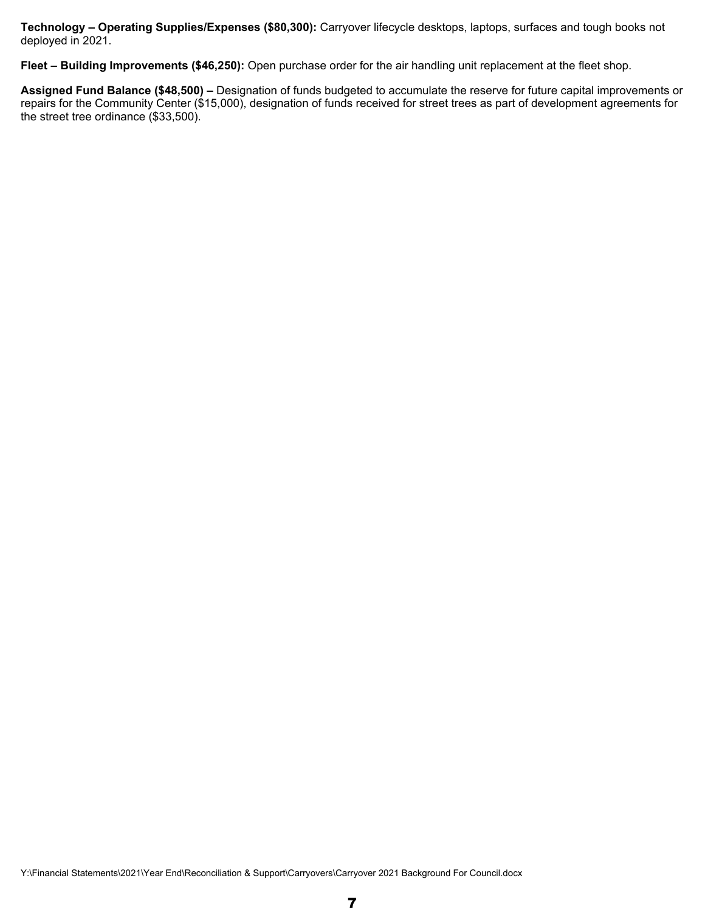**Technology – Operating Supplies/Expenses ($80,300):** Carryover lifecycle desktops, laptops, surfaces and tough books not deployed in 2021.

**Fleet – Building Improvements ($46,250):** Open purchase order for the air handling unit replacement at the fleet shop.

**Assigned Fund Balance ($48,500) –** Designation of funds budgeted to accumulate the reserve for future capital improvements or repairs for the Community Center ($15,000), designation of funds received for street trees as part of development agreements for the street tree ordinance ($33,500).

Y:\Financial Statements\2021\Year End\Reconciliation & Support\Carryovers\Carryover 2021 Background For Council.docx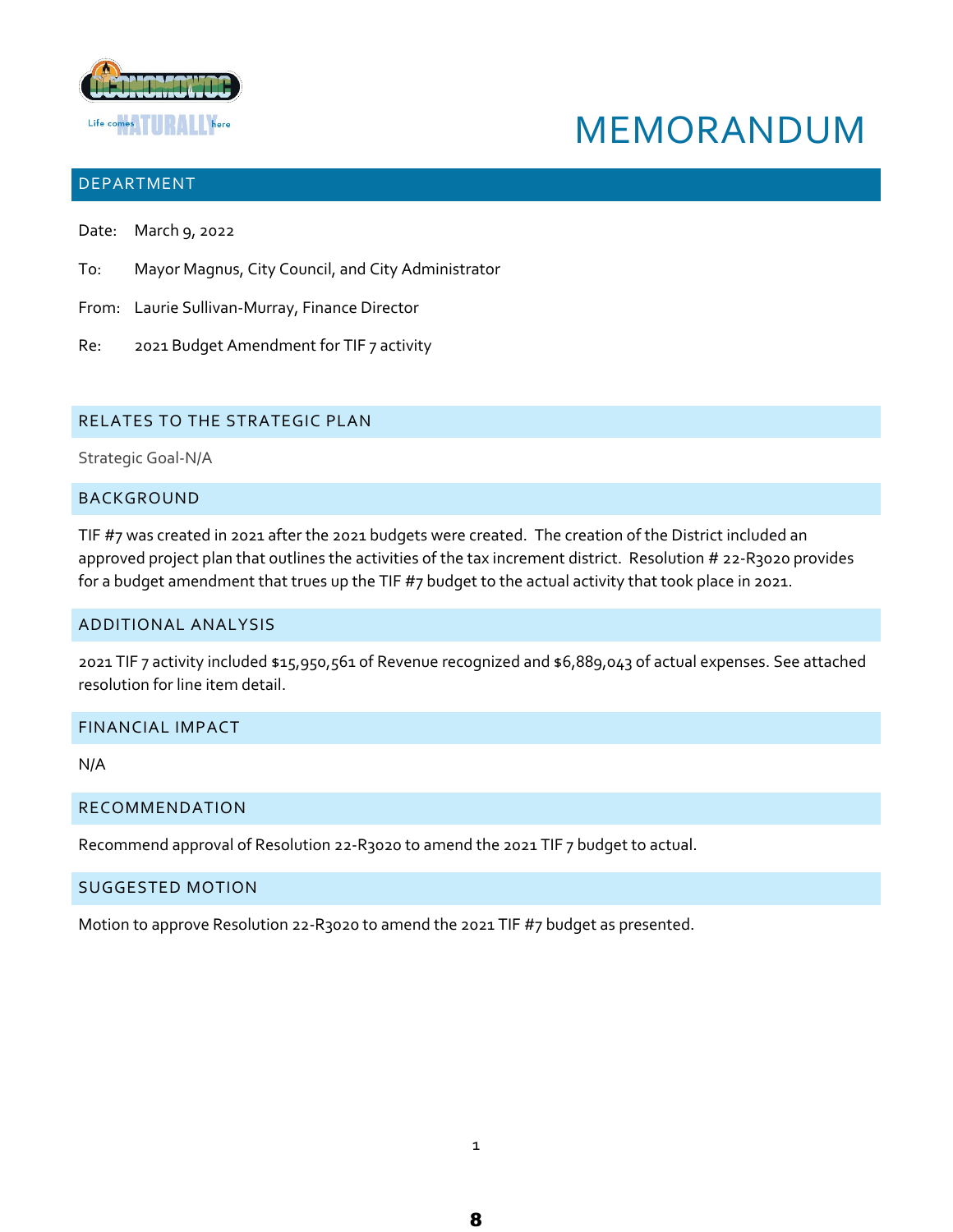# MEMORANDUM

## DEPARTMENT

Date: March 9, 2022

To: Mayor Magnus, City Council, and City Administrator

From: Laurie Sullivan-Murray, Finance Director

Re: 2021 Budget Amendment for TIF 7 activity

## RELATES TO THE STRATEGIC PLAN

Strategic Goal-N/A

## BACKGROUND

TIF #7 was created in 2021 after the 2021 budgets were created. The creation of the District included an approved project plan that outlines the activities of the tax increment district. Resolution # 22-R3020 provides for a budget amendment that trues up the TIF #7 budget to the actual activity that took place in 2021.

## ADDITIONAL ANALYSIS

2021 TIF 7 activity included $15,950,561 of Revenue recognized and $6,889,043 of actual expenses. See attached resolution for line item detail.

## FINANCIAL IMPACT

N/A

## RECOMMENDATION

Recommend approval of Resolution 22-R3020 to amend the 2021 TIF 7 budget to actual.

## SUGGESTED MOTION

Motion to approve Resolution 22-R3020 to amend the 2021 TIF #7 budget as presented.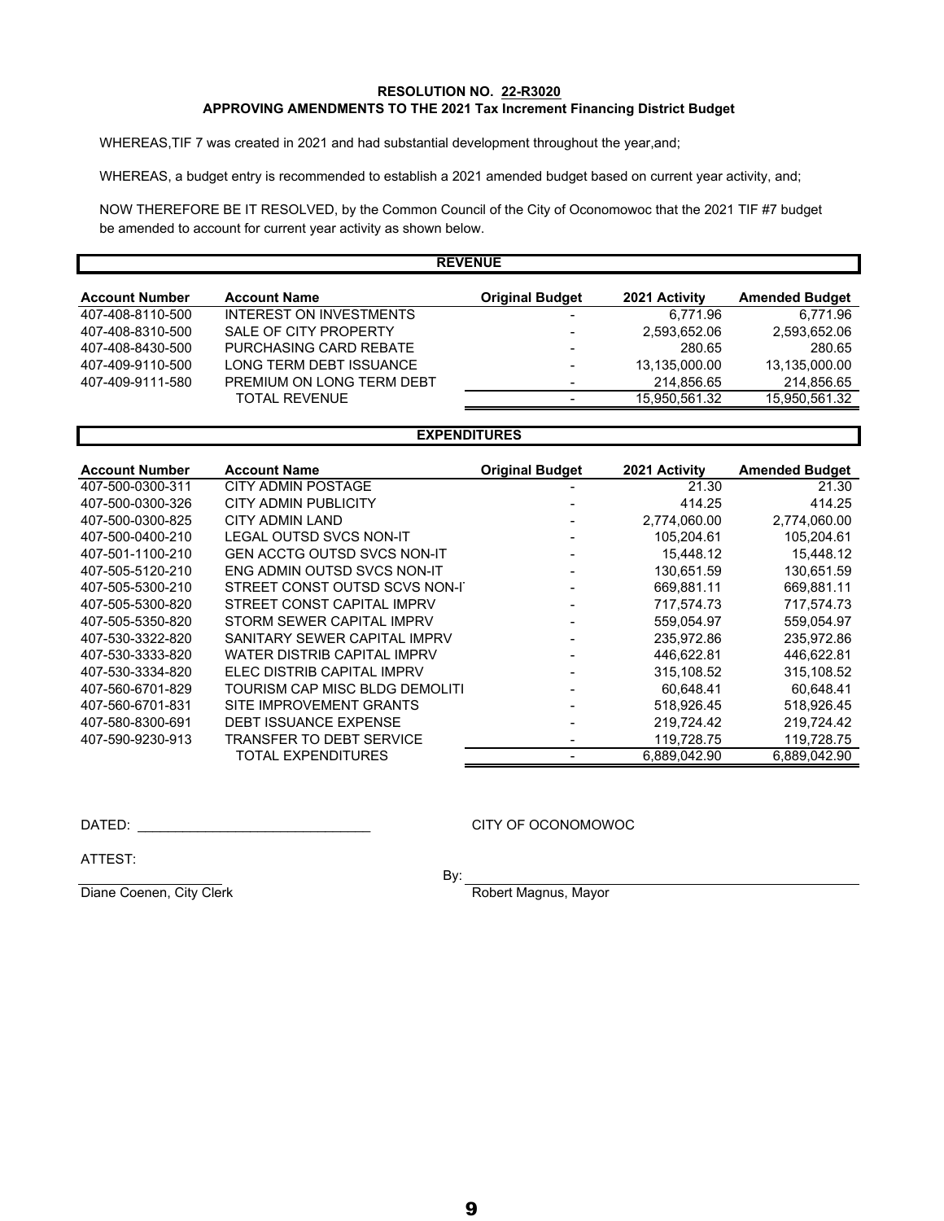**RESOLUTION NO. 22-R3020**
**APPROVING AMENDMENTS TO THE 2021 Tax Increment Financing District Budget**

WHEREAS,TIF 7 was created in 2021 and had substantial development throughout the year,and;

WHEREAS, a budget entry is recommended to establish a 2021 amended budget based on current year activity, and;

NOW THEREFORE BE IT RESOLVED, by the Common Council of the City of Oconomowoc that the 2021 TIF #7 budget be amended to account for current year activity as shown below.

**REVENUE**

| Account Number | Account Name | Original Budget | 2021 Activity | Amended Budget |
|---|---|---|---|---|
| 407-408-8110-500 | INTEREST ON INVESTMENTS | - | 6,771.96 | 6,771.96 |
| 407-408-8310-500 | SALE OF CITY PROPERTY | - | 2,593,652.06 | 2,593,652.06 |
| 407-408-8430-500 | PURCHASING CARD REBATE | - | 280.65 | 280.65 |
| 407-409-9110-500 | LONG TERM DEBT ISSUANCE | - | 13,135,000.00 | 13,135,000.00 |
| 407-409-9111-580 | PREMIUM ON LONG TERM DEBT | - | 214,856.65 | 214,856.65 |
| | TOTAL REVENUE | - | 15,950,561.32 | 15,950,561.32 |

**EXPENDITURES**

| Account Number | Account Name | Original Budget | 2021 Activity | Amended Budget |
|---|---|---|---|---|
| 407-500-0300-311 | CITY ADMIN POSTAGE | - | 21.30 | 21.30 |
| 407-500-0300-326 | CITY ADMIN PUBLICITY | - | 414.25 | 414.25 |
| 407-500-0300-825 | CITY ADMIN LAND | - | 2,774,060.00 | 2,774,060.00 |
| 407-500-0400-210 | LEGAL OUTSD SVCS NON-IT | - | 105,204.61 | 105,204.61 |
| 407-501-1100-210 | GEN ACCTG OUTSD SVCS NON-IT | - | 15,448.12 | 15,448.12 |
| 407-505-5120-210 | ENG ADMIN OUTSD SVCS NON-IT | - | 130,651.59 | 130,651.59 |
| 407-505-5300-210 | STREET CONST OUTSD SCVS NON-IT | - | 669,881.11 | 669,881.11 |
| 407-505-5300-820 | STREET CONST CAPITAL IMPRV | - | 717,574.73 | 717,574.73 |
| 407-505-5350-820 | STORM SEWER CAPITAL IMPRV | - | 559,054.97 | 559,054.97 |
| 407-530-3322-820 | SANITARY SEWER CAPITAL IMPRV | - | 235,972.86 | 235,972.86 |
| 407-530-3333-820 | WATER DISTRIB CAPITAL IMPRV | - | 446,622.81 | 446,622.81 |
| 407-530-3334-820 | ELEC DISTRIB CAPITAL IMPRV | - | 315,108.52 | 315,108.52 |
| 407-560-6701-829 | TOURISM CAP MISC BLDG DEMOLITI | - | 60,648.41 | 60,648.41 |
| 407-560-6701-831 | SITE IMPROVEMENT GRANTS | - | 518,926.45 | 518,926.45 |
| 407-580-8300-691 | DEBT ISSUANCE EXPENSE | - | 219,724.42 | 219,724.42 |
| 407-590-9230-913 | TRANSFER TO DEBT SERVICE | - | 119,728.75 | 119,728.75 |
| | TOTAL EXPENDITURES | - | 6,889,042.90 | 6,889,042.90 |

DATED: ______________________________

CITY OF OCONOMOWOC

ATTEST:

____________________
Diane Coenen, City Clerk

By: ______________________________
Robert Magnus, Mayor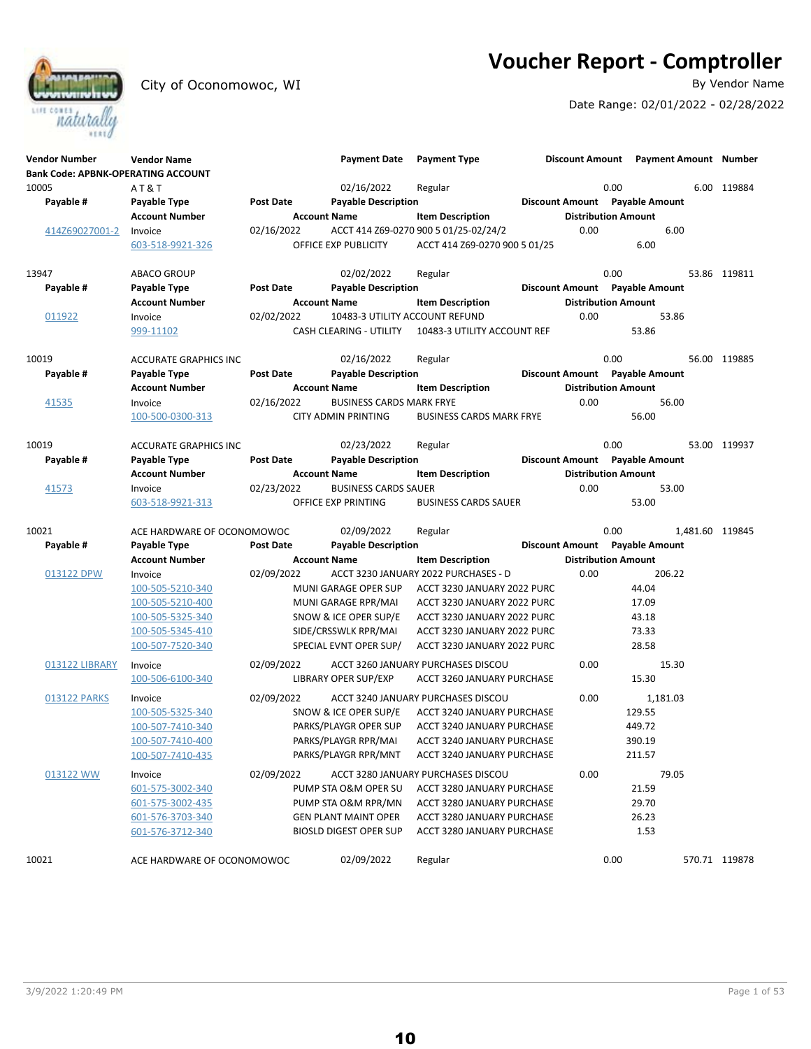City of Oconomowoc, WI

# Voucher Report - Comptroller

By Vendor Name

Date Range: 02/01/2022 - 02/28/2022

| Vendor Number | Vendor Name | | Payment Date | Payment Type | Discount Amount | Payment Amount | Number |
|---|---|---|---|---|---|---|---|
| **Bank Code: APBNK-OPERATING ACCOUNT** | | | | | | | |
| 10005 | A T & T | | 02/16/2022 | Regular | 0.00 | 6.00 | 119884 |
| **Payable #** | **Payable Type** | **Post Date** | **Payable Description** | | **Discount Amount** | **Payable Amount** | |
| | **Account Number** | | **Account Name** | **Item Description** | **Distribution Amount** | | |
| 414Z69027001-2 | Invoice | 02/16/2022 | ACCT 414 Z69-0270 900 5 01/25-02/24/2 | | 0.00 | 6.00 | |
| | 603-518-9921-326 | | OFFICE EXP PUBLICITY | ACCT 414 Z69-0270 900 5 01/25 | 6.00 | | |
| 13947 | ABACO GROUP | | 02/02/2022 | Regular | 0.00 | 53.86 | 119811 |
| **Payable #** | **Payable Type** | **Post Date** | **Payable Description** | | **Discount Amount** | **Payable Amount** | |
| | **Account Number** | | **Account Name** | **Item Description** | **Distribution Amount** | | |
| 011922 | Invoice | 02/02/2022 | 10483-3 UTILITY ACCOUNT REFUND | | 0.00 | 53.86 | |
| | 999-11102 | | CASH CLEARING - UTILITY | 10483-3 UTILITY ACCOUNT REF | 53.86 | | |
| 10019 | ACCURATE GRAPHICS INC | | 02/16/2022 | Regular | 0.00 | 56.00 | 119885 |
| **Payable #** | **Payable Type** | **Post Date** | **Payable Description** | | **Discount Amount** | **Payable Amount** | |
| | **Account Number** | | **Account Name** | **Item Description** | **Distribution Amount** | | |
| 41535 | Invoice | 02/16/2022 | BUSINESS CARDS MARK FRYE | | 0.00 | 56.00 | |
| | 100-500-0300-313 | | CITY ADMIN PRINTING | BUSINESS CARDS MARK FRYE | 56.00 | | |
| 10019 | ACCURATE GRAPHICS INC | | 02/23/2022 | Regular | 0.00 | 53.00 | 119937 |
| **Payable #** | **Payable Type** | **Post Date** | **Payable Description** | | **Discount Amount** | **Payable Amount** | |
| | **Account Number** | | **Account Name** | **Item Description** | **Distribution Amount** | | |
| 41573 | Invoice | 02/23/2022 | BUSINESS CARDS SAUER | | 0.00 | 53.00 | |
| | 603-518-9921-313 | | OFFICE EXP PRINTING | BUSINESS CARDS SAUER | 53.00 | | |
| 10021 | ACE HARDWARE OF OCONOMOWOC | | 02/09/2022 | Regular | 0.00 | 1,481.60 | 119845 |
| **Payable #** | **Payable Type** | **Post Date** | **Payable Description** | | **Discount Amount** | **Payable Amount** | |
| | **Account Number** | | **Account Name** | **Item Description** | **Distribution Amount** | | |
| 013122 DPW | Invoice | 02/09/2022 | ACCT 3230 JANUARY 2022 PURCHASES - D | | 0.00 | 206.22 | |
| | 100-505-5210-340 | | MUNI GARAGE OPER SUP | ACCT 3230 JANUARY 2022 PURC | 44.04 | | |
| | 100-505-5210-400 | | MUNI GARAGE RPR/MAI | ACCT 3230 JANUARY 2022 PURC | 17.09 | | |
| | 100-505-5325-340 | | SNOW & ICE OPER SUP/E | ACCT 3230 JANUARY 2022 PURC | 43.18 | | |
| | 100-505-5345-410 | | SIDE/CRSSWLK RPR/MAI | ACCT 3230 JANUARY 2022 PURC | 73.33 | | |
| | 100-507-7520-340 | | SPECIAL EVNT OPER SUP/ | ACCT 3230 JANUARY 2022 PURC | 28.58 | | |
| 013122 LIBRARY | Invoice | 02/09/2022 | ACCT 3260 JANUARY PURCHASES DISCOU | | 0.00 | 15.30 | |
| | 100-506-6100-340 | | LIBRARY OPER SUP/EXP | ACCT 3260 JANUARY PURCHASE | 15.30 | | |
| 013122 PARKS | Invoice | 02/09/2022 | ACCT 3240 JANUARY PURCHASES DISCOU | | 0.00 | 1,181.03 | |
| | 100-505-5325-340 | | SNOW & ICE OPER SUP/E | ACCT 3240 JANUARY PURCHASE | 129.55 | | |
| | 100-507-7410-340 | | PARKS/PLAYGR OPER SUP | ACCT 3240 JANUARY PURCHASE | 449.72 | | |
| | 100-507-7410-400 | | PARKS/PLAYGR RPR/MAI | ACCT 3240 JANUARY PURCHASE | 390.19 | | |
| | 100-507-7410-435 | | PARKS/PLAYGR RPR/MNT | ACCT 3240 JANUARY PURCHASE | 211.57 | | |
| 013122 WW | Invoice | 02/09/2022 | ACCT 3280 JANUARY PURCHASES DISCOU | | 0.00 | 79.05 | |
| | 601-575-3002-340 | | PUMP STA O&M OPER SU | ACCT 3280 JANUARY PURCHASE | 21.59 | | |
| | 601-575-3002-435 | | PUMP STA O&M RPR/MN | ACCT 3280 JANUARY PURCHASE | 29.70 | | |
| | 601-576-3703-340 | | GEN PLANT MAINT OPER | ACCT 3280 JANUARY PURCHASE | 26.23 | | |
| | 601-576-3712-340 | | BIOSLD DIGEST OPER SUP | ACCT 3280 JANUARY PURCHASE | 1.53 | | |
| 10021 | ACE HARDWARE OF OCONOMOWOC | | 02/09/2022 | Regular | 0.00 | 570.71 | 119878 |

3/9/2022 1:20:49 PM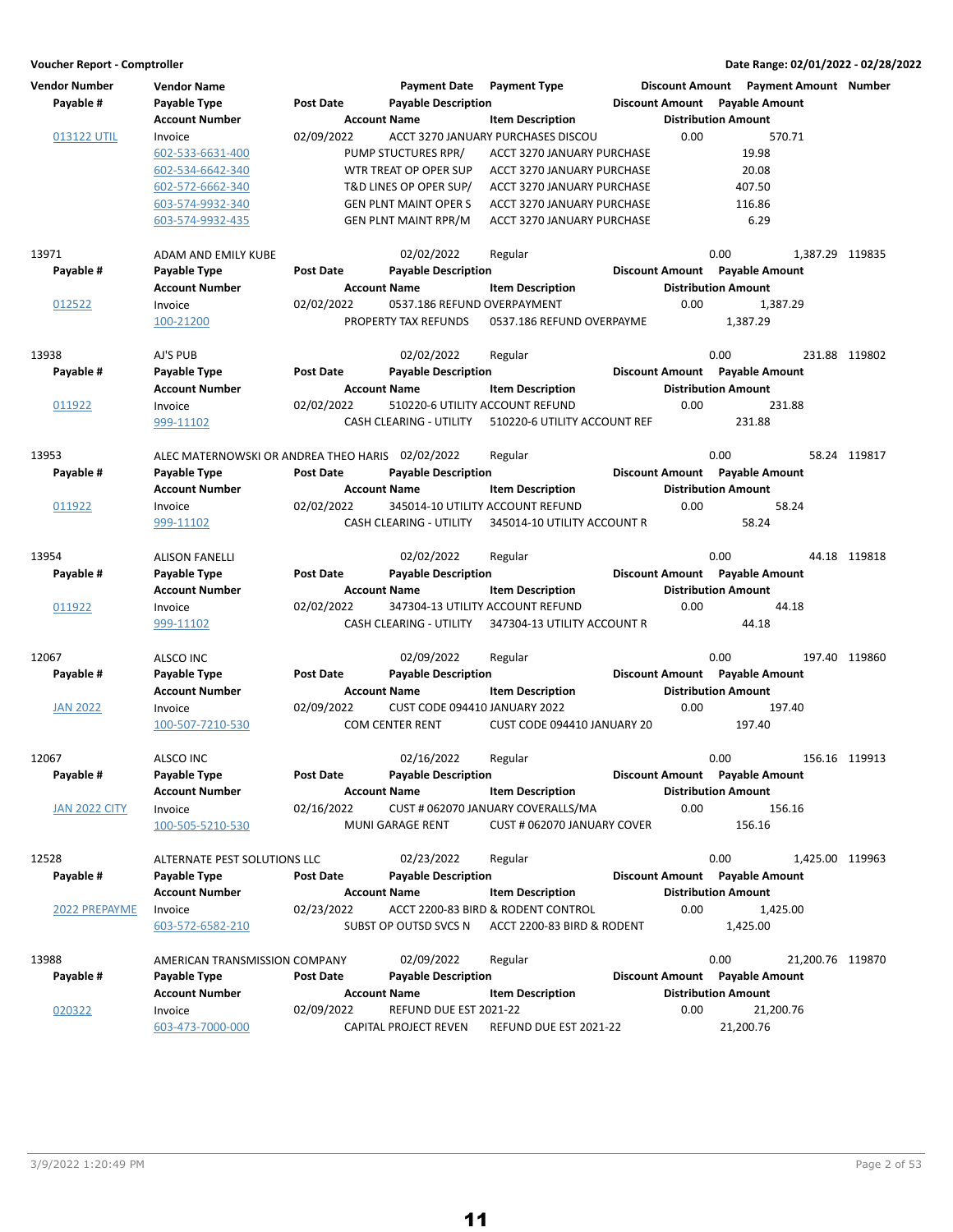**Voucher Report - Comptroller** | **Date Range: 02/01/2022 - 02/28/2022**

| Vendor Number | Vendor Name | | Payment Date | Payment Type | Discount Amount | Payment Amount | Number |
|---|---|---|---|---|---|---|---|
| **Payable #** | **Payable Type** | **Post Date** | **Payable Description** | | **Discount Amount** | **Payable Amount** | |
| | **Account Number** | | **Account Name** | **Item Description** | | **Distribution Amount** | |
| 013122 UTIL | Invoice | 02/09/2022 | ACCT 3270 JANUARY PURCHASES DISCOU | | 0.00 | 570.71 | |
| | 602-533-6631-400 | | PUMP STUCTURES RPR/ | ACCT 3270 JANUARY PURCHASE | | 19.98 | |
| | 602-534-6642-340 | | WTR TREAT OP OPER SUP | ACCT 3270 JANUARY PURCHASE | | 20.08 | |
| | 602-572-6662-340 | | T&D LINES OP OPER SUP/ | ACCT 3270 JANUARY PURCHASE | | 407.50 | |
| | 603-574-9932-340 | | GEN PLNT MAINT OPER S | ACCT 3270 JANUARY PURCHASE | | 116.86 | |
| | 603-574-9932-435 | | GEN PLNT MAINT RPR/M | ACCT 3270 JANUARY PURCHASE | | 6.29 | |
| 13971 | ADAM AND EMILY KUBE | | 02/02/2022 | Regular | 0.00 | 1,387.29 | 119835 |
| **Payable #** | **Payable Type** | **Post Date** | **Payable Description** | | **Discount Amount** | **Payable Amount** | |
| | **Account Number** | | **Account Name** | **Item Description** | | **Distribution Amount** | |
| 012522 | Invoice | 02/02/2022 | 0537.186 REFUND OVERPAYMENT | | 0.00 | 1,387.29 | |
| | 100-21200 | | PROPERTY TAX REFUNDS | 0537.186 REFUND OVERPAYME | | 1,387.29 | |
| 13938 | AJ'S PUB | | 02/02/2022 | Regular | 0.00 | 231.88 | 119802 |
| **Payable #** | **Payable Type** | **Post Date** | **Payable Description** | | **Discount Amount** | **Payable Amount** | |
| | **Account Number** | | **Account Name** | **Item Description** | | **Distribution Amount** | |
| 011922 | Invoice | 02/02/2022 | 510220-6 UTILITY ACCOUNT REFUND | | 0.00 | 231.88 | |
| | 999-11102 | | CASH CLEARING - UTILITY | 510220-6 UTILITY ACCOUNT REF | | 231.88 | |
| 13953 | ALEC MATERNOWSKI OR ANDREA THEO HARIS | | 02/02/2022 | Regular | 0.00 | 58.24 | 119817 |
| **Payable #** | **Payable Type** | **Post Date** | **Payable Description** | | **Discount Amount** | **Payable Amount** | |
| | **Account Number** | | **Account Name** | **Item Description** | | **Distribution Amount** | |
| 011922 | Invoice | 02/02/2022 | 345014-10 UTILITY ACCOUNT REFUND | | 0.00 | 58.24 | |
| | 999-11102 | | CASH CLEARING - UTILITY | 345014-10 UTILITY ACCOUNT R | | 58.24 | |
| 13954 | ALISON FANELLI | | 02/02/2022 | Regular | 0.00 | 44.18 | 119818 |
| **Payable #** | **Payable Type** | **Post Date** | **Payable Description** | | **Discount Amount** | **Payable Amount** | |
| | **Account Number** | | **Account Name** | **Item Description** | | **Distribution Amount** | |
| 011922 | Invoice | 02/02/2022 | 347304-13 UTILITY ACCOUNT REFUND | | 0.00 | 44.18 | |
| | 999-11102 | | CASH CLEARING - UTILITY | 347304-13 UTILITY ACCOUNT R | | 44.18 | |
| 12067 | ALSCO INC | | 02/09/2022 | Regular | 0.00 | 197.40 | 119860 |
| **Payable #** | **Payable Type** | **Post Date** | **Payable Description** | | **Discount Amount** | **Payable Amount** | |
| | **Account Number** | | **Account Name** | **Item Description** | | **Distribution Amount** | |
| JAN 2022 | Invoice | 02/09/2022 | CUST CODE 094410 JANUARY 2022 | | 0.00 | 197.40 | |
| | 100-507-7210-530 | | COM CENTER RENT | CUST CODE 094410 JANUARY 20 | | 197.40 | |
| 12067 | ALSCO INC | | 02/16/2022 | Regular | 0.00 | 156.16 | 119913 |
| **Payable #** | **Payable Type** | **Post Date** | **Payable Description** | | **Discount Amount** | **Payable Amount** | |
| | **Account Number** | | **Account Name** | **Item Description** | | **Distribution Amount** | |
| JAN 2022 CITY | Invoice | 02/16/2022 | CUST # 062070 JANUARY COVERALLS/MA | | 0.00 | 156.16 | |
| | 100-505-5210-530 | | MUNI GARAGE RENT | CUST # 062070 JANUARY COVER | | 156.16 | |
| 12528 | ALTERNATE PEST SOLUTIONS LLC | | 02/23/2022 | Regular | 0.00 | 1,425.00 | 119963 |
| **Payable #** | **Payable Type** | **Post Date** | **Payable Description** | | **Discount Amount** | **Payable Amount** | |
| | **Account Number** | | **Account Name** | **Item Description** | | **Distribution Amount** | |
| 2022 PREPAYME | Invoice | 02/23/2022 | ACCT 2200-83 BIRD & RODENT CONTROL | | 0.00 | 1,425.00 | |
| | 603-572-6582-210 | | SUBST OP OUTSD SVCS N | ACCT 2200-83 BIRD & RODENT | | 1,425.00 | |
| 13988 | AMERICAN TRANSMISSION COMPANY | | 02/09/2022 | Regular | 0.00 | 21,200.76 | 119870 |
| **Payable #** | **Payable Type** | **Post Date** | **Payable Description** | | **Discount Amount** | **Payable Amount** | |
| | **Account Number** | | **Account Name** | **Item Description** | | **Distribution Amount** | |
| 020322 | Invoice | 02/09/2022 | REFUND DUE EST 2021-22 | | 0.00 | 21,200.76 | |
| | 603-473-7000-000 | | CAPITAL PROJECT REVEN | REFUND DUE EST 2021-22 | | 21,200.76 | |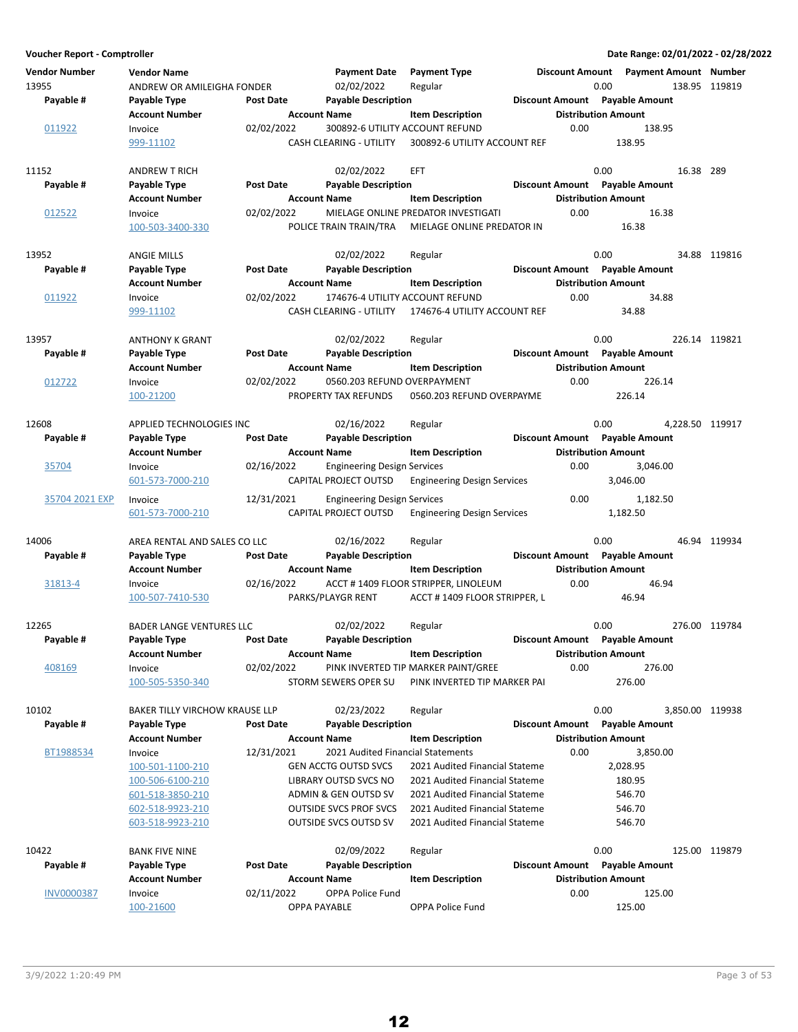**Voucher Report - Comptroller** — Date Range: 02/01/2022 - 02/28/2022

| Vendor Number | Vendor Name | | Payment Date | Payment Type | Discount Amount | Payment Amount | Number |
|---|---|---|---|---|---|---|---|
| **Payable #** | **Payable Type** | **Post Date** | **Payable Description** | | **Discount Amount** | **Payable Amount** | |
| | **Account Number** | | **Account Name** | **Item Description** | **Distribution Amount** | | |
| 13955 | ANDREW OR AMILEIGHA FONDER | | 02/02/2022 | Regular | 0.00 | 138.95 | 119819 |
| 011922 | Invoice | 02/02/2022 | 300892-6 UTILITY ACCOUNT REFUND | | 0.00 | 138.95 | |
| | 999-11102 | | CASH CLEARING - UTILITY | 300892-6 UTILITY ACCOUNT REF | 138.95 | | |
| 11152 | ANDREW T RICH | | 02/02/2022 | EFT | 0.00 | 16.38 | 289 |
| 012522 | Invoice | 02/02/2022 | MIELAGE ONLINE PREDATOR INVESTIGATI | | 0.00 | 16.38 | |
| | 100-503-3400-330 | | POLICE TRAIN TRAIN/TRA | MIELAGE ONLINE PREDATOR IN | 16.38 | | |
| 13952 | ANGIE MILLS | | 02/02/2022 | Regular | 0.00 | 34.88 | 119816 |
| 011922 | Invoice | 02/02/2022 | 174676-4 UTILITY ACCOUNT REFUND | | 0.00 | 34.88 | |
| | 999-11102 | | CASH CLEARING - UTILITY | 174676-4 UTILITY ACCOUNT REF | 34.88 | | |
| 13957 | ANTHONY K GRANT | | 02/02/2022 | Regular | 0.00 | 226.14 | 119821 |
| 012722 | Invoice | 02/02/2022 | 0560.203 REFUND OVERPAYMENT | | 0.00 | 226.14 | |
| | 100-21200 | | PROPERTY TAX REFUNDS | 0560.203 REFUND OVERPAYME | 226.14 | | |
| 12608 | APPLIED TECHNOLOGIES INC | | 02/16/2022 | Regular | 0.00 | 4,228.50 | 119917 |
| 35704 | Invoice | 02/16/2022 | Engineering Design Services | | 0.00 | 3,046.00 | |
| | 601-573-7000-210 | | CAPITAL PROJECT OUTSD | Engineering Design Services | 3,046.00 | | |
| 35704 2021 EXP | Invoice | 12/31/2021 | Engineering Design Services | | 0.00 | 1,182.50 | |
| | 601-573-7000-210 | | CAPITAL PROJECT OUTSD | Engineering Design Services | 1,182.50 | | |
| 14006 | AREA RENTAL AND SALES CO LLC | | 02/16/2022 | Regular | 0.00 | 46.94 | 119934 |
| 31813-4 | Invoice | 02/16/2022 | ACCT # 1409 FLOOR STRIPPER, LINOLEUM | | 0.00 | 46.94 | |
| | 100-507-7410-530 | | PARKS/PLAYGR RENT | ACCT # 1409 FLOOR STRIPPER, L | 46.94 | | |
| 12265 | BADER LANGE VENTURES LLC | | 02/02/2022 | Regular | 0.00 | 276.00 | 119784 |
| 408169 | Invoice | 02/02/2022 | PINK INVERTED TIP MARKER PAINT/GREE | | 0.00 | 276.00 | |
| | 100-505-5350-340 | | STORM SEWERS OPER SU | PINK INVERTED TIP MARKER PAI | 276.00 | | |
| 10102 | BAKER TILLY VIRCHOW KRAUSE LLP | | 02/23/2022 | Regular | 0.00 | 3,850.00 | 119938 |
| BT1988534 | Invoice | 12/31/2021 | 2021 Audited Financial Statements | | 0.00 | 3,850.00 | |
| | 100-501-1100-210 | | GEN ACCTG OUTSD SVCS | 2021 Audited Financial Stateme | 2,028.95 | | |
| | 100-506-6100-210 | | LIBRARY OUTSD SVCS NO | 2021 Audited Financial Stateme | 180.95 | | |
| | 601-518-3850-210 | | ADMIN & GEN OUTSD SV | 2021 Audited Financial Stateme | 546.70 | | |
| | 602-518-9923-210 | | OUTSIDE SVCS PROF SVCS | 2021 Audited Financial Stateme | 546.70 | | |
| | 603-518-9923-210 | | OUTSIDE SVCS OUTSD SV | 2021 Audited Financial Stateme | 546.70 | | |
| 10422 | BANK FIVE NINE | | 02/09/2022 | Regular | 0.00 | 125.00 | 119879 |
| INV0000387 | Invoice | 02/11/2022 | OPPA Police Fund | | 0.00 | 125.00 | |
| | 100-21600 | | OPPA PAYABLE | OPPA Police Fund | 125.00 | | |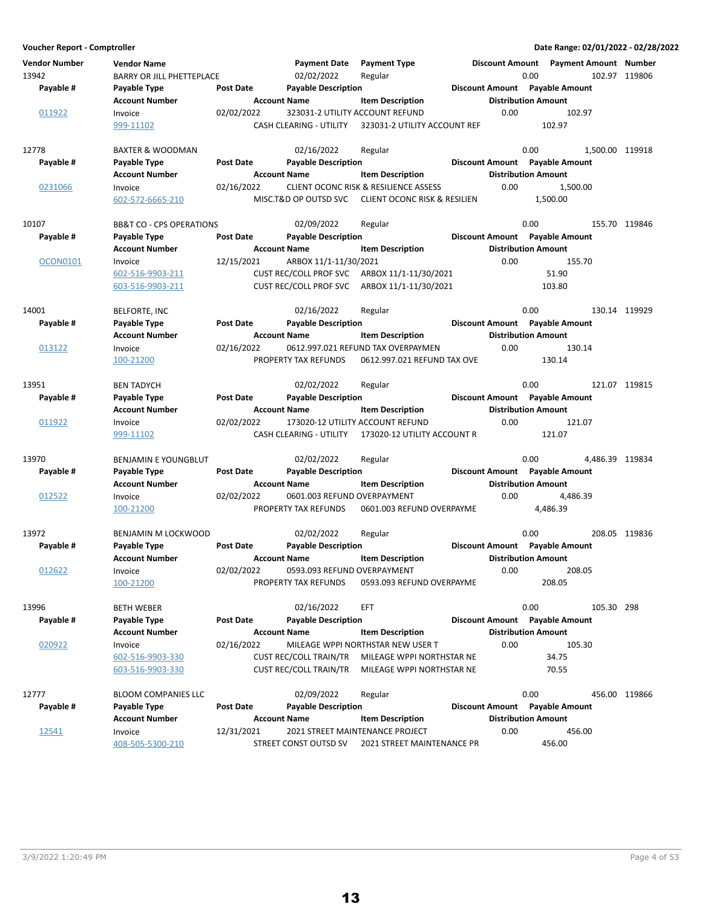**Voucher Report - Comptroller** — Date Range: 02/01/2022 - 02/28/2022

| Vendor Number | Vendor Name | | Payment Date | Payment Type | Discount Amount | Payment Amount | Number |
|---|---|---|---|---|---|---|---|
| **Payable #** | **Payable Type** | **Post Date** | **Payable Description** | | **Discount Amount** | **Payable Amount** | |
| | **Account Number** | | **Account Name** | **Item Description** | | **Distribution Amount** | |
| 13942 | BARRY OR JILL PHETTEPLACE | | 02/02/2022 | Regular | 0.00 | 102.97 | 119806 |
| 011922 | Invoice | 02/02/2022 | 323031-2 UTILITY ACCOUNT REFUND | | 0.00 | 102.97 | |
| | 999-11102 | | CASH CLEARING - UTILITY | 323031-2 UTILITY ACCOUNT REF | | 102.97 | |
| 12778 | BAXTER & WOODMAN | | 02/16/2022 | Regular | 0.00 | 1,500.00 | 119918 |
| 0231066 | Invoice | 02/16/2022 | CLIENT OCONC RISK & RESILIENCE ASSESS | | 0.00 | 1,500.00 | |
| | 602-572-6665-210 | | MISC.T&D OP OUTSD SVC | CLIENT OCONC RISK & RESILIEN | | 1,500.00 | |
| 10107 | BB&T CO - CPS OPERATIONS | | 02/09/2022 | Regular | 0.00 | 155.70 | 119846 |
| OCON0101 | Invoice | 12/15/2021 | ARBOX 11/1-11/30/2021 | | 0.00 | 155.70 | |
| | 602-516-9903-211 | | CUST REC/COLL PROF SVC | ARBOX 11/1-11/30/2021 | | 51.90 | |
| | 603-516-9903-211 | | CUST REC/COLL PROF SVC | ARBOX 11/1-11/30/2021 | | 103.80 | |
| 14001 | BELFORTE, INC | | 02/16/2022 | Regular | 0.00 | 130.14 | 119929 |
| 013122 | Invoice | 02/16/2022 | 0612.997.021 REFUND TAX OVERPAYMEN | | 0.00 | 130.14 | |
| | 100-21200 | | PROPERTY TAX REFUNDS | 0612.997.021 REFUND TAX OVE | | 130.14 | |
| 13951 | BEN TADYCH | | 02/02/2022 | Regular | 0.00 | 121.07 | 119815 |
| 011922 | Invoice | 02/02/2022 | 173020-12 UTILITY ACCOUNT REFUND | | 0.00 | 121.07 | |
| | 999-11102 | | CASH CLEARING - UTILITY | 173020-12 UTILITY ACCOUNT R | | 121.07 | |
| 13970 | BENJAMIN E YOUNGBLUT | | 02/02/2022 | Regular | 0.00 | 4,486.39 | 119834 |
| 012522 | Invoice | 02/02/2022 | 0601.003 REFUND OVERPAYMENT | | 0.00 | 4,486.39 | |
| | 100-21200 | | PROPERTY TAX REFUNDS | 0601.003 REFUND OVERPAYME | | 4,486.39 | |
| 13972 | BENJAMIN M LOCKWOOD | | 02/02/2022 | Regular | 0.00 | 208.05 | 119836 |
| 012622 | Invoice | 02/02/2022 | 0593.093 REFUND OVERPAYMENT | | 0.00 | 208.05 | |
| | 100-21200 | | PROPERTY TAX REFUNDS | 0593.093 REFUND OVERPAYME | | 208.05 | |
| 13996 | BETH WEBER | | 02/16/2022 | EFT | 0.00 | 105.30 | 298 |
| 020922 | Invoice | 02/16/2022 | MILEAGE WPPI NORTHSTAR NEW USER T | | 0.00 | 105.30 | |
| | 602-516-9903-330 | | CUST REC/COLL TRAIN/TR | MILEAGE WPPI NORTHSTAR NE | | 34.75 | |
| | 603-516-9903-330 | | CUST REC/COLL TRAIN/TR | MILEAGE WPPI NORTHSTAR NE | | 70.55 | |
| 12777 | BLOOM COMPANIES LLC | | 02/09/2022 | Regular | 0.00 | 456.00 | 119866 |
| 12541 | Invoice | 12/31/2021 | 2021 STREET MAINTENANCE PROJECT | | 0.00 | 456.00 | |
| | 408-505-5300-210 | | STREET CONST OUTSD SV | 2021 STREET MAINTENANCE PR | | 456.00 | |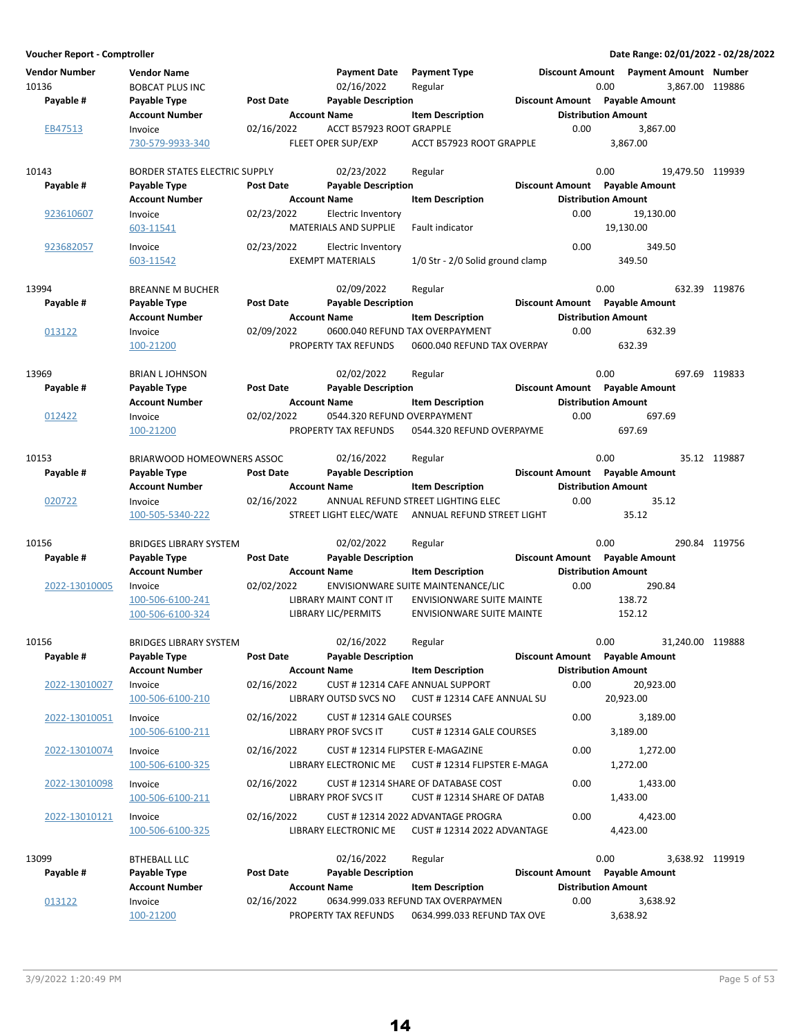**Voucher Report - Comptroller** | **Date Range: 02/01/2022 - 02/28/2022**

| Vendor Number | Vendor Name | | Payment Date | Payment Type | Discount Amount | Payment Amount | Number |
|---|---|---|---|---|---|---|---|
| 10136 | BOBCAT PLUS INC | | 02/16/2022 | Regular | 0.00 | 3,867.00 | 119886 |
| **Payable #** | **Payable Type** | **Post Date** | **Payable Description** | | **Discount Amount** | **Payable Amount** | |
| | **Account Number** | | **Account Name** | **Item Description** | **Distribution Amount** | | |
| EB47513 | Invoice | 02/16/2022 | ACCT B57923 ROOT GRAPPLE | | 0.00 | 3,867.00 | |
| | 730-579-9933-340 | | FLEET OPER SUP/EXP | ACCT B57923 ROOT GRAPPLE | 3,867.00 | | |
| 10143 | BORDER STATES ELECTRIC SUPPLY | | 02/23/2022 | Regular | 0.00 | 19,479.50 | 119939 |
| **Payable #** | **Payable Type** | **Post Date** | **Payable Description** | | **Discount Amount** | **Payable Amount** | |
| | **Account Number** | | **Account Name** | **Item Description** | **Distribution Amount** | | |
| 923610607 | Invoice | 02/23/2022 | Electric Inventory | | 0.00 | 19,130.00 | |
| | 603-11541 | | MATERIALS AND SUPPLIE | Fault indicator | 19,130.00 | | |
| 923682057 | Invoice | 02/23/2022 | Electric Inventory | | 0.00 | 349.50 | |
| | 603-11542 | | EXEMPT MATERIALS | 1/0 Str - 2/0 Solid ground clamp | 349.50 | | |
| 13994 | BREANNE M BUCHER | | 02/09/2022 | Regular | 0.00 | 632.39 | 119876 |
| **Payable #** | **Payable Type** | **Post Date** | **Payable Description** | | **Discount Amount** | **Payable Amount** | |
| | **Account Number** | | **Account Name** | **Item Description** | **Distribution Amount** | | |
| 013122 | Invoice | 02/09/2022 | 0600.040 REFUND TAX OVERPAYMENT | | 0.00 | 632.39 | |
| | 100-21200 | | PROPERTY TAX REFUNDS | 0600.040 REFUND TAX OVERPAY | 632.39 | | |
| 13969 | BRIAN L JOHNSON | | 02/02/2022 | Regular | 0.00 | 697.69 | 119833 |
| **Payable #** | **Payable Type** | **Post Date** | **Payable Description** | | **Discount Amount** | **Payable Amount** | |
| | **Account Number** | | **Account Name** | **Item Description** | **Distribution Amount** | | |
| 012422 | Invoice | 02/02/2022 | 0544.320 REFUND OVERPAYMENT | | 0.00 | 697.69 | |
| | 100-21200 | | PROPERTY TAX REFUNDS | 0544.320 REFUND OVERPAYME | 697.69 | | |
| 10153 | BRIARWOOD HOMEOWNERS ASSOC | | 02/16/2022 | Regular | 0.00 | 35.12 | 119887 |
| **Payable #** | **Payable Type** | **Post Date** | **Payable Description** | | **Discount Amount** | **Payable Amount** | |
| | **Account Number** | | **Account Name** | **Item Description** | **Distribution Amount** | | |
| 020722 | Invoice | 02/16/2022 | ANNUAL REFUND STREET LIGHTING ELEC | | 0.00 | 35.12 | |
| | 100-505-5340-222 | | STREET LIGHT ELEC/WATE | ANNUAL REFUND STREET LIGHT | 35.12 | | |
| 10156 | BRIDGES LIBRARY SYSTEM | | 02/02/2022 | Regular | 0.00 | 290.84 | 119756 |
| **Payable #** | **Payable Type** | **Post Date** | **Payable Description** | | **Discount Amount** | **Payable Amount** | |
| | **Account Number** | | **Account Name** | **Item Description** | **Distribution Amount** | | |
| 2022-13010005 | Invoice | 02/02/2022 | ENVISIONWARE SUITE MAINTENANCE/LIC | | 0.00 | 290.84 | |
| | 100-506-6100-241 | | LIBRARY MAINT CONT IT | ENVISIONWARE SUITE MAINTE | 138.72 | | |
| | 100-506-6100-324 | | LIBRARY LIC/PERMITS | ENVISIONWARE SUITE MAINTE | 152.12 | | |
| 10156 | BRIDGES LIBRARY SYSTEM | | 02/16/2022 | Regular | 0.00 | 31,240.00 | 119888 |
| **Payable #** | **Payable Type** | **Post Date** | **Payable Description** | | **Discount Amount** | **Payable Amount** | |
| | **Account Number** | | **Account Name** | **Item Description** | **Distribution Amount** | | |
| 2022-13010027 | Invoice | 02/16/2022 | CUST # 12314 CAFE ANNUAL SUPPORT | | 0.00 | 20,923.00 | |
| | 100-506-6100-210 | | LIBRARY OUTSD SVCS NO | CUST # 12314 CAFE ANNUAL SU | 20,923.00 | | |
| 2022-13010051 | Invoice | 02/16/2022 | CUST # 12314 GALE COURSES | | 0.00 | 3,189.00 | |
| | 100-506-6100-211 | | LIBRARY PROF SVCS IT | CUST # 12314 GALE COURSES | 3,189.00 | | |
| 2022-13010074 | Invoice | 02/16/2022 | CUST # 12314 FLIPSTER E-MAGAZINE | | 0.00 | 1,272.00 | |
| | 100-506-6100-325 | | LIBRARY ELECTRONIC ME | CUST # 12314 FLIPSTER E-MAGA | 1,272.00 | | |
| 2022-13010098 | Invoice | 02/16/2022 | CUST # 12314 SHARE OF DATABASE COST | | 0.00 | 1,433.00 | |
| | 100-506-6100-211 | | LIBRARY PROF SVCS IT | CUST # 12314 SHARE OF DATAB | 1,433.00 | | |
| 2022-13010121 | Invoice | 02/16/2022 | CUST # 12314 2022 ADVANTAGE PROGRA | | 0.00 | 4,423.00 | |
| | 100-506-6100-325 | | LIBRARY ELECTRONIC ME | CUST # 12314 2022 ADVANTAGE | 4,423.00 | | |
| 13099 | BTHEBALL LLC | | 02/16/2022 | Regular | 0.00 | 3,638.92 | 119919 |
| **Payable #** | **Payable Type** | **Post Date** | **Payable Description** | | **Discount Amount** | **Payable Amount** | |
| | **Account Number** | | **Account Name** | **Item Description** | **Distribution Amount** | | |
| 013122 | Invoice | 02/16/2022 | 0634.999.033 REFUND TAX OVERPAYMEN | | 0.00 | 3,638.92 | |
| | 100-21200 | | PROPERTY TAX REFUNDS | 0634.999.033 REFUND TAX OVE | 3,638.92 | | |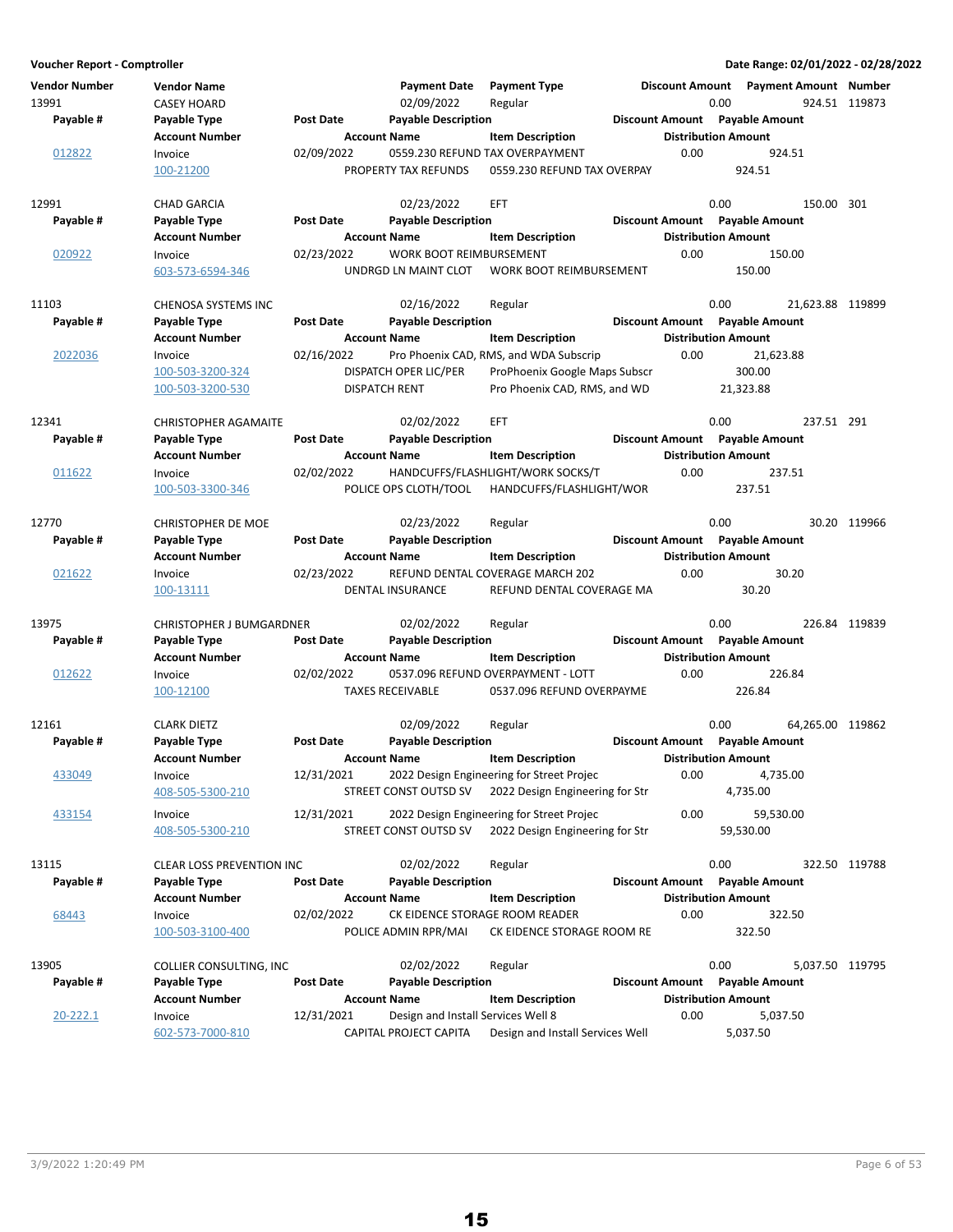**Voucher Report - Comptroller** — Date Range: 02/01/2022 - 02/28/2022

| Vendor Number | Vendor Name | | Payment Date | Payment Type | Discount Amount | Payment Amount | Number |
|---|---|---|---|---|---|---|---|
| **Payable #** | **Payable Type** | **Post Date** | **Payable Description** | | **Discount Amount** | **Payable Amount** | |
| | **Account Number** | | **Account Name** | **Item Description** | **Distribution Amount** | | |
| 13991 | CASEY HOARD | | 02/09/2022 | Regular | 0.00 | 924.51 | 119873 |
| 012822 | Invoice | 02/09/2022 | 0559.230 REFUND TAX OVERPAYMENT | | 0.00 | 924.51 | |
| | 100-21200 | | PROPERTY TAX REFUNDS | 0559.230 REFUND TAX OVERPAY | 924.51 | | |
| 12991 | CHAD GARCIA | | 02/23/2022 | EFT | 0.00 | 150.00 | 301 |
| 020922 | Invoice | 02/23/2022 | WORK BOOT REIMBURSEMENT | | 0.00 | 150.00 | |
| | 603-573-6594-346 | | UNDRGD LN MAINT CLOT | WORK BOOT REIMBURSEMENT | 150.00 | | |
| 11103 | CHENOSA SYSTEMS INC | | 02/16/2022 | Regular | 0.00 | 21,623.88 | 119899 |
| 2022036 | Invoice | 02/16/2022 | Pro Phoenix CAD, RMS, and WDA Subscrip | | 0.00 | 21,623.88 | |
| | 100-503-3200-324 | | DISPATCH OPER LIC/PER | ProPhoenix Google Maps Subscr | 300.00 | | |
| | 100-503-3200-530 | | DISPATCH RENT | Pro Phoenix CAD, RMS, and WD | 21,323.88 | | |
| 12341 | CHRISTOPHER AGAMAITE | | 02/02/2022 | EFT | 0.00 | 237.51 | 291 |
| 011622 | Invoice | 02/02/2022 | HANDCUFFS/FLASHLIGHT/WORK SOCKS/T | | 0.00 | 237.51 | |
| | 100-503-3300-346 | | POLICE OPS CLOTH/TOOL | HANDCUFFS/FLASHLIGHT/WOR | 237.51 | | |
| 12770 | CHRISTOPHER DE MOE | | 02/23/2022 | Regular | 0.00 | 30.20 | 119966 |
| 021622 | Invoice | 02/23/2022 | REFUND DENTAL COVERAGE MARCH 202 | | 0.00 | 30.20 | |
| | 100-13111 | | DENTAL INSURANCE | REFUND DENTAL COVERAGE MA | 30.20 | | |
| 13975 | CHRISTOPHER J BUMGARDNER | | 02/02/2022 | Regular | 0.00 | 226.84 | 119839 |
| 012622 | Invoice | 02/02/2022 | 0537.096 REFUND OVERPAYMENT - LOTT | | 0.00 | 226.84 | |
| | 100-12100 | | TAXES RECEIVABLE | 0537.096 REFUND OVERPAYME | 226.84 | | |
| 12161 | CLARK DIETZ | | 02/09/2022 | Regular | 0.00 | 64,265.00 | 119862 |
| 433049 | Invoice | 12/31/2021 | 2022 Design Engineering for Street Projec | | 0.00 | 4,735.00 | |
| | 408-505-5300-210 | | STREET CONST OUTSD SV | 2022 Design Engineering for Str | 4,735.00 | | |
| 433154 | Invoice | 12/31/2021 | 2022 Design Engineering for Street Projec | | 0.00 | 59,530.00 | |
| | 408-505-5300-210 | | STREET CONST OUTSD SV | 2022 Design Engineering for Str | 59,530.00 | | |
| 13115 | CLEAR LOSS PREVENTION INC | | 02/02/2022 | Regular | 0.00 | 322.50 | 119788 |
| 68443 | Invoice | 02/02/2022 | CK EIDENCE STORAGE ROOM READER | | 0.00 | 322.50 | |
| | 100-503-3100-400 | | POLICE ADMIN RPR/MAI | CK EIDENCE STORAGE ROOM RE | 322.50 | | |
| 13905 | COLLIER CONSULTING, INC | | 02/02/2022 | Regular | 0.00 | 5,037.50 | 119795 |
| 20-222.1 | Invoice | 12/31/2021 | Design and Install Services Well 8 | | 0.00 | 5,037.50 | |
| | 602-573-7000-810 | | CAPITAL PROJECT CAPITA | Design and Install Services Well | 5,037.50 | | |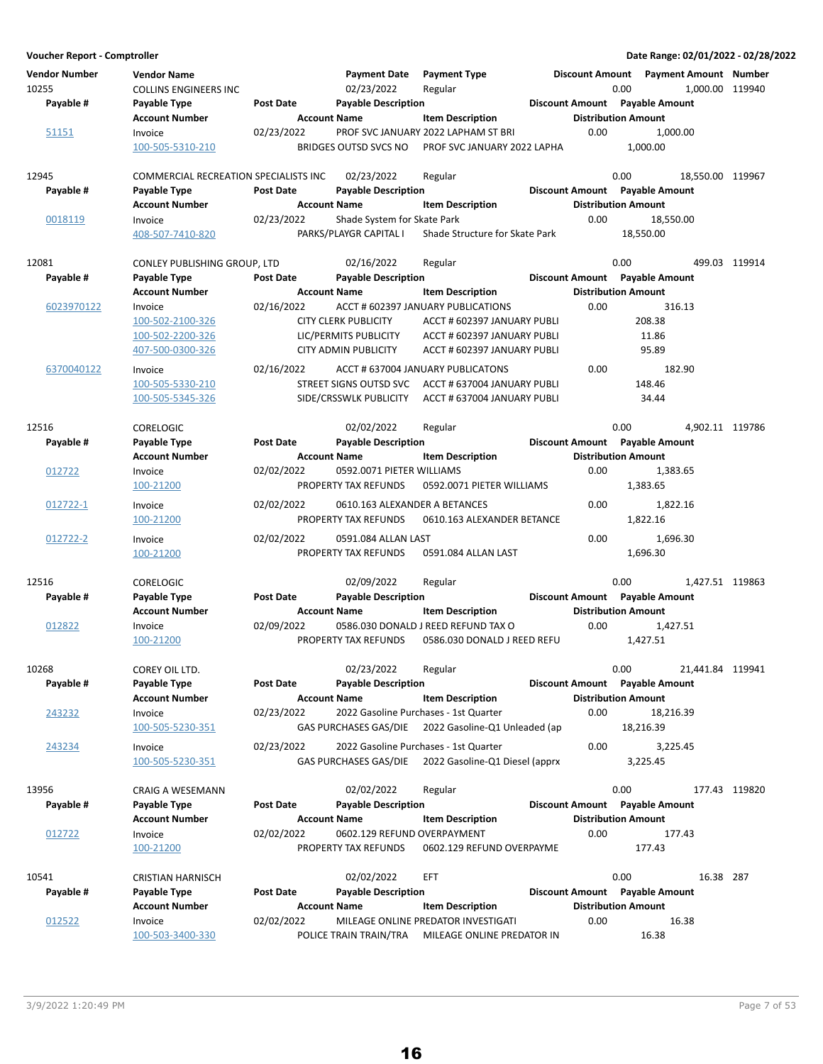**Voucher Report - Comptroller** — Date Range: 02/01/2022 - 02/28/2022

| Vendor Number | Vendor Name | Post Date | Payment Date / Account Name / Payable Description | Payment Type / Item Description | Discount Amount | Payment Amount / Payable Amount / Distribution Amount | Number |
|---|---|---|---|---|---|---|---|
| 10255 | COLLINS ENGINEERS INC | | 02/23/2022 | Regular | 0.00 | 1,000.00 | 119940 |
| Payable # 51151 | Invoice | 02/23/2022 | PROF SVC JANUARY 2022 LAPHAM ST BRI | | 0.00 | 1,000.00 | |
| | 100-505-5310-210 | | BRIDGES OUTSD SVCS NO | PROF SVC JANUARY 2022 LAPHA | | 1,000.00 | |
| 12945 | COMMERCIAL RECREATION SPECIALISTS INC | | 02/23/2022 | Regular | 0.00 | 18,550.00 | 119967 |
| Payable # 0018119 | Invoice | 02/23/2022 | Shade System for Skate Park | | 0.00 | 18,550.00 | |
| | 408-507-7410-820 | | PARKS/PLAYGR CAPITAL I | Shade Structure for Skate Park | | 18,550.00 | |
| 12081 | CONLEY PUBLISHING GROUP, LTD | | 02/16/2022 | Regular | 0.00 | 499.03 | 119914 |
| Payable # 6023970122 | Invoice | 02/16/2022 | ACCT # 602397 JANUARY PUBLICATIONS | | 0.00 | 316.13 | |
| | 100-502-2100-326 | | CITY CLERK PUBLICITY | ACCT # 602397 JANUARY PUBLI | | 208.38 | |
| | 100-502-2200-326 | | LIC/PERMITS PUBLICITY | ACCT # 602397 JANUARY PUBLI | | 11.86 | |
| | 407-500-0300-326 | | CITY ADMIN PUBLICITY | ACCT # 602397 JANUARY PUBLI | | 95.89 | |
| Payable # 6370040122 | Invoice | 02/16/2022 | ACCT # 637004 JANUARY PUBLICATONS | | 0.00 | 182.90 | |
| | 100-505-5330-210 | | STREET SIGNS OUTSD SVC | ACCT # 637004 JANUARY PUBLI | | 148.46 | |
| | 100-505-5345-326 | | SIDE/CRSSWLK PUBLICITY | ACCT # 637004 JANUARY PUBLI | | 34.44 | |
| 12516 | CORELOGIC | | 02/02/2022 | Regular | 0.00 | 4,902.11 | 119786 |
| Payable # 012722 | Invoice | 02/02/2022 | 0592.0071 PIETER WILLIAMS | | 0.00 | 1,383.65 | |
| | 100-21200 | | PROPERTY TAX REFUNDS | 0592.0071 PIETER WILLIAMS | | 1,383.65 | |
| Payable # 012722-1 | Invoice | 02/02/2022 | 0610.163 ALEXANDER A BETANCES | | 0.00 | 1,822.16 | |
| | 100-21200 | | PROPERTY TAX REFUNDS | 0610.163 ALEXANDER BETANCE | | 1,822.16 | |
| Payable # 012722-2 | Invoice | 02/02/2022 | 0591.084 ALLAN LAST | | 0.00 | 1,696.30 | |
| | 100-21200 | | PROPERTY TAX REFUNDS | 0591.084 ALLAN LAST | | 1,696.30 | |
| 12516 | CORELOGIC | | 02/09/2022 | Regular | 0.00 | 1,427.51 | 119863 |
| Payable # 012822 | Invoice | 02/09/2022 | 0586.030 DONALD J REED REFUND TAX O | | 0.00 | 1,427.51 | |
| | 100-21200 | | PROPERTY TAX REFUNDS | 0586.030 DONALD J REED REFU | | 1,427.51 | |
| 10268 | COREY OIL LTD. | | 02/23/2022 | Regular | 0.00 | 21,441.84 | 119941 |
| Payable # 243232 | Invoice | 02/23/2022 | 2022 Gasoline Purchases - 1st Quarter | | 0.00 | 18,216.39 | |
| | 100-505-5230-351 | | GAS PURCHASES GAS/DIE | 2022 Gasoline-Q1 Unleaded (ap | | 18,216.39 | |
| Payable # 243234 | Invoice | 02/23/2022 | 2022 Gasoline Purchases - 1st Quarter | | 0.00 | 3,225.45 | |
| | 100-505-5230-351 | | GAS PURCHASES GAS/DIE | 2022 Gasoline-Q1 Diesel (apprx | | 3,225.45 | |
| 13956 | CRAIG A WESEMANN | | 02/02/2022 | Regular | 0.00 | 177.43 | 119820 |
| Payable # 012722 | Invoice | 02/02/2022 | 0602.129 REFUND OVERPAYMENT | | 0.00 | 177.43 | |
| | 100-21200 | | PROPERTY TAX REFUNDS | 0602.129 REFUND OVERPAYME | | 177.43 | |
| 10541 | CRISTIAN HARNISCH | | 02/02/2022 | EFT | 0.00 | 16.38 | 287 |
| Payable # 012522 | Invoice | 02/02/2022 | MILEAGE ONLINE PREDATOR INVESTIGATI | | 0.00 | 16.38 | |
| | 100-503-3400-330 | | POLICE TRAIN TRAIN/TRA | MILEAGE ONLINE PREDATOR IN | | 16.38 | |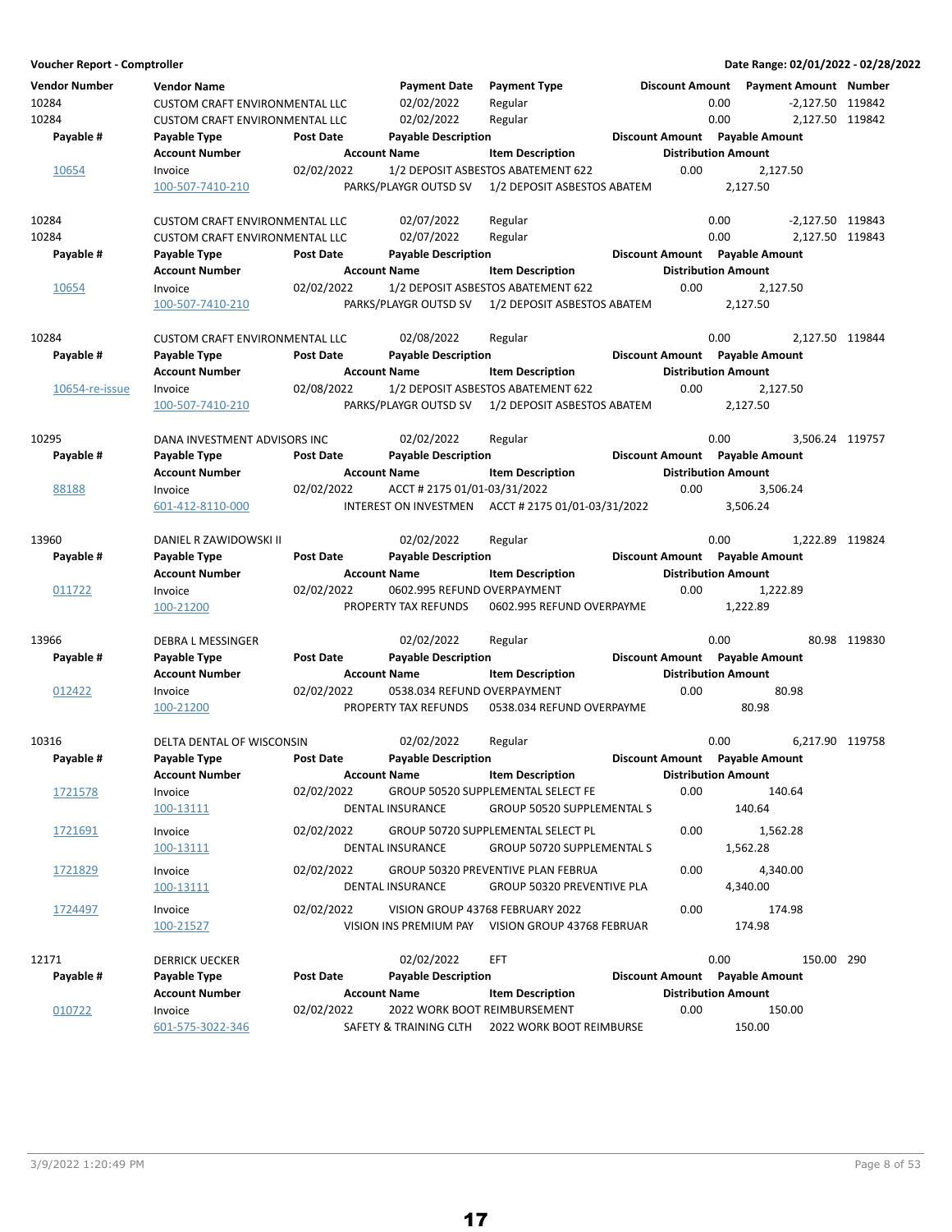**Voucher Report - Comptroller** — Date Range: 02/01/2022 - 02/28/2022

| Vendor Number | Vendor Name | | Payment Date | Payment Type | Discount Amount | Payment Amount | Number |
|---|---|---|---|---|---|---|---|
| 10284 | CUSTOM CRAFT ENVIRONMENTAL LLC | | 02/02/2022 | Regular | 0.00 | -2,127.50 | 119842 |
| 10284 | CUSTOM CRAFT ENVIRONMENTAL LLC | | 02/02/2022 | Regular | 0.00 | 2,127.50 | 119842 |
| **Payable #** | **Payable Type** | **Post Date** | **Payable Description** | | **Discount Amount** | **Payable Amount** | |
| | **Account Number** | | **Account Name** | **Item Description** | **Distribution Amount** | | |
| 10654 | Invoice | 02/02/2022 | 1/2 DEPOSIT ASBESTOS ABATEMENT 622 | | 0.00 | 2,127.50 | |
| | 100-507-7410-210 | | PARKS/PLAYGR OUTSD SV | 1/2 DEPOSIT ASBESTOS ABATEM | 2,127.50 | | |
| 10284 | CUSTOM CRAFT ENVIRONMENTAL LLC | | 02/07/2022 | Regular | 0.00 | -2,127.50 | 119843 |
| 10284 | CUSTOM CRAFT ENVIRONMENTAL LLC | | 02/07/2022 | Regular | 0.00 | 2,127.50 | 119843 |
| **Payable #** | **Payable Type** | **Post Date** | **Payable Description** | | **Discount Amount** | **Payable Amount** | |
| | **Account Number** | | **Account Name** | **Item Description** | **Distribution Amount** | | |
| 10654 | Invoice | 02/02/2022 | 1/2 DEPOSIT ASBESTOS ABATEMENT 622 | | 0.00 | 2,127.50 | |
| | 100-507-7410-210 | | PARKS/PLAYGR OUTSD SV | 1/2 DEPOSIT ASBESTOS ABATEM | 2,127.50 | | |
| 10284 | CUSTOM CRAFT ENVIRONMENTAL LLC | | 02/08/2022 | Regular | 0.00 | 2,127.50 | 119844 |
| **Payable #** | **Payable Type** | **Post Date** | **Payable Description** | | **Discount Amount** | **Payable Amount** | |
| | **Account Number** | | **Account Name** | **Item Description** | **Distribution Amount** | | |
| 10654-re-issue | Invoice | 02/08/2022 | 1/2 DEPOSIT ASBESTOS ABATEMENT 622 | | 0.00 | 2,127.50 | |
| | 100-507-7410-210 | | PARKS/PLAYGR OUTSD SV | 1/2 DEPOSIT ASBESTOS ABATEM | 2,127.50 | | |
| 10295 | DANA INVESTMENT ADVISORS INC | | 02/02/2022 | Regular | 0.00 | 3,506.24 | 119757 |
| **Payable #** | **Payable Type** | **Post Date** | **Payable Description** | | **Discount Amount** | **Payable Amount** | |
| | **Account Number** | | **Account Name** | **Item Description** | **Distribution Amount** | | |
| 88188 | Invoice | 02/02/2022 | ACCT # 2175 01/01-03/31/2022 | | 0.00 | 3,506.24 | |
| | 601-412-8110-000 | | INTEREST ON INVESTMEN | ACCT # 2175 01/01-03/31/2022 | 3,506.24 | | |
| 13960 | DANIEL R ZAWIDOWSKI II | | 02/02/2022 | Regular | 0.00 | 1,222.89 | 119824 |
| **Payable #** | **Payable Type** | **Post Date** | **Payable Description** | | **Discount Amount** | **Payable Amount** | |
| | **Account Number** | | **Account Name** | **Item Description** | **Distribution Amount** | | |
| 011722 | Invoice | 02/02/2022 | 0602.995 REFUND OVERPAYMENT | | 0.00 | 1,222.89 | |
| | 100-21200 | | PROPERTY TAX REFUNDS | 0602.995 REFUND OVERPAYME | 1,222.89 | | |
| 13966 | DEBRA L MESSINGER | | 02/02/2022 | Regular | 0.00 | 80.98 | 119830 |
| **Payable #** | **Payable Type** | **Post Date** | **Payable Description** | | **Discount Amount** | **Payable Amount** | |
| | **Account Number** | | **Account Name** | **Item Description** | **Distribution Amount** | | |
| 012422 | Invoice | 02/02/2022 | 0538.034 REFUND OVERPAYMENT | | 0.00 | 80.98 | |
| | 100-21200 | | PROPERTY TAX REFUNDS | 0538.034 REFUND OVERPAYME | 80.98 | | |
| 10316 | DELTA DENTAL OF WISCONSIN | | 02/02/2022 | Regular | 0.00 | 6,217.90 | 119758 |
| **Payable #** | **Payable Type** | **Post Date** | **Payable Description** | | **Discount Amount** | **Payable Amount** | |
| | **Account Number** | | **Account Name** | **Item Description** | **Distribution Amount** | | |
| 1721578 | Invoice | 02/02/2022 | GROUP 50520 SUPPLEMENTAL SELECT FE | | 0.00 | 140.64 | |
| | 100-13111 | | DENTAL INSURANCE | GROUP 50520 SUPPLEMENTAL S | 140.64 | | |
| 1721691 | Invoice | 02/02/2022 | GROUP 50720 SUPPLEMENTAL SELECT PL | | 0.00 | 1,562.28 | |
| | 100-13111 | | DENTAL INSURANCE | GROUP 50720 SUPPLEMENTAL S | 1,562.28 | | |
| 1721829 | Invoice | 02/02/2022 | GROUP 50320 PREVENTIVE PLAN FEBRUA | | 0.00 | 4,340.00 | |
| | 100-13111 | | DENTAL INSURANCE | GROUP 50320 PREVENTIVE PLA | 4,340.00 | | |
| 1724497 | Invoice | 02/02/2022 | VISION GROUP 43768 FEBRUARY 2022 | | 0.00 | 174.98 | |
| | 100-21527 | | VISION INS PREMIUM PAY | VISION GROUP 43768 FEBRUAR | 174.98 | | |
| 12171 | DERRICK UECKER | | 02/02/2022 | EFT | 0.00 | 150.00 | 290 |
| **Payable #** | **Payable Type** | **Post Date** | **Payable Description** | | **Discount Amount** | **Payable Amount** | |
| | **Account Number** | | **Account Name** | **Item Description** | **Distribution Amount** | | |
| 010722 | Invoice | 02/02/2022 | 2022 WORK BOOT REIMBURSEMENT | | 0.00 | 150.00 | |
| | 601-575-3022-346 | | SAFETY & TRAINING CLTH | 2022 WORK BOOT REIMBURSE | 150.00 | | |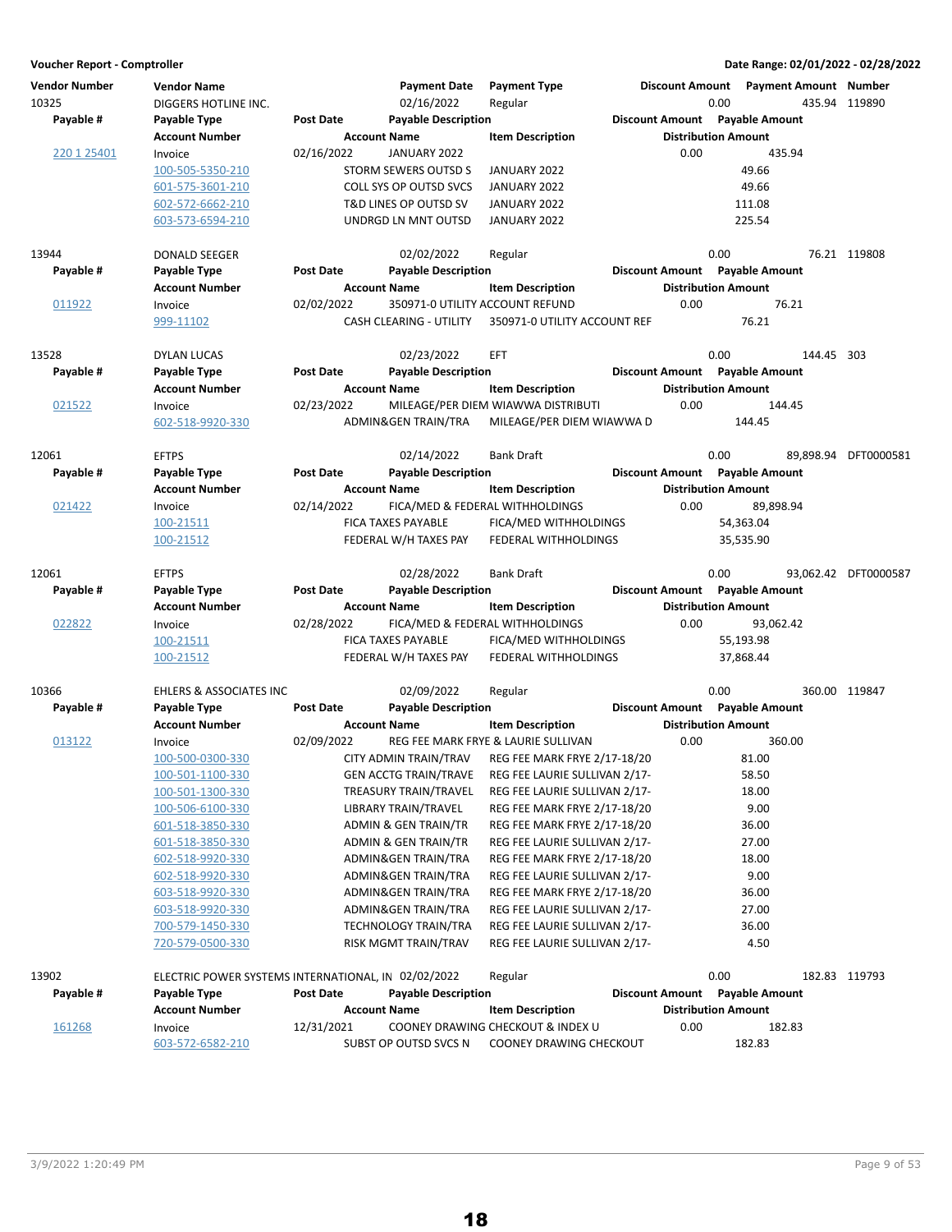**Voucher Report - Comptroller** **Date Range: 02/01/2022 - 02/28/2022**

| Vendor Number | Vendor Name | | Payment Date | Payment Type | Discount Amount | Payment Amount | Number |
|---|---|---|---|---|---|---|---|
| **Payable #** | **Payable Type** | **Post Date** | **Payable Description** | | **Discount Amount** | **Payable Amount** | |
| | **Account Number** | | **Account Name** | **Item Description** | **Distribution Amount** | | |
| 10325 | DIGGERS HOTLINE INC. | | 02/16/2022 | Regular | 0.00 | 435.94 | 119890 |
| 220 1 25401 | Invoice | 02/16/2022 | JANUARY 2022 | | 0.00 | 435.94 | |
| | 100-505-5350-210 | | STORM SEWERS OUTSD S | JANUARY 2022 | 49.66 | | |
| | 601-575-3601-210 | | COLL SYS OP OUTSD SVCS | JANUARY 2022 | 49.66 | | |
| | 602-572-6662-210 | | T&D LINES OP OUTSD SV | JANUARY 2022 | 111.08 | | |
| | 603-573-6594-210 | | UNDRGD LN MNT OUTSD | JANUARY 2022 | 225.54 | | |
| 13944 | DONALD SEEGER | | 02/02/2022 | Regular | 0.00 | 76.21 | 119808 |
| 011922 | Invoice | 02/02/2022 | 350971-0 UTILITY ACCOUNT REFUND | | 0.00 | 76.21 | |
| | 999-11102 | | CASH CLEARING - UTILITY | 350971-0 UTILITY ACCOUNT REF | 76.21 | | |
| 13528 | DYLAN LUCAS | | 02/23/2022 | EFT | 0.00 | 144.45 | 303 |
| 021522 | Invoice | 02/23/2022 | MILEAGE/PER DIEM WIAWWA DISTRIBUTI | | 0.00 | 144.45 | |
| | 602-518-9920-330 | | ADMIN&GEN TRAIN/TRA | MILEAGE/PER DIEM WIAWWA D | 144.45 | | |
| 12061 | EFTPS | | 02/14/2022 | Bank Draft | 0.00 | 89,898.94 | DFT0000581 |
| 021422 | Invoice | 02/14/2022 | FICA/MED & FEDERAL WITHHOLDINGS | | 0.00 | 89,898.94 | |
| | 100-21511 | | FICA TAXES PAYABLE | FICA/MED WITHHOLDINGS | 54,363.04 | | |
| | 100-21512 | | FEDERAL W/H TAXES PAY | FEDERAL WITHHOLDINGS | 35,535.90 | | |
| 12061 | EFTPS | | 02/28/2022 | Bank Draft | 0.00 | 93,062.42 | DFT0000587 |
| 022822 | Invoice | 02/28/2022 | FICA/MED & FEDERAL WITHHOLDINGS | | 0.00 | 93,062.42 | |
| | 100-21511 | | FICA TAXES PAYABLE | FICA/MED WITHHOLDINGS | 55,193.98 | | |
| | 100-21512 | | FEDERAL W/H TAXES PAY | FEDERAL WITHHOLDINGS | 37,868.44 | | |
| 10366 | EHLERS & ASSOCIATES INC | | 02/09/2022 | Regular | 0.00 | 360.00 | 119847 |
| 013122 | Invoice | 02/09/2022 | REG FEE MARK FRYE & LAURIE SULLIVAN | | 0.00 | 360.00 | |
| | 100-500-0300-330 | | CITY ADMIN TRAIN/TRAV | REG FEE MARK FRYE 2/17-18/20 | 81.00 | | |
| | 100-501-1100-330 | | GEN ACCTG TRAIN/TRAVE | REG FEE LAURIE SULLIVAN 2/17- | 58.50 | | |
| | 100-501-1300-330 | | TREASURY TRAIN/TRAVEL | REG FEE LAURIE SULLIVAN 2/17- | 18.00 | | |
| | 100-506-6100-330 | | LIBRARY TRAIN/TRAVEL | REG FEE MARK FRYE 2/17-18/20 | 9.00 | | |
| | 601-518-3850-330 | | ADMIN & GEN TRAIN/TR | REG FEE MARK FRYE 2/17-18/20 | 36.00 | | |
| | 601-518-3850-330 | | ADMIN & GEN TRAIN/TR | REG FEE LAURIE SULLIVAN 2/17- | 27.00 | | |
| | 602-518-9920-330 | | ADMIN&GEN TRAIN/TRA | REG FEE MARK FRYE 2/17-18/20 | 18.00 | | |
| | 602-518-9920-330 | | ADMIN&GEN TRAIN/TRA | REG FEE LAURIE SULLIVAN 2/17- | 9.00 | | |
| | 603-518-9920-330 | | ADMIN&GEN TRAIN/TRA | REG FEE MARK FRYE 2/17-18/20 | 36.00 | | |
| | 603-518-9920-330 | | ADMIN&GEN TRAIN/TRA | REG FEE LAURIE SULLIVAN 2/17- | 27.00 | | |
| | 700-579-1450-330 | | TECHNOLOGY TRAIN/TRA | REG FEE LAURIE SULLIVAN 2/17- | 36.00 | | |
| | 720-579-0500-330 | | RISK MGMT TRAIN/TRAV | REG FEE LAURIE SULLIVAN 2/17- | 4.50 | | |
| 13902 | ELECTRIC POWER SYSTEMS INTERNATIONAL, IN | | 02/02/2022 | Regular | 0.00 | 182.83 | 119793 |
| 161268 | Invoice | 12/31/2021 | COONEY DRAWING CHECKOUT & INDEX U | | 0.00 | 182.83 | |
| | 603-572-6582-210 | | SUBST OP OUTSD SVCS N | COONEY DRAWING CHECKOUT | 182.83 | | |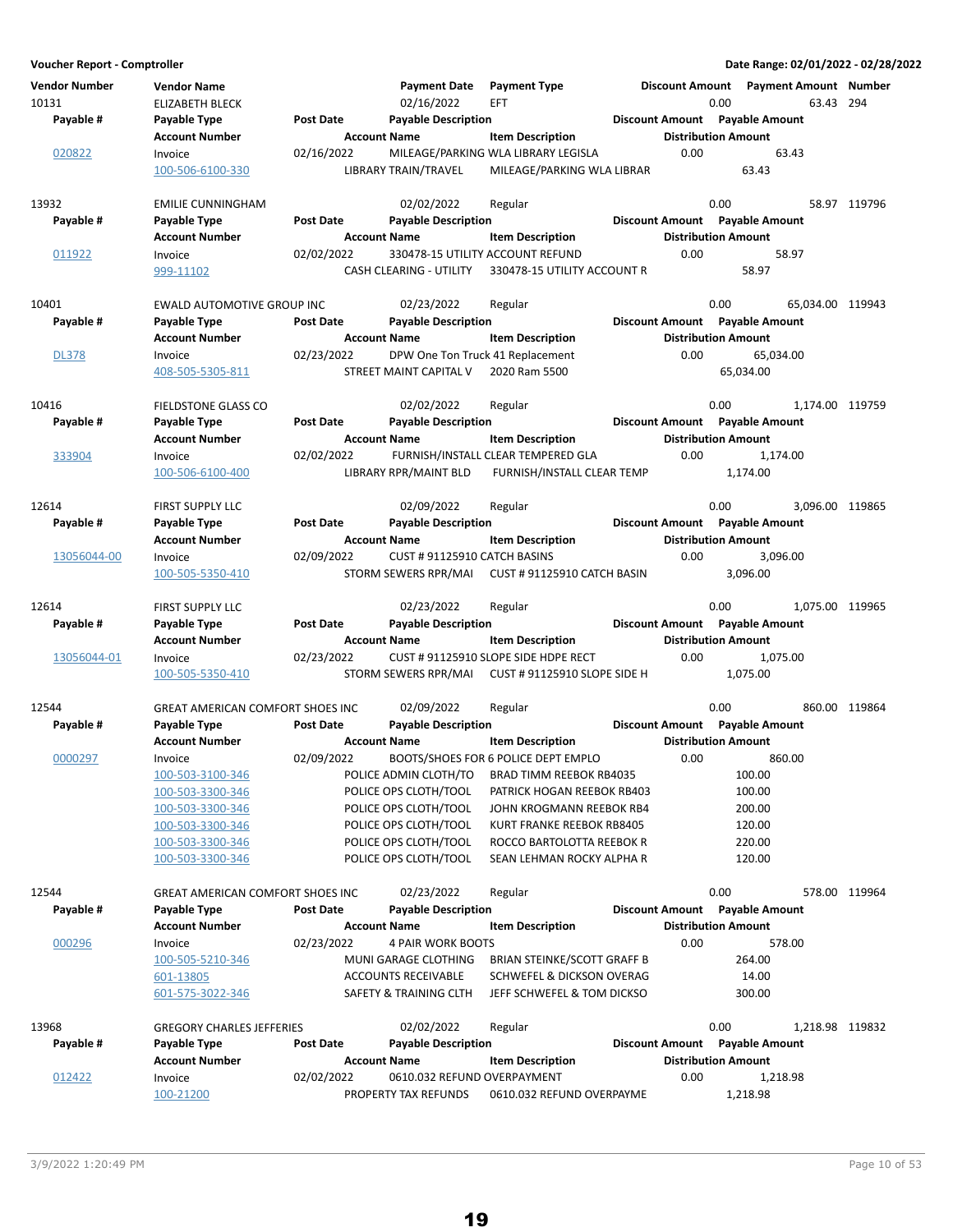**Voucher Report - Comptroller** | **Date Range: 02/01/2022 - 02/28/2022**

| Vendor Number | Vendor Name | | Payment Date | Payment Type | Discount Amount | Payment Amount | Number |
|---|---|---|---|---|---|---|---|
| **Payable #** | **Payable Type** | **Post Date** | **Payable Description** | | **Discount Amount** | **Payable Amount** | |
| | **Account Number** | | **Account Name** | **Item Description** | | **Distribution Amount** | |
| 10131 | ELIZABETH BLECK | | 02/16/2022 | EFT | 0.00 | 63.43 | 294 |
| 020822 | Invoice | 02/16/2022 | MILEAGE/PARKING WLA LIBRARY LEGISLA | | 0.00 | 63.43 | |
| | 100-506-6100-330 | | LIBRARY TRAIN/TRAVEL | MILEAGE/PARKING WLA LIBRAR | | 63.43 | |
| 13932 | EMILIE CUNNINGHAM | | 02/02/2022 | Regular | 0.00 | 58.97 | 119796 |
| 011922 | Invoice | 02/02/2022 | 330478-15 UTILITY ACCOUNT REFUND | | 0.00 | 58.97 | |
| | 999-11102 | | CASH CLEARING - UTILITY | 330478-15 UTILITY ACCOUNT R | | 58.97 | |
| 10401 | EWALD AUTOMOTIVE GROUP INC | | 02/23/2022 | Regular | 0.00 | 65,034.00 | 119943 |
| DL378 | Invoice | 02/23/2022 | DPW One Ton Truck 41 Replacement | | 0.00 | 65,034.00 | |
| | 408-505-5305-811 | | STREET MAINT CAPITAL V | 2020 Ram 5500 | | 65,034.00 | |
| 10416 | FIELDSTONE GLASS CO | | 02/02/2022 | Regular | 0.00 | 1,174.00 | 119759 |
| 333904 | Invoice | 02/02/2022 | FURNISH/INSTALL CLEAR TEMPERED GLA | | 0.00 | 1,174.00 | |
| | 100-506-6100-400 | | LIBRARY RPR/MAINT BLD | FURNISH/INSTALL CLEAR TEMP | | 1,174.00 | |
| 12614 | FIRST SUPPLY LLC | | 02/09/2022 | Regular | 0.00 | 3,096.00 | 119865 |
| 13056044-00 | Invoice | 02/09/2022 | CUST # 91125910 CATCH BASINS | | 0.00 | 3,096.00 | |
| | 100-505-5350-410 | | STORM SEWERS RPR/MAI | CUST # 91125910 CATCH BASIN | | 3,096.00 | |
| 12614 | FIRST SUPPLY LLC | | 02/23/2022 | Regular | 0.00 | 1,075.00 | 119965 |
| 13056044-01 | Invoice | 02/23/2022 | CUST # 91125910 SLOPE SIDE HDPE RECT | | 0.00 | 1,075.00 | |
| | 100-505-5350-410 | | STORM SEWERS RPR/MAI | CUST # 91125910 SLOPE SIDE H | | 1,075.00 | |
| 12544 | GREAT AMERICAN COMFORT SHOES INC | | 02/09/2022 | Regular | 0.00 | 860.00 | 119864 |
| 0000297 | Invoice | 02/09/2022 | BOOTS/SHOES FOR 6 POLICE DEPT EMPLO | | 0.00 | 860.00 | |
| | 100-503-3100-346 | | POLICE ADMIN CLOTH/TO | BRAD TIMM REEBOK RB4035 | | 100.00 | |
| | 100-503-3300-346 | | POLICE OPS CLOTH/TOOL | PATRICK HOGAN REEBOK RB403 | | 100.00 | |
| | 100-503-3300-346 | | POLICE OPS CLOTH/TOOL | JOHN KROGMANN REEBOK RB4 | | 200.00 | |
| | 100-503-3300-346 | | POLICE OPS CLOTH/TOOL | KURT FRANKE REEBOK RB8405 | | 120.00 | |
| | 100-503-3300-346 | | POLICE OPS CLOTH/TOOL | ROCCO BARTOLOTTA REEBOK R | | 220.00 | |
| | 100-503-3300-346 | | POLICE OPS CLOTH/TOOL | SEAN LEHMAN ROCKY ALPHA R | | 120.00 | |
| 12544 | GREAT AMERICAN COMFORT SHOES INC | | 02/23/2022 | Regular | 0.00 | 578.00 | 119964 |
| 000296 | Invoice | 02/23/2022 | 4 PAIR WORK BOOTS | | 0.00 | 578.00 | |
| | 100-505-5210-346 | | MUNI GARAGE CLOTHING | BRIAN STEINKE/SCOTT GRAFF B | | 264.00 | |
| | 601-13805 | | ACCOUNTS RECEIVABLE | SCHWEFEL & DICKSON OVERAG | | 14.00 | |
| | 601-575-3022-346 | | SAFETY & TRAINING CLTH | JEFF SCHWEFEL & TOM DICKSO | | 300.00 | |
| 13968 | GREGORY CHARLES JEFFERIES | | 02/02/2022 | Regular | 0.00 | 1,218.98 | 119832 |
| 012422 | Invoice | 02/02/2022 | 0610.032 REFUND OVERPAYMENT | | 0.00 | 1,218.98 | |
| | 100-21200 | | PROPERTY TAX REFUNDS | 0610.032 REFUND OVERPAYME | | 1,218.98 | |

3/9/2022 1:20:49 PM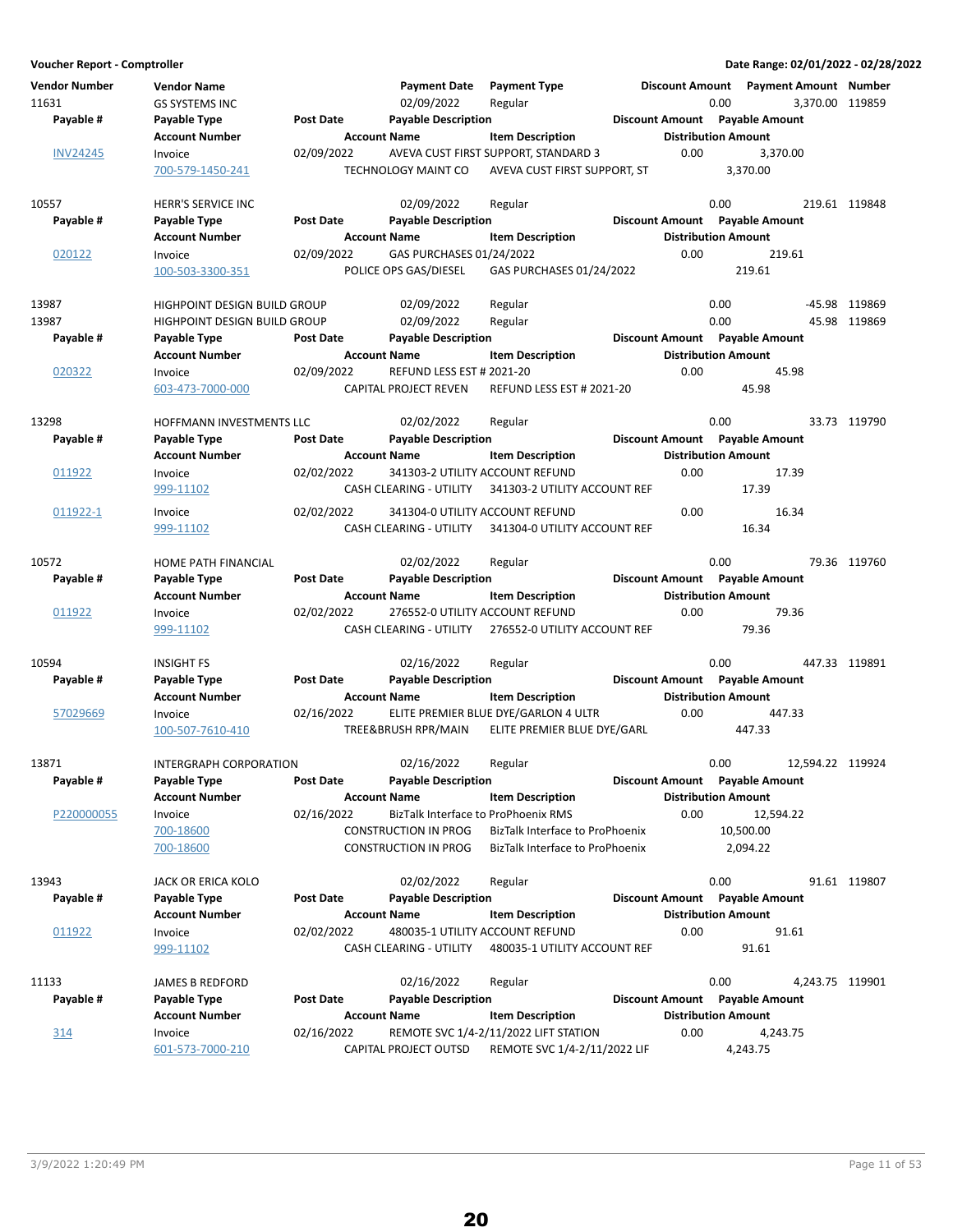**Voucher Report - Comptroller** — Date Range: 02/01/2022 - 02/28/2022

| Vendor Number | Vendor Name | | Payment Date | Payment Type | Discount Amount | Payment Amount | Number |
|---|---|---|---|---|---|---|---|
| Payable # | Payable Type | Post Date | Payable Description | | Discount Amount | Payable Amount | |
| | Account Number | | Account Name | Item Description | | Distribution Amount | |
| 11631 | GS SYSTEMS INC | | 02/09/2022 | Regular | 0.00 | 3,370.00 | 119859 |
| INV24245 | Invoice | 02/09/2022 | AVEVA CUST FIRST SUPPORT, STANDARD 3 | | 0.00 | 3,370.00 | |
| | 700-579-1450-241 | | TECHNOLOGY MAINT CO | AVEVA CUST FIRST SUPPORT, ST | | 3,370.00 | |
| 10557 | HERR'S SERVICE INC | | 02/09/2022 | Regular | 0.00 | 219.61 | 119848 |
| 020122 | Invoice | 02/09/2022 | GAS PURCHASES 01/24/2022 | | 0.00 | 219.61 | |
| | 100-503-3300-351 | | POLICE OPS GAS/DIESEL | GAS PURCHASES 01/24/2022 | | 219.61 | |
| 13987 | HIGHPOINT DESIGN BUILD GROUP | | 02/09/2022 | Regular | 0.00 | -45.98 | 119869 |
| 13987 | HIGHPOINT DESIGN BUILD GROUP | | 02/09/2022 | Regular | 0.00 | 45.98 | 119869 |
| 020322 | Invoice | 02/09/2022 | REFUND LESS EST # 2021-20 | | 0.00 | 45.98 | |
| | 603-473-7000-000 | | CAPITAL PROJECT REVEN | REFUND LESS EST # 2021-20 | | 45.98 | |
| 13298 | HOFFMANN INVESTMENTS LLC | | 02/02/2022 | Regular | 0.00 | 33.73 | 119790 |
| 011922 | Invoice | 02/02/2022 | 341303-2 UTILITY ACCOUNT REFUND | | 0.00 | 17.39 | |
| | 999-11102 | | CASH CLEARING - UTILITY | 341303-2 UTILITY ACCOUNT REF | | 17.39 | |
| 011922-1 | Invoice | 02/02/2022 | 341304-0 UTILITY ACCOUNT REFUND | | 0.00 | 16.34 | |
| | 999-11102 | | CASH CLEARING - UTILITY | 341304-0 UTILITY ACCOUNT REF | | 16.34 | |
| 10572 | HOME PATH FINANCIAL | | 02/02/2022 | Regular | 0.00 | 79.36 | 119760 |
| 011922 | Invoice | 02/02/2022 | 276552-0 UTILITY ACCOUNT REFUND | | 0.00 | 79.36 | |
| | 999-11102 | | CASH CLEARING - UTILITY | 276552-0 UTILITY ACCOUNT REF | | 79.36 | |
| 10594 | INSIGHT FS | | 02/16/2022 | Regular | 0.00 | 447.33 | 119891 |
| 57029669 | Invoice | 02/16/2022 | ELITE PREMIER BLUE DYE/GARLON 4 ULTR | | 0.00 | 447.33 | |
| | 100-507-7610-410 | | TREE&BRUSH RPR/MAIN | ELITE PREMIER BLUE DYE/GARL | | 447.33 | |
| 13871 | INTERGRAPH CORPORATION | | 02/16/2022 | Regular | 0.00 | 12,594.22 | 119924 |
| P220000055 | Invoice | 02/16/2022 | BizTalk Interface to ProPhoenix RMS | | 0.00 | 12,594.22 | |
| | 700-18600 | | CONSTRUCTION IN PROG | BizTalk Interface to ProPhoenix | | 10,500.00 | |
| | 700-18600 | | CONSTRUCTION IN PROG | BizTalk Interface to ProPhoenix | | 2,094.22 | |
| 13943 | JACK OR ERICA KOLO | | 02/02/2022 | Regular | 0.00 | 91.61 | 119807 |
| 011922 | Invoice | 02/02/2022 | 480035-1 UTILITY ACCOUNT REFUND | | 0.00 | 91.61 | |
| | 999-11102 | | CASH CLEARING - UTILITY | 480035-1 UTILITY ACCOUNT REF | | 91.61 | |
| 11133 | JAMES B REDFORD | | 02/16/2022 | Regular | 0.00 | 4,243.75 | 119901 |
| 314 | Invoice | 02/16/2022 | REMOTE SVC 1/4-2/11/2022 LIFT STATION | | 0.00 | 4,243.75 | |
| | 601-573-7000-210 | | CAPITAL PROJECT OUTSD | REMOTE SVC 1/4-2/11/2022 LIF | | 4,243.75 | |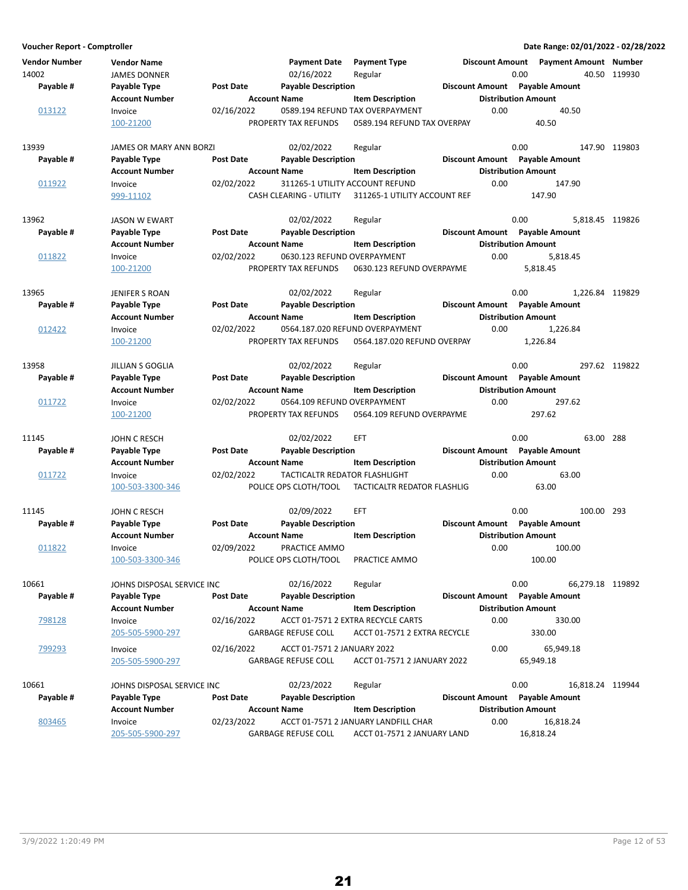**Voucher Report - Comptroller** | **Date Range: 02/01/2022 - 02/28/2022**

| Vendor Number | Vendor Name | | Payment Date | Payment Type | Discount Amount | Payment Amount | Number |
|---|---|---|---|---|---|---|---|
| 14002 | JAMES DONNER | | 02/16/2022 | Regular | 0.00 | 40.50 | 119930 |
| **Payable #** | **Payable Type** | **Post Date** | **Payable Description** | | **Discount Amount** | **Payable Amount** | |
| | **Account Number** | | **Account Name** | **Item Description** | | **Distribution Amount** | |
| 013122 | Invoice | 02/16/2022 | 0589.194 REFUND TAX OVERPAYMENT | | 0.00 | 40.50 | |
| | 100-21200 | | PROPERTY TAX REFUNDS | 0589.194 REFUND TAX OVERPAY | | 40.50 | |
| 13939 | JAMES OR MARY ANN BORZI | | 02/02/2022 | Regular | 0.00 | 147.90 | 119803 |
| **Payable #** | **Payable Type** | **Post Date** | **Payable Description** | | **Discount Amount** | **Payable Amount** | |
| | **Account Number** | | **Account Name** | **Item Description** | | **Distribution Amount** | |
| 011922 | Invoice | 02/02/2022 | 311265-1 UTILITY ACCOUNT REFUND | | 0.00 | 147.90 | |
| | 999-11102 | | CASH CLEARING - UTILITY | 311265-1 UTILITY ACCOUNT REF | | 147.90 | |
| 13962 | JASON W EWART | | 02/02/2022 | Regular | 0.00 | 5,818.45 | 119826 |
| **Payable #** | **Payable Type** | **Post Date** | **Payable Description** | | **Discount Amount** | **Payable Amount** | |
| | **Account Number** | | **Account Name** | **Item Description** | | **Distribution Amount** | |
| 011822 | Invoice | 02/02/2022 | 0630.123 REFUND OVERPAYMENT | | 0.00 | 5,818.45 | |
| | 100-21200 | | PROPERTY TAX REFUNDS | 0630.123 REFUND OVERPAYME | | 5,818.45 | |
| 13965 | JENIFER S ROAN | | 02/02/2022 | Regular | 0.00 | 1,226.84 | 119829 |
| **Payable #** | **Payable Type** | **Post Date** | **Payable Description** | | **Discount Amount** | **Payable Amount** | |
| | **Account Number** | | **Account Name** | **Item Description** | | **Distribution Amount** | |
| 012422 | Invoice | 02/02/2022 | 0564.187.020 REFUND OVERPAYMENT | | 0.00 | 1,226.84 | |
| | 100-21200 | | PROPERTY TAX REFUNDS | 0564.187.020 REFUND OVERPAY | | 1,226.84 | |
| 13958 | JILLIAN S GOGLIA | | 02/02/2022 | Regular | 0.00 | 297.62 | 119822 |
| **Payable #** | **Payable Type** | **Post Date** | **Payable Description** | | **Discount Amount** | **Payable Amount** | |
| | **Account Number** | | **Account Name** | **Item Description** | | **Distribution Amount** | |
| 011722 | Invoice | 02/02/2022 | 0564.109 REFUND OVERPAYMENT | | 0.00 | 297.62 | |
| | 100-21200 | | PROPERTY TAX REFUNDS | 0564.109 REFUND OVERPAYME | | 297.62 | |
| 11145 | JOHN C RESCH | | 02/02/2022 | EFT | 0.00 | 63.00 | 288 |
| **Payable #** | **Payable Type** | **Post Date** | **Payable Description** | | **Discount Amount** | **Payable Amount** | |
| | **Account Number** | | **Account Name** | **Item Description** | | **Distribution Amount** | |
| 011722 | Invoice | 02/02/2022 | TACTICALTR REDATOR FLASHLIGHT | | 0.00 | 63.00 | |
| | 100-503-3300-346 | | POLICE OPS CLOTH/TOOL | TACTICALTR REDATOR FLASHLIG | | 63.00 | |
| 11145 | JOHN C RESCH | | 02/09/2022 | EFT | 0.00 | 100.00 | 293 |
| **Payable #** | **Payable Type** | **Post Date** | **Payable Description** | | **Discount Amount** | **Payable Amount** | |
| | **Account Number** | | **Account Name** | **Item Description** | | **Distribution Amount** | |
| 011822 | Invoice | 02/09/2022 | PRACTICE AMMO | | 0.00 | 100.00 | |
| | 100-503-3300-346 | | POLICE OPS CLOTH/TOOL | PRACTICE AMMO | | 100.00 | |
| 10661 | JOHNS DISPOSAL SERVICE INC | | 02/16/2022 | Regular | 0.00 | 66,279.18 | 119892 |
| **Payable #** | **Payable Type** | **Post Date** | **Payable Description** | | **Discount Amount** | **Payable Amount** | |
| | **Account Number** | | **Account Name** | **Item Description** | | **Distribution Amount** | |
| 798128 | Invoice | 02/16/2022 | ACCT 01-7571 2 EXTRA RECYCLE CARTS | | 0.00 | 330.00 | |
| | 205-505-5900-297 | | GARBAGE REFUSE COLL | ACCT 01-7571 2 EXTRA RECYCLE | | 330.00 | |
| 799293 | Invoice | 02/16/2022 | ACCT 01-7571 2 JANUARY 2022 | | 0.00 | 65,949.18 | |
| | 205-505-5900-297 | | GARBAGE REFUSE COLL | ACCT 01-7571 2 JANUARY 2022 | | 65,949.18 | |
| 10661 | JOHNS DISPOSAL SERVICE INC | | 02/23/2022 | Regular | 0.00 | 16,818.24 | 119944 |
| **Payable #** | **Payable Type** | **Post Date** | **Payable Description** | | **Discount Amount** | **Payable Amount** | |
| | **Account Number** | | **Account Name** | **Item Description** | | **Distribution Amount** | |
| 803465 | Invoice | 02/23/2022 | ACCT 01-7571 2 JANUARY LANDFILL CHAR | | 0.00 | 16,818.24 | |
| | 205-505-5900-297 | | GARBAGE REFUSE COLL | ACCT 01-7571 2 JANUARY LAND | | 16,818.24 | |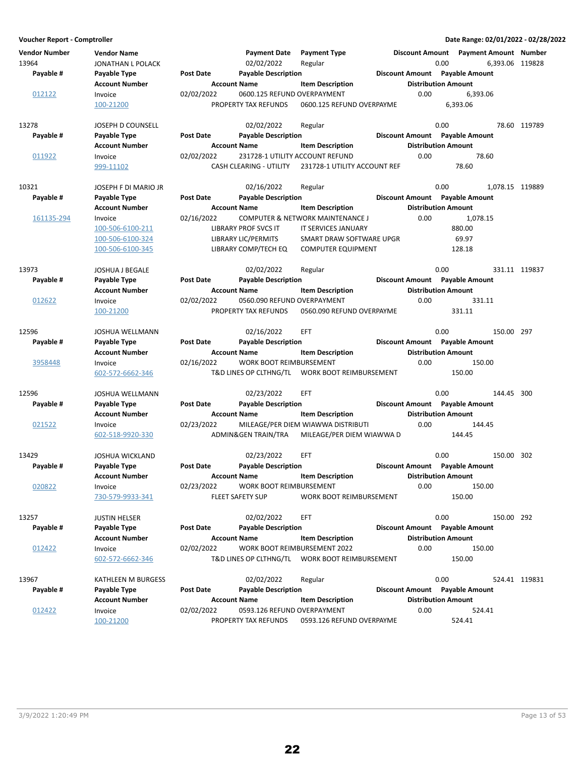**Voucher Report - Comptroller**

**Date Range: 02/01/2022 - 02/28/2022**

| Vendor Number | Vendor Name | | Payment Date | Payment Type | Discount Amount | Payment Amount | Number |
|---|---|---|---|---|---|---|---|
| **Payable #** | **Payable Type** | **Post Date** | **Payable Description** | | **Discount Amount** | **Payable Amount** | |
| | **Account Number** | | **Account Name** | **Item Description** | **Distribution Amount** | | |
| 13964 | JONATHAN L POLACK | | 02/02/2022 | Regular | 0.00 | 6,393.06 | 119828 |
| 012122 | Invoice | 02/02/2022 | 0600.125 REFUND OVERPAYMENT | | 0.00 | 6,393.06 | |
| | 100-21200 | | PROPERTY TAX REFUNDS | 0600.125 REFUND OVERPAYME | 6,393.06 | | |
| 13278 | JOSEPH D COUNSELL | | 02/02/2022 | Regular | 0.00 | 78.60 | 119789 |
| 011922 | Invoice | 02/02/2022 | 231728-1 UTILITY ACCOUNT REFUND | | 0.00 | 78.60 | |
| | 999-11102 | | CASH CLEARING - UTILITY | 231728-1 UTILITY ACCOUNT REF | 78.60 | | |
| 10321 | JOSEPH F DI MARIO JR | | 02/16/2022 | Regular | 0.00 | 1,078.15 | 119889 |
| 161135-294 | Invoice | 02/16/2022 | COMPUTER & NETWORK MAINTENANCE J | | 0.00 | 1,078.15 | |
| | 100-506-6100-211 | | LIBRARY PROF SVCS IT | IT SERVICES JANUARY | 880.00 | | |
| | 100-506-6100-324 | | LIBRARY LIC/PERMITS | SMART DRAW SOFTWARE UPGR | 69.97 | | |
| | 100-506-6100-345 | | LIBRARY COMP/TECH EQ | COMPUTER EQUIPMENT | 128.18 | | |
| 13973 | JOSHUA J BEGALE | | 02/02/2022 | Regular | 0.00 | 331.11 | 119837 |
| 012622 | Invoice | 02/02/2022 | 0560.090 REFUND OVERPAYMENT | | 0.00 | 331.11 | |
| | 100-21200 | | PROPERTY TAX REFUNDS | 0560.090 REFUND OVERPAYME | 331.11 | | |
| 12596 | JOSHUA WELLMANN | | 02/16/2022 | EFT | 0.00 | 150.00 | 297 |
| 3958448 | Invoice | 02/16/2022 | WORK BOOT REIMBURSEMENT | | 0.00 | 150.00 | |
| | 602-572-6662-346 | | T&D LINES OP CLTHNG/TL | WORK BOOT REIMBURSEMENT | 150.00 | | |
| 12596 | JOSHUA WELLMANN | | 02/23/2022 | EFT | 0.00 | 144.45 | 300 |
| 021522 | Invoice | 02/23/2022 | MILEAGE/PER DIEM WIAWWA DISTRIBUTI | | 0.00 | 144.45 | |
| | 602-518-9920-330 | | ADMIN&GEN TRAIN/TRA | MILEAGE/PER DIEM WIAWWA D | 144.45 | | |
| 13429 | JOSHUA WICKLAND | | 02/23/2022 | EFT | 0.00 | 150.00 | 302 |
| 020822 | Invoice | 02/23/2022 | WORK BOOT REIMBURSEMENT | | 0.00 | 150.00 | |
| | 730-579-9933-341 | | FLEET SAFETY SUP | WORK BOOT REIMBURSEMENT | 150.00 | | |
| 13257 | JUSTIN HELSER | | 02/02/2022 | EFT | 0.00 | 150.00 | 292 |
| 012422 | Invoice | 02/02/2022 | WORK BOOT REIMBURSEMENT 2022 | | 0.00 | 150.00 | |
| | 602-572-6662-346 | | T&D LINES OP CLTHNG/TL | WORK BOOT REIMBURSEMENT | 150.00 | | |
| 13967 | KATHLEEN M BURGESS | | 02/02/2022 | Regular | 0.00 | 524.41 | 119831 |
| 012422 | Invoice | 02/02/2022 | 0593.126 REFUND OVERPAYMENT | | 0.00 | 524.41 | |
| | 100-21200 | | PROPERTY TAX REFUNDS | 0593.126 REFUND OVERPAYME | 524.41 | | |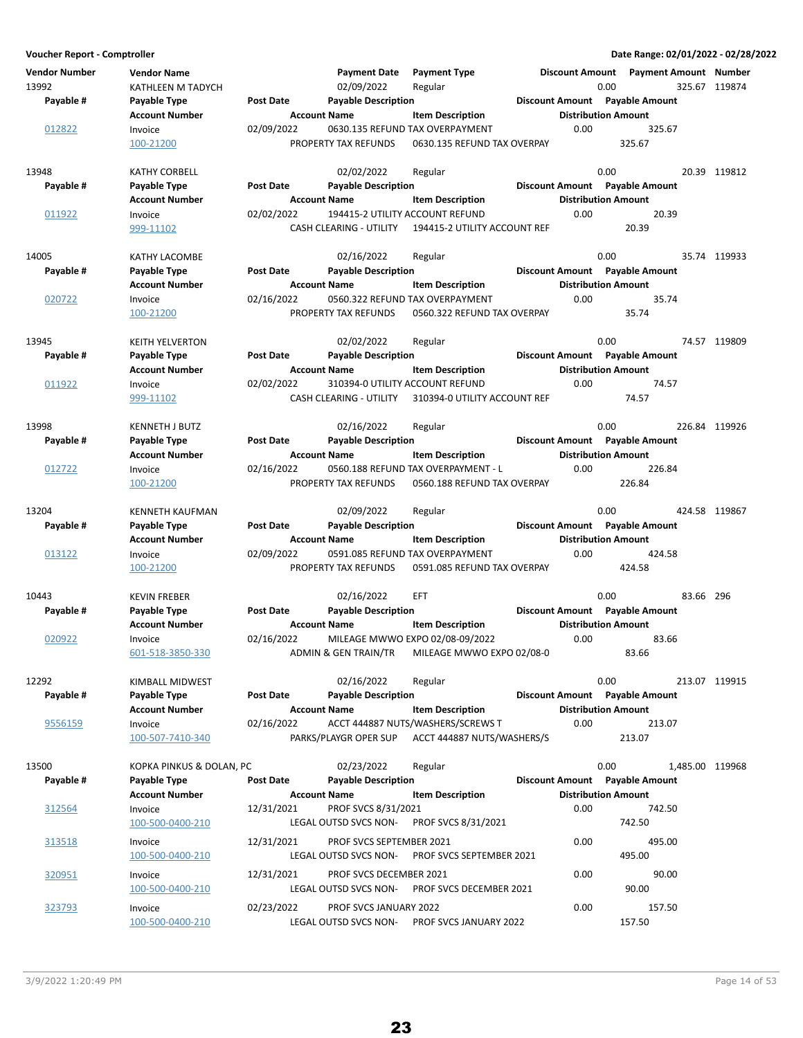**Voucher Report - Comptroller** | **Date Range: 02/01/2022 - 02/28/2022**

| Vendor Number | Vendor Name | | Payment Date | Payment Type | Discount Amount | Payment Amount | Number |
|---|---|---|---|---|---|---|---|
| **Payable #** | **Payable Type** | **Post Date** | **Payable Description** | | **Discount Amount** | **Payable Amount** | |
| | **Account Number** | | **Account Name** | **Item Description** | **Distribution Amount** | | |
| 13992 | KATHLEEN M TADYCH | | 02/09/2022 | Regular | 0.00 | 325.67 | 119874 |
| 012822 | Invoice | 02/09/2022 | 0630.135 REFUND TAX OVERPAYMENT | | 0.00 | 325.67 | |
| | 100-21200 | | PROPERTY TAX REFUNDS | 0630.135 REFUND TAX OVERPAY | 325.67 | | |
| 13948 | KATHY CORBELL | | 02/02/2022 | Regular | 0.00 | 20.39 | 119812 |
| 011922 | Invoice | 02/02/2022 | 194415-2 UTILITY ACCOUNT REFUND | | 0.00 | 20.39 | |
| | 999-11102 | | CASH CLEARING - UTILITY | 194415-2 UTILITY ACCOUNT REF | 20.39 | | |
| 14005 | KATHY LACOMBE | | 02/16/2022 | Regular | 0.00 | 35.74 | 119933 |
| 020722 | Invoice | 02/16/2022 | 0560.322 REFUND TAX OVERPAYMENT | | 0.00 | 35.74 | |
| | 100-21200 | | PROPERTY TAX REFUNDS | 0560.322 REFUND TAX OVERPAY | 35.74 | | |
| 13945 | KEITH YELVERTON | | 02/02/2022 | Regular | 0.00 | 74.57 | 119809 |
| 011922 | Invoice | 02/02/2022 | 310394-0 UTILITY ACCOUNT REFUND | | 0.00 | 74.57 | |
| | 999-11102 | | CASH CLEARING - UTILITY | 310394-0 UTILITY ACCOUNT REF | 74.57 | | |
| 13998 | KENNETH J BUTZ | | 02/16/2022 | Regular | 0.00 | 226.84 | 119926 |
| 012722 | Invoice | 02/16/2022 | 0560.188 REFUND TAX OVERPAYMENT - L | | 0.00 | 226.84 | |
| | 100-21200 | | PROPERTY TAX REFUNDS | 0560.188 REFUND TAX OVERPAY | 226.84 | | |
| 13204 | KENNETH KAUFMAN | | 02/09/2022 | Regular | 0.00 | 424.58 | 119867 |
| 013122 | Invoice | 02/09/2022 | 0591.085 REFUND TAX OVERPAYMENT | | 0.00 | 424.58 | |
| | 100-21200 | | PROPERTY TAX REFUNDS | 0591.085 REFUND TAX OVERPAY | 424.58 | | |
| 10443 | KEVIN FREBER | | 02/16/2022 | EFT | 0.00 | 83.66 | 296 |
| 020922 | Invoice | 02/16/2022 | MILEAGE MWWO EXPO 02/08-09/2022 | | 0.00 | 83.66 | |
| | 601-518-3850-330 | | ADMIN & GEN TRAIN/TR | MILEAGE MWWO EXPO 02/08-0 | 83.66 | | |
| 12292 | KIMBALL MIDWEST | | 02/16/2022 | Regular | 0.00 | 213.07 | 119915 |
| 9556159 | Invoice | 02/16/2022 | ACCT 444887 NUTS/WASHERS/SCREWS T | | 0.00 | 213.07 | |
| | 100-507-7410-340 | | PARKS/PLAYGR OPER SUP | ACCT 444887 NUTS/WASHERS/S | 213.07 | | |
| 13500 | KOPKA PINKUS & DOLAN, PC | | 02/23/2022 | Regular | 0.00 | 1,485.00 | 119968 |
| 312564 | Invoice | 12/31/2021 | PROF SVCS 8/31/2021 | | 0.00 | 742.50 | |
| | 100-500-0400-210 | | LEGAL OUTSD SVCS NON- | PROF SVCS 8/31/2021 | 742.50 | | |
| 313518 | Invoice | 12/31/2021 | PROF SVCS SEPTEMBER 2021 | | 0.00 | 495.00 | |
| | 100-500-0400-210 | | LEGAL OUTSD SVCS NON- | PROF SVCS SEPTEMBER 2021 | 495.00 | | |
| 320951 | Invoice | 12/31/2021 | PROF SVCS DECEMBER 2021 | | 0.00 | 90.00 | |
| | 100-500-0400-210 | | LEGAL OUTSD SVCS NON- | PROF SVCS DECEMBER 2021 | 90.00 | | |
| 323793 | Invoice | 02/23/2022 | PROF SVCS JANUARY 2022 | | 0.00 | 157.50 | |
| | 100-500-0400-210 | | LEGAL OUTSD SVCS NON- | PROF SVCS JANUARY 2022 | 157.50 | | |

3/9/2022 1:20:49 PM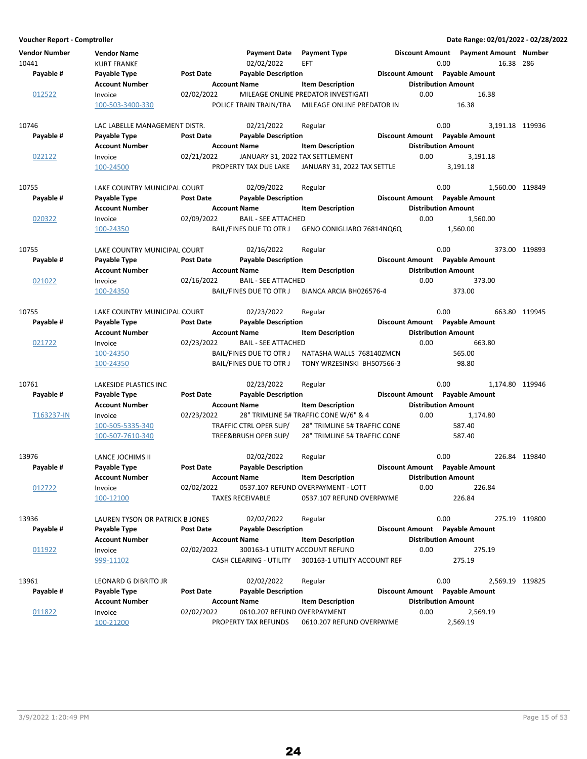**Voucher Report - Comptroller** | **Date Range: 02/01/2022 - 02/28/2022**

| Vendor Number | Vendor Name | | Payment Date | Payment Type | Discount Amount | Payment Amount | Number |
|---|---|---|---|---|---|---|---|
| **Payable #** | **Payable Type** | **Post Date** | **Payable Description** | | **Discount Amount** | **Payable Amount** | |
| | **Account Number** | | **Account Name** | **Item Description** | **Distribution Amount** | | |
| 10441 | KURT FRANKE | | 02/02/2022 | EFT | 0.00 | 16.38 | 286 |
| 012522 | Invoice | 02/02/2022 | MILEAGE ONLINE PREDATOR INVESTIGATI | | 0.00 | 16.38 | |
| | 100-503-3400-330 | | POLICE TRAIN TRAIN/TRA | MILEAGE ONLINE PREDATOR IN | 16.38 | | |
| 10746 | LAC LABELLE MANAGEMENT DISTR. | | 02/21/2022 | Regular | 0.00 | 3,191.18 | 119936 |
| 022122 | Invoice | 02/21/2022 | JANUARY 31, 2022 TAX SETTLEMENT | | 0.00 | 3,191.18 | |
| | 100-24500 | | PROPERTY TAX DUE LAKE | JANUARY 31, 2022 TAX SETTLE | 3,191.18 | | |
| 10755 | LAKE COUNTRY MUNICIPAL COURT | | 02/09/2022 | Regular | 0.00 | 1,560.00 | 119849 |
| 020322 | Invoice | 02/09/2022 | BAIL - SEE ATTACHED | | 0.00 | 1,560.00 | |
| | 100-24350 | | BAIL/FINES DUE TO OTR J | GENO CONIGLIARO 76814NQ6Q | 1,560.00 | | |
| 10755 | LAKE COUNTRY MUNICIPAL COURT | | 02/16/2022 | Regular | 0.00 | 373.00 | 119893 |
| 021022 | Invoice | 02/16/2022 | BAIL - SEE ATTACHED | | 0.00 | 373.00 | |
| | 100-24350 | | BAIL/FINES DUE TO OTR J | BIANCA ARCIA BH026576-4 | 373.00 | | |
| 10755 | LAKE COUNTRY MUNICIPAL COURT | | 02/23/2022 | Regular | 0.00 | 663.80 | 119945 |
| 021722 | Invoice | 02/23/2022 | BAIL - SEE ATTACHED | | 0.00 | 663.80 | |
| | 100-24350 | | BAIL/FINES DUE TO OTR J | NATASHA WALLS 768140ZMCN | 565.00 | | |
| | 100-24350 | | BAIL/FINES DUE TO OTR J | TONY WRZESINSKI BH507566-3 | 98.80 | | |
| 10761 | LAKESIDE PLASTICS INC | | 02/23/2022 | Regular | 0.00 | 1,174.80 | 119946 |
| T163237-IN | Invoice | 02/23/2022 | 28" TRIMLINE 5# TRAFFIC CONE W/6" & 4 | | 0.00 | 1,174.80 | |
| | 100-505-5335-340 | | TRAFFIC CTRL OPER SUP/ | 28" TRIMLINE 5# TRAFFIC CONE | 587.40 | | |
| | 100-507-7610-340 | | TREE&BRUSH OPER SUP/ | 28" TRIMLINE 5# TRAFFIC CONE | 587.40 | | |
| 13976 | LANCE JOCHIMS II | | 02/02/2022 | Regular | 0.00 | 226.84 | 119840 |
| 012722 | Invoice | 02/02/2022 | 0537.107 REFUND OVERPAYMENT - LOTT | | 0.00 | 226.84 | |
| | 100-12100 | | TAXES RECEIVABLE | 0537.107 REFUND OVERPAYME | 226.84 | | |
| 13936 | LAUREN TYSON OR PATRICK B JONES | | 02/02/2022 | Regular | 0.00 | 275.19 | 119800 |
| 011922 | Invoice | 02/02/2022 | 300163-1 UTILITY ACCOUNT REFUND | | 0.00 | 275.19 | |
| | 999-11102 | | CASH CLEARING - UTILITY | 300163-1 UTILITY ACCOUNT REF | 275.19 | | |
| 13961 | LEONARD G DIBRITO JR | | 02/02/2022 | Regular | 0.00 | 2,569.19 | 119825 |
| 011822 | Invoice | 02/02/2022 | 0610.207 REFUND OVERPAYMENT | | 0.00 | 2,569.19 | |
| | 100-21200 | | PROPERTY TAX REFUNDS | 0610.207 REFUND OVERPAYME | 2,569.19 | | |

3/9/2022 1:20:49 PM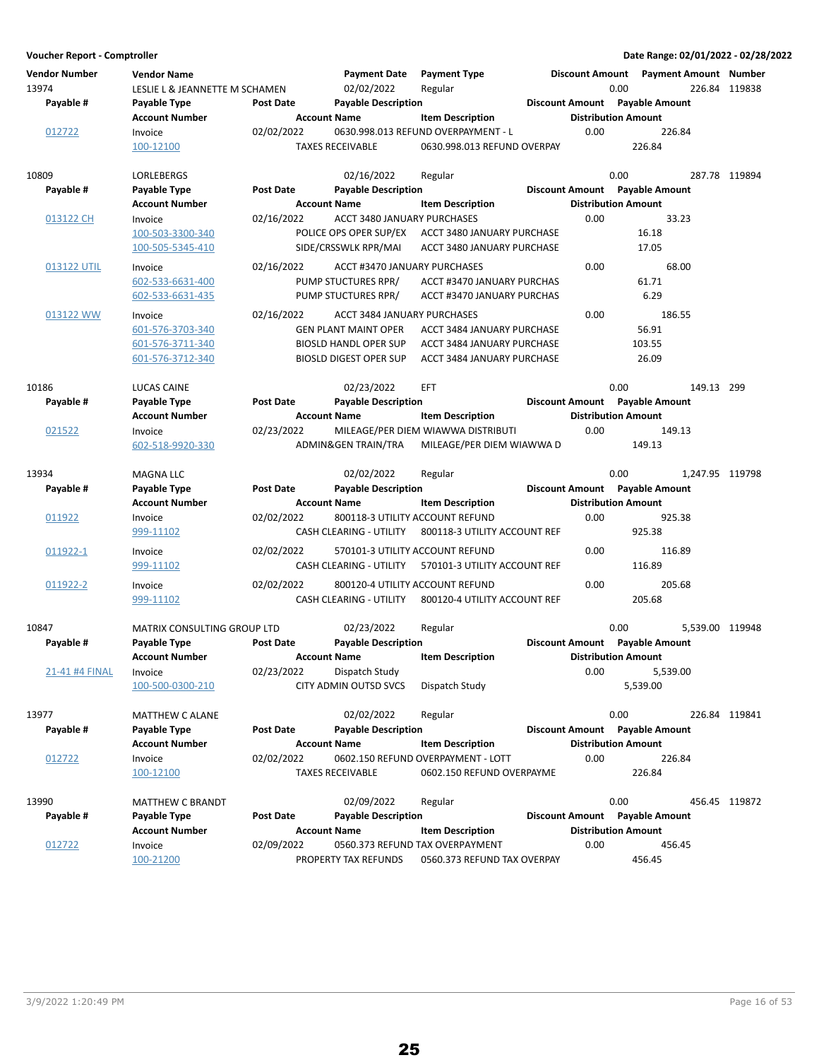**Voucher Report - Comptroller** — Date Range: 02/01/2022 - 02/28/2022

| Vendor Number | Vendor Name | Payment Date | Payment Type | Discount Amount | Payment Amount | Number |
|---|---|---|---|---|---|---|
| 13974 | LESLIE L & JEANNETTE M SCHAMEN | 02/02/2022 | Regular | 0.00 | 226.84 | 119838 |

| Payable # | Payable Type / Account Number | Post Date | Payable Description / Account Name | Item Description | Discount Amount | Payable Amount / Distribution Amount |
|---|---|---|---|---|---|---|
| 012722 | Invoice | 02/02/2022 | 0630.998.013 REFUND OVERPAYMENT - L | | 0.00 | 226.84 |
| | 100-12100 | | TAXES RECEIVABLE | 0630.998.013 REFUND OVERPAY | | 226.84 |

| Vendor Number | Vendor Name | Payment Date | Payment Type | Discount Amount | Payment Amount | Number |
|---|---|---|---|---|---|---|
| 10809 | LORLEBERGS | 02/16/2022 | Regular | 0.00 | 287.78 | 119894 |

| Payable # | Payable Type / Account Number | Post Date | Payable Description / Account Name | Item Description | Discount Amount | Payable Amount / Distribution Amount |
|---|---|---|---|---|---|---|
| 013122 CH | Invoice | 02/16/2022 | ACCT 3480 JANUARY PURCHASES | | 0.00 | 33.23 |
| | 100-503-3300-340 | | POLICE OPS OPER SUP/EX | ACCT 3480 JANUARY PURCHASE | | 16.18 |
| | 100-505-5345-410 | | SIDE/CRSSWLK RPR/MAI | ACCT 3480 JANUARY PURCHASE | | 17.05 |
| 013122 UTIL | Invoice | 02/16/2022 | ACCT #3470 JANUARY PURCHASES | | 0.00 | 68.00 |
| | 602-533-6631-400 | | PUMP STUCTURES RPR/ | ACCT #3470 JANUARY PURCHAS | | 61.71 |
| | 602-533-6631-435 | | PUMP STUCTURES RPR/ | ACCT #3470 JANUARY PURCHAS | | 6.29 |
| 013122 WW | Invoice | 02/16/2022 | ACCT 3484 JANUARY PURCHASES | | 0.00 | 186.55 |
| | 601-576-3703-340 | | GEN PLANT MAINT OPER | ACCT 3484 JANUARY PURCHASE | | 56.91 |
| | 601-576-3711-340 | | BIOSLD HANDL OPER SUP | ACCT 3484 JANUARY PURCHASE | | 103.55 |
| | 601-576-3712-340 | | BIOSLD DIGEST OPER SUP | ACCT 3484 JANUARY PURCHASE | | 26.09 |

| Vendor Number | Vendor Name | Payment Date | Payment Type | Discount Amount | Payment Amount | Number |
|---|---|---|---|---|---|---|
| 10186 | LUCAS CAINE | 02/23/2022 | EFT | 0.00 | 149.13 | 299 |

| Payable # | Payable Type / Account Number | Post Date | Payable Description / Account Name | Item Description | Discount Amount | Payable Amount / Distribution Amount |
|---|---|---|---|---|---|---|
| 021522 | Invoice | 02/23/2022 | MILEAGE/PER DIEM WIAWWA DISTRIBUTI | | 0.00 | 149.13 |
| | 602-518-9920-330 | | ADMIN&GEN TRAIN/TRA | MILEAGE/PER DIEM WIAWWA D | | 149.13 |

| Vendor Number | Vendor Name | Payment Date | Payment Type | Discount Amount | Payment Amount | Number |
|---|---|---|---|---|---|---|
| 13934 | MAGNA LLC | 02/02/2022 | Regular | 0.00 | 1,247.95 | 119798 |

| Payable # | Payable Type / Account Number | Post Date | Payable Description / Account Name | Item Description | Discount Amount | Payable Amount / Distribution Amount |
|---|---|---|---|---|---|---|
| 011922 | Invoice | 02/02/2022 | 800118-3 UTILITY ACCOUNT REFUND | | 0.00 | 925.38 |
| | 999-11102 | | CASH CLEARING - UTILITY | 800118-3 UTILITY ACCOUNT REF | | 925.38 |
| 011922-1 | Invoice | 02/02/2022 | 570101-3 UTILITY ACCOUNT REFUND | | 0.00 | 116.89 |
| | 999-11102 | | CASH CLEARING - UTILITY | 570101-3 UTILITY ACCOUNT REF | | 116.89 |
| 011922-2 | Invoice | 02/02/2022 | 800120-4 UTILITY ACCOUNT REFUND | | 0.00 | 205.68 |
| | 999-11102 | | CASH CLEARING - UTILITY | 800120-4 UTILITY ACCOUNT REF | | 205.68 |

| Vendor Number | Vendor Name | Payment Date | Payment Type | Discount Amount | Payment Amount | Number |
|---|---|---|---|---|---|---|
| 10847 | MATRIX CONSULTING GROUP LTD | 02/23/2022 | Regular | 0.00 | 5,539.00 | 119948 |

| Payable # | Payable Type / Account Number | Post Date | Payable Description / Account Name | Item Description | Discount Amount | Payable Amount / Distribution Amount |
|---|---|---|---|---|---|---|
| 21-41 #4 FINAL | Invoice | 02/23/2022 | Dispatch Study | | 0.00 | 5,539.00 |
| | 100-500-0300-210 | | CITY ADMIN OUTSD SVCS | Dispatch Study | | 5,539.00 |

| Vendor Number | Vendor Name | Payment Date | Payment Type | Discount Amount | Payment Amount | Number |
|---|---|---|---|---|---|---|
| 13977 | MATTHEW C ALANE | 02/02/2022 | Regular | 0.00 | 226.84 | 119841 |

| Payable # | Payable Type / Account Number | Post Date | Payable Description / Account Name | Item Description | Discount Amount | Payable Amount / Distribution Amount |
|---|---|---|---|---|---|---|
| 012722 | Invoice | 02/02/2022 | 0602.150 REFUND OVERPAYMENT - LOTT | | 0.00 | 226.84 |
| | 100-12100 | | TAXES RECEIVABLE | 0602.150 REFUND OVERPAYME | | 226.84 |

| Vendor Number | Vendor Name | Payment Date | Payment Type | Discount Amount | Payment Amount | Number |
|---|---|---|---|---|---|---|
| 13990 | MATTHEW C BRANDT | 02/09/2022 | Regular | 0.00 | 456.45 | 119872 |

| Payable # | Payable Type / Account Number | Post Date | Payable Description / Account Name | Item Description | Discount Amount | Payable Amount / Distribution Amount |
|---|---|---|---|---|---|---|
| 012722 | Invoice | 02/09/2022 | 0560.373 REFUND TAX OVERPAYMENT | | 0.00 | 456.45 |
| | 100-21200 | | PROPERTY TAX REFUNDS | 0560.373 REFUND TAX OVERPAY | | 456.45 |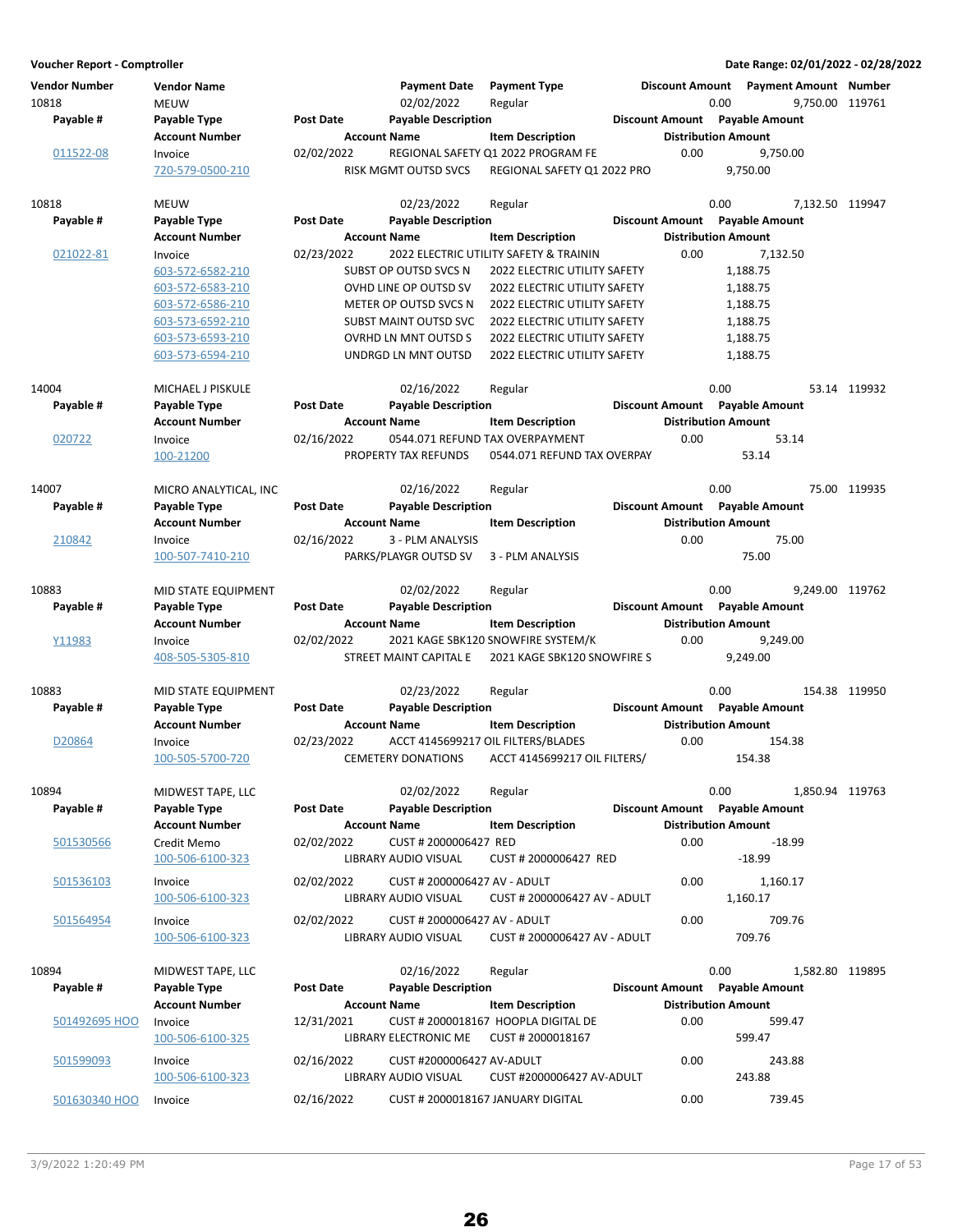**Voucher Report - Comptroller** | **Date Range: 02/01/2022 - 02/28/2022**

| Vendor Number | Vendor Name | | Payment Date | Payment Type | Discount Amount | Payment Amount | Number |
|---|---|---|---|---|---|---|---|
| **Payable #** | **Payable Type** | **Post Date** | **Payable Description** | | **Discount Amount** | **Payable Amount** | |
| | **Account Number** | | **Account Name** | **Item Description** | **Distribution Amount** | | |
| 10818 | MEUW | | 02/02/2022 | Regular | 0.00 | 9,750.00 | 119761 |
| 011522-08 | Invoice | 02/02/2022 | REGIONAL SAFETY Q1 2022 PROGRAM FE | | 0.00 | 9,750.00 | |
| | 720-579-0500-210 | | RISK MGMT OUTSD SVCS | REGIONAL SAFETY Q1 2022 PRO | 9,750.00 | | |
| 10818 | MEUW | | 02/23/2022 | Regular | 0.00 | 7,132.50 | 119947 |
| 021022-81 | Invoice | 02/23/2022 | 2022 ELECTRIC UTILITY SAFETY & TRAININ | | 0.00 | 7,132.50 | |
| | 603-572-6582-210 | | SUBST OP OUTSD SVCS N | 2022 ELECTRIC UTILITY SAFETY | 1,188.75 | | |
| | 603-572-6583-210 | | OVHD LINE OP OUTSD SV | 2022 ELECTRIC UTILITY SAFETY | 1,188.75 | | |
| | 603-572-6586-210 | | METER OP OUTSD SVCS N | 2022 ELECTRIC UTILITY SAFETY | 1,188.75 | | |
| | 603-573-6592-210 | | SUBST MAINT OUTSD SVC | 2022 ELECTRIC UTILITY SAFETY | 1,188.75 | | |
| | 603-573-6593-210 | | OVRHD LN MNT OUTSD S | 2022 ELECTRIC UTILITY SAFETY | 1,188.75 | | |
| | 603-573-6594-210 | | UNDRGD LN MNT OUTSD | 2022 ELECTRIC UTILITY SAFETY | 1,188.75 | | |
| 14004 | MICHAEL J PISKULE | | 02/16/2022 | Regular | 0.00 | 53.14 | 119932 |
| 020722 | Invoice | 02/16/2022 | 0544.071 REFUND TAX OVERPAYMENT | | 0.00 | 53.14 | |
| | 100-21200 | | PROPERTY TAX REFUNDS | 0544.071 REFUND TAX OVERPAY | 53.14 | | |
| 14007 | MICRO ANALYTICAL, INC | | 02/16/2022 | Regular | 0.00 | 75.00 | 119935 |
| 210842 | Invoice | 02/16/2022 | 3 - PLM ANALYSIS | | 0.00 | 75.00 | |
| | 100-507-7410-210 | | PARKS/PLAYGR OUTSD SV | 3 - PLM ANALYSIS | 75.00 | | |
| 10883 | MID STATE EQUIPMENT | | 02/02/2022 | Regular | 0.00 | 9,249.00 | 119762 |
| Y11983 | Invoice | 02/02/2022 | 2021 KAGE SBK120 SNOWFIRE SYSTEM/K | | 0.00 | 9,249.00 | |
| | 408-505-5305-810 | | STREET MAINT CAPITAL E | 2021 KAGE SBK120 SNOWFIRE S | 9,249.00 | | |
| 10883 | MID STATE EQUIPMENT | | 02/23/2022 | Regular | 0.00 | 154.38 | 119950 |
| D20864 | Invoice | 02/23/2022 | ACCT 4145699217 OIL FILTERS/BLADES | | 0.00 | 154.38 | |
| | 100-505-5700-720 | | CEMETERY DONATIONS | ACCT 4145699217 OIL FILTERS/ | 154.38 | | |
| 10894 | MIDWEST TAPE, LLC | | 02/02/2022 | Regular | 0.00 | 1,850.94 | 119763 |
| 501530566 | Credit Memo | 02/02/2022 | CUST # 2000006427 RED | | 0.00 | -18.99 | |
| | 100-506-6100-323 | | LIBRARY AUDIO VISUAL | CUST # 2000006427 RED | -18.99 | | |
| 501536103 | Invoice | 02/02/2022 | CUST # 2000006427 AV - ADULT | | 0.00 | 1,160.17 | |
| | 100-506-6100-323 | | LIBRARY AUDIO VISUAL | CUST # 2000006427 AV - ADULT | 1,160.17 | | |
| 501564954 | Invoice | 02/02/2022 | CUST # 2000006427 AV - ADULT | | 0.00 | 709.76 | |
| | 100-506-6100-323 | | LIBRARY AUDIO VISUAL | CUST # 2000006427 AV - ADULT | 709.76 | | |
| 10894 | MIDWEST TAPE, LLC | | 02/16/2022 | Regular | 0.00 | 1,582.80 | 119895 |
| 501492695 HOO | Invoice | 12/31/2021 | CUST # 2000018167 HOOPLA DIGITAL DE | | 0.00 | 599.47 | |
| | 100-506-6100-325 | | LIBRARY ELECTRONIC ME | CUST # 2000018167 | 599.47 | | |
| 501599093 | Invoice | 02/16/2022 | CUST #2000006427 AV-ADULT | | 0.00 | 243.88 | |
| | 100-506-6100-323 | | LIBRARY AUDIO VISUAL | CUST #2000006427 AV-ADULT | 243.88 | | |
| 501630340 HOO | Invoice | 02/16/2022 | CUST # 2000018167 JANUARY DIGITAL | | 0.00 | 739.45 | |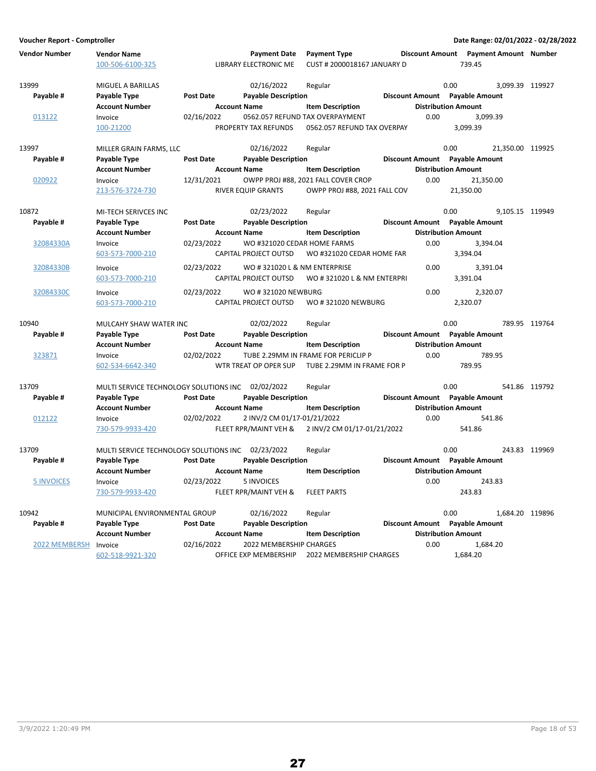**Voucher Report - Comptroller** — Date Range: 02/01/2022 - 02/28/2022

| Vendor Number | Vendor Name | | Payment Date | Payment Type | Discount Amount | Payment Amount | Number |
|---|---|---|---|---|---|---|---|
| | 100-506-6100-325 | | LIBRARY ELECTRONIC ME | CUST # 2000018167 JANUARY D | | 739.45 | |

| Vendor Number | Vendor Name | | Payment Date | Payment Type | Discount Amount | Payment Amount | Number |
|---|---|---|---|---|---|---|---|
| 13999 | MIGUEL A BARILLAS | | 02/16/2022 | Regular | 0.00 | 3,099.39 | 119927 |
| **Payable #** | **Payable Type** | **Post Date** | **Payable Description** | | **Discount Amount** | **Payable Amount** | |
| | **Account Number** | | **Account Name** | **Item Description** | **Distribution Amount** | | |
| 013122 | Invoice | 02/16/2022 | 0562.057 REFUND TAX OVERPAYMENT | | 0.00 | 3,099.39 | |
| | 100-21200 | | PROPERTY TAX REFUNDS | 0562.057 REFUND TAX OVERPAY | 3,099.39 | | |
| 13997 | MILLER GRAIN FARMS, LLC | | 02/16/2022 | Regular | 0.00 | 21,350.00 | 119925 |
| **Payable #** | **Payable Type** | **Post Date** | **Payable Description** | | **Discount Amount** | **Payable Amount** | |
| | **Account Number** | | **Account Name** | **Item Description** | **Distribution Amount** | | |
| 020922 | Invoice | 12/31/2021 | OWPP PROJ #88, 2021 FALL COVER CROP | | 0.00 | 21,350.00 | |
| | 213-576-3724-730 | | RIVER EQUIP GRANTS | OWPP PROJ #88, 2021 FALL COV | 21,350.00 | | |
| 10872 | MI-TECH SERIVCES INC | | 02/23/2022 | Regular | 0.00 | 9,105.15 | 119949 |
| **Payable #** | **Payable Type** | **Post Date** | **Payable Description** | | **Discount Amount** | **Payable Amount** | |
| | **Account Number** | | **Account Name** | **Item Description** | **Distribution Amount** | | |
| 32084330A | Invoice | 02/23/2022 | WO #321020 CEDAR HOME FARMS | | 0.00 | 3,394.04 | |
| | 603-573-7000-210 | | CAPITAL PROJECT OUTSD | WO #321020 CEDAR HOME FAR | 3,394.04 | | |
| 32084330B | Invoice | 02/23/2022 | WO # 321020 L & NM ENTERPRISE | | 0.00 | 3,391.04 | |
| | 603-573-7000-210 | | CAPITAL PROJECT OUTSD | WO # 321020 L & NM ENTERPRI | 3,391.04 | | |
| 32084330C | Invoice | 02/23/2022 | WO # 321020 NEWBURG | | 0.00 | 2,320.07 | |
| | 603-573-7000-210 | | CAPITAL PROJECT OUTSD | WO # 321020 NEWBURG | 2,320.07 | | |
| 10940 | MULCAHY SHAW WATER INC | | 02/02/2022 | Regular | 0.00 | 789.95 | 119764 |
| **Payable #** | **Payable Type** | **Post Date** | **Payable Description** | | **Discount Amount** | **Payable Amount** | |
| | **Account Number** | | **Account Name** | **Item Description** | **Distribution Amount** | | |
| 323871 | Invoice | 02/02/2022 | TUBE 2.29MM IN FRAME FOR PERICLIP P | | 0.00 | 789.95 | |
| | 602-534-6642-340 | | WTR TREAT OP OPER SUP | TUBE 2.29MM IN FRAME FOR P | 789.95 | | |
| 13709 | MULTI SERVICE TECHNOLOGY SOLUTIONS INC | | 02/02/2022 | Regular | 0.00 | 541.86 | 119792 |
| **Payable #** | **Payable Type** | **Post Date** | **Payable Description** | | **Discount Amount** | **Payable Amount** | |
| | **Account Number** | | **Account Name** | **Item Description** | **Distribution Amount** | | |
| 012122 | Invoice | 02/02/2022 | 2 INV/2 CM 01/17-01/21/2022 | | 0.00 | 541.86 | |
| | 730-579-9933-420 | | FLEET RPR/MAINT VEH & | 2 INV/2 CM 01/17-01/21/2022 | 541.86 | | |
| 13709 | MULTI SERVICE TECHNOLOGY SOLUTIONS INC | | 02/23/2022 | Regular | 0.00 | 243.83 | 119969 |
| **Payable #** | **Payable Type** | **Post Date** | **Payable Description** | | **Discount Amount** | **Payable Amount** | |
| | **Account Number** | | **Account Name** | **Item Description** | **Distribution Amount** | | |
| 5 INVOICES | Invoice | 02/23/2022 | 5 INVOICES | | 0.00 | 243.83 | |
| | 730-579-9933-420 | | FLEET RPR/MAINT VEH & | FLEET PARTS | 243.83 | | |
| 10942 | MUNICIPAL ENVIRONMENTAL GROUP | | 02/16/2022 | Regular | 0.00 | 1,684.20 | 119896 |
| **Payable #** | **Payable Type** | **Post Date** | **Payable Description** | | **Discount Amount** | **Payable Amount** | |
| | **Account Number** | | **Account Name** | **Item Description** | **Distribution Amount** | | |
| 2022 MEMBERSH | Invoice | 02/16/2022 | 2022 MEMBERSHIP CHARGES | | 0.00 | 1,684.20 | |
| | 602-518-9921-320 | | OFFICE EXP MEMBERSHIP | 2022 MEMBERSHIP CHARGES | 1,684.20 | | |

3/9/2022 1:20:49 PM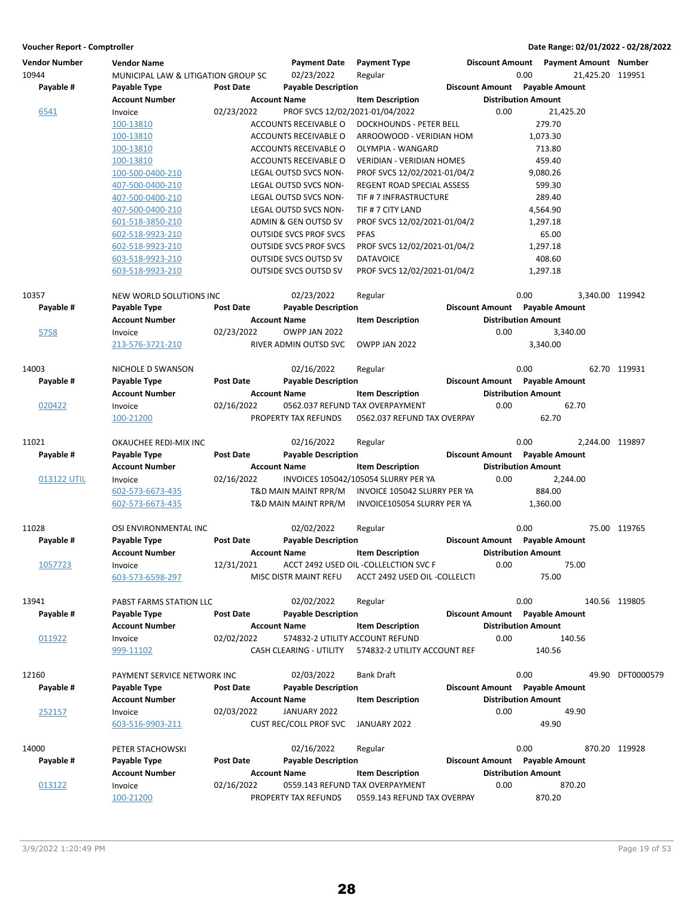**Voucher Report - Comptroller** | **Date Range: 02/01/2022 - 02/28/2022**

| Vendor Number | Vendor Name | Post Date | Payment Date | Payment Type | Discount Amount | Payment Amount | Number |
|---|---|---|---|---|---|---|---|
| **Payable #** | **Payable Type** | **Post Date** | **Payable Description** | | **Discount Amount** | **Payable Amount** | |
| | **Account Number** | | **Account Name** | **Item Description** | **Distribution Amount** | | |
| 10944 | MUNICIPAL LAW & LITIGATION GROUP SC | | 02/23/2022 | Regular | 0.00 | 21,425.20 | 119951 |
| 6541 | Invoice | 02/23/2022 | PROF SVCS 12/02/2021-01/04/2022 | | 0.00 | 21,425.20 | |
| | 100-13810 | | ACCOUNTS RECEIVABLE O | DOCKHOUNDS - PETER BELL | 279.70 | | |
| | 100-13810 | | ACCOUNTS RECEIVABLE O | ARROOWOOD - VERIDIAN HOM | 1,073.30 | | |
| | 100-13810 | | ACCOUNTS RECEIVABLE O | OLYMPIA - WANGARD | 713.80 | | |
| | 100-13810 | | ACCOUNTS RECEIVABLE O | VERIDIAN - VERIDIAN HOMES | 459.40 | | |
| | 100-500-0400-210 | | LEGAL OUTSD SVCS NON- | PROF SVCS 12/02/2021-01/04/2 | 9,080.26 | | |
| | 407-500-0400-210 | | LEGAL OUTSD SVCS NON- | REGENT ROAD SPECIAL ASSESS | 599.30 | | |
| | 407-500-0400-210 | | LEGAL OUTSD SVCS NON- | TIF # 7 INFRASTRUCTURE | 289.40 | | |
| | 407-500-0400-210 | | LEGAL OUTSD SVCS NON- | TIF # 7 CITY LAND | 4,564.90 | | |
| | 601-518-3850-210 | | ADMIN & GEN OUTSD SV | PROF SVCS 12/02/2021-01/04/2 | 1,297.18 | | |
| | 602-518-9923-210 | | OUTSIDE SVCS PROF SVCS | PFAS | 65.00 | | |
| | 602-518-9923-210 | | OUTSIDE SVCS PROF SVCS | PROF SVCS 12/02/2021-01/04/2 | 1,297.18 | | |
| | 603-518-9923-210 | | OUTSIDE SVCS OUTSD SV | DATAVOICE | 408.60 | | |
| | 603-518-9923-210 | | OUTSIDE SVCS OUTSD SV | PROF SVCS 12/02/2021-01/04/2 | 1,297.18 | | |
| 10357 | NEW WORLD SOLUTIONS INC | | 02/23/2022 | Regular | 0.00 | 3,340.00 | 119942 |
| 5758 | Invoice | 02/23/2022 | OWPP JAN 2022 | | 0.00 | 3,340.00 | |
| | 213-576-3721-210 | | RIVER ADMIN OUTSD SVC | OWPP JAN 2022 | 3,340.00 | | |
| 14003 | NICHOLE D SWANSON | | 02/16/2022 | Regular | 0.00 | 62.70 | 119931 |
| 020422 | Invoice | 02/16/2022 | 0562.037 REFUND TAX OVERPAYMENT | | 0.00 | 62.70 | |
| | 100-21200 | | PROPERTY TAX REFUNDS | 0562.037 REFUND TAX OVERPAY | 62.70 | | |
| 11021 | OKAUCHEE REDI-MIX INC | | 02/16/2022 | Regular | 0.00 | 2,244.00 | 119897 |
| 013122 UTIL | Invoice | 02/16/2022 | INVOICES 105042/105054 SLURRY PER YA | | 0.00 | 2,244.00 | |
| | 602-573-6673-435 | | T&D MAIN MAINT RPR/M | INVOICE 105042 SLURRY PER YA | 884.00 | | |
| | 602-573-6673-435 | | T&D MAIN MAINT RPR/M | INVOICE105054 SLURRY PER YA | 1,360.00 | | |
| 11028 | OSI ENVIRONMENTAL INC | | 02/02/2022 | Regular | 0.00 | 75.00 | 119765 |
| 1057723 | Invoice | 12/31/2021 | ACCT 2492 USED OIL -COLLELCTION SVC F | | 0.00 | 75.00 | |
| | 603-573-6598-297 | | MISC DISTR MAINT REFU | ACCT 2492 USED OIL -COLLELCTI | 75.00 | | |
| 13941 | PABST FARMS STATION LLC | | 02/02/2022 | Regular | 0.00 | 140.56 | 119805 |
| 011922 | Invoice | 02/02/2022 | 574832-2 UTILITY ACCOUNT REFUND | | 0.00 | 140.56 | |
| | 999-11102 | | CASH CLEARING - UTILITY | 574832-2 UTILITY ACCOUNT REF | 140.56 | | |
| 12160 | PAYMENT SERVICE NETWORK INC | | 02/03/2022 | Bank Draft | 0.00 | 49.90 | DFT0000579 |
| 252157 | Invoice | 02/03/2022 | JANUARY 2022 | | 0.00 | 49.90 | |
| | 603-516-9903-211 | | CUST REC/COLL PROF SVC | JANUARY 2022 | 49.90 | | |
| 14000 | PETER STACHOWSKI | | 02/16/2022 | Regular | 0.00 | 870.20 | 119928 |
| 013122 | Invoice | 02/16/2022 | 0559.143 REFUND TAX OVERPAYMENT | | 0.00 | 870.20 | |
| | 100-21200 | | PROPERTY TAX REFUNDS | 0559.143 REFUND TAX OVERPAY | 870.20 | | |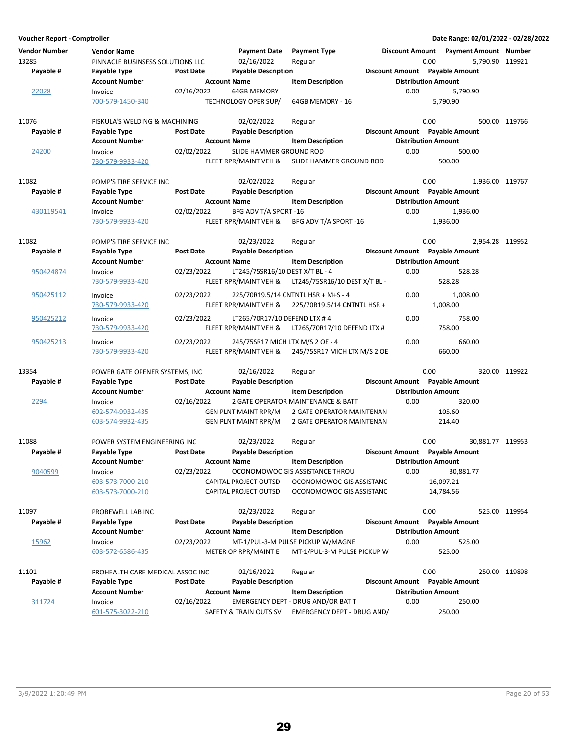**Voucher Report - Comptroller** | **Date Range: 02/01/2022 - 02/28/2022**

| Vendor Number | Vendor Name | | Payment Date | Payment Type | Discount Amount | Payment Amount | Number |
|---|---|---|---|---|---|---|---|
| Payable # | Payable Type | Post Date | Payable Description | | Discount Amount | Payable Amount | |
| | Account Number | | Account Name | Item Description | Distribution Amount | | |
| 13285 | PINNACLE BUSINESSS SOLUTIONS LLC | | 02/16/2022 | Regular | 0.00 | 5,790.90 | 119921 |
| 22028 | Invoice | 02/16/2022 | 64GB MEMORY | | 0.00 | 5,790.90 | |
| | 700-579-1450-340 | | TECHNOLOGY OPER SUP/ | 64GB MEMORY - 16 | 5,790.90 | | |
| 11076 | PISKULA'S WELDING & MACHINING | | 02/02/2022 | Regular | 0.00 | 500.00 | 119766 |
| 24200 | Invoice | 02/02/2022 | SLIDE HAMMER GROUND ROD | | 0.00 | 500.00 | |
| | 730-579-9933-420 | | FLEET RPR/MAINT VEH & | SLIDE HAMMER GROUND ROD | 500.00 | | |
| 11082 | POMP'S TIRE SERVICE INC | | 02/02/2022 | Regular | 0.00 | 1,936.00 | 119767 |
| 430119541 | Invoice | 02/02/2022 | BFG ADV T/A SPORT -16 | | 0.00 | 1,936.00 | |
| | 730-579-9933-420 | | FLEET RPR/MAINT VEH & | BFG ADV T/A SPORT -16 | 1,936.00 | | |
| 11082 | POMP'S TIRE SERVICE INC | | 02/23/2022 | Regular | 0.00 | 2,954.28 | 119952 |
| 950424874 | Invoice | 02/23/2022 | LT245/75SR16/10 DEST X/T BL - 4 | | 0.00 | 528.28 | |
| | 730-579-9933-420 | | FLEET RPR/MAINT VEH & | LT245/75SR16/10 DEST X/T BL - | 528.28 | | |
| 950425112 | Invoice | 02/23/2022 | 225/70R19.5/14 CNTNTL HSR + M+S - 4 | | 0.00 | 1,008.00 | |
| | 730-579-9933-420 | | FLEET RPR/MAINT VEH & | 225/70R19.5/14 CNTNTL HSR + | 1,008.00 | | |
| 950425212 | Invoice | 02/23/2022 | LT265/70R17/10 DEFEND LTX # 4 | | 0.00 | 758.00 | |
| | 730-579-9933-420 | | FLEET RPR/MAINT VEH & | LT265/70R17/10 DEFEND LTX # | 758.00 | | |
| 950425213 | Invoice | 02/23/2022 | 245/75SR17 MICH LTX M/S 2 OE - 4 | | 0.00 | 660.00 | |
| | 730-579-9933-420 | | FLEET RPR/MAINT VEH & | 245/75SR17 MICH LTX M/S 2 OE | 660.00 | | |
| 13354 | POWER GATE OPENER SYSTEMS, INC | | 02/16/2022 | Regular | 0.00 | 320.00 | 119922 |
| 2294 | Invoice | 02/16/2022 | 2 GATE OPERATOR MAINTENANCE & BATT | | 0.00 | 320.00 | |
| | 602-574-9932-435 | | GEN PLNT MAINT RPR/M | 2 GATE OPERATOR MAINTENAN | 105.60 | | |
| | 603-574-9932-435 | | GEN PLNT MAINT RPR/M | 2 GATE OPERATOR MAINTENAN | 214.40 | | |
| 11088 | POWER SYSTEM ENGINEERING INC | | 02/23/2022 | Regular | 0.00 | 30,881.77 | 119953 |
| 9040599 | Invoice | 02/23/2022 | OCONOMOWOC GIS ASSISTANCE THROU | | 0.00 | 30,881.77 | |
| | 603-573-7000-210 | | CAPITAL PROJECT OUTSD | OCONOMOWOC GIS ASSISTANC | 16,097.21 | | |
| | 603-573-7000-210 | | CAPITAL PROJECT OUTSD | OCONOMOWOC GIS ASSISTANC | 14,784.56 | | |
| 11097 | PROBEWELL LAB INC | | 02/23/2022 | Regular | 0.00 | 525.00 | 119954 |
| 15962 | Invoice | 02/23/2022 | MT-1/PUL-3-M PULSE PICKUP W/MAGNE | | 0.00 | 525.00 | |
| | 603-572-6586-435 | | METER OP RPR/MAINT E | MT-1/PUL-3-M PULSE PICKUP W | 525.00 | | |
| 11101 | PROHEALTH CARE MEDICAL ASSOC INC | | 02/16/2022 | Regular | 0.00 | 250.00 | 119898 |
| 311724 | Invoice | 02/16/2022 | EMERGENCY DEPT - DRUG AND/OR BAT T | | 0.00 | 250.00 | |
| | 601-575-3022-210 | | SAFETY & TRAIN OUTS SV | EMERGENCY DEPT - DRUG AND/ | 250.00 | | |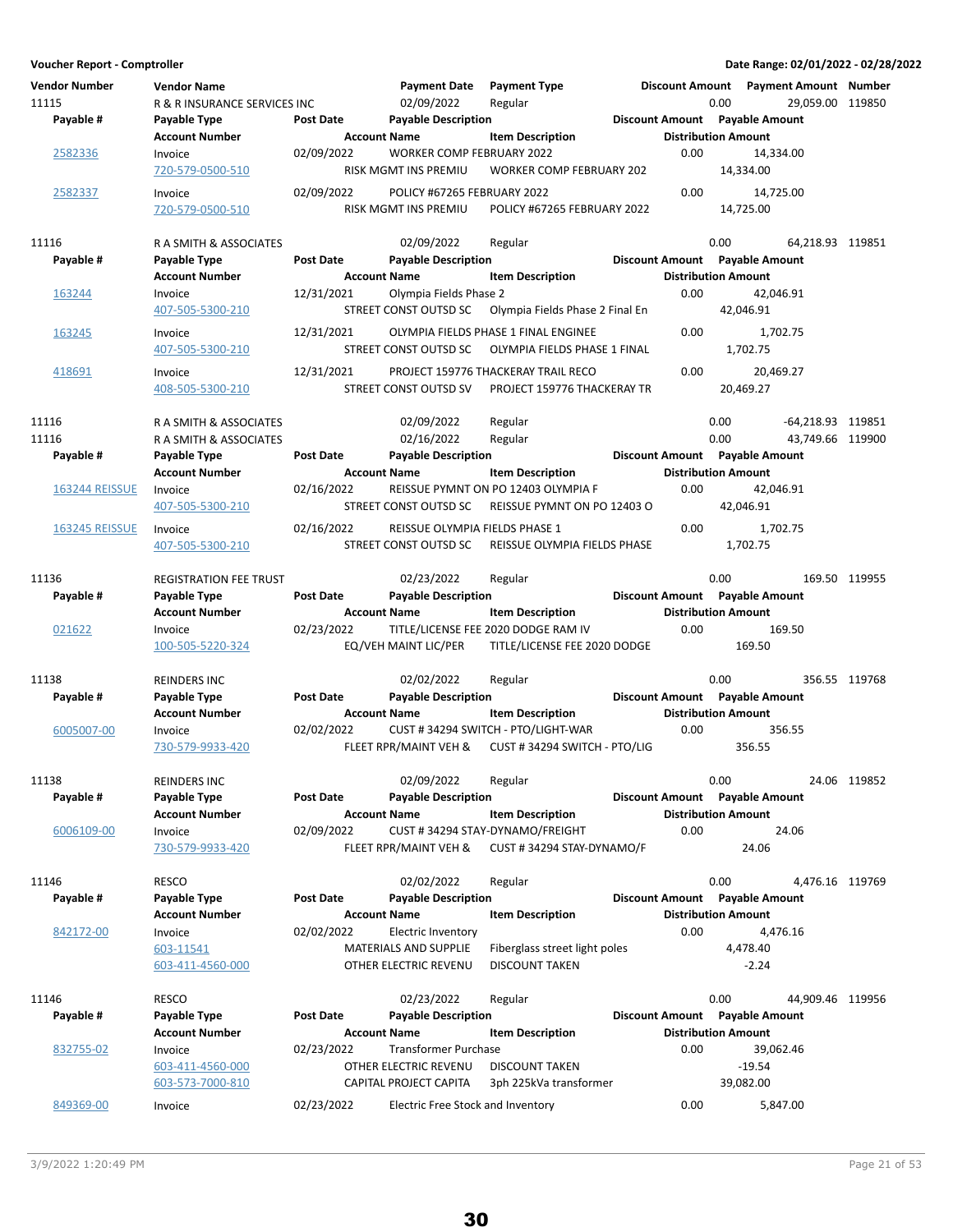**Voucher Report - Comptroller** | **Date Range: 02/01/2022 - 02/28/2022**

| Vendor Number | Vendor Name | | Payment Date | Payment Type | Discount Amount | Payment Amount | Number |
|---|---|---|---|---|---|---|---|
| **Payable #** | **Payable Type** | **Post Date** | **Payable Description** | | **Discount Amount** | **Payable Amount** | |
| | **Account Number** | | **Account Name** | **Item Description** | **Distribution Amount** | | |
| 11115 | R & R INSURANCE SERVICES INC | | 02/09/2022 | Regular | 0.00 | 29,059.00 | 119850 |
| 2582336 | Invoice | 02/09/2022 | WORKER COMP FEBRUARY 2022 | | 0.00 | 14,334.00 | |
| | 720-579-0500-510 | | RISK MGMT INS PREMIU | WORKER COMP FEBRUARY 202 | 14,334.00 | | |
| 2582337 | Invoice | 02/09/2022 | POLICY #67265 FEBRUARY 2022 | | 0.00 | 14,725.00 | |
| | 720-579-0500-510 | | RISK MGMT INS PREMIU | POLICY #67265 FEBRUARY 2022 | 14,725.00 | | |
| 11116 | R A SMITH & ASSOCIATES | | 02/09/2022 | Regular | 0.00 | 64,218.93 | 119851 |
| 163244 | Invoice | 12/31/2021 | Olympia Fields Phase 2 | | 0.00 | 42,046.91 | |
| | 407-505-5300-210 | | STREET CONST OUTSD SC | Olympia Fields Phase 2 Final En | 42,046.91 | | |
| 163245 | Invoice | 12/31/2021 | OLYMPIA FIELDS PHASE 1 FINAL ENGINEE | | 0.00 | 1,702.75 | |
| | 407-505-5300-210 | | STREET CONST OUTSD SC | OLYMPIA FIELDS PHASE 1 FINAL | 1,702.75 | | |
| 418691 | Invoice | 12/31/2021 | PROJECT 159776 THACKERAY TRAIL RECO | | 0.00 | 20,469.27 | |
| | 408-505-5300-210 | | STREET CONST OUTSD SV | PROJECT 159776 THACKERAY TR | 20,469.27 | | |
| 11116 | R A SMITH & ASSOCIATES | | 02/09/2022 | Regular | 0.00 | -64,218.93 | 119851 |
| 11116 | R A SMITH & ASSOCIATES | | 02/16/2022 | Regular | 0.00 | 43,749.66 | 119900 |
| 163244 REISSUE | Invoice | 02/16/2022 | REISSUE PYMNT ON PO 12403 OLYMPIA F | | 0.00 | 42,046.91 | |
| | 407-505-5300-210 | | STREET CONST OUTSD SC | REISSUE PYMNT ON PO 12403 O | 42,046.91 | | |
| 163245 REISSUE | Invoice | 02/16/2022 | REISSUE OLYMPIA FIELDS PHASE 1 | | 0.00 | 1,702.75 | |
| | 407-505-5300-210 | | STREET CONST OUTSD SC | REISSUE OLYMPIA FIELDS PHASE | 1,702.75 | | |
| 11136 | REGISTRATION FEE TRUST | | 02/23/2022 | Regular | 0.00 | 169.50 | 119955 |
| 021622 | Invoice | 02/23/2022 | TITLE/LICENSE FEE 2020 DODGE RAM IV | | 0.00 | 169.50 | |
| | 100-505-5220-324 | | EQ/VEH MAINT LIC/PER | TITLE/LICENSE FEE 2020 DODGE | 169.50 | | |
| 11138 | REINDERS INC | | 02/02/2022 | Regular | 0.00 | 356.55 | 119768 |
| 6005007-00 | Invoice | 02/02/2022 | CUST # 34294 SWITCH - PTO/LIGHT-WAR | | 0.00 | 356.55 | |
| | 730-579-9933-420 | | FLEET RPR/MAINT VEH & | CUST # 34294 SWITCH - PTO/LIG | 356.55 | | |
| 11138 | REINDERS INC | | 02/09/2022 | Regular | 0.00 | 24.06 | 119852 |
| 6006109-00 | Invoice | 02/09/2022 | CUST # 34294 STAY-DYNAMO/FREIGHT | | 0.00 | 24.06 | |
| | 730-579-9933-420 | | FLEET RPR/MAINT VEH & | CUST # 34294 STAY-DYNAMO/F | 24.06 | | |
| 11146 | RESCO | | 02/02/2022 | Regular | 0.00 | 4,476.16 | 119769 |
| 842172-00 | Invoice | 02/02/2022 | Electric Inventory | | 0.00 | 4,476.16 | |
| | 603-11541 | | MATERIALS AND SUPPLIE | Fiberglass street light poles | 4,478.40 | | |
| | 603-411-4560-000 | | OTHER ELECTRIC REVENU | DISCOUNT TAKEN | -2.24 | | |
| 11146 | RESCO | | 02/23/2022 | Regular | 0.00 | 44,909.46 | 119956 |
| 832755-02 | Invoice | 02/23/2022 | Transformer Purchase | | 0.00 | 39,062.46 | |
| | 603-411-4560-000 | | OTHER ELECTRIC REVENU | DISCOUNT TAKEN | -19.54 | | |
| | 603-573-7000-810 | | CAPITAL PROJECT CAPITA | 3ph 225kVa transformer | 39,082.00 | | |
| 849369-00 | Invoice | 02/23/2022 | Electric Free Stock and Inventory | | 0.00 | 5,847.00 | |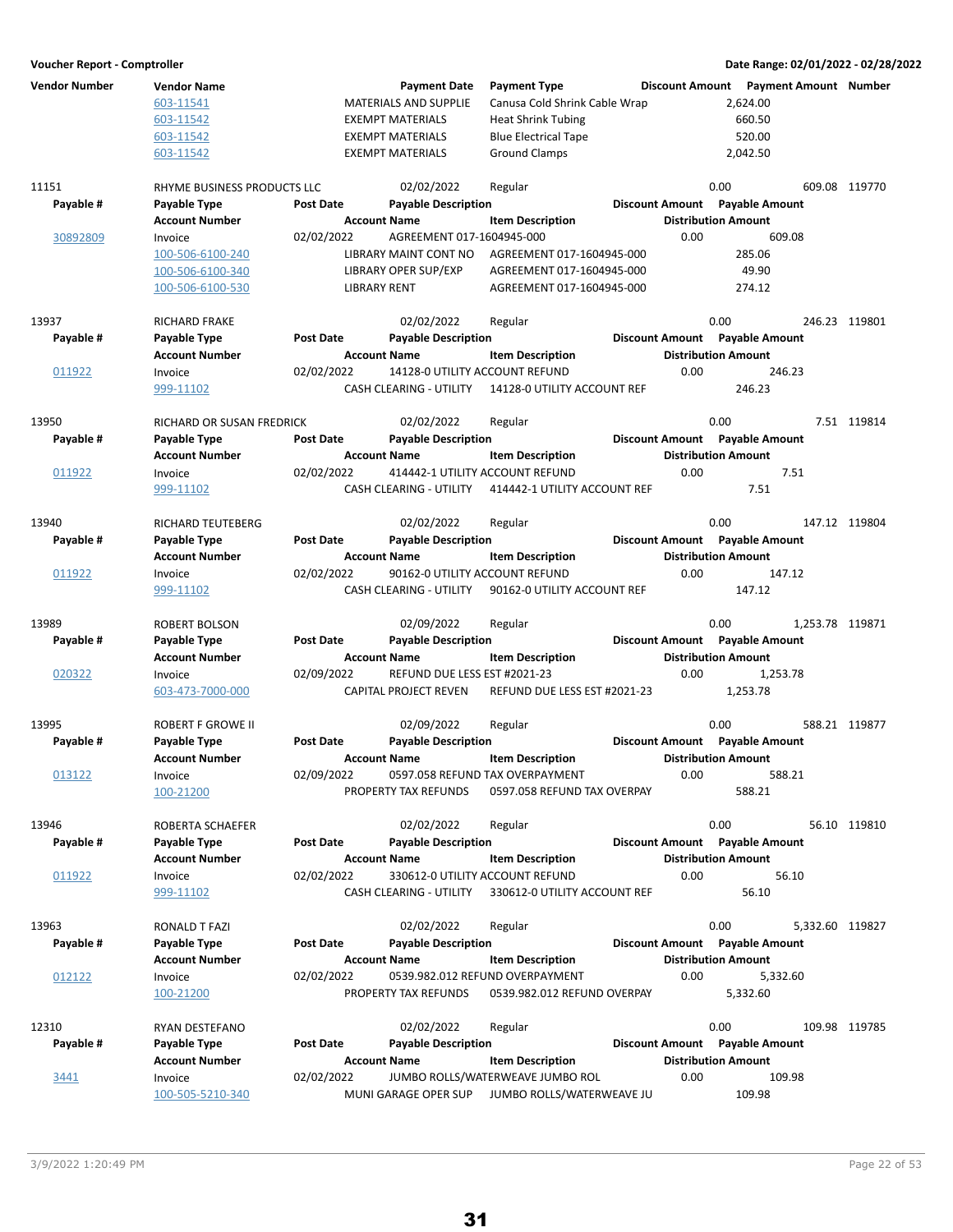**Voucher Report - Comptroller** — Date Range: 02/01/2022 - 02/28/2022

| Vendor Number | Vendor Name | | Payment Date | Payment Type | Discount Amount | Payment Amount | Number |
|---|---|---|---|---|---|---|---|
| | 603-11541 | | MATERIALS AND SUPPLIE | Canusa Cold Shrink Cable Wrap | 2,624.00 | | |
| | 603-11542 | | EXEMPT MATERIALS | Heat Shrink Tubing | 660.50 | | |
| | 603-11542 | | EXEMPT MATERIALS | Blue Electrical Tape | 520.00 | | |
| | 603-11542 | | EXEMPT MATERIALS | Ground Clamps | 2,042.50 | | |
| 11151 | RHYME BUSINESS PRODUCTS LLC | | 02/02/2022 | Regular | 0.00 | 609.08 | 119770 |
| **Payable #** | **Payable Type** | **Post Date** | **Payable Description** | | **Discount Amount** | **Payable Amount** | |
| | **Account Number** | | **Account Name** | **Item Description** | **Distribution Amount** | | |
| 30892809 | Invoice | 02/02/2022 | AGREEMENT 017-1604945-000 | | 0.00 | 609.08 | |
| | 100-506-6100-240 | | LIBRARY MAINT CONT NO | AGREEMENT 017-1604945-000 | 285.06 | | |
| | 100-506-6100-340 | | LIBRARY OPER SUP/EXP | AGREEMENT 017-1604945-000 | 49.90 | | |
| | 100-506-6100-530 | | LIBRARY RENT | AGREEMENT 017-1604945-000 | 274.12 | | |
| 13937 | RICHARD FRAKE | | 02/02/2022 | Regular | 0.00 | 246.23 | 119801 |
| **Payable #** | **Payable Type** | **Post Date** | **Payable Description** | | **Discount Amount** | **Payable Amount** | |
| | **Account Number** | | **Account Name** | **Item Description** | **Distribution Amount** | | |
| 011922 | Invoice | 02/02/2022 | 14128-0 UTILITY ACCOUNT REFUND | | 0.00 | 246.23 | |
| | 999-11102 | | CASH CLEARING - UTILITY | 14128-0 UTILITY ACCOUNT REF | 246.23 | | |
| 13950 | RICHARD OR SUSAN FREDRICK | | 02/02/2022 | Regular | 0.00 | 7.51 | 119814 |
| **Payable #** | **Payable Type** | **Post Date** | **Payable Description** | | **Discount Amount** | **Payable Amount** | |
| | **Account Number** | | **Account Name** | **Item Description** | **Distribution Amount** | | |
| 011922 | Invoice | 02/02/2022 | 414442-1 UTILITY ACCOUNT REFUND | | 0.00 | 7.51 | |
| | 999-11102 | | CASH CLEARING - UTILITY | 414442-1 UTILITY ACCOUNT REF | 7.51 | | |
| 13940 | RICHARD TEUTEBERG | | 02/02/2022 | Regular | 0.00 | 147.12 | 119804 |
| **Payable #** | **Payable Type** | **Post Date** | **Payable Description** | | **Discount Amount** | **Payable Amount** | |
| | **Account Number** | | **Account Name** | **Item Description** | **Distribution Amount** | | |
| 011922 | Invoice | 02/02/2022 | 90162-0 UTILITY ACCOUNT REFUND | | 0.00 | 147.12 | |
| | 999-11102 | | CASH CLEARING - UTILITY | 90162-0 UTILITY ACCOUNT REF | 147.12 | | |
| 13989 | ROBERT BOLSON | | 02/09/2022 | Regular | 0.00 | 1,253.78 | 119871 |
| **Payable #** | **Payable Type** | **Post Date** | **Payable Description** | | **Discount Amount** | **Payable Amount** | |
| | **Account Number** | | **Account Name** | **Item Description** | **Distribution Amount** | | |
| 020322 | Invoice | 02/09/2022 | REFUND DUE LESS EST #2021-23 | | 0.00 | 1,253.78 | |
| | 603-473-7000-000 | | CAPITAL PROJECT REVEN | REFUND DUE LESS EST #2021-23 | 1,253.78 | | |
| 13995 | ROBERT F GROWE II | | 02/09/2022 | Regular | 0.00 | 588.21 | 119877 |
| **Payable #** | **Payable Type** | **Post Date** | **Payable Description** | | **Discount Amount** | **Payable Amount** | |
| | **Account Number** | | **Account Name** | **Item Description** | **Distribution Amount** | | |
| 013122 | Invoice | 02/09/2022 | 0597.058 REFUND TAX OVERPAYMENT | | 0.00 | 588.21 | |
| | 100-21200 | | PROPERTY TAX REFUNDS | 0597.058 REFUND TAX OVERPAY | 588.21 | | |
| 13946 | ROBERTA SCHAEFER | | 02/02/2022 | Regular | 0.00 | 56.10 | 119810 |
| **Payable #** | **Payable Type** | **Post Date** | **Payable Description** | | **Discount Amount** | **Payable Amount** | |
| | **Account Number** | | **Account Name** | **Item Description** | **Distribution Amount** | | |
| 011922 | Invoice | 02/02/2022 | 330612-0 UTILITY ACCOUNT REFUND | | 0.00 | 56.10 | |
| | 999-11102 | | CASH CLEARING - UTILITY | 330612-0 UTILITY ACCOUNT REF | 56.10 | | |
| 13963 | RONALD T FAZI | | 02/02/2022 | Regular | 0.00 | 5,332.60 | 119827 |
| **Payable #** | **Payable Type** | **Post Date** | **Payable Description** | | **Discount Amount** | **Payable Amount** | |
| | **Account Number** | | **Account Name** | **Item Description** | **Distribution Amount** | | |
| 012122 | Invoice | 02/02/2022 | 0539.982.012 REFUND OVERPAYMENT | | 0.00 | 5,332.60 | |
| | 100-21200 | | PROPERTY TAX REFUNDS | 0539.982.012 REFUND OVERPAY | 5,332.60 | | |
| 12310 | RYAN DESTEFANO | | 02/02/2022 | Regular | 0.00 | 109.98 | 119785 |
| **Payable #** | **Payable Type** | **Post Date** | **Payable Description** | | **Discount Amount** | **Payable Amount** | |
| | **Account Number** | | **Account Name** | **Item Description** | **Distribution Amount** | | |
| 3441 | Invoice | 02/02/2022 | JUMBO ROLLS/WATERWEAVE JUMBO ROL | | 0.00 | 109.98 | |
| | 100-505-5210-340 | | MUNI GARAGE OPER SUP | JUMBO ROLLS/WATERWEAVE JU | 109.98 | | |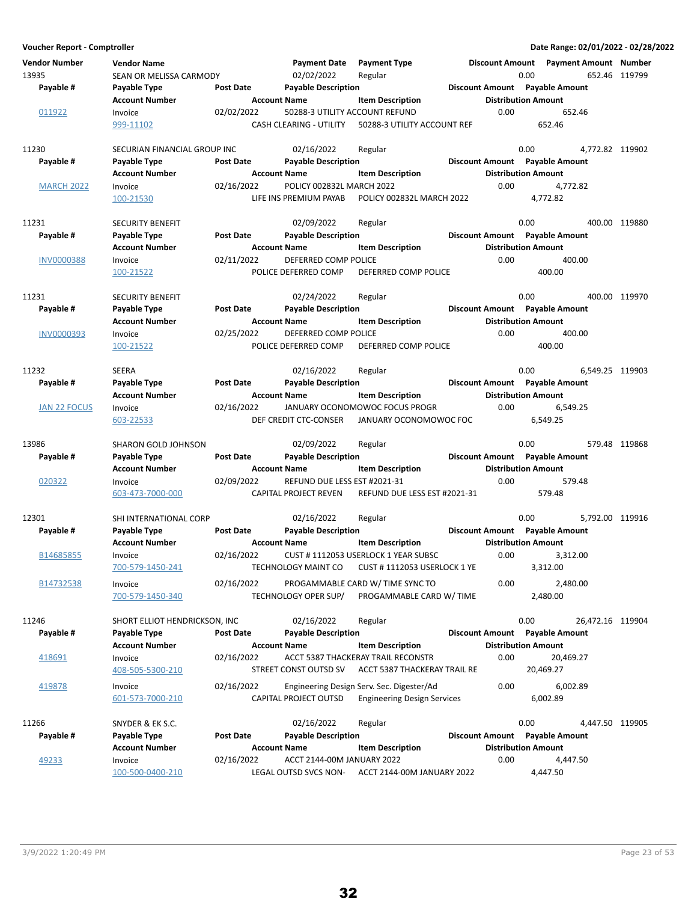**Voucher Report - Comptroller** — Date Range: 02/01/2022 - 02/28/2022

| Vendor Number | Vendor Name | | Payment Date | Payment Type | Discount Amount | Payment Amount | Number |
|---|---|---|---|---|---|---|---|
| **Payable #** | **Payable Type** | **Post Date** | **Payable Description** | | **Discount Amount** | **Payable Amount** | |
| | **Account Number** | | **Account Name** | **Item Description** | **Distribution Amount** | | |
| 13935 | SEAN OR MELISSA CARMODY | | 02/02/2022 | Regular | 0.00 | 652.46 | 119799 |
| 011922 | Invoice | 02/02/2022 | 50288-3 UTILITY ACCOUNT REFUND | | 0.00 | 652.46 | |
| | 999-11102 | | CASH CLEARING - UTILITY | 50288-3 UTILITY ACCOUNT REF | 652.46 | | |
| 11230 | SECURIAN FINANCIAL GROUP INC | | 02/16/2022 | Regular | 0.00 | 4,772.82 | 119902 |
| MARCH 2022 | Invoice | 02/16/2022 | POLICY 002832L MARCH 2022 | | 0.00 | 4,772.82 | |
| | 100-21530 | | LIFE INS PREMIUM PAYAB | POLICY 002832L MARCH 2022 | 4,772.82 | | |
| 11231 | SECURITY BENEFIT | | 02/09/2022 | Regular | 0.00 | 400.00 | 119880 |
| INV0000388 | Invoice | 02/11/2022 | DEFERRED COMP POLICE | | 0.00 | 400.00 | |
| | 100-21522 | | POLICE DEFERRED COMP | DEFERRED COMP POLICE | 400.00 | | |
| 11231 | SECURITY BENEFIT | | 02/24/2022 | Regular | 0.00 | 400.00 | 119970 |
| INV0000393 | Invoice | 02/25/2022 | DEFERRED COMP POLICE | | 0.00 | 400.00 | |
| | 100-21522 | | POLICE DEFERRED COMP | DEFERRED COMP POLICE | 400.00 | | |
| 11232 | SEERA | | 02/16/2022 | Regular | 0.00 | 6,549.25 | 119903 |
| JAN 22 FOCUS | Invoice | 02/16/2022 | JANUARY OCONOMOWOC FOCUS PROGR | | 0.00 | 6,549.25 | |
| | 603-22533 | | DEF CREDIT CTC-CONSER | JANUARY OCONOMOWOC FOC | 6,549.25 | | |
| 13986 | SHARON GOLD JOHNSON | | 02/09/2022 | Regular | 0.00 | 579.48 | 119868 |
| 020322 | Invoice | 02/09/2022 | REFUND DUE LESS EST #2021-31 | | 0.00 | 579.48 | |
| | 603-473-7000-000 | | CAPITAL PROJECT REVEN | REFUND DUE LESS EST #2021-31 | 579.48 | | |
| 12301 | SHI INTERNATIONAL CORP | | 02/16/2022 | Regular | 0.00 | 5,792.00 | 119916 |
| B14685855 | Invoice | 02/16/2022 | CUST # 1112053 USERLOCK 1 YEAR SUBSC | | 0.00 | 3,312.00 | |
| | 700-579-1450-241 | | TECHNOLOGY MAINT CO | CUST # 1112053 USERLOCK 1 YE | 3,312.00 | | |
| B14732538 | Invoice | 02/16/2022 | PROGAMMABLE CARD W/ TIME SYNC TO | | 0.00 | 2,480.00 | |
| | 700-579-1450-340 | | TECHNOLOGY OPER SUP/ | PROGAMMABLE CARD W/ TIME | 2,480.00 | | |
| 11246 | SHORT ELLIOT HENDRICKSON, INC | | 02/16/2022 | Regular | 0.00 | 26,472.16 | 119904 |
| 418691 | Invoice | 02/16/2022 | ACCT 5387 THACKERAY TRAIL RECONSTR | | 0.00 | 20,469.27 | |
| | 408-505-5300-210 | | STREET CONST OUTSD SV | ACCT 5387 THACKERAY TRAIL RE | 20,469.27 | | |
| 419878 | Invoice | 02/16/2022 | Engineering Design Serv. Sec. Digester/Ad | | 0.00 | 6,002.89 | |
| | 601-573-7000-210 | | CAPITAL PROJECT OUTSD | Engineering Design Services | 6,002.89 | | |
| 11266 | SNYDER & EK S.C. | | 02/16/2022 | Regular | 0.00 | 4,447.50 | 119905 |
| 49233 | Invoice | 02/16/2022 | ACCT 2144-00M JANUARY 2022 | | 0.00 | 4,447.50 | |
| | 100-500-0400-210 | | LEGAL OUTSD SVCS NON- | ACCT 2144-00M JANUARY 2022 | 4,447.50 | | |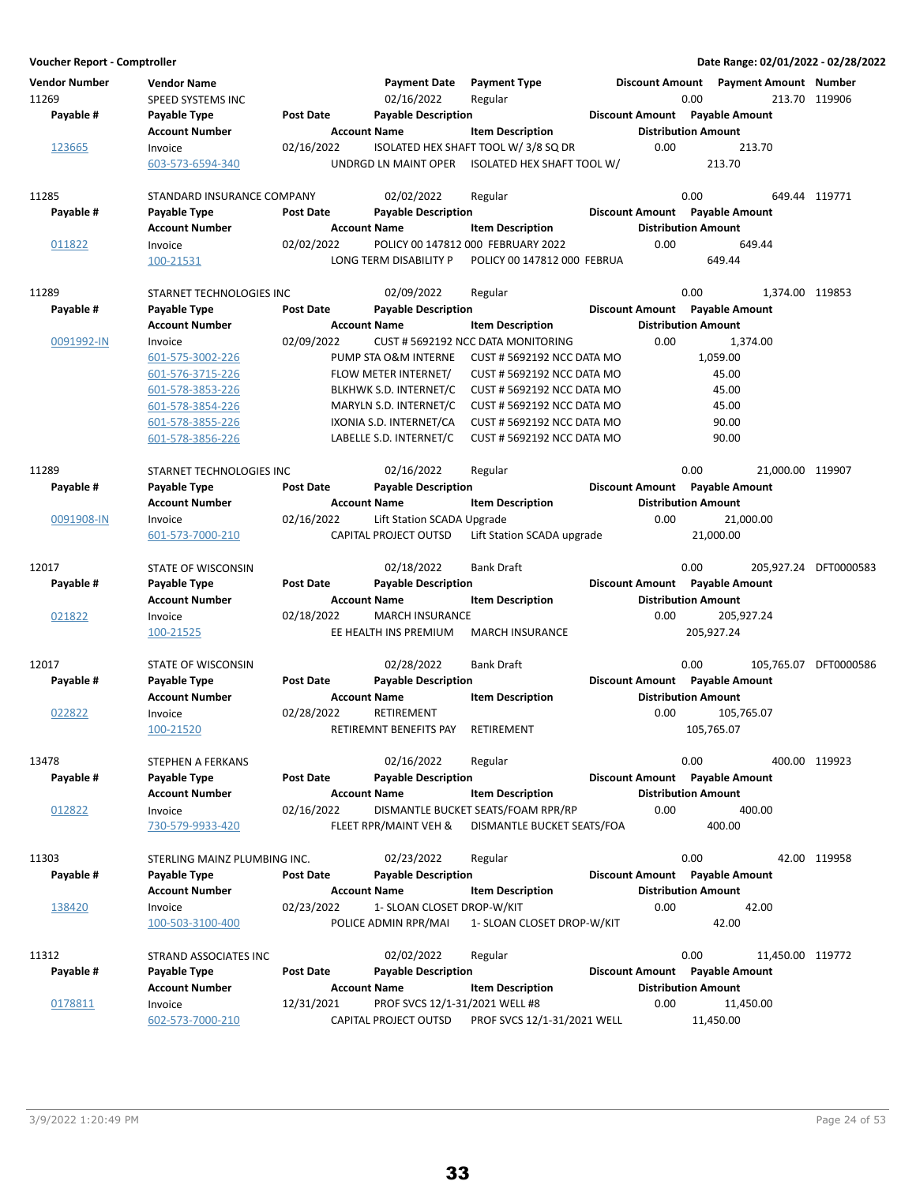**Voucher Report - Comptroller** — Date Range: 02/01/2022 - 02/28/2022

| Vendor Number | Vendor Name | | Payment Date | Payment Type | Discount Amount | Payment Amount | Number |
|---|---|---|---|---|---|---|---|
| **Payable #** | **Payable Type** | **Post Date** | **Payable Description** | | **Discount Amount** | **Payable Amount** | |
| | **Account Number** | | **Account Name** | **Item Description** | | **Distribution Amount** | |
| 11269 | SPEED SYSTEMS INC | | 02/16/2022 | Regular | 0.00 | 213.70 | 119906 |
| 123665 | Invoice | 02/16/2022 | ISOLATED HEX SHAFT TOOL W/ 3/8 SQ DR | | 0.00 | 213.70 | |
| | 603-573-6594-340 | | UNDRGD LN MAINT OPER | ISOLATED HEX SHAFT TOOL W/ | | 213.70 | |
| 11285 | STANDARD INSURANCE COMPANY | | 02/02/2022 | Regular | 0.00 | 649.44 | 119771 |
| 011822 | Invoice | 02/02/2022 | POLICY 00 147812 000 FEBRUARY 2022 | | 0.00 | 649.44 | |
| | 100-21531 | | LONG TERM DISABILITY P | POLICY 00 147812 000 FEBRUA | | 649.44 | |
| 11289 | STARNET TECHNOLOGIES INC | | 02/09/2022 | Regular | 0.00 | 1,374.00 | 119853 |
| 0091992-IN | Invoice | 02/09/2022 | CUST # 5692192 NCC DATA MONITORING | | 0.00 | 1,374.00 | |
| | 601-575-3002-226 | | PUMP STA O&M INTERNE | CUST # 5692192 NCC DATA MO | | 1,059.00 | |
| | 601-576-3715-226 | | FLOW METER INTERNET/ | CUST # 5692192 NCC DATA MO | | 45.00 | |
| | 601-578-3853-226 | | BLKHWK S.D. INTERNET/C | CUST # 5692192 NCC DATA MO | | 45.00 | |
| | 601-578-3854-226 | | MARYLN S.D. INTERNET/C | CUST # 5692192 NCC DATA MO | | 45.00 | |
| | 601-578-3855-226 | | IXONIA S.D. INTERNET/CA | CUST # 5692192 NCC DATA MO | | 90.00 | |
| | 601-578-3856-226 | | LABELLE S.D. INTERNET/C | CUST # 5692192 NCC DATA MO | | 90.00 | |
| 11289 | STARNET TECHNOLOGIES INC | | 02/16/2022 | Regular | 0.00 | 21,000.00 | 119907 |
| 0091908-IN | Invoice | 02/16/2022 | Lift Station SCADA Upgrade | | 0.00 | 21,000.00 | |
| | 601-573-7000-210 | | CAPITAL PROJECT OUTSD | Lift Station SCADA upgrade | | 21,000.00 | |
| 12017 | STATE OF WISCONSIN | | 02/18/2022 | Bank Draft | 0.00 | 205,927.24 | DFT0000583 |
| 021822 | Invoice | 02/18/2022 | MARCH INSURANCE | | 0.00 | 205,927.24 | |
| | 100-21525 | | EE HEALTH INS PREMIUM | MARCH INSURANCE | | 205,927.24 | |
| 12017 | STATE OF WISCONSIN | | 02/28/2022 | Bank Draft | 0.00 | 105,765.07 | DFT0000586 |
| 022822 | Invoice | 02/28/2022 | RETIREMENT | | 0.00 | 105,765.07 | |
| | 100-21520 | | RETIREMNT BENEFITS PAY | RETIREMENT | | 105,765.07 | |
| 13478 | STEPHEN A FERKANS | | 02/16/2022 | Regular | 0.00 | 400.00 | 119923 |
| 012822 | Invoice | 02/16/2022 | DISMANTLE BUCKET SEATS/FOAM RPR/RP | | 0.00 | 400.00 | |
| | 730-579-9933-420 | | FLEET RPR/MAINT VEH & | DISMANTLE BUCKET SEATS/FOA | | 400.00 | |
| 11303 | STERLING MAINZ PLUMBING INC. | | 02/23/2022 | Regular | 0.00 | 42.00 | 119958 |
| 138420 | Invoice | 02/23/2022 | 1- SLOAN CLOSET DROP-W/KIT | | 0.00 | 42.00 | |
| | 100-503-3100-400 | | POLICE ADMIN RPR/MAI | 1- SLOAN CLOSET DROP-W/KIT | | 42.00 | |
| 11312 | STRAND ASSOCIATES INC | | 02/02/2022 | Regular | 0.00 | 11,450.00 | 119772 |
| 0178811 | Invoice | 12/31/2021 | PROF SVCS 12/1-31/2021 WELL #8 | | 0.00 | 11,450.00 | |
| | 602-573-7000-210 | | CAPITAL PROJECT OUTSD | PROF SVCS 12/1-31/2021 WELL | | 11,450.00 | |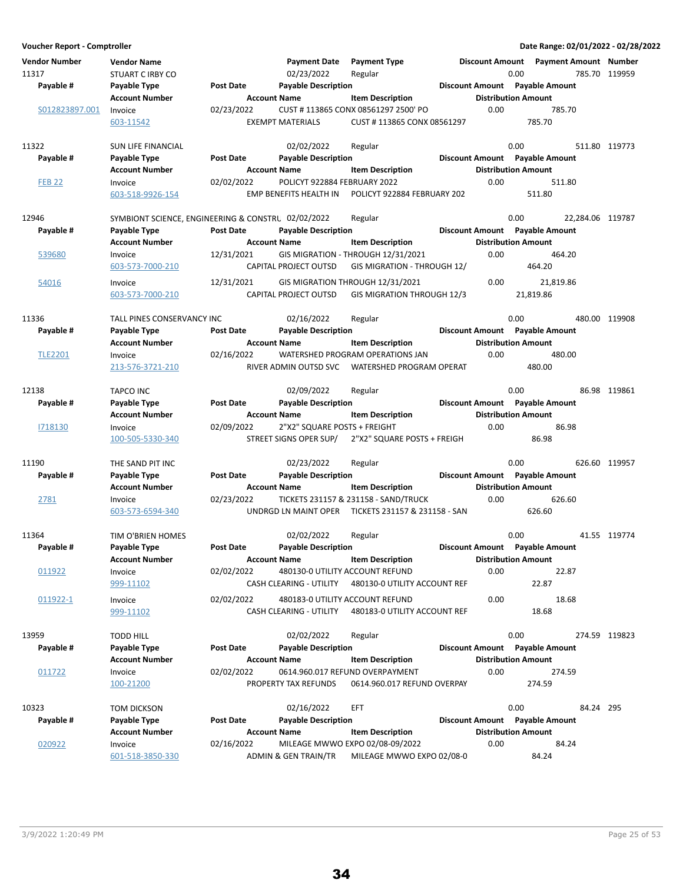**Voucher Report - Comptroller** | **Date Range: 02/01/2022 - 02/28/2022**

| Vendor Number | Vendor Name | | Payment Date | Payment Type | Discount Amount | Payment Amount | Number |
|---|---|---|---|---|---|---|---|
| **Payable #** | **Payable Type** | **Post Date** | **Payable Description** | | **Discount Amount** | **Payable Amount** | |
| | **Account Number** | | **Account Name** | **Item Description** | **Distribution Amount** | | |
| 11317 | STUART C IRBY CO | | 02/23/2022 | Regular | 0.00 | 785.70 | 119959 |
| S012823897.001 | Invoice | 02/23/2022 | CUST # 113865 CONX 08561297 2500' PO | | 0.00 | 785.70 | |
| | 603-11542 | | EXEMPT MATERIALS | CUST # 113865 CONX 08561297 | 785.70 | | |
| 11322 | SUN LIFE FINANCIAL | | 02/02/2022 | Regular | 0.00 | 511.80 | 119773 |
| FEB 22 | Invoice | 02/02/2022 | POLICYT 922884 FEBRUARY 2022 | | 0.00 | 511.80 | |
| | 603-518-9926-154 | | EMP BENEFITS HEALTH IN | POLICYT 922884 FEBRUARY 202 | 511.80 | | |
| 12946 | SYMBIONT SCIENCE, ENGINEERING & CONSTRU | | 02/02/2022 | Regular | 0.00 | 22,284.06 | 119787 |
| 539680 | Invoice | 12/31/2021 | GIS MIGRATION - THROUGH 12/31/2021 | | 0.00 | 464.20 | |
| | 603-573-7000-210 | | CAPITAL PROJECT OUTSD | GIS MIGRATION - THROUGH 12/ | 464.20 | | |
| 54016 | Invoice | 12/31/2021 | GIS MIGRATION THROUGH 12/31/2021 | | 0.00 | 21,819.86 | |
| | 603-573-7000-210 | | CAPITAL PROJECT OUTSD | GIS MIGRATION THROUGH 12/3 | 21,819.86 | | |
| 11336 | TALL PINES CONSERVANCY INC | | 02/16/2022 | Regular | 0.00 | 480.00 | 119908 |
| TLE2201 | Invoice | 02/16/2022 | WATERSHED PROGRAM OPERATIONS JAN | | 0.00 | 480.00 | |
| | 213-576-3721-210 | | RIVER ADMIN OUTSD SVC | WATERSHED PROGRAM OPERAT | 480.00 | | |
| 12138 | TAPCO INC | | 02/09/2022 | Regular | 0.00 | 86.98 | 119861 |
| I718130 | Invoice | 02/09/2022 | 2"X2" SQUARE POSTS + FREIGHT | | 0.00 | 86.98 | |
| | 100-505-5330-340 | | STREET SIGNS OPER SUP/ | 2"X2" SQUARE POSTS + FREIGH | 86.98 | | |
| 11190 | THE SAND PIT INC | | 02/23/2022 | Regular | 0.00 | 626.60 | 119957 |
| 2781 | Invoice | 02/23/2022 | TICKETS 231157 & 231158 - SAND/TRUCK | | 0.00 | 626.60 | |
| | 603-573-6594-340 | | UNDRGD LN MAINT OPER | TICKETS 231157 & 231158 - SAN | 626.60 | | |
| 11364 | TIM O'BRIEN HOMES | | 02/02/2022 | Regular | 0.00 | 41.55 | 119774 |
| 011922 | Invoice | 02/02/2022 | 480130-0 UTILITY ACCOUNT REFUND | | 0.00 | 22.87 | |
| | 999-11102 | | CASH CLEARING - UTILITY | 480130-0 UTILITY ACCOUNT REF | 22.87 | | |
| 011922-1 | Invoice | 02/02/2022 | 480183-0 UTILITY ACCOUNT REFUND | | 0.00 | 18.68 | |
| | 999-11102 | | CASH CLEARING - UTILITY | 480183-0 UTILITY ACCOUNT REF | 18.68 | | |
| 13959 | TODD HILL | | 02/02/2022 | Regular | 0.00 | 274.59 | 119823 |
| 011722 | Invoice | 02/02/2022 | 0614.960.017 REFUND OVERPAYMENT | | 0.00 | 274.59 | |
| | 100-21200 | | PROPERTY TAX REFUNDS | 0614.960.017 REFUND OVERPAY | 274.59 | | |
| 10323 | TOM DICKSON | | 02/16/2022 | EFT | 0.00 | 84.24 | 295 |
| 020922 | Invoice | 02/16/2022 | MILEAGE MWWO EXPO 02/08-09/2022 | | 0.00 | 84.24 | |
| | 601-518-3850-330 | | ADMIN & GEN TRAIN/TR | MILEAGE MWWO EXPO 02/08-0 | 84.24 | | |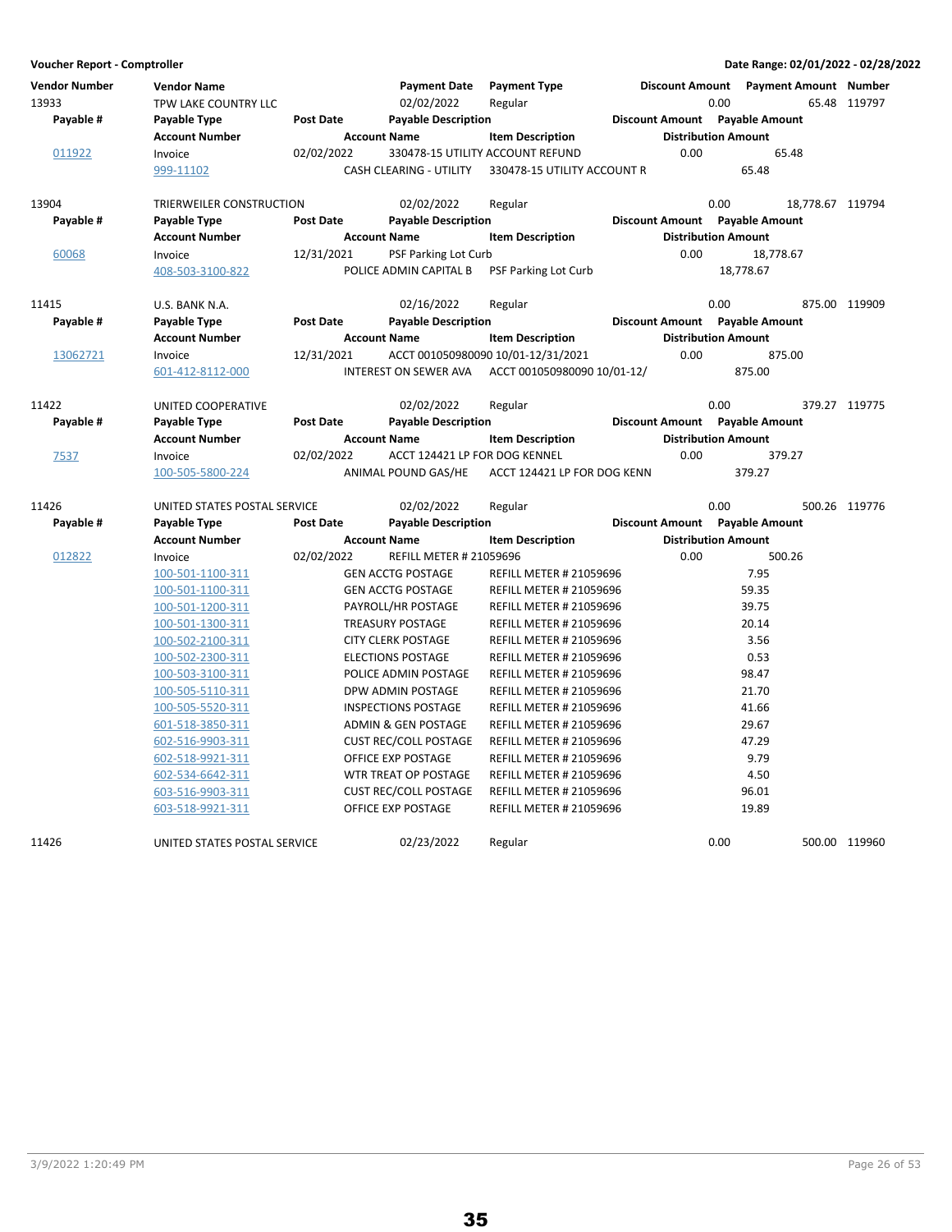**Voucher Report - Comptroller** | **Date Range: 02/01/2022 - 02/28/2022**

| Vendor Number | Vendor Name | Post Date | Payment Date | Payment Type | Discount Amount | Payment Amount | Number |
|---|---|---|---|---|---|---|---|
| **Payable #** | **Payable Type** | **Post Date** | **Payable Description** | | **Discount Amount** | **Payable Amount** | |
| | **Account Number** | | **Account Name** | **Item Description** | **Distribution Amount** | | |
| 13933 | TPW LAKE COUNTRY LLC | | 02/02/2022 | Regular | 0.00 | 65.48 | 119797 |
| 011922 | Invoice | 02/02/2022 | 330478-15 UTILITY ACCOUNT REFUND | | 0.00 | 65.48 | |
| | 999-11102 | | CASH CLEARING - UTILITY | 330478-15 UTILITY ACCOUNT R | 65.48 | | |
| 13904 | TRIERWEILER CONSTRUCTION | | 02/02/2022 | Regular | 0.00 | 18,778.67 | 119794 |
| 60068 | Invoice | 12/31/2021 | PSF Parking Lot Curb | | 0.00 | 18,778.67 | |
| | 408-503-3100-822 | | POLICE ADMIN CAPITAL B | PSF Parking Lot Curb | 18,778.67 | | |
| 11415 | U.S. BANK N.A. | | 02/16/2022 | Regular | 0.00 | 875.00 | 119909 |
| 13062721 | Invoice | 12/31/2021 | ACCT 001050980090 10/01-12/31/2021 | | 0.00 | 875.00 | |
| | 601-412-8112-000 | | INTEREST ON SEWER AVA | ACCT 001050980090 10/01-12/ | 875.00 | | |
| 11422 | UNITED COOPERATIVE | | 02/02/2022 | Regular | 0.00 | 379.27 | 119775 |
| 7537 | Invoice | 02/02/2022 | ACCT 124421 LP FOR DOG KENNEL | | 0.00 | 379.27 | |
| | 100-505-5800-224 | | ANIMAL POUND GAS/HE | ACCT 124421 LP FOR DOG KENN | 379.27 | | |
| 11426 | UNITED STATES POSTAL SERVICE | | 02/02/2022 | Regular | 0.00 | 500.26 | 119776 |
| 012822 | Invoice | 02/02/2022 | REFILL METER # 21059696 | | 0.00 | 500.26 | |
| | 100-501-1100-311 | | GEN ACCTG POSTAGE | REFILL METER # 21059696 | 7.95 | | |
| | 100-501-1100-311 | | GEN ACCTG POSTAGE | REFILL METER # 21059696 | 59.35 | | |
| | 100-501-1200-311 | | PAYROLL/HR POSTAGE | REFILL METER # 21059696 | 39.75 | | |
| | 100-501-1300-311 | | TREASURY POSTAGE | REFILL METER # 21059696 | 20.14 | | |
| | 100-502-2100-311 | | CITY CLERK POSTAGE | REFILL METER # 21059696 | 3.56 | | |
| | 100-502-2300-311 | | ELECTIONS POSTAGE | REFILL METER # 21059696 | 0.53 | | |
| | 100-503-3100-311 | | POLICE ADMIN POSTAGE | REFILL METER # 21059696 | 98.47 | | |
| | 100-505-5110-311 | | DPW ADMIN POSTAGE | REFILL METER # 21059696 | 21.70 | | |
| | 100-505-5520-311 | | INSPECTIONS POSTAGE | REFILL METER # 21059696 | 41.66 | | |
| | 601-518-3850-311 | | ADMIN & GEN POSTAGE | REFILL METER # 21059696 | 29.67 | | |
| | 602-516-9903-311 | | CUST REC/COLL POSTAGE | REFILL METER # 21059696 | 47.29 | | |
| | 602-518-9921-311 | | OFFICE EXP POSTAGE | REFILL METER # 21059696 | 9.79 | | |
| | 602-534-6642-311 | | WTR TREAT OP POSTAGE | REFILL METER # 21059696 | 4.50 | | |
| | 603-516-9903-311 | | CUST REC/COLL POSTAGE | REFILL METER # 21059696 | 96.01 | | |
| | 603-518-9921-311 | | OFFICE EXP POSTAGE | REFILL METER # 21059696 | 19.89 | | |
| 11426 | UNITED STATES POSTAL SERVICE | | 02/23/2022 | Regular | 0.00 | 500.00 | 119960 |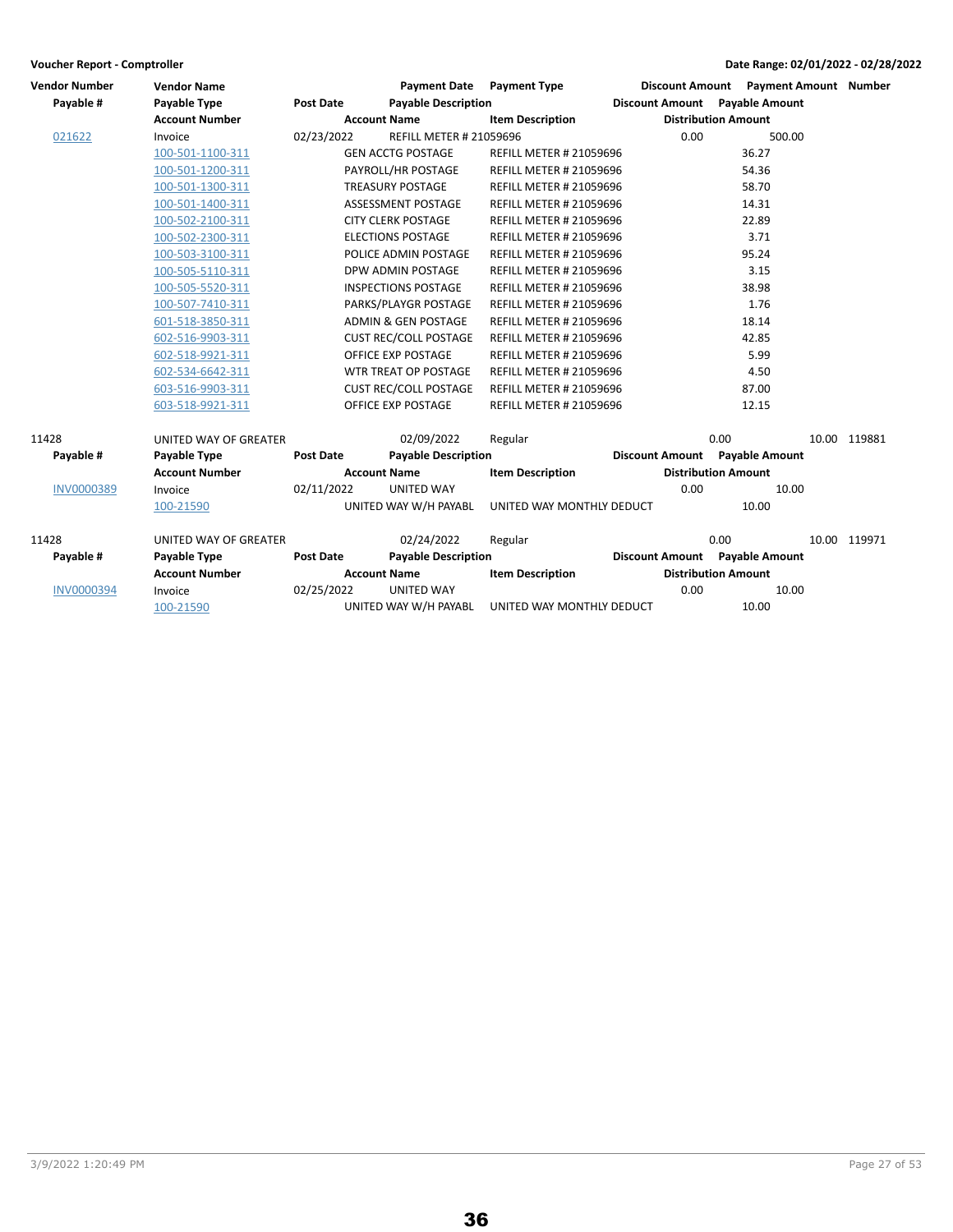**Voucher Report - Comptroller** | **Date Range: 02/01/2022 - 02/28/2022**

| Vendor Number | Vendor Name | | Payment Date | Payment Type | Discount Amount | Payment Amount | Number |
|---|---|---|---|---|---|---|---|
| **Payable #** | **Payable Type** | **Post Date** | **Payable Description** | | **Discount Amount** | **Payable Amount** | |
| | **Account Number** | | **Account Name** | **Item Description** | | **Distribution Amount** | |
| 021622 | Invoice | 02/23/2022 | REFILL METER # 21059696 | | 0.00 | 500.00 | |
| | 100-501-1100-311 | | GEN ACCTG POSTAGE | REFILL METER # 21059696 | | 36.27 | |
| | 100-501-1200-311 | | PAYROLL/HR POSTAGE | REFILL METER # 21059696 | | 54.36 | |
| | 100-501-1300-311 | | TREASURY POSTAGE | REFILL METER # 21059696 | | 58.70 | |
| | 100-501-1400-311 | | ASSESSMENT POSTAGE | REFILL METER # 21059696 | | 14.31 | |
| | 100-502-2100-311 | | CITY CLERK POSTAGE | REFILL METER # 21059696 | | 22.89 | |
| | 100-502-2300-311 | | ELECTIONS POSTAGE | REFILL METER # 21059696 | | 3.71 | |
| | 100-503-3100-311 | | POLICE ADMIN POSTAGE | REFILL METER # 21059696 | | 95.24 | |
| | 100-505-5110-311 | | DPW ADMIN POSTAGE | REFILL METER # 21059696 | | 3.15 | |
| | 100-505-5520-311 | | INSPECTIONS POSTAGE | REFILL METER # 21059696 | | 38.98 | |
| | 100-507-7410-311 | | PARKS/PLAYGR POSTAGE | REFILL METER # 21059696 | | 1.76 | |
| | 601-518-3850-311 | | ADMIN & GEN POSTAGE | REFILL METER # 21059696 | | 18.14 | |
| | 602-516-9903-311 | | CUST REC/COLL POSTAGE | REFILL METER # 21059696 | | 42.85 | |
| | 602-518-9921-311 | | OFFICE EXP POSTAGE | REFILL METER # 21059696 | | 5.99 | |
| | 602-534-6642-311 | | WTR TREAT OP POSTAGE | REFILL METER # 21059696 | | 4.50 | |
| | 603-516-9903-311 | | CUST REC/COLL POSTAGE | REFILL METER # 21059696 | | 87.00 | |
| | 603-518-9921-311 | | OFFICE EXP POSTAGE | REFILL METER # 21059696 | | 12.15 | |

| Vendor Number | Vendor Name | | Payment Date | Payment Type | Discount Amount | Payment Amount | Number |
|---|---|---|---|---|---|---|---|
| 11428 | UNITED WAY OF GREATER | | 02/09/2022 | Regular | 0.00 | 10.00 | 119881 |
| **Payable #** | **Payable Type** | **Post Date** | **Payable Description** | | **Discount Amount** | **Payable Amount** | |
| | **Account Number** | | **Account Name** | **Item Description** | | **Distribution Amount** | |
| INV0000389 | Invoice | 02/11/2022 | UNITED WAY | | 0.00 | 10.00 | |
| | 100-21590 | | UNITED WAY W/H PAYABL | UNITED WAY MONTHLY DEDUCT | | 10.00 | |
| 11428 | UNITED WAY OF GREATER | | 02/24/2022 | Regular | 0.00 | 10.00 | 119971 |
| **Payable #** | **Payable Type** | **Post Date** | **Payable Description** | | **Discount Amount** | **Payable Amount** | |
| | **Account Number** | | **Account Name** | **Item Description** | | **Distribution Amount** | |
| INV0000394 | Invoice | 02/25/2022 | UNITED WAY | | 0.00 | 10.00 | |
| | 100-21590 | | UNITED WAY W/H PAYABL | UNITED WAY MONTHLY DEDUCT | | 10.00 | |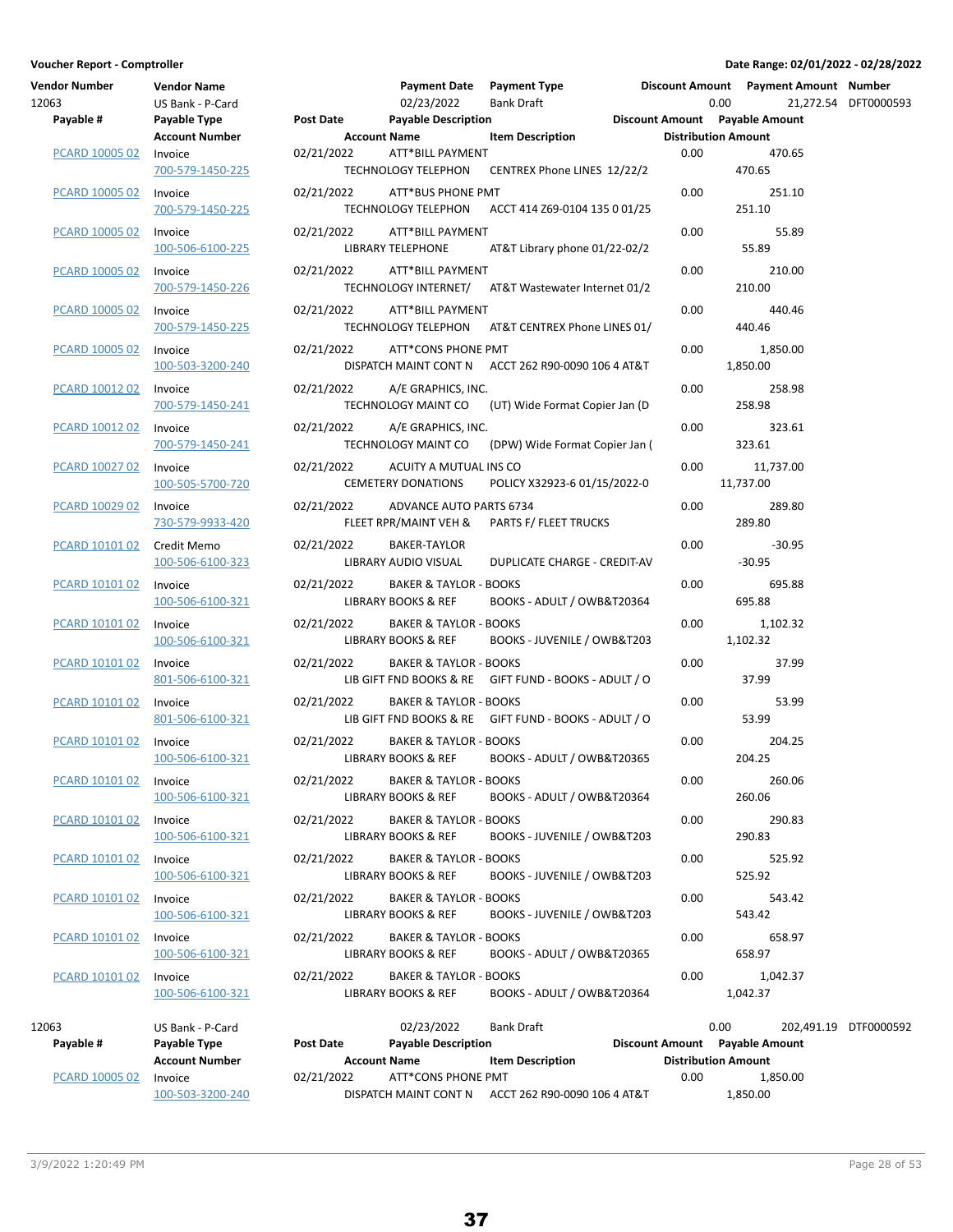**Voucher Report - Comptroller** — **Date Range: 02/01/2022 - 02/28/2022**

| Vendor Number | Vendor Name | | Payment Date | Payment Type | Discount Amount | Payment Amount | Number |
|---|---|---|---|---|---|---|---|
| 12063 | US Bank - P-Card | | 02/23/2022 | Bank Draft | 0.00 | 21,272.54 | DFT0000593 |

| Payable # | Payable Type / Account Number | Post Date | Payable Description / Account Name | Item Description | Discount Amount | Payable Amount / Distribution Amount |
|---|---|---|---|---|---|---|
| PCARD 10005 02 | Invoice | 02/21/2022 | ATT*BILL PAYMENT | | 0.00 | 470.65 |
| | 700-579-1450-225 | | TECHNOLOGY TELEPHON | CENTREX Phone LINES 12/22/2 | | 470.65 |
| PCARD 10005 02 | Invoice | 02/21/2022 | ATT*BUS PHONE PMT | | 0.00 | 251.10 |
| | 700-579-1450-225 | | TECHNOLOGY TELEPHON | ACCT 414 Z69-0104 135 0 01/25 | | 251.10 |
| PCARD 10005 02 | Invoice | 02/21/2022 | ATT*BILL PAYMENT | | 0.00 | 55.89 |
| | 100-506-6100-225 | | LIBRARY TELEPHONE | AT&T Library phone 01/22-02/2 | | 55.89 |
| PCARD 10005 02 | Invoice | 02/21/2022 | ATT*BILL PAYMENT | | 0.00 | 210.00 |
| | 700-579-1450-226 | | TECHNOLOGY INTERNET/ | AT&T Wastewater Internet 01/2 | | 210.00 |
| PCARD 10005 02 | Invoice | 02/21/2022 | ATT*BILL PAYMENT | | 0.00 | 440.46 |
| | 700-579-1450-225 | | TECHNOLOGY TELEPHON | AT&T CENTREX Phone LINES 01/ | | 440.46 |
| PCARD 10005 02 | Invoice | 02/21/2022 | ATT*CONS PHONE PMT | | 0.00 | 1,850.00 |
| | 100-503-3200-240 | | DISPATCH MAINT CONT N | ACCT 262 R90-0090 106 4 AT&T | | 1,850.00 |
| PCARD 10012 02 | Invoice | 02/21/2022 | A/E GRAPHICS, INC. | | 0.00 | 258.98 |
| | 700-579-1450-241 | | TECHNOLOGY MAINT CO | (UT) Wide Format Copier Jan (D | | 258.98 |
| PCARD 10012 02 | Invoice | 02/21/2022 | A/E GRAPHICS, INC. | | 0.00 | 323.61 |
| | 700-579-1450-241 | | TECHNOLOGY MAINT CO | (DPW) Wide Format Copier Jan ( | | 323.61 |
| PCARD 10027 02 | Invoice | 02/21/2022 | ACUITY A MUTUAL INS CO | | 0.00 | 11,737.00 |
| | 100-505-5700-720 | | CEMETERY DONATIONS | POLICY X32923-6 01/15/2022-0 | | 11,737.00 |
| PCARD 10029 02 | Invoice | 02/21/2022 | ADVANCE AUTO PARTS 6734 | | 0.00 | 289.80 |
| | 730-579-9933-420 | | FLEET RPR/MAINT VEH & | PARTS F/ FLEET TRUCKS | | 289.80 |
| PCARD 10101 02 | Credit Memo | 02/21/2022 | BAKER-TAYLOR | | 0.00 | -30.95 |
| | 100-506-6100-323 | | LIBRARY AUDIO VISUAL | DUPLICATE CHARGE - CREDIT-AV | | -30.95 |
| PCARD 10101 02 | Invoice | 02/21/2022 | BAKER & TAYLOR - BOOKS | | 0.00 | 695.88 |
| | 100-506-6100-321 | | LIBRARY BOOKS & REF | BOOKS - ADULT / OWB&T20364 | | 695.88 |
| PCARD 10101 02 | Invoice | 02/21/2022 | BAKER & TAYLOR - BOOKS | | 0.00 | 1,102.32 |
| | 100-506-6100-321 | | LIBRARY BOOKS & REF | BOOKS - JUVENILE / OWB&T203 | | 1,102.32 |
| PCARD 10101 02 | Invoice | 02/21/2022 | BAKER & TAYLOR - BOOKS | | 0.00 | 37.99 |
| | 801-506-6100-321 | | LIB GIFT FND BOOKS & RE | GIFT FUND - BOOKS - ADULT / O | | 37.99 |
| PCARD 10101 02 | Invoice | 02/21/2022 | BAKER & TAYLOR - BOOKS | | 0.00 | 53.99 |
| | 801-506-6100-321 | | LIB GIFT FND BOOKS & RE | GIFT FUND - BOOKS - ADULT / O | | 53.99 |
| PCARD 10101 02 | Invoice | 02/21/2022 | BAKER & TAYLOR - BOOKS | | 0.00 | 204.25 |
| | 100-506-6100-321 | | LIBRARY BOOKS & REF | BOOKS - ADULT / OWB&T20365 | | 204.25 |
| PCARD 10101 02 | Invoice | 02/21/2022 | BAKER & TAYLOR - BOOKS | | 0.00 | 260.06 |
| | 100-506-6100-321 | | LIBRARY BOOKS & REF | BOOKS - ADULT / OWB&T20364 | | 260.06 |
| PCARD 10101 02 | Invoice | 02/21/2022 | BAKER & TAYLOR - BOOKS | | 0.00 | 290.83 |
| | 100-506-6100-321 | | LIBRARY BOOKS & REF | BOOKS - JUVENILE / OWB&T203 | | 290.83 |
| PCARD 10101 02 | Invoice | 02/21/2022 | BAKER & TAYLOR - BOOKS | | 0.00 | 525.92 |
| | 100-506-6100-321 | | LIBRARY BOOKS & REF | BOOKS - JUVENILE / OWB&T203 | | 525.92 |
| PCARD 10101 02 | Invoice | 02/21/2022 | BAKER & TAYLOR - BOOKS | | 0.00 | 543.42 |
| | 100-506-6100-321 | | LIBRARY BOOKS & REF | BOOKS - JUVENILE / OWB&T203 | | 543.42 |
| PCARD 10101 02 | Invoice | 02/21/2022 | BAKER & TAYLOR - BOOKS | | 0.00 | 658.97 |
| | 100-506-6100-321 | | LIBRARY BOOKS & REF | BOOKS - ADULT / OWB&T20365 | | 658.97 |
| PCARD 10101 02 | Invoice | 02/21/2022 | BAKER & TAYLOR - BOOKS | | 0.00 | 1,042.37 |
| | 100-506-6100-321 | | LIBRARY BOOKS & REF | BOOKS - ADULT / OWB&T20364 | | 1,042.37 |

| Vendor Number | Vendor Name | | Payment Date | Payment Type | Discount Amount | Payment Amount | Number |
|---|---|---|---|---|---|---|---|
| 12063 | US Bank - P-Card | | 02/23/2022 | Bank Draft | 0.00 | 202,491.19 | DFT0000592 |

| Payable # | Payable Type / Account Number | Post Date | Payable Description / Account Name | Item Description | Discount Amount | Payable Amount / Distribution Amount |
|---|---|---|---|---|---|---|
| PCARD 10005 02 | Invoice | 02/21/2022 | ATT*CONS PHONE PMT | | 0.00 | 1,850.00 |
| | 100-503-3200-240 | | DISPATCH MAINT CONT N | ACCT 262 R90-0090 106 4 AT&T | | 1,850.00 |

3/9/2022 1:20:49 PM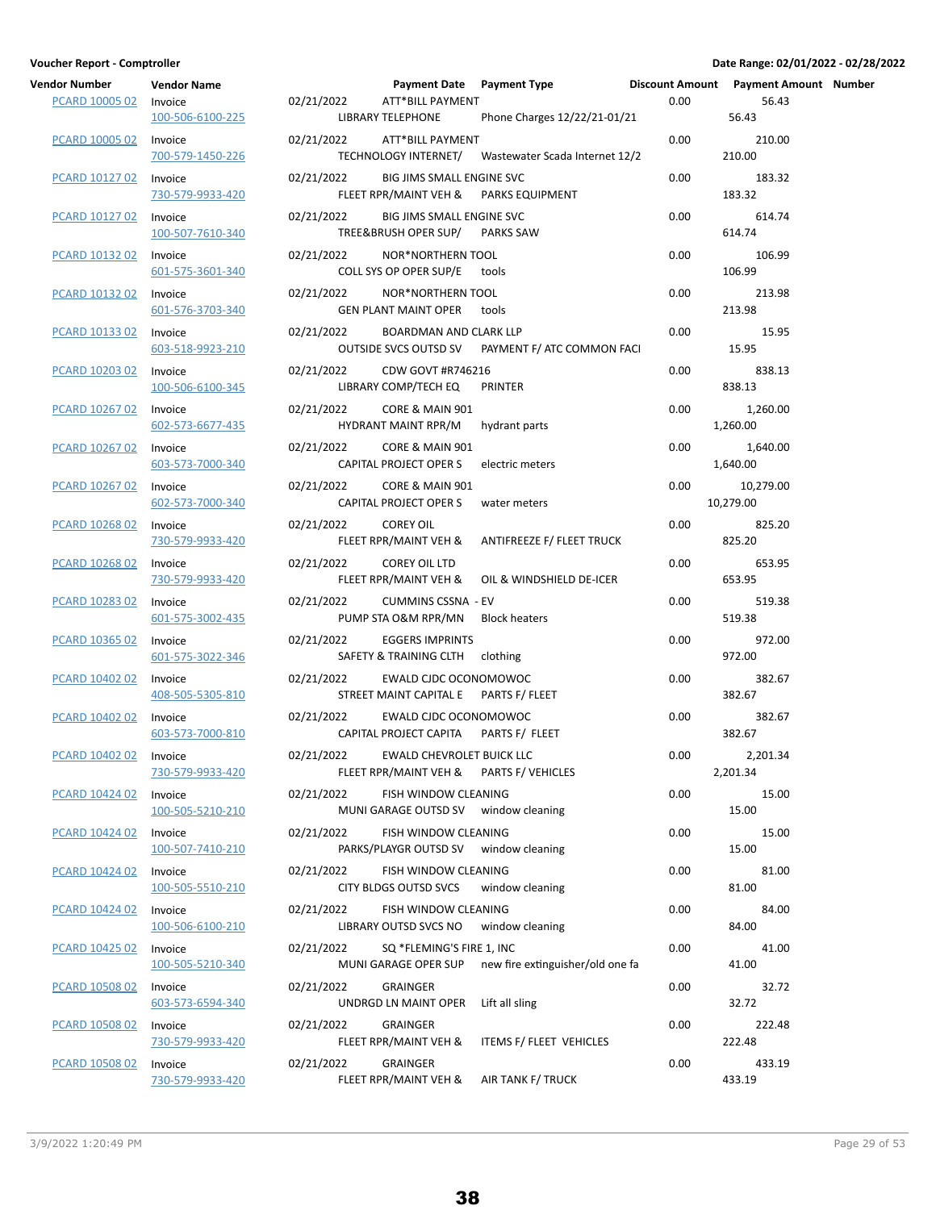**Voucher Report - Comptroller**

**Date Range: 02/01/2022 - 02/28/2022**

| Vendor Number | Vendor Name | Payment Date | Payment Type | | Discount Amount | Payment Amount | Number |
|---|---|---|---|---|---|---|---|
| PCARD 10005 02 | Invoice | 02/21/2022 | ATT*BILL PAYMENT | | 0.00 | 56.43 | |
| | 100-506-6100-225 | | LIBRARY TELEPHONE | Phone Charges 12/22/21-01/21 | | 56.43 | |
| PCARD 10005 02 | Invoice | 02/21/2022 | ATT*BILL PAYMENT | | 0.00 | 210.00 | |
| | 700-579-1450-226 | | TECHNOLOGY INTERNET/ | Wastewater Scada Internet 12/2 | | 210.00 | |
| PCARD 10127 02 | Invoice | 02/21/2022 | BIG JIMS SMALL ENGINE SVC | | 0.00 | 183.32 | |
| | 730-579-9933-420 | | FLEET RPR/MAINT VEH & | PARKS EQUIPMENT | | 183.32 | |
| PCARD 10127 02 | Invoice | 02/21/2022 | BIG JIMS SMALL ENGINE SVC | | 0.00 | 614.74 | |
| | 100-507-7610-340 | | TREE&BRUSH OPER SUP/ | PARKS SAW | | 614.74 | |
| PCARD 10132 02 | Invoice | 02/21/2022 | NOR*NORTHERN TOOL | | 0.00 | 106.99 | |
| | 601-575-3601-340 | | COLL SYS OP OPER SUP/E | tools | | 106.99 | |
| PCARD 10132 02 | Invoice | 02/21/2022 | NOR*NORTHERN TOOL | | 0.00 | 213.98 | |
| | 601-576-3703-340 | | GEN PLANT MAINT OPER | tools | | 213.98 | |
| PCARD 10133 02 | Invoice | 02/21/2022 | BOARDMAN AND CLARK LLP | | 0.00 | 15.95 | |
| | 603-518-9923-210 | | OUTSIDE SVCS OUTSD SV | PAYMENT F/ ATC COMMON FACI | | 15.95 | |
| PCARD 10203 02 | Invoice | 02/21/2022 | CDW GOVT #R746216 | | 0.00 | 838.13 | |
| | 100-506-6100-345 | | LIBRARY COMP/TECH EQ | PRINTER | | 838.13 | |
| PCARD 10267 02 | Invoice | 02/21/2022 | CORE & MAIN 901 | | 0.00 | 1,260.00 | |
| | 602-573-6677-435 | | HYDRANT MAINT RPR/M | hydrant parts | | 1,260.00 | |
| PCARD 10267 02 | Invoice | 02/21/2022 | CORE & MAIN 901 | | 0.00 | 1,640.00 | |
| | 603-573-7000-340 | | CAPITAL PROJECT OPER S | electric meters | | 1,640.00 | |
| PCARD 10267 02 | Invoice | 02/21/2022 | CORE & MAIN 901 | | 0.00 | 10,279.00 | |
| | 602-573-7000-340 | | CAPITAL PROJECT OPER S | water meters | | 10,279.00 | |
| PCARD 10268 02 | Invoice | 02/21/2022 | COREY OIL | | 0.00 | 825.20 | |
| | 730-579-9933-420 | | FLEET RPR/MAINT VEH & | ANTIFREEZE F/ FLEET TRUCK | | 825.20 | |
| PCARD 10268 02 | Invoice | 02/21/2022 | COREY OIL LTD | | 0.00 | 653.95 | |
| | 730-579-9933-420 | | FLEET RPR/MAINT VEH & | OIL & WINDSHIELD DE-ICER | | 653.95 | |
| PCARD 10283 02 | Invoice | 02/21/2022 | CUMMINS CSSNA - EV | | 0.00 | 519.38 | |
| | 601-575-3002-435 | | PUMP STA O&M RPR/MN | Block heaters | | 519.38 | |
| PCARD 10365 02 | Invoice | 02/21/2022 | EGGERS IMPRINTS | | 0.00 | 972.00 | |
| | 601-575-3022-346 | | SAFETY & TRAINING CLTH | clothing | | 972.00 | |
| PCARD 10402 02 | Invoice | 02/21/2022 | EWALD CJDC OCONOMOWOC | | 0.00 | 382.67 | |
| | 408-505-5305-810 | | STREET MAINT CAPITAL E | PARTS F/ FLEET | | 382.67 | |
| PCARD 10402 02 | Invoice | 02/21/2022 | EWALD CJDC OCONOMOWOC | | 0.00 | 382.67 | |
| | 603-573-7000-810 | | CAPITAL PROJECT CAPITA | PARTS F/ FLEET | | 382.67 | |
| PCARD 10402 02 | Invoice | 02/21/2022 | EWALD CHEVROLET BUICK LLC | | 0.00 | 2,201.34 | |
| | 730-579-9933-420 | | FLEET RPR/MAINT VEH & | PARTS F/ VEHICLES | | 2,201.34 | |
| PCARD 10424 02 | Invoice | 02/21/2022 | FISH WINDOW CLEANING | | 0.00 | 15.00 | |
| | 100-505-5210-210 | | MUNI GARAGE OUTSD SV | window cleaning | | 15.00 | |
| PCARD 10424 02 | Invoice | 02/21/2022 | FISH WINDOW CLEANING | | 0.00 | 15.00 | |
| | 100-507-7410-210 | | PARKS/PLAYGR OUTSD SV | window cleaning | | 15.00 | |
| PCARD 10424 02 | Invoice | 02/21/2022 | FISH WINDOW CLEANING | | 0.00 | 81.00 | |
| | 100-505-5510-210 | | CITY BLDGS OUTSD SVCS | window cleaning | | 81.00 | |
| PCARD 10424 02 | Invoice | 02/21/2022 | FISH WINDOW CLEANING | | 0.00 | 84.00 | |
| | 100-506-6100-210 | | LIBRARY OUTSD SVCS NO | window cleaning | | 84.00 | |
| PCARD 10425 02 | Invoice | 02/21/2022 | SQ *FLEMING'S FIRE 1, INC | | 0.00 | 41.00 | |
| | 100-505-5210-340 | | MUNI GARAGE OPER SUP | new fire extinguisher/old one fa | | 41.00 | |
| PCARD 10508 02 | Invoice | 02/21/2022 | GRAINGER | | 0.00 | 32.72 | |
| | 603-573-6594-340 | | UNDRGD LN MAINT OPER | Lift all sling | | 32.72 | |
| PCARD 10508 02 | Invoice | 02/21/2022 | GRAINGER | | 0.00 | 222.48 | |
| | 730-579-9933-420 | | FLEET RPR/MAINT VEH & | ITEMS F/ FLEET VEHICLES | | 222.48 | |
| PCARD 10508 02 | Invoice | 02/21/2022 | GRAINGER | | 0.00 | 433.19 | |
| | 730-579-9933-420 | | FLEET RPR/MAINT VEH & | AIR TANK F/ TRUCK | | 433.19 | |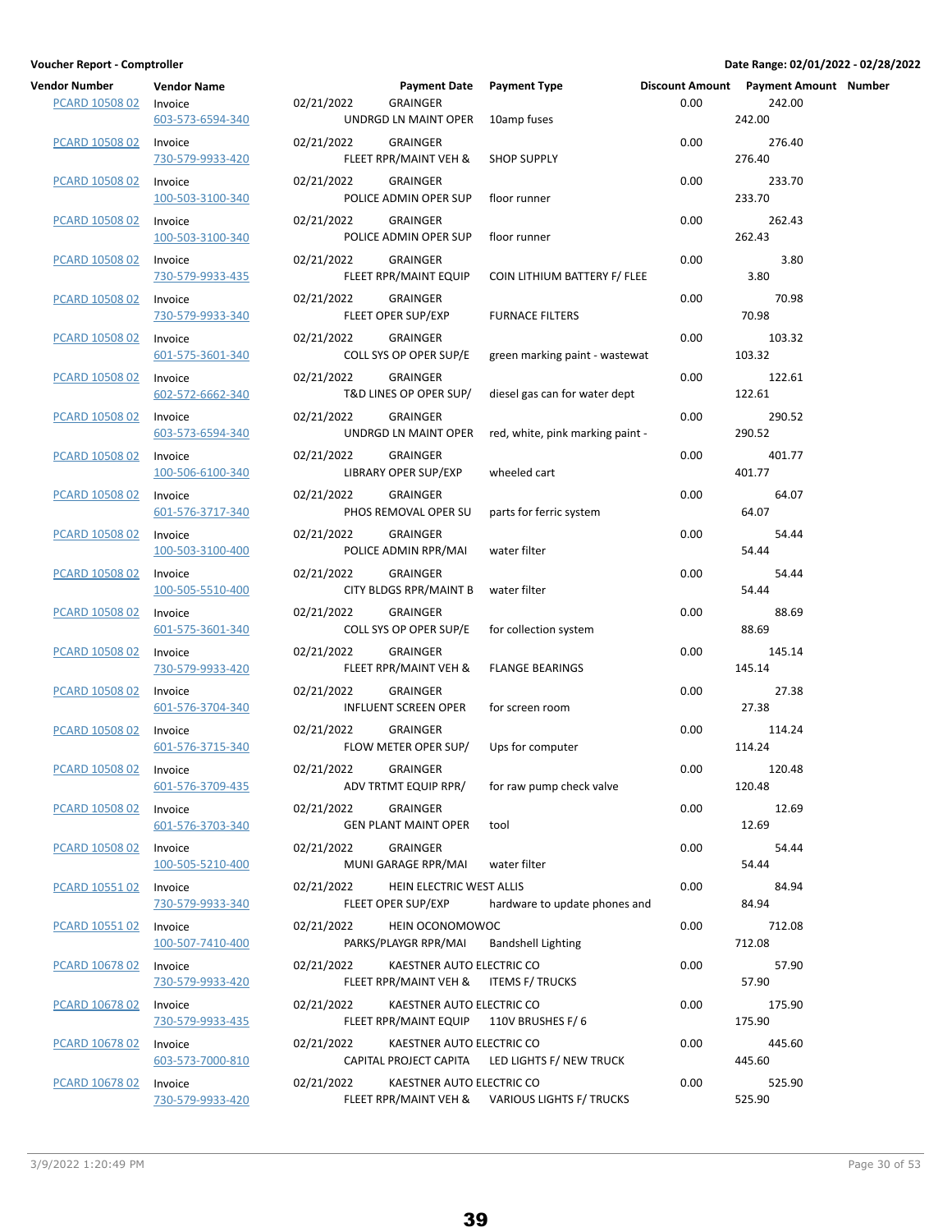**Voucher Report - Comptroller** **Date Range: 02/01/2022 - 02/28/2022**

| Vendor Number | Vendor Name | Payment Date | Payment Type | Discount Amount | Payment Amount | Number |
|---|---|---|---|---|---|---|
| PCARD 10508 02 | Invoice | 02/21/2022 | GRAINGER | 0.00 | 242.00 | |
| | 603-573-6594-340 | UNDRGD LN MAINT OPER | 10amp fuses | | 242.00 | |
| PCARD 10508 02 | Invoice | 02/21/2022 | GRAINGER | 0.00 | 276.40 | |
| | 730-579-9933-420 | FLEET RPR/MAINT VEH & | SHOP SUPPLY | | 276.40 | |
| PCARD 10508 02 | Invoice | 02/21/2022 | GRAINGER | 0.00 | 233.70 | |
| | 100-503-3100-340 | POLICE ADMIN OPER SUP | floor runner | | 233.70 | |
| PCARD 10508 02 | Invoice | 02/21/2022 | GRAINGER | 0.00 | 262.43 | |
| | 100-503-3100-340 | POLICE ADMIN OPER SUP | floor runner | | 262.43 | |
| PCARD 10508 02 | Invoice | 02/21/2022 | GRAINGER | 0.00 | 3.80 | |
| | 730-579-9933-435 | FLEET RPR/MAINT EQUIP | COIN LITHIUM BATTERY F/ FLEE | | 3.80 | |
| PCARD 10508 02 | Invoice | 02/21/2022 | GRAINGER | 0.00 | 70.98 | |
| | 730-579-9933-340 | FLEET OPER SUP/EXP | FURNACE FILTERS | | 70.98 | |
| PCARD 10508 02 | Invoice | 02/21/2022 | GRAINGER | 0.00 | 103.32 | |
| | 601-575-3601-340 | COLL SYS OP OPER SUP/E | green marking paint - wastewat | | 103.32 | |
| PCARD 10508 02 | Invoice | 02/21/2022 | GRAINGER | 0.00 | 122.61 | |
| | 602-572-6662-340 | T&D LINES OP OPER SUP/ | diesel gas can for water dept | | 122.61 | |
| PCARD 10508 02 | Invoice | 02/21/2022 | GRAINGER | 0.00 | 290.52 | |
| | 603-573-6594-340 | UNDRGD LN MAINT OPER | red, white, pink marking paint - | | 290.52 | |
| PCARD 10508 02 | Invoice | 02/21/2022 | GRAINGER | 0.00 | 401.77 | |
| | 100-506-6100-340 | LIBRARY OPER SUP/EXP | wheeled cart | | 401.77 | |
| PCARD 10508 02 | Invoice | 02/21/2022 | GRAINGER | 0.00 | 64.07 | |
| | 601-576-3717-340 | PHOS REMOVAL OPER SU | parts for ferric system | | 64.07 | |
| PCARD 10508 02 | Invoice | 02/21/2022 | GRAINGER | 0.00 | 54.44 | |
| | 100-503-3100-400 | POLICE ADMIN RPR/MAI | water filter | | 54.44 | |
| PCARD 10508 02 | Invoice | 02/21/2022 | GRAINGER | 0.00 | 54.44 | |
| | 100-505-5510-400 | CITY BLDGS RPR/MAINT B | water filter | | 54.44 | |
| PCARD 10508 02 | Invoice | 02/21/2022 | GRAINGER | 0.00 | 88.69 | |
| | 601-575-3601-340 | COLL SYS OP OPER SUP/E | for collection system | | 88.69 | |
| PCARD 10508 02 | Invoice | 02/21/2022 | GRAINGER | 0.00 | 145.14 | |
| | 730-579-9933-420 | FLEET RPR/MAINT VEH & | FLANGE BEARINGS | | 145.14 | |
| PCARD 10508 02 | Invoice | 02/21/2022 | GRAINGER | 0.00 | 27.38 | |
| | 601-576-3704-340 | INFLUENT SCREEN OPER | for screen room | | 27.38 | |
| PCARD 10508 02 | Invoice | 02/21/2022 | GRAINGER | 0.00 | 114.24 | |
| | 601-576-3715-340 | FLOW METER OPER SUP/ | Ups for computer | | 114.24 | |
| PCARD 10508 02 | Invoice | 02/21/2022 | GRAINGER | 0.00 | 120.48 | |
| | 601-576-3709-435 | ADV TRTMT EQUIP RPR/ | for raw pump check valve | | 120.48 | |
| PCARD 10508 02 | Invoice | 02/21/2022 | GRAINGER | 0.00 | 12.69 | |
| | 601-576-3703-340 | GEN PLANT MAINT OPER | tool | | 12.69 | |
| PCARD 10508 02 | Invoice | 02/21/2022 | GRAINGER | 0.00 | 54.44 | |
| | 100-505-5210-400 | MUNI GARAGE RPR/MAI | water filter | | 54.44 | |
| PCARD 10551 02 | Invoice | 02/21/2022 | HEIN ELECTRIC WEST ALLIS | 0.00 | 84.94 | |
| | 730-579-9933-340 | FLEET OPER SUP/EXP | hardware to update phones and | | 84.94 | |
| PCARD 10551 02 | Invoice | 02/21/2022 | HEIN OCONOMOWOC | 0.00 | 712.08 | |
| | 100-507-7410-400 | PARKS/PLAYGR RPR/MAI | Bandshell Lighting | | 712.08 | |
| PCARD 10678 02 | Invoice | 02/21/2022 | KAESTNER AUTO ELECTRIC CO | 0.00 | 57.90 | |
| | 730-579-9933-420 | FLEET RPR/MAINT VEH & | ITEMS F/ TRUCKS | | 57.90 | |
| PCARD 10678 02 | Invoice | 02/21/2022 | KAESTNER AUTO ELECTRIC CO | 0.00 | 175.90 | |
| | 730-579-9933-435 | FLEET RPR/MAINT EQUIP | 110V BRUSHES F/ 6 | | 175.90 | |
| PCARD 10678 02 | Invoice | 02/21/2022 | KAESTNER AUTO ELECTRIC CO | 0.00 | 445.60 | |
| | 603-573-7000-810 | CAPITAL PROJECT CAPITA | LED LIGHTS F/ NEW TRUCK | | 445.60 | |
| PCARD 10678 02 | Invoice | 02/21/2022 | KAESTNER AUTO ELECTRIC CO | 0.00 | 525.90 | |
| | 730-579-9933-420 | FLEET RPR/MAINT VEH & | VARIOUS LIGHTS F/ TRUCKS | | 525.90 | |

3/9/2022 1:20:49 PM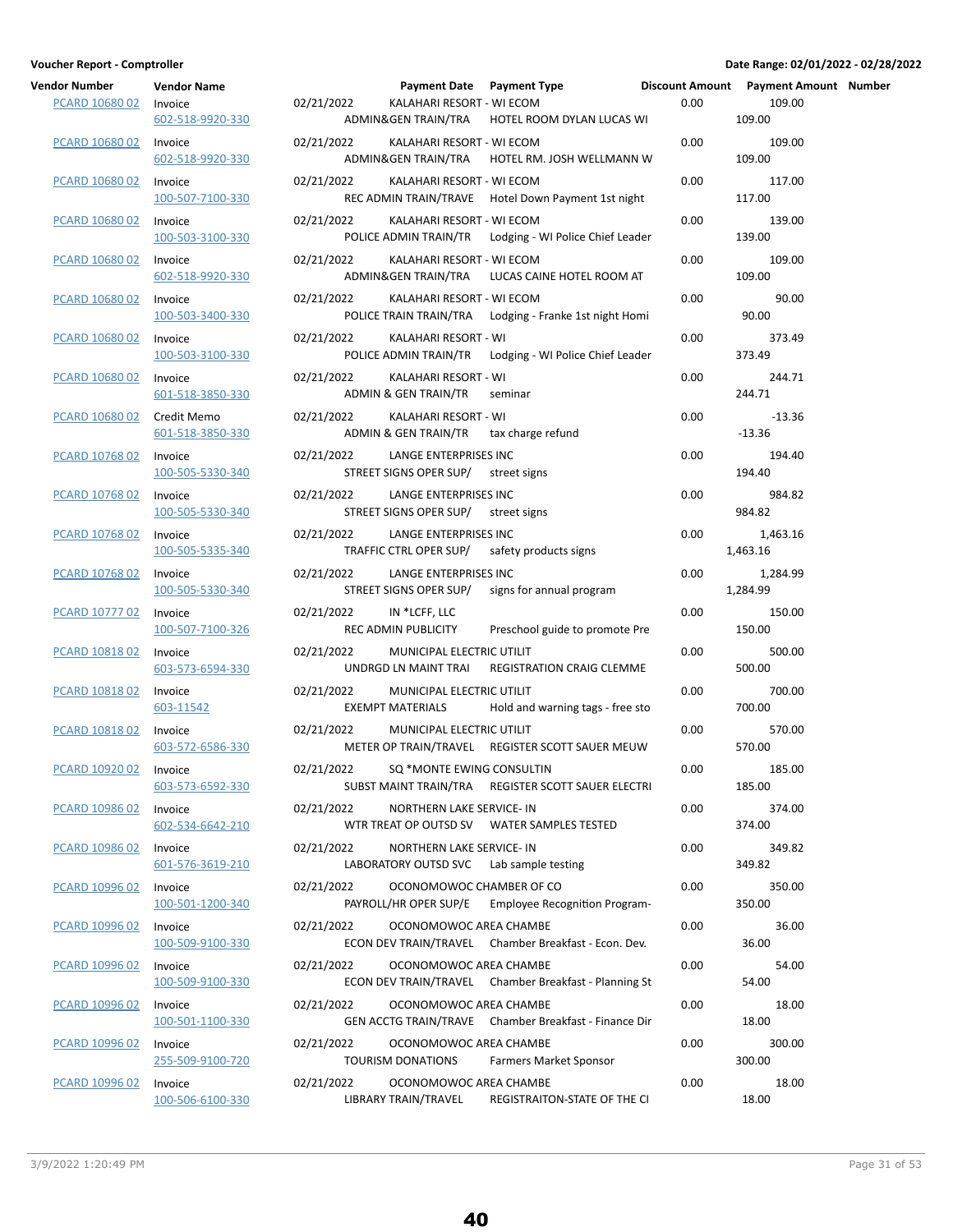**Voucher Report - Comptroller** **Date Range: 02/01/2022 - 02/28/2022**

| Vendor Number | Vendor Name | Payment Date | Payment Type | Discount Amount | Payment Amount | Number |
|---|---|---|---|---|---|---|
| PCARD 10680 02 | Invoice<br>602-518-9920-330 | 02/21/2022 | KALAHARI RESORT - WI ECOM<br>ADMIN&GEN TRAIN/TRA HOTEL ROOM DYLAN LUCAS WI | 0.00 | 109.00<br>109.00 | |
| PCARD 10680 02 | Invoice<br>602-518-9920-330 | 02/21/2022 | KALAHARI RESORT - WI ECOM<br>ADMIN&GEN TRAIN/TRA HOTEL RM. JOSH WELLMANN W | 0.00 | 109.00<br>109.00 | |
| PCARD 10680 02 | Invoice<br>100-507-7100-330 | 02/21/2022 | KALAHARI RESORT - WI ECOM<br>REC ADMIN TRAIN/TRAVE Hotel Down Payment 1st night | 0.00 | 117.00<br>117.00 | |
| PCARD 10680 02 | Invoice<br>100-503-3100-330 | 02/21/2022 | KALAHARI RESORT - WI ECOM<br>POLICE ADMIN TRAIN/TR Lodging - WI Police Chief Leader | 0.00 | 139.00<br>139.00 | |
| PCARD 10680 02 | Invoice<br>602-518-9920-330 | 02/21/2022 | KALAHARI RESORT - WI ECOM<br>ADMIN&GEN TRAIN/TRA LUCAS CAINE HOTEL ROOM AT | 0.00 | 109.00<br>109.00 | |
| PCARD 10680 02 | Invoice<br>100-503-3400-330 | 02/21/2022 | KALAHARI RESORT - WI ECOM<br>POLICE TRAIN TRAIN/TRA Lodging - Franke 1st night Homi | 0.00 | 90.00<br>90.00 | |
| PCARD 10680 02 | Invoice<br>100-503-3100-330 | 02/21/2022 | KALAHARI RESORT - WI<br>POLICE ADMIN TRAIN/TR Lodging - WI Police Chief Leader | 0.00 | 373.49<br>373.49 | |
| PCARD 10680 02 | Invoice<br>601-518-3850-330 | 02/21/2022 | KALAHARI RESORT - WI<br>ADMIN & GEN TRAIN/TR seminar | 0.00 | 244.71<br>244.71 | |
| PCARD 10680 02 | Credit Memo<br>601-518-3850-330 | 02/21/2022 | KALAHARI RESORT - WI<br>ADMIN & GEN TRAIN/TR tax charge refund | 0.00 | -13.36<br>-13.36 | |
| PCARD 10768 02 | Invoice<br>100-505-5330-340 | 02/21/2022 | LANGE ENTERPRISES INC<br>STREET SIGNS OPER SUP/ street signs | 0.00 | 194.40<br>194.40 | |
| PCARD 10768 02 | Invoice<br>100-505-5330-340 | 02/21/2022 | LANGE ENTERPRISES INC<br>STREET SIGNS OPER SUP/ street signs | 0.00 | 984.82<br>984.82 | |
| PCARD 10768 02 | Invoice<br>100-505-5335-340 | 02/21/2022 | LANGE ENTERPRISES INC<br>TRAFFIC CTRL OPER SUP/ safety products signs | 0.00 | 1,463.16<br>1,463.16 | |
| PCARD 10768 02 | Invoice<br>100-505-5330-340 | 02/21/2022 | LANGE ENTERPRISES INC<br>STREET SIGNS OPER SUP/ signs for annual program | 0.00 | 1,284.99<br>1,284.99 | |
| PCARD 10777 02 | Invoice<br>100-507-7100-326 | 02/21/2022 | IN *LCFF, LLC<br>REC ADMIN PUBLICITY Preschool guide to promote Pre | 0.00 | 150.00<br>150.00 | |
| PCARD 10818 02 | Invoice<br>603-573-6594-330 | 02/21/2022 | MUNICIPAL ELECTRIC UTILIT<br>UNDRGD LN MAINT TRAI REGISTRATION CRAIG CLEMME | 0.00 | 500.00<br>500.00 | |
| PCARD 10818 02 | Invoice<br>603-11542 | 02/21/2022 | MUNICIPAL ELECTRIC UTILIT<br>EXEMPT MATERIALS Hold and warning tags - free sto | 0.00 | 700.00<br>700.00 | |
| PCARD 10818 02 | Invoice<br>603-572-6586-330 | 02/21/2022 | MUNICIPAL ELECTRIC UTILIT<br>METER OP TRAIN/TRAVEL REGISTER SCOTT SAUER MEUW | 0.00 | 570.00<br>570.00 | |
| PCARD 10920 02 | Invoice<br>603-573-6592-330 | 02/21/2022 | SQ *MONTE EWING CONSULTIN<br>SUBST MAINT TRAIN/TRA REGISTER SCOTT SAUER ELECTRI | 0.00 | 185.00<br>185.00 | |
| PCARD 10986 02 | Invoice<br>602-534-6642-210 | 02/21/2022 | NORTHERN LAKE SERVICE- IN<br>WTR TREAT OP OUTSD SV WATER SAMPLES TESTED | 0.00 | 374.00<br>374.00 | |
| PCARD 10986 02 | Invoice<br>601-576-3619-210 | 02/21/2022 | NORTHERN LAKE SERVICE- IN<br>LABORATORY OUTSD SVC Lab sample testing | 0.00 | 349.82<br>349.82 | |
| PCARD 10996 02 | Invoice<br>100-501-1200-340 | 02/21/2022 | OCONOMOWOC CHAMBER OF CO<br>PAYROLL/HR OPER SUP/E Employee Recognition Program- | 0.00 | 350.00<br>350.00 | |
| PCARD 10996 02 | Invoice<br>100-509-9100-330 | 02/21/2022 | OCONOMOWOC AREA CHAMBE<br>ECON DEV TRAIN/TRAVEL Chamber Breakfast - Econ. Dev. | 0.00 | 36.00<br>36.00 | |
| PCARD 10996 02 | Invoice<br>100-509-9100-330 | 02/21/2022 | OCONOMOWOC AREA CHAMBE<br>ECON DEV TRAIN/TRAVEL Chamber Breakfast - Planning St | 0.00 | 54.00<br>54.00 | |
| PCARD 10996 02 | Invoice<br>100-501-1100-330 | 02/21/2022 | OCONOMOWOC AREA CHAMBE<br>GEN ACCTG TRAIN/TRAVE Chamber Breakfast - Finance Dir | 0.00 | 18.00<br>18.00 | |
| PCARD 10996 02 | Invoice<br>255-509-9100-720 | 02/21/2022 | OCONOMOWOC AREA CHAMBE<br>TOURISM DONATIONS Farmers Market Sponsor | 0.00 | 300.00<br>300.00 | |
| PCARD 10996 02 | Invoice<br>100-506-6100-330 | 02/21/2022 | OCONOMOWOC AREA CHAMBE<br>LIBRARY TRAIN/TRAVEL REGISTRAITON-STATE OF THE CI | 0.00 | 18.00<br>18.00 | |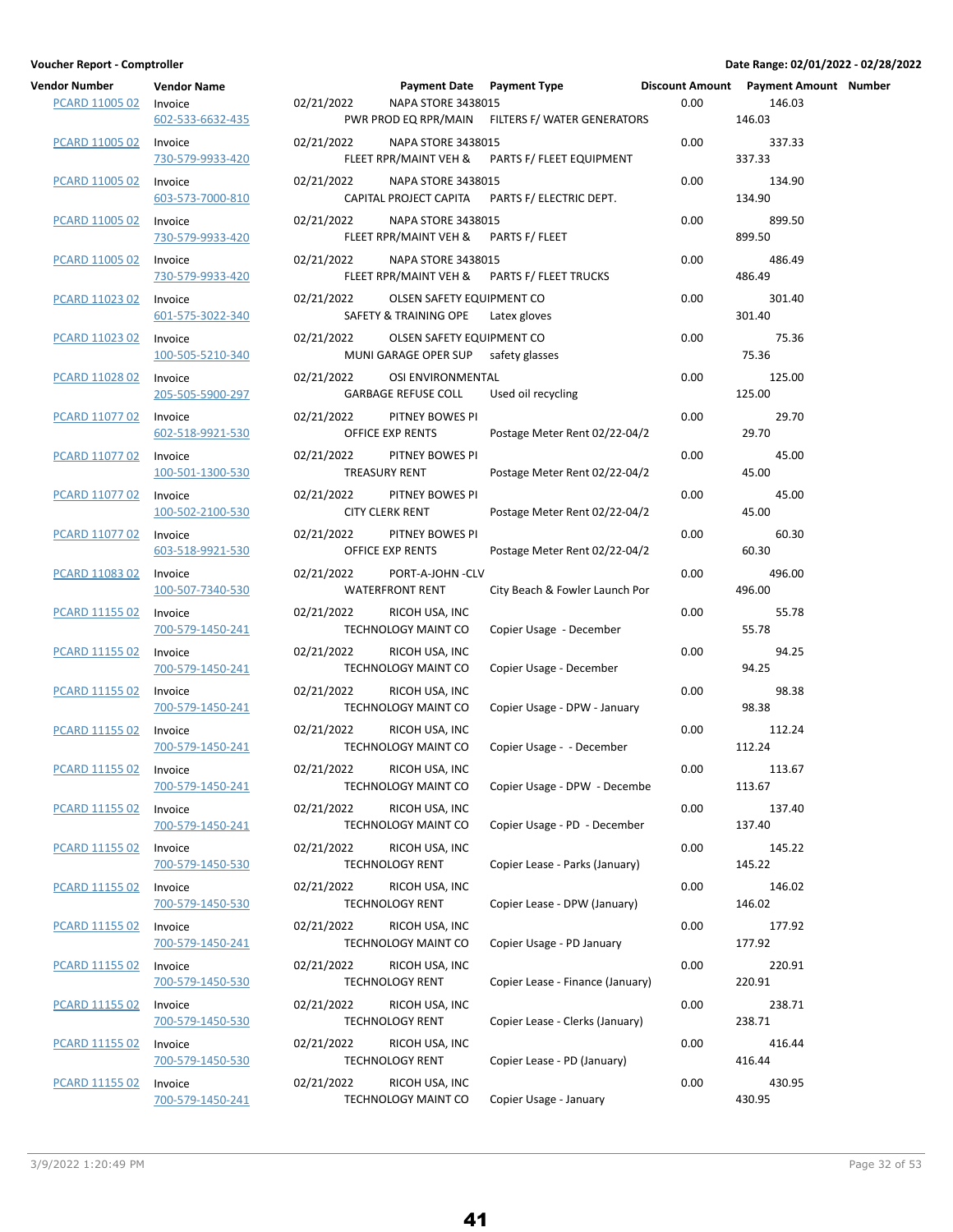**Voucher Report - Comptroller**

**Date Range: 02/01/2022 - 02/28/2022**

| Vendor Number | Vendor Name | Payment Date | Payment Type | | Discount Amount | Payment Amount | Number |
|---|---|---|---|---|---|---|---|
| PCARD 11005 02 | Invoice | 02/21/2022 | NAPA STORE 3438015 | | 0.00 | 146.03 | |
| | 602-533-6632-435 | | PWR PROD EQ RPR/MAIN | FILTERS F/ WATER GENERATORS | | 146.03 | |
| PCARD 11005 02 | Invoice | 02/21/2022 | NAPA STORE 3438015 | | 0.00 | 337.33 | |
| | 730-579-9933-420 | | FLEET RPR/MAINT VEH & | PARTS F/ FLEET EQUIPMENT | | 337.33 | |
| PCARD 11005 02 | Invoice | 02/21/2022 | NAPA STORE 3438015 | | 0.00 | 134.90 | |
| | 603-573-7000-810 | | CAPITAL PROJECT CAPITA | PARTS F/ ELECTRIC DEPT. | | 134.90 | |
| PCARD 11005 02 | Invoice | 02/21/2022 | NAPA STORE 3438015 | | 0.00 | 899.50 | |
| | 730-579-9933-420 | | FLEET RPR/MAINT VEH & | PARTS F/ FLEET | | 899.50 | |
| PCARD 11005 02 | Invoice | 02/21/2022 | NAPA STORE 3438015 | | 0.00 | 486.49 | |
| | 730-579-9933-420 | | FLEET RPR/MAINT VEH & | PARTS F/ FLEET TRUCKS | | 486.49 | |
| PCARD 11023 02 | Invoice | 02/21/2022 | OLSEN SAFETY EQUIPMENT CO | | 0.00 | 301.40 | |
| | 601-575-3022-340 | | SAFETY & TRAINING OPE | Latex gloves | | 301.40 | |
| PCARD 11023 02 | Invoice | 02/21/2022 | OLSEN SAFETY EQUIPMENT CO | | 0.00 | 75.36 | |
| | 100-505-5210-340 | | MUNI GARAGE OPER SUP | safety glasses | | 75.36 | |
| PCARD 11028 02 | Invoice | 02/21/2022 | OSI ENVIRONMENTAL | | 0.00 | 125.00 | |
| | 205-505-5900-297 | | GARBAGE REFUSE COLL | Used oil recycling | | 125.00 | |
| PCARD 11077 02 | Invoice | 02/21/2022 | PITNEY BOWES PI | | 0.00 | 29.70 | |
| | 602-518-9921-530 | | OFFICE EXP RENTS | Postage Meter Rent 02/22-04/2 | | 29.70 | |
| PCARD 11077 02 | Invoice | 02/21/2022 | PITNEY BOWES PI | | 0.00 | 45.00 | |
| | 100-501-1300-530 | | TREASURY RENT | Postage Meter Rent 02/22-04/2 | | 45.00 | |
| PCARD 11077 02 | Invoice | 02/21/2022 | PITNEY BOWES PI | | 0.00 | 45.00 | |
| | 100-502-2100-530 | | CITY CLERK RENT | Postage Meter Rent 02/22-04/2 | | 45.00 | |
| PCARD 11077 02 | Invoice | 02/21/2022 | PITNEY BOWES PI | | 0.00 | 60.30 | |
| | 603-518-9921-530 | | OFFICE EXP RENTS | Postage Meter Rent 02/22-04/2 | | 60.30 | |
| PCARD 11083 02 | Invoice | 02/21/2022 | PORT-A-JOHN -CLV | | 0.00 | 496.00 | |
| | 100-507-7340-530 | | WATERFRONT RENT | City Beach & Fowler Launch Por | | 496.00 | |
| PCARD 11155 02 | Invoice | 02/21/2022 | RICOH USA, INC | | 0.00 | 55.78 | |
| | 700-579-1450-241 | | TECHNOLOGY MAINT CO | Copier Usage - December | | 55.78 | |
| PCARD 11155 02 | Invoice | 02/21/2022 | RICOH USA, INC | | 0.00 | 94.25 | |
| | 700-579-1450-241 | | TECHNOLOGY MAINT CO | Copier Usage - December | | 94.25 | |
| PCARD 11155 02 | Invoice | 02/21/2022 | RICOH USA, INC | | 0.00 | 98.38 | |
| | 700-579-1450-241 | | TECHNOLOGY MAINT CO | Copier Usage - DPW - January | | 98.38 | |
| PCARD 11155 02 | Invoice | 02/21/2022 | RICOH USA, INC | | 0.00 | 112.24 | |
| | 700-579-1450-241 | | TECHNOLOGY MAINT CO | Copier Usage - - December | | 112.24 | |
| PCARD 11155 02 | Invoice | 02/21/2022 | RICOH USA, INC | | 0.00 | 113.67 | |
| | 700-579-1450-241 | | TECHNOLOGY MAINT CO | Copier Usage - DPW - Decembe | | 113.67 | |
| PCARD 11155 02 | Invoice | 02/21/2022 | RICOH USA, INC | | 0.00 | 137.40 | |
| | 700-579-1450-241 | | TECHNOLOGY MAINT CO | Copier Usage - PD - December | | 137.40 | |
| PCARD 11155 02 | Invoice | 02/21/2022 | RICOH USA, INC | | 0.00 | 145.22 | |
| | 700-579-1450-530 | | TECHNOLOGY RENT | Copier Lease - Parks (January) | | 145.22 | |
| PCARD 11155 02 | Invoice | 02/21/2022 | RICOH USA, INC | | 0.00 | 146.02 | |
| | 700-579-1450-530 | | TECHNOLOGY RENT | Copier Lease - DPW (January) | | 146.02 | |
| PCARD 11155 02 | Invoice | 02/21/2022 | RICOH USA, INC | | 0.00 | 177.92 | |
| | 700-579-1450-241 | | TECHNOLOGY MAINT CO | Copier Usage - PD January | | 177.92 | |
| PCARD 11155 02 | Invoice | 02/21/2022 | RICOH USA, INC | | 0.00 | 220.91 | |
| | 700-579-1450-530 | | TECHNOLOGY RENT | Copier Lease - Finance (January) | | 220.91 | |
| PCARD 11155 02 | Invoice | 02/21/2022 | RICOH USA, INC | | 0.00 | 238.71 | |
| | 700-579-1450-530 | | TECHNOLOGY RENT | Copier Lease - Clerks (January) | | 238.71 | |
| PCARD 11155 02 | Invoice | 02/21/2022 | RICOH USA, INC | | 0.00 | 416.44 | |
| | 700-579-1450-530 | | TECHNOLOGY RENT | Copier Lease - PD (January) | | 416.44 | |
| PCARD 11155 02 | Invoice | 02/21/2022 | RICOH USA, INC | | 0.00 | 430.95 | |
| | 700-579-1450-241 | | TECHNOLOGY MAINT CO | Copier Usage - January | | 430.95 | |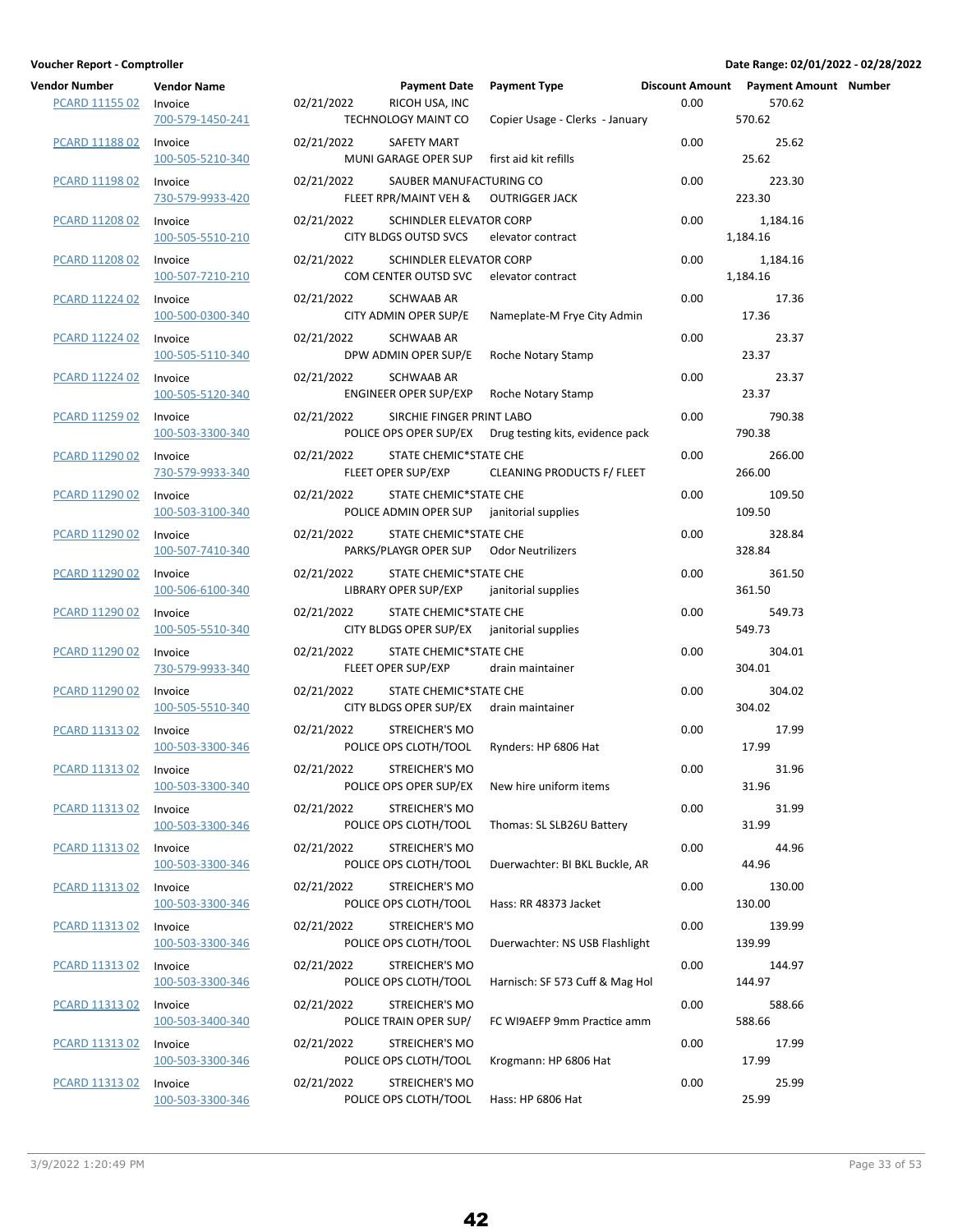**Voucher Report - Comptroller**

**Date Range: 02/01/2022 - 02/28/2022**

| Vendor Number | Vendor Name | Payment Date | | Payment Type | Discount Amount | Payment Amount | Number |
|---|---|---|---|---|---|---|---|
| PCARD 11155 02 | Invoice | 02/21/2022 | RICOH USA, INC | | 0.00 | 570.62 | |
| | 700-579-1450-241 | | TECHNOLOGY MAINT CO | Copier Usage - Clerks - January | | 570.62 | |
| PCARD 11188 02 | Invoice | 02/21/2022 | SAFETY MART | | 0.00 | 25.62 | |
| | 100-505-5210-340 | | MUNI GARAGE OPER SUP | first aid kit refills | | 25.62 | |
| PCARD 11198 02 | Invoice | 02/21/2022 | SAUBER MANUFACTURING CO | | 0.00 | 223.30 | |
| | 730-579-9933-420 | | FLEET RPR/MAINT VEH & | OUTRIGGER JACK | | 223.30 | |
| PCARD 11208 02 | Invoice | 02/21/2022 | SCHINDLER ELEVATOR CORP | | 0.00 | 1,184.16 | |
| | 100-505-5510-210 | | CITY BLDGS OUTSD SVCS | elevator contract | | 1,184.16 | |
| PCARD 11208 02 | Invoice | 02/21/2022 | SCHINDLER ELEVATOR CORP | | 0.00 | 1,184.16 | |
| | 100-507-7210-210 | | COM CENTER OUTSD SVC | elevator contract | | 1,184.16 | |
| PCARD 11224 02 | Invoice | 02/21/2022 | SCHWAAB AR | | 0.00 | 17.36 | |
| | 100-500-0300-340 | | CITY ADMIN OPER SUP/E | Nameplate-M Frye City Admin | | 17.36 | |
| PCARD 11224 02 | Invoice | 02/21/2022 | SCHWAAB AR | | 0.00 | 23.37 | |
| | 100-505-5110-340 | | DPW ADMIN OPER SUP/E | Roche Notary Stamp | | 23.37 | |
| PCARD 11224 02 | Invoice | 02/21/2022 | SCHWAAB AR | | 0.00 | 23.37 | |
| | 100-505-5120-340 | | ENGINEER OPER SUP/EXP | Roche Notary Stamp | | 23.37 | |
| PCARD 11259 02 | Invoice | 02/21/2022 | SIRCHIE FINGER PRINT LABO | | 0.00 | 790.38 | |
| | 100-503-3300-340 | | POLICE OPS OPER SUP/EX | Drug testing kits, evidence pack | | 790.38 | |
| PCARD 11290 02 | Invoice | 02/21/2022 | STATE CHEMIC*STATE CHE | | 0.00 | 266.00 | |
| | 730-579-9933-340 | | FLEET OPER SUP/EXP | CLEANING PRODUCTS F/ FLEET | | 266.00 | |
| PCARD 11290 02 | Invoice | 02/21/2022 | STATE CHEMIC*STATE CHE | | 0.00 | 109.50 | |
| | 100-503-3100-340 | | POLICE ADMIN OPER SUP | janitorial supplies | | 109.50 | |
| PCARD 11290 02 | Invoice | 02/21/2022 | STATE CHEMIC*STATE CHE | | 0.00 | 328.84 | |
| | 100-507-7410-340 | | PARKS/PLAYGR OPER SUP | Odor Neutrilizers | | 328.84 | |
| PCARD 11290 02 | Invoice | 02/21/2022 | STATE CHEMIC*STATE CHE | | 0.00 | 361.50 | |
| | 100-506-6100-340 | | LIBRARY OPER SUP/EXP | janitorial supplies | | 361.50 | |
| PCARD 11290 02 | Invoice | 02/21/2022 | STATE CHEMIC*STATE CHE | | 0.00 | 549.73 | |
| | 100-505-5510-340 | | CITY BLDGS OPER SUP/EX | janitorial supplies | | 549.73 | |
| PCARD 11290 02 | Invoice | 02/21/2022 | STATE CHEMIC*STATE CHE | | 0.00 | 304.01 | |
| | 730-579-9933-340 | | FLEET OPER SUP/EXP | drain maintainer | | 304.01 | |
| PCARD 11290 02 | Invoice | 02/21/2022 | STATE CHEMIC*STATE CHE | | 0.00 | 304.02 | |
| | 100-505-5510-340 | | CITY BLDGS OPER SUP/EX | drain maintainer | | 304.02 | |
| PCARD 11313 02 | Invoice | 02/21/2022 | STREICHER'S MO | | 0.00 | 17.99 | |
| | 100-503-3300-346 | | POLICE OPS CLOTH/TOOL | Rynders: HP 6806 Hat | | 17.99 | |
| PCARD 11313 02 | Invoice | 02/21/2022 | STREICHER'S MO | | 0.00 | 31.96 | |
| | 100-503-3300-340 | | POLICE OPS OPER SUP/EX | New hire uniform items | | 31.96 | |
| PCARD 11313 02 | Invoice | 02/21/2022 | STREICHER'S MO | | 0.00 | 31.99 | |
| | 100-503-3300-346 | | POLICE OPS CLOTH/TOOL | Thomas: SL SLB26U Battery | | 31.99 | |
| PCARD 11313 02 | Invoice | 02/21/2022 | STREICHER'S MO | | 0.00 | 44.96 | |
| | 100-503-3300-346 | | POLICE OPS CLOTH/TOOL | Duerwachter: BI BKL Buckle, AR | | 44.96 | |
| PCARD 11313 02 | Invoice | 02/21/2022 | STREICHER'S MO | | 0.00 | 130.00 | |
| | 100-503-3300-346 | | POLICE OPS CLOTH/TOOL | Hass: RR 48373 Jacket | | 130.00 | |
| PCARD 11313 02 | Invoice | 02/21/2022 | STREICHER'S MO | | 0.00 | 139.99 | |
| | 100-503-3300-346 | | POLICE OPS CLOTH/TOOL | Duerwachter: NS USB Flashlight | | 139.99 | |
| PCARD 11313 02 | Invoice | 02/21/2022 | STREICHER'S MO | | 0.00 | 144.97 | |
| | 100-503-3300-346 | | POLICE OPS CLOTH/TOOL | Harnisch: SF 573 Cuff & Mag Hol | | 144.97 | |
| PCARD 11313 02 | Invoice | 02/21/2022 | STREICHER'S MO | | 0.00 | 588.66 | |
| | 100-503-3400-340 | | POLICE TRAIN OPER SUP/ | FC WI9AEFP 9mm Practice amm | | 588.66 | |
| PCARD 11313 02 | Invoice | 02/21/2022 | STREICHER'S MO | | 0.00 | 17.99 | |
| | 100-503-3300-346 | | POLICE OPS CLOTH/TOOL | Krogmann: HP 6806 Hat | | 17.99 | |
| PCARD 11313 02 | Invoice | 02/21/2022 | STREICHER'S MO | | 0.00 | 25.99 | |
| | 100-503-3300-346 | | POLICE OPS CLOTH/TOOL | Hass: HP 6806 Hat | | 25.99 | |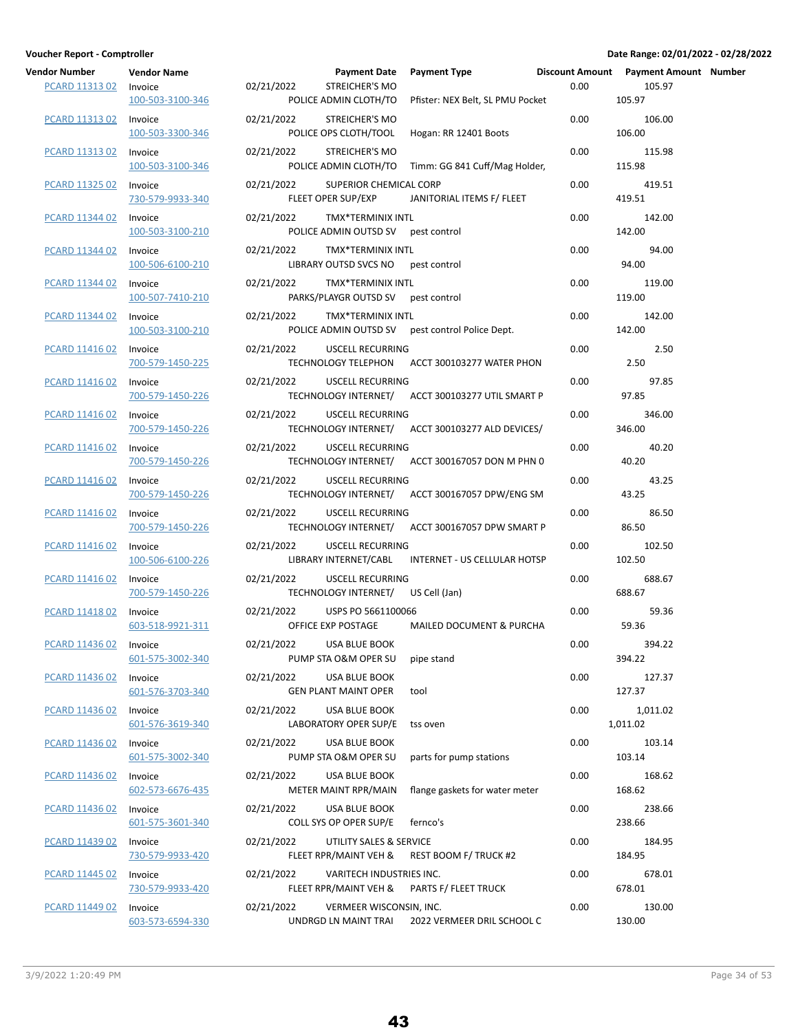**Voucher Report - Comptroller**

**Date Range: 02/01/2022 - 02/28/2022**

| Vendor Number | Vendor Name | Payment Date | Payment Type | | Discount Amount | Payment Amount | Number |
|---|---|---|---|---|---|---|---|
| PCARD 11313 02 | Invoice | 02/21/2022 | STREICHER'S MO | | 0.00 | 105.97 | |
| | 100-503-3100-346 | | POLICE ADMIN CLOTH/TO | Pfister: NEX Belt, SL PMU Pocket | | 105.97 | |
| PCARD 11313 02 | Invoice | 02/21/2022 | STREICHER'S MO | | 0.00 | 106.00 | |
| | 100-503-3300-346 | | POLICE OPS CLOTH/TOOL | Hogan: RR 12401 Boots | | 106.00 | |
| PCARD 11313 02 | Invoice | 02/21/2022 | STREICHER'S MO | | 0.00 | 115.98 | |
| | 100-503-3100-346 | | POLICE ADMIN CLOTH/TO | Timm: GG 841 Cuff/Mag Holder, | | 115.98 | |
| PCARD 11325 02 | Invoice | 02/21/2022 | SUPERIOR CHEMICAL CORP | | 0.00 | 419.51 | |
| | 730-579-9933-340 | | FLEET OPER SUP/EXP | JANITORIAL ITEMS F/ FLEET | | 419.51 | |
| PCARD 11344 02 | Invoice | 02/21/2022 | TMX*TERMINIX INTL | | 0.00 | 142.00 | |
| | 100-503-3100-210 | | POLICE ADMIN OUTSD SV | pest control | | 142.00 | |
| PCARD 11344 02 | Invoice | 02/21/2022 | TMX*TERMINIX INTL | | 0.00 | 94.00 | |
| | 100-506-6100-210 | | LIBRARY OUTSD SVCS NO | pest control | | 94.00 | |
| PCARD 11344 02 | Invoice | 02/21/2022 | TMX*TERMINIX INTL | | 0.00 | 119.00 | |
| | 100-507-7410-210 | | PARKS/PLAYGR OUTSD SV | pest control | | 119.00 | |
| PCARD 11344 02 | Invoice | 02/21/2022 | TMX*TERMINIX INTL | | 0.00 | 142.00 | |
| | 100-503-3100-210 | | POLICE ADMIN OUTSD SV | pest control Police Dept. | | 142.00 | |
| PCARD 11416 02 | Invoice | 02/21/2022 | USCELL RECURRING | | 0.00 | 2.50 | |
| | 700-579-1450-225 | | TECHNOLOGY TELEPHON | ACCT 300103277 WATER PHON | | 2.50 | |
| PCARD 11416 02 | Invoice | 02/21/2022 | USCELL RECURRING | | 0.00 | 97.85 | |
| | 700-579-1450-226 | | TECHNOLOGY INTERNET/ | ACCT 300103277 UTIL SMART P | | 97.85 | |
| PCARD 11416 02 | Invoice | 02/21/2022 | USCELL RECURRING | | 0.00 | 346.00 | |
| | 700-579-1450-226 | | TECHNOLOGY INTERNET/ | ACCT 300103277 ALD DEVICES/ | | 346.00 | |
| PCARD 11416 02 | Invoice | 02/21/2022 | USCELL RECURRING | | 0.00 | 40.20 | |
| | 700-579-1450-226 | | TECHNOLOGY INTERNET/ | ACCT 300167057 DON M PHN 0 | | 40.20 | |
| PCARD 11416 02 | Invoice | 02/21/2022 | USCELL RECURRING | | 0.00 | 43.25 | |
| | 700-579-1450-226 | | TECHNOLOGY INTERNET/ | ACCT 300167057 DPW/ENG SM | | 43.25 | |
| PCARD 11416 02 | Invoice | 02/21/2022 | USCELL RECURRING | | 0.00 | 86.50 | |
| | 700-579-1450-226 | | TECHNOLOGY INTERNET/ | ACCT 300167057 DPW SMART P | | 86.50 | |
| PCARD 11416 02 | Invoice | 02/21/2022 | USCELL RECURRING | | 0.00 | 102.50 | |
| | 100-506-6100-226 | | LIBRARY INTERNET/CABL | INTERNET - US CELLULAR HOTSP | | 102.50 | |
| PCARD 11416 02 | Invoice | 02/21/2022 | USCELL RECURRING | | 0.00 | 688.67 | |
| | 700-579-1450-226 | | TECHNOLOGY INTERNET/ | US Cell (Jan) | | 688.67 | |
| PCARD 11418 02 | Invoice | 02/21/2022 | USPS PO 5661100066 | | 0.00 | 59.36 | |
| | 603-518-9921-311 | | OFFICE EXP POSTAGE | MAILED DOCUMENT & PURCHA | | 59.36 | |
| PCARD 11436 02 | Invoice | 02/21/2022 | USA BLUE BOOK | | 0.00 | 394.22 | |
| | 601-575-3002-340 | | PUMP STA O&M OPER SU | pipe stand | | 394.22 | |
| PCARD 11436 02 | Invoice | 02/21/2022 | USA BLUE BOOK | | 0.00 | 127.37 | |
| | 601-576-3703-340 | | GEN PLANT MAINT OPER | tool | | 127.37 | |
| PCARD 11436 02 | Invoice | 02/21/2022 | USA BLUE BOOK | | 0.00 | 1,011.02 | |
| | 601-576-3619-340 | | LABORATORY OPER SUP/E | tss oven | | 1,011.02 | |
| PCARD 11436 02 | Invoice | 02/21/2022 | USA BLUE BOOK | | 0.00 | 103.14 | |
| | 601-575-3002-340 | | PUMP STA O&M OPER SU | parts for pump stations | | 103.14 | |
| PCARD 11436 02 | Invoice | 02/21/2022 | USA BLUE BOOK | | 0.00 | 168.62 | |
| | 602-573-6676-435 | | METER MAINT RPR/MAIN | flange gaskets for water meter | | 168.62 | |
| PCARD 11436 02 | Invoice | 02/21/2022 | USA BLUE BOOK | | 0.00 | 238.66 | |
| | 601-575-3601-340 | | COLL SYS OP OPER SUP/E | fernco's | | 238.66 | |
| PCARD 11439 02 | Invoice | 02/21/2022 | UTILITY SALES & SERVICE | | 0.00 | 184.95 | |
| | 730-579-9933-420 | | FLEET RPR/MAINT VEH & | REST BOOM F/ TRUCK #2 | | 184.95 | |
| PCARD 11445 02 | Invoice | 02/21/2022 | VARITECH INDUSTRIES INC. | | 0.00 | 678.01 | |
| | 730-579-9933-420 | | FLEET RPR/MAINT VEH & | PARTS F/ FLEET TRUCK | | 678.01 | |
| PCARD 11449 02 | Invoice | 02/21/2022 | VERMEER WISCONSIN, INC. | | 0.00 | 130.00 | |
| | 603-573-6594-330 | | UNDRGD LN MAINT TRAI | 2022 VERMEER DRIL SCHOOL C | | 130.00 | |

3/9/2022 1:20:49 PM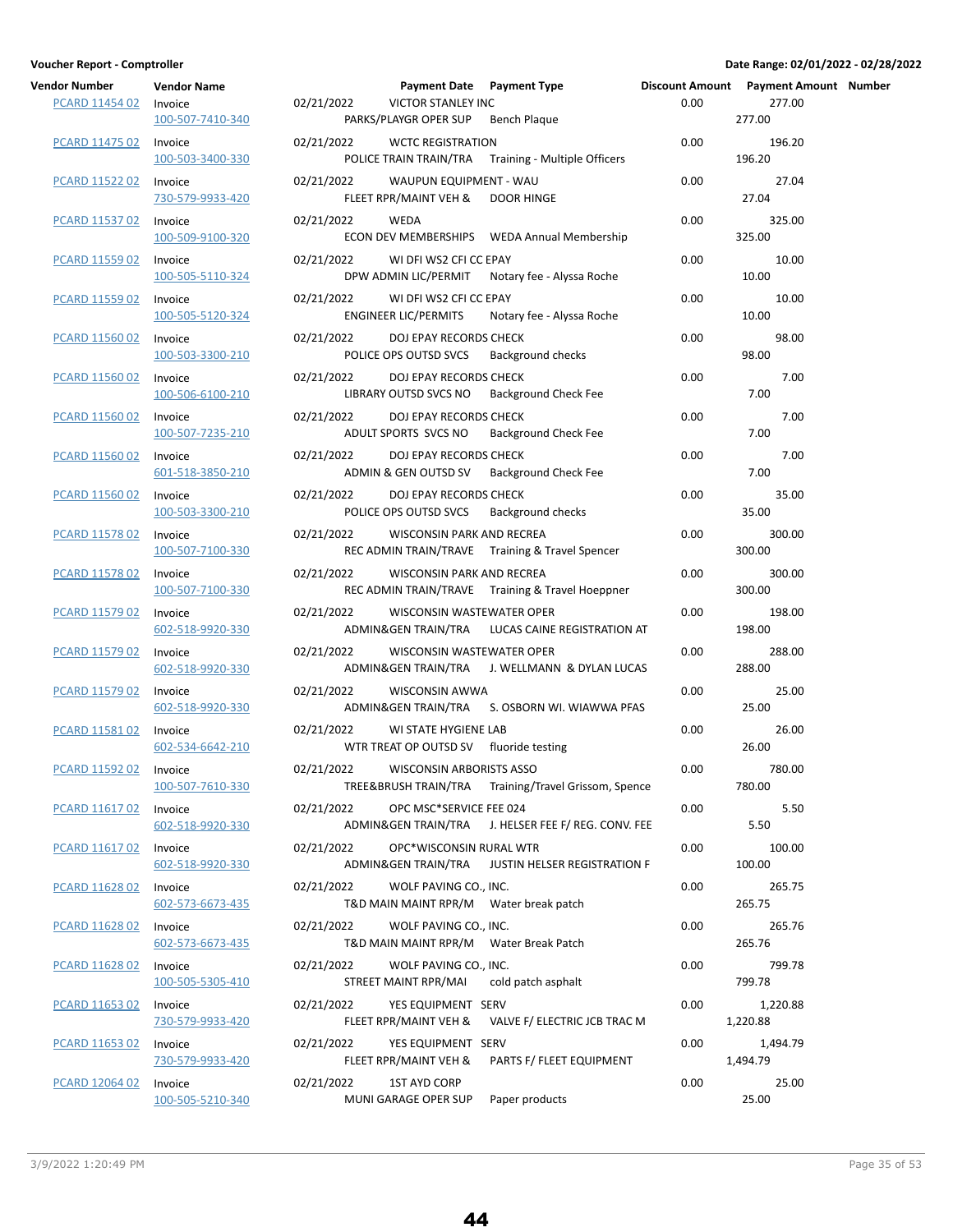**Voucher Report - Comptroller** | **Date Range: 02/01/2022 - 02/28/2022**

| Vendor Number | Vendor Name | Payment Date | Payment Type | Discount Amount | Payment Amount | Number |
|---|---|---|---|---|---|---|
| PCARD 11454 02 | Invoice | 02/21/2022 | VICTOR STANLEY INC | 0.00 | 277.00 | |
| | 100-507-7410-340 | PARKS/PLAYGR OPER SUP | Bench Plaque | | 277.00 | |
| PCARD 11475 02 | Invoice | 02/21/2022 | WCTC REGISTRATION | 0.00 | 196.20 | |
| | 100-503-3400-330 | POLICE TRAIN TRAIN/TRA | Training - Multiple Officers | | 196.20 | |
| PCARD 11522 02 | Invoice | 02/21/2022 | WAUPUN EQUIPMENT - WAU | 0.00 | 27.04 | |
| | 730-579-9933-420 | FLEET RPR/MAINT VEH & | DOOR HINGE | | 27.04 | |
| PCARD 11537 02 | Invoice | 02/21/2022 | WEDA | 0.00 | 325.00 | |
| | 100-509-9100-320 | ECON DEV MEMBERSHIPS | WEDA Annual Membership | | 325.00 | |
| PCARD 11559 02 | Invoice | 02/21/2022 | WI DFI WS2 CFI CC EPAY | 0.00 | 10.00 | |
| | 100-505-5110-324 | DPW ADMIN LIC/PERMIT | Notary fee - Alyssa Roche | | 10.00 | |
| PCARD 11559 02 | Invoice | 02/21/2022 | WI DFI WS2 CFI CC EPAY | 0.00 | 10.00 | |
| | 100-505-5120-324 | ENGINEER LIC/PERMITS | Notary fee - Alyssa Roche | | 10.00 | |
| PCARD 11560 02 | Invoice | 02/21/2022 | DOJ EPAY RECORDS CHECK | 0.00 | 98.00 | |
| | 100-503-3300-210 | POLICE OPS OUTSD SVCS | Background checks | | 98.00 | |
| PCARD 11560 02 | Invoice | 02/21/2022 | DOJ EPAY RECORDS CHECK | 0.00 | 7.00 | |
| | 100-506-6100-210 | LIBRARY OUTSD SVCS NO | Background Check Fee | | 7.00 | |
| PCARD 11560 02 | Invoice | 02/21/2022 | DOJ EPAY RECORDS CHECK | 0.00 | 7.00 | |
| | 100-507-7235-210 | ADULT SPORTS SVCS NO | Background Check Fee | | 7.00 | |
| PCARD 11560 02 | Invoice | 02/21/2022 | DOJ EPAY RECORDS CHECK | 0.00 | 7.00 | |
| | 601-518-3850-210 | ADMIN & GEN OUTSD SV | Background Check Fee | | 7.00 | |
| PCARD 11560 02 | Invoice | 02/21/2022 | DOJ EPAY RECORDS CHECK | 0.00 | 35.00 | |
| | 100-503-3300-210 | POLICE OPS OUTSD SVCS | Background checks | | 35.00 | |
| PCARD 11578 02 | Invoice | 02/21/2022 | WISCONSIN PARK AND RECREA | 0.00 | 300.00 | |
| | 100-507-7100-330 | REC ADMIN TRAIN/TRAVE | Training & Travel Spencer | | 300.00 | |
| PCARD 11578 02 | Invoice | 02/21/2022 | WISCONSIN PARK AND RECREA | 0.00 | 300.00 | |
| | 100-507-7100-330 | REC ADMIN TRAIN/TRAVE | Training & Travel Hoeppner | | 300.00 | |
| PCARD 11579 02 | Invoice | 02/21/2022 | WISCONSIN WASTEWATER OPER | 0.00 | 198.00 | |
| | 602-518-9920-330 | ADMIN&GEN TRAIN/TRA | LUCAS CAINE REGISTRATION AT | | 198.00 | |
| PCARD 11579 02 | Invoice | 02/21/2022 | WISCONSIN WASTEWATER OPER | 0.00 | 288.00 | |
| | 602-518-9920-330 | ADMIN&GEN TRAIN/TRA | J. WELLMANN & DYLAN LUCAS | | 288.00 | |
| PCARD 11579 02 | Invoice | 02/21/2022 | WISCONSIN AWWA | 0.00 | 25.00 | |
| | 602-518-9920-330 | ADMIN&GEN TRAIN/TRA | S. OSBORN WI. WIAWWA PFAS | | 25.00 | |
| PCARD 11581 02 | Invoice | 02/21/2022 | WI STATE HYGIENE LAB | 0.00 | 26.00 | |
| | 602-534-6642-210 | WTR TREAT OP OUTSD SV | fluoride testing | | 26.00 | |
| PCARD 11592 02 | Invoice | 02/21/2022 | WISCONSIN ARBORISTS ASSO | 0.00 | 780.00 | |
| | 100-507-7610-330 | TREE&BRUSH TRAIN/TRA | Training/Travel Grissom, Spence | | 780.00 | |
| PCARD 11617 02 | Invoice | 02/21/2022 | OPC MSC*SERVICE FEE 024 | 0.00 | 5.50 | |
| | 602-518-9920-330 | ADMIN&GEN TRAIN/TRA | J. HELSER FEE F/ REG. CONV. FEE | | 5.50 | |
| PCARD 11617 02 | Invoice | 02/21/2022 | OPC*WISCONSIN RURAL WTR | 0.00 | 100.00 | |
| | 602-518-9920-330 | ADMIN&GEN TRAIN/TRA | JUSTIN HELSER REGISTRATION F | | 100.00 | |
| PCARD 11628 02 | Invoice | 02/21/2022 | WOLF PAVING CO., INC. | 0.00 | 265.75 | |
| | 602-573-6673-435 | T&D MAIN MAINT RPR/M | Water break patch | | 265.75 | |
| PCARD 11628 02 | Invoice | 02/21/2022 | WOLF PAVING CO., INC. | 0.00 | 265.76 | |
| | 602-573-6673-435 | T&D MAIN MAINT RPR/M | Water Break Patch | | 265.76 | |
| PCARD 11628 02 | Invoice | 02/21/2022 | WOLF PAVING CO., INC. | 0.00 | 799.78 | |
| | 100-505-5305-410 | STREET MAINT RPR/MAI | cold patch asphalt | | 799.78 | |
| PCARD 11653 02 | Invoice | 02/21/2022 | YES EQUIPMENT SERV | 0.00 | 1,220.88 | |
| | 730-579-9933-420 | FLEET RPR/MAINT VEH & | VALVE F/ ELECTRIC JCB TRAC M | | 1,220.88 | |
| PCARD 11653 02 | Invoice | 02/21/2022 | YES EQUIPMENT SERV | 0.00 | 1,494.79 | |
| | 730-579-9933-420 | FLEET RPR/MAINT VEH & | PARTS F/ FLEET EQUIPMENT | | 1,494.79 | |
| PCARD 12064 02 | Invoice | 02/21/2022 | 1ST AYD CORP | 0.00 | 25.00 | |
| | 100-505-5210-340 | MUNI GARAGE OPER SUP | Paper products | | 25.00 | |

3/9/2022 1:20:49 PM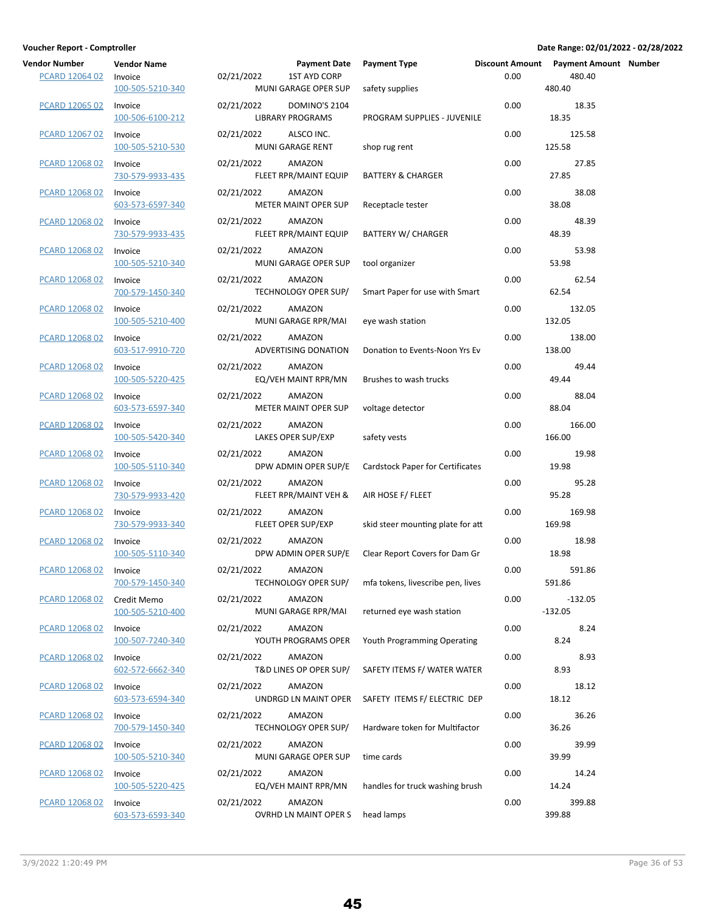**Voucher Report - Comptroller** | **Date Range: 02/01/2022 - 02/28/2022**

| Vendor Number | Vendor Name | Payment Date | | Payment Type | Discount Amount | Payment Amount | Number |
|---|---|---|---|---|---|---|---|
| PCARD 12064 02 | Invoice | 02/21/2022 | 1ST AYD CORP | | 0.00 | 480.40 | |
| | 100-505-5210-340 | | MUNI GARAGE OPER SUP | safety supplies | | 480.40 | |
| PCARD 12065 02 | Invoice | 02/21/2022 | DOMINO'S 2104 | | 0.00 | 18.35 | |
| | 100-506-6100-212 | | LIBRARY PROGRAMS | PROGRAM SUPPLIES - JUVENILE | | 18.35 | |
| PCARD 12067 02 | Invoice | 02/21/2022 | ALSCO INC. | | 0.00 | 125.58 | |
| | 100-505-5210-530 | | MUNI GARAGE RENT | shop rug rent | | 125.58 | |
| PCARD 12068 02 | Invoice | 02/21/2022 | AMAZON | | 0.00 | 27.85 | |
| | 730-579-9933-435 | | FLEET RPR/MAINT EQUIP | BATTERY & CHARGER | | 27.85 | |
| PCARD 12068 02 | Invoice | 02/21/2022 | AMAZON | | 0.00 | 38.08 | |
| | 603-573-6597-340 | | METER MAINT OPER SUP | Receptacle tester | | 38.08 | |
| PCARD 12068 02 | Invoice | 02/21/2022 | AMAZON | | 0.00 | 48.39 | |
| | 730-579-9933-435 | | FLEET RPR/MAINT EQUIP | BATTERY W/ CHARGER | | 48.39 | |
| PCARD 12068 02 | Invoice | 02/21/2022 | AMAZON | | 0.00 | 53.98 | |
| | 100-505-5210-340 | | MUNI GARAGE OPER SUP | tool organizer | | 53.98 | |
| PCARD 12068 02 | Invoice | 02/21/2022 | AMAZON | | 0.00 | 62.54 | |
| | 700-579-1450-340 | | TECHNOLOGY OPER SUP/ | Smart Paper for use with Smart | | 62.54 | |
| PCARD 12068 02 | Invoice | 02/21/2022 | AMAZON | | 0.00 | 132.05 | |
| | 100-505-5210-400 | | MUNI GARAGE RPR/MAI | eye wash station | | 132.05 | |
| PCARD 12068 02 | Invoice | 02/21/2022 | AMAZON | | 0.00 | 138.00 | |
| | 603-517-9910-720 | | ADVERTISING DONATION | Donation to Events-Noon Yrs Ev | | 138.00 | |
| PCARD 12068 02 | Invoice | 02/21/2022 | AMAZON | | 0.00 | 49.44 | |
| | 100-505-5220-425 | | EQ/VEH MAINT RPR/MN | Brushes to wash trucks | | 49.44 | |
| PCARD 12068 02 | Invoice | 02/21/2022 | AMAZON | | 0.00 | 88.04 | |
| | 603-573-6597-340 | | METER MAINT OPER SUP | voltage detector | | 88.04 | |
| PCARD 12068 02 | Invoice | 02/21/2022 | AMAZON | | 0.00 | 166.00 | |
| | 100-505-5420-340 | | LAKES OPER SUP/EXP | safety vests | | 166.00 | |
| PCARD 12068 02 | Invoice | 02/21/2022 | AMAZON | | 0.00 | 19.98 | |
| | 100-505-5110-340 | | DPW ADMIN OPER SUP/E | Cardstock Paper for Certificates | | 19.98 | |
| PCARD 12068 02 | Invoice | 02/21/2022 | AMAZON | | 0.00 | 95.28 | |
| | 730-579-9933-420 | | FLEET RPR/MAINT VEH & | AIR HOSE F/ FLEET | | 95.28 | |
| PCARD 12068 02 | Invoice | 02/21/2022 | AMAZON | | 0.00 | 169.98 | |
| | 730-579-9933-340 | | FLEET OPER SUP/EXP | skid steer mounting plate for att | | 169.98 | |
| PCARD 12068 02 | Invoice | 02/21/2022 | AMAZON | | 0.00 | 18.98 | |
| | 100-505-5110-340 | | DPW ADMIN OPER SUP/E | Clear Report Covers for Dam Gr | | 18.98 | |
| PCARD 12068 02 | Invoice | 02/21/2022 | AMAZON | | 0.00 | 591.86 | |
| | 700-579-1450-340 | | TECHNOLOGY OPER SUP/ | mfa tokens, livescribe pen, lives | | 591.86 | |
| PCARD 12068 02 | Credit Memo | 02/21/2022 | AMAZON | | 0.00 | -132.05 | |
| | 100-505-5210-400 | | MUNI GARAGE RPR/MAI | returned eye wash station | | -132.05 | |
| PCARD 12068 02 | Invoice | 02/21/2022 | AMAZON | | 0.00 | 8.24 | |
| | 100-507-7240-340 | | YOUTH PROGRAMS OPER | Youth Programming Operating | | 8.24 | |
| PCARD 12068 02 | Invoice | 02/21/2022 | AMAZON | | 0.00 | 8.93 | |
| | 602-572-6662-340 | | T&D LINES OP OPER SUP/ | SAFETY ITEMS F/ WATER WATER | | 8.93 | |
| PCARD 12068 02 | Invoice | 02/21/2022 | AMAZON | | 0.00 | 18.12 | |
| | 603-573-6594-340 | | UNDRGD LN MAINT OPER | SAFETY ITEMS F/ ELECTRIC DEP | | 18.12 | |
| PCARD 12068 02 | Invoice | 02/21/2022 | AMAZON | | 0.00 | 36.26 | |
| | 700-579-1450-340 | | TECHNOLOGY OPER SUP/ | Hardware token for Multifactor | | 36.26 | |
| PCARD 12068 02 | Invoice | 02/21/2022 | AMAZON | | 0.00 | 39.99 | |
| | 100-505-5210-340 | | MUNI GARAGE OPER SUP | time cards | | 39.99 | |
| PCARD 12068 02 | Invoice | 02/21/2022 | AMAZON | | 0.00 | 14.24 | |
| | 100-505-5220-425 | | EQ/VEH MAINT RPR/MN | handles for truck washing brush | | 14.24 | |
| PCARD 12068 02 | Invoice | 02/21/2022 | AMAZON | | 0.00 | 399.88 | |
| | 603-573-6593-340 | | OVRHD LN MAINT OPER S | head lamps | | 399.88 | |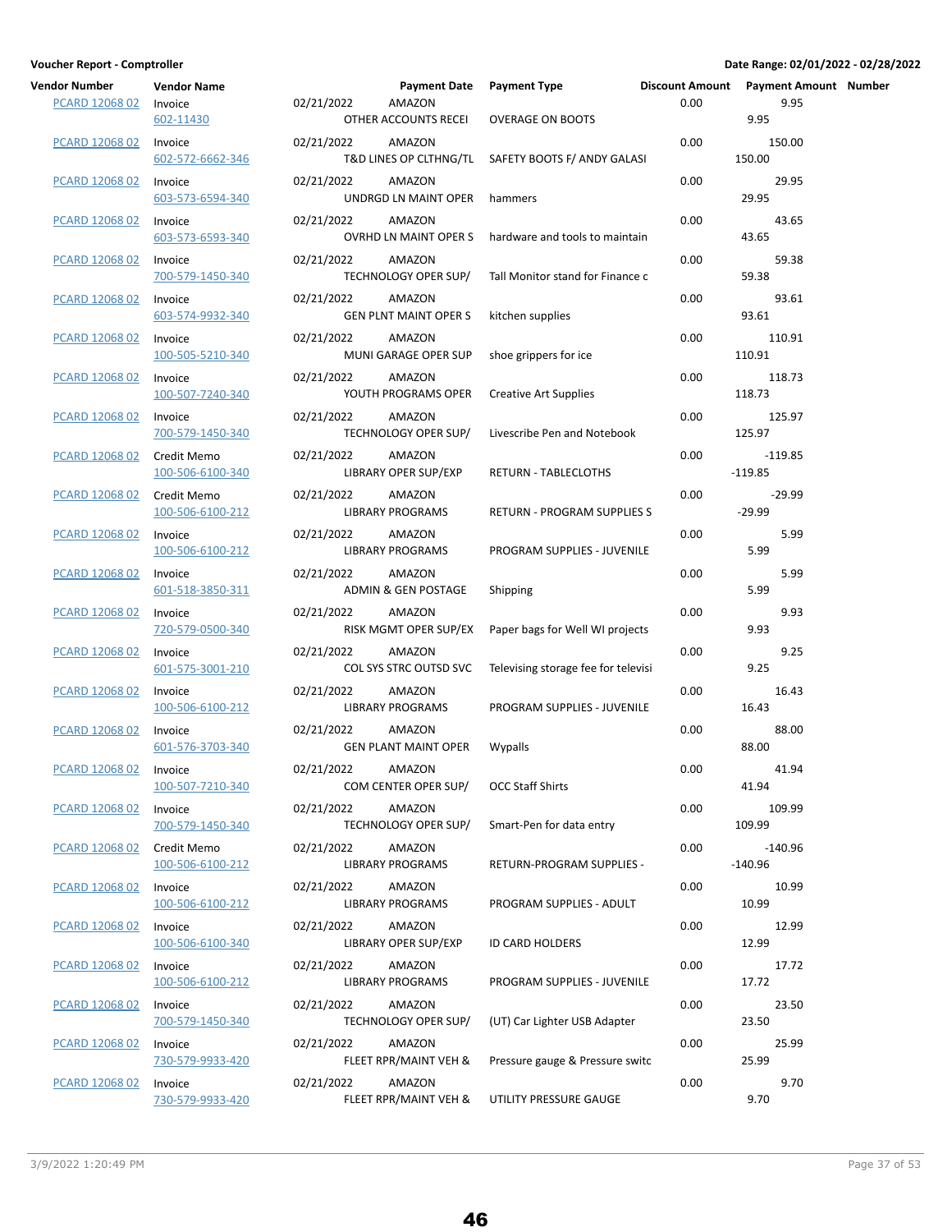**Voucher Report - Comptroller**

**Date Range: 02/01/2022 - 02/28/2022**

| Vendor Number | Vendor Name | Payment Date | Payment Type | | Discount Amount | Payment Amount | Number |
|---|---|---|---|---|---|---|---|
| PCARD 12068 02 | Invoice<br>602-11430 | 02/21/2022 | AMAZON<br>OTHER ACCOUNTS RECEI | OVERAGE ON BOOTS | 0.00 | 9.95<br>9.95 | |
| PCARD 12068 02 | Invoice<br>602-572-6662-346 | 02/21/2022 | AMAZON<br>T&D LINES OP CLTHNG/TL | SAFETY BOOTS F/ ANDY GALASI | 0.00 | 150.00<br>150.00 | |
| PCARD 12068 02 | Invoice<br>603-573-6594-340 | 02/21/2022 | AMAZON<br>UNDRGD LN MAINT OPER | hammers | 0.00 | 29.95<br>29.95 | |
| PCARD 12068 02 | Invoice<br>603-573-6593-340 | 02/21/2022 | AMAZON<br>OVRHD LN MAINT OPER S | hardware and tools to maintain | 0.00 | 43.65<br>43.65 | |
| PCARD 12068 02 | Invoice<br>700-579-1450-340 | 02/21/2022 | AMAZON<br>TECHNOLOGY OPER SUP/ | Tall Monitor stand for Finance c | 0.00 | 59.38<br>59.38 | |
| PCARD 12068 02 | Invoice<br>603-574-9932-340 | 02/21/2022 | AMAZON<br>GEN PLNT MAINT OPER S | kitchen supplies | 0.00 | 93.61<br>93.61 | |
| PCARD 12068 02 | Invoice<br>100-505-5210-340 | 02/21/2022 | AMAZON<br>MUNI GARAGE OPER SUP | shoe grippers for ice | 0.00 | 110.91<br>110.91 | |
| PCARD 12068 02 | Invoice<br>100-507-7240-340 | 02/21/2022 | AMAZON<br>YOUTH PROGRAMS OPER | Creative Art Supplies | 0.00 | 118.73<br>118.73 | |
| PCARD 12068 02 | Invoice<br>700-579-1450-340 | 02/21/2022 | AMAZON<br>TECHNOLOGY OPER SUP/ | Livescribe Pen and Notebook | 0.00 | 125.97<br>125.97 | |
| PCARD 12068 02 | Credit Memo<br>100-506-6100-340 | 02/21/2022 | AMAZON<br>LIBRARY OPER SUP/EXP | RETURN - TABLECLOTHS | 0.00 | -119.85<br>-119.85 | |
| PCARD 12068 02 | Credit Memo<br>100-506-6100-212 | 02/21/2022 | AMAZON<br>LIBRARY PROGRAMS | RETURN - PROGRAM SUPPLIES S | 0.00 | -29.99<br>-29.99 | |
| PCARD 12068 02 | Invoice<br>100-506-6100-212 | 02/21/2022 | AMAZON<br>LIBRARY PROGRAMS | PROGRAM SUPPLIES - JUVENILE | 0.00 | 5.99<br>5.99 | |
| PCARD 12068 02 | Invoice<br>601-518-3850-311 | 02/21/2022 | AMAZON<br>ADMIN & GEN POSTAGE | Shipping | 0.00 | 5.99<br>5.99 | |
| PCARD 12068 02 | Invoice<br>720-579-0500-340 | 02/21/2022 | AMAZON<br>RISK MGMT OPER SUP/EX | Paper bags for Well WI projects | 0.00 | 9.93<br>9.93 | |
| PCARD 12068 02 | Invoice<br>601-575-3001-210 | 02/21/2022 | AMAZON<br>COL SYS STRC OUTSD SVC | Televising storage fee for televisi | 0.00 | 9.25<br>9.25 | |
| PCARD 12068 02 | Invoice<br>100-506-6100-212 | 02/21/2022 | AMAZON<br>LIBRARY PROGRAMS | PROGRAM SUPPLIES - JUVENILE | 0.00 | 16.43<br>16.43 | |
| PCARD 12068 02 | Invoice<br>601-576-3703-340 | 02/21/2022 | AMAZON<br>GEN PLANT MAINT OPER | Wypalls | 0.00 | 88.00<br>88.00 | |
| PCARD 12068 02 | Invoice<br>100-507-7210-340 | 02/21/2022 | AMAZON<br>COM CENTER OPER SUP/ | OCC Staff Shirts | 0.00 | 41.94<br>41.94 | |
| PCARD 12068 02 | Invoice<br>700-579-1450-340 | 02/21/2022 | AMAZON<br>TECHNOLOGY OPER SUP/ | Smart-Pen for data entry | 0.00 | 109.99<br>109.99 | |
| PCARD 12068 02 | Credit Memo<br>100-506-6100-212 | 02/21/2022 | AMAZON<br>LIBRARY PROGRAMS | RETURN-PROGRAM SUPPLIES - | 0.00 | -140.96<br>-140.96 | |
| PCARD 12068 02 | Invoice<br>100-506-6100-212 | 02/21/2022 | AMAZON<br>LIBRARY PROGRAMS | PROGRAM SUPPLIES - ADULT | 0.00 | 10.99<br>10.99 | |
| PCARD 12068 02 | Invoice<br>100-506-6100-340 | 02/21/2022 | AMAZON<br>LIBRARY OPER SUP/EXP | ID CARD HOLDERS | 0.00 | 12.99<br>12.99 | |
| PCARD 12068 02 | Invoice<br>100-506-6100-212 | 02/21/2022 | AMAZON<br>LIBRARY PROGRAMS | PROGRAM SUPPLIES - JUVENILE | 0.00 | 17.72<br>17.72 | |
| PCARD 12068 02 | Invoice<br>700-579-1450-340 | 02/21/2022 | AMAZON<br>TECHNOLOGY OPER SUP/ | (UT) Car Lighter USB Adapter | 0.00 | 23.50<br>23.50 | |
| PCARD 12068 02 | Invoice<br>730-579-9933-420 | 02/21/2022 | AMAZON<br>FLEET RPR/MAINT VEH & | Pressure gauge & Pressure switc | 0.00 | 25.99<br>25.99 | |
| PCARD 12068 02 | Invoice<br>730-579-9933-420 | 02/21/2022 | AMAZON<br>FLEET RPR/MAINT VEH & | UTILITY PRESSURE GAUGE | 0.00 | 9.70<br>9.70 | |

3/9/2022 1:20:49 PM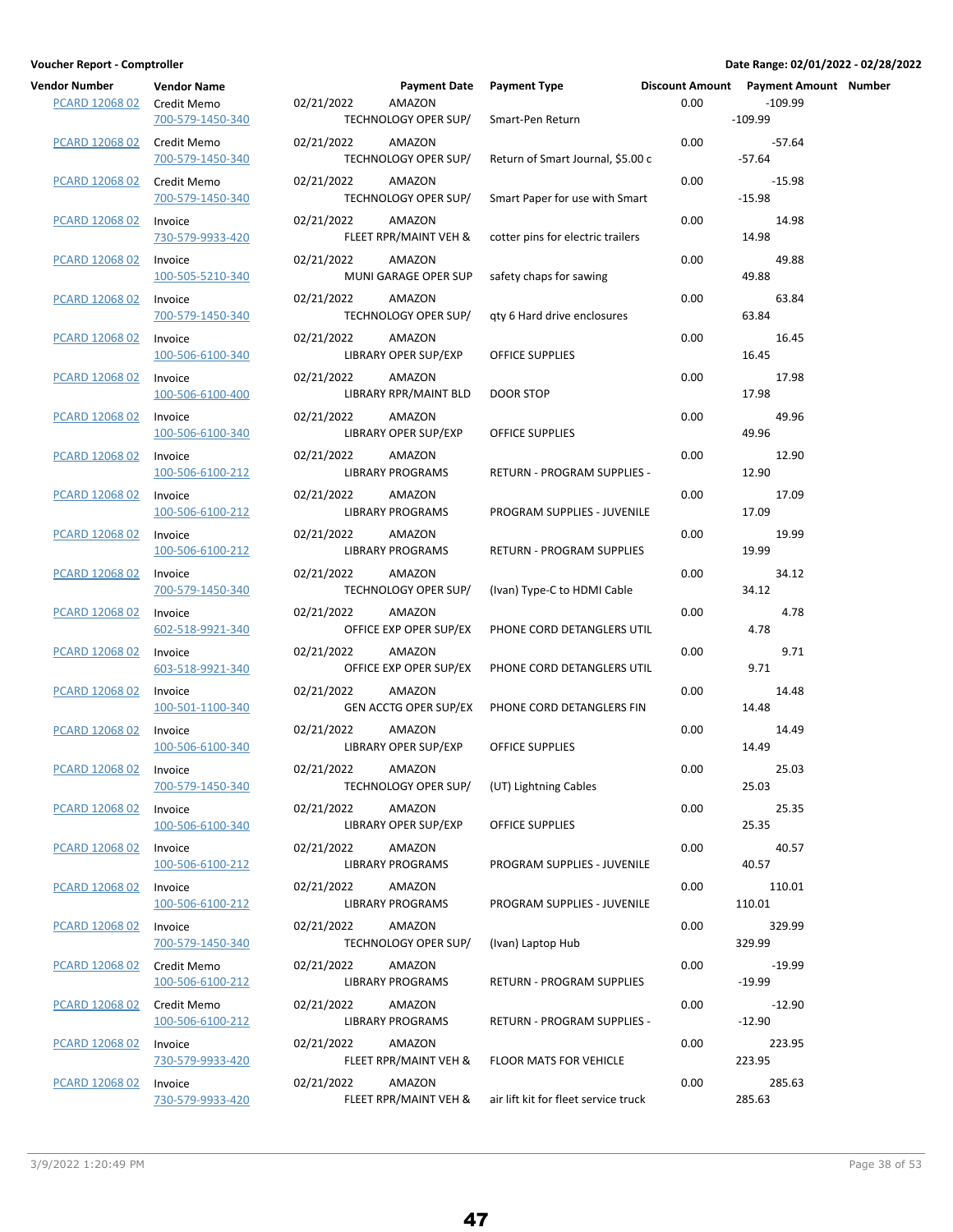**Voucher Report - Comptroller**

**Date Range: 02/01/2022 - 02/28/2022**

| Vendor Number | Vendor Name | Payment Date | Payment Type | Discount Amount | Payment Amount | Number |
|---|---|---|---|---|---|---|
| PCARD 12068 02 | Credit Memo 700-579-1450-340 | 02/21/2022 AMAZON TECHNOLOGY OPER SUP/ | Smart-Pen Return | 0.00 | -109.99 -109.99 | |
| PCARD 12068 02 | Credit Memo 700-579-1450-340 | 02/21/2022 AMAZON TECHNOLOGY OPER SUP/ | Return of Smart Journal, $5.00 c | 0.00 | -57.64 -57.64 | |
| PCARD 12068 02 | Credit Memo 700-579-1450-340 | 02/21/2022 AMAZON TECHNOLOGY OPER SUP/ | Smart Paper for use with Smart | 0.00 | -15.98 -15.98 | |
| PCARD 12068 02 | Invoice 730-579-9933-420 | 02/21/2022 AMAZON FLEET RPR/MAINT VEH & | cotter pins for electric trailers | 0.00 | 14.98 14.98 | |
| PCARD 12068 02 | Invoice 100-505-5210-340 | 02/21/2022 AMAZON MUNI GARAGE OPER SUP | safety chaps for sawing | 0.00 | 49.88 49.88 | |
| PCARD 12068 02 | Invoice 700-579-1450-340 | 02/21/2022 AMAZON TECHNOLOGY OPER SUP/ | qty 6 Hard drive enclosures | 0.00 | 63.84 63.84 | |
| PCARD 12068 02 | Invoice 100-506-6100-340 | 02/21/2022 AMAZON LIBRARY OPER SUP/EXP | OFFICE SUPPLIES | 0.00 | 16.45 16.45 | |
| PCARD 12068 02 | Invoice 100-506-6100-400 | 02/21/2022 AMAZON LIBRARY RPR/MAINT BLD | DOOR STOP | 0.00 | 17.98 17.98 | |
| PCARD 12068 02 | Invoice 100-506-6100-340 | 02/21/2022 AMAZON LIBRARY OPER SUP/EXP | OFFICE SUPPLIES | 0.00 | 49.96 49.96 | |
| PCARD 12068 02 | Invoice 100-506-6100-212 | 02/21/2022 AMAZON LIBRARY PROGRAMS | RETURN - PROGRAM SUPPLIES - | 0.00 | 12.90 12.90 | |
| PCARD 12068 02 | Invoice 100-506-6100-212 | 02/21/2022 AMAZON LIBRARY PROGRAMS | PROGRAM SUPPLIES - JUVENILE | 0.00 | 17.09 17.09 | |
| PCARD 12068 02 | Invoice 100-506-6100-212 | 02/21/2022 AMAZON LIBRARY PROGRAMS | RETURN - PROGRAM SUPPLIES | 0.00 | 19.99 19.99 | |
| PCARD 12068 02 | Invoice 700-579-1450-340 | 02/21/2022 AMAZON TECHNOLOGY OPER SUP/ | (Ivan) Type-C to HDMI Cable | 0.00 | 34.12 34.12 | |
| PCARD 12068 02 | Invoice 602-518-9921-340 | 02/21/2022 AMAZON OFFICE EXP OPER SUP/EX | PHONE CORD DETANGLERS UTIL | 0.00 | 4.78 4.78 | |
| PCARD 12068 02 | Invoice 603-518-9921-340 | 02/21/2022 AMAZON OFFICE EXP OPER SUP/EX | PHONE CORD DETANGLERS UTIL | 0.00 | 9.71 9.71 | |
| PCARD 12068 02 | Invoice 100-501-1100-340 | 02/21/2022 AMAZON GEN ACCTG OPER SUP/EX | PHONE CORD DETANGLERS FIN | 0.00 | 14.48 14.48 | |
| PCARD 12068 02 | Invoice 100-506-6100-340 | 02/21/2022 AMAZON LIBRARY OPER SUP/EXP | OFFICE SUPPLIES | 0.00 | 14.49 14.49 | |
| PCARD 12068 02 | Invoice 700-579-1450-340 | 02/21/2022 AMAZON TECHNOLOGY OPER SUP/ | (UT) Lightning Cables | 0.00 | 25.03 25.03 | |
| PCARD 12068 02 | Invoice 100-506-6100-340 | 02/21/2022 AMAZON LIBRARY OPER SUP/EXP | OFFICE SUPPLIES | 0.00 | 25.35 25.35 | |
| PCARD 12068 02 | Invoice 100-506-6100-212 | 02/21/2022 AMAZON LIBRARY PROGRAMS | PROGRAM SUPPLIES - JUVENILE | 0.00 | 40.57 40.57 | |
| PCARD 12068 02 | Invoice 100-506-6100-212 | 02/21/2022 AMAZON LIBRARY PROGRAMS | PROGRAM SUPPLIES - JUVENILE | 0.00 | 110.01 110.01 | |
| PCARD 12068 02 | Invoice 700-579-1450-340 | 02/21/2022 AMAZON TECHNOLOGY OPER SUP/ | (Ivan) Laptop Hub | 0.00 | 329.99 329.99 | |
| PCARD 12068 02 | Credit Memo 100-506-6100-212 | 02/21/2022 AMAZON LIBRARY PROGRAMS | RETURN - PROGRAM SUPPLIES | 0.00 | -19.99 -19.99 | |
| PCARD 12068 02 | Credit Memo 100-506-6100-212 | 02/21/2022 AMAZON LIBRARY PROGRAMS | RETURN - PROGRAM SUPPLIES - | 0.00 | -12.90 -12.90 | |
| PCARD 12068 02 | Invoice 730-579-9933-420 | 02/21/2022 AMAZON FLEET RPR/MAINT VEH & | FLOOR MATS FOR VEHICLE | 0.00 | 223.95 223.95 | |
| PCARD 12068 02 | Invoice 730-579-9933-420 | 02/21/2022 AMAZON FLEET RPR/MAINT VEH & | air lift kit for fleet service truck | 0.00 | 285.63 285.63 | |

3/9/2022 1:20:49 PM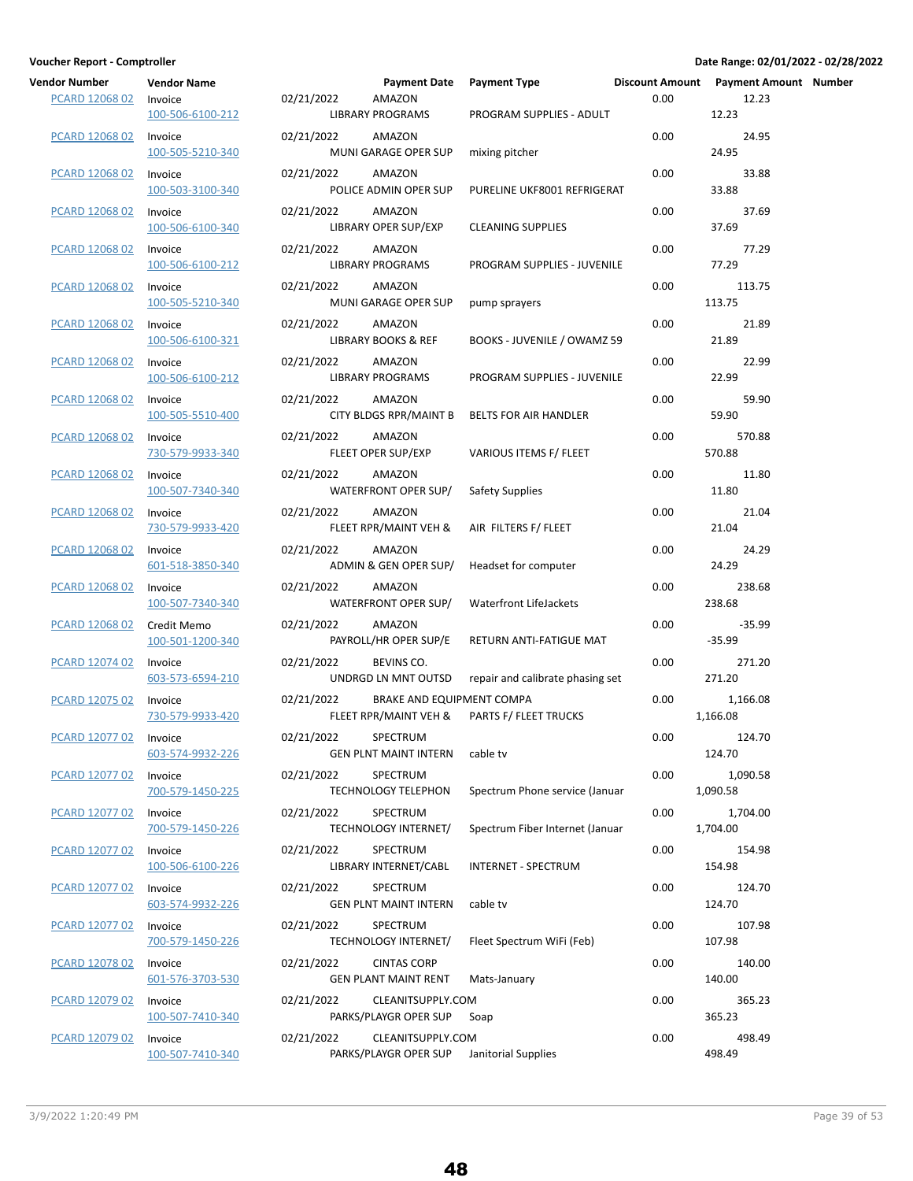**Voucher Report - Comptroller** 

**Date Range: 02/01/2022 - 02/28/2022**

| Vendor Number | Vendor Name | Payment Date | Payment Type | | Discount Amount | Payment Amount | Number |
|---|---|---|---|---|---|---|---|
| PCARD 12068 02 | Invoice | 02/21/2022 | AMAZON | | 0.00 | 12.23 | |
| | 100-506-6100-212 | | LIBRARY PROGRAMS | PROGRAM SUPPLIES - ADULT | | 12.23 | |
| PCARD 12068 02 | Invoice | 02/21/2022 | AMAZON | | 0.00 | 24.95 | |
| | 100-505-5210-340 | | MUNI GARAGE OPER SUP | mixing pitcher | | 24.95 | |
| PCARD 12068 02 | Invoice | 02/21/2022 | AMAZON | | 0.00 | 33.88 | |
| | 100-503-3100-340 | | POLICE ADMIN OPER SUP | PURELINE UKF8001 REFRIGERAT | | 33.88 | |
| PCARD 12068 02 | Invoice | 02/21/2022 | AMAZON | | 0.00 | 37.69 | |
| | 100-506-6100-340 | | LIBRARY OPER SUP/EXP | CLEANING SUPPLIES | | 37.69 | |
| PCARD 12068 02 | Invoice | 02/21/2022 | AMAZON | | 0.00 | 77.29 | |
| | 100-506-6100-212 | | LIBRARY PROGRAMS | PROGRAM SUPPLIES - JUVENILE | | 77.29 | |
| PCARD 12068 02 | Invoice | 02/21/2022 | AMAZON | | 0.00 | 113.75 | |
| | 100-505-5210-340 | | MUNI GARAGE OPER SUP | pump sprayers | | 113.75 | |
| PCARD 12068 02 | Invoice | 02/21/2022 | AMAZON | | 0.00 | 21.89 | |
| | 100-506-6100-321 | | LIBRARY BOOKS & REF | BOOKS - JUVENILE / OWAMZ 59 | | 21.89 | |
| PCARD 12068 02 | Invoice | 02/21/2022 | AMAZON | | 0.00 | 22.99 | |
| | 100-506-6100-212 | | LIBRARY PROGRAMS | PROGRAM SUPPLIES - JUVENILE | | 22.99 | |
| PCARD 12068 02 | Invoice | 02/21/2022 | AMAZON | | 0.00 | 59.90 | |
| | 100-505-5510-400 | | CITY BLDGS RPR/MAINT B | BELTS FOR AIR HANDLER | | 59.90 | |
| PCARD 12068 02 | Invoice | 02/21/2022 | AMAZON | | 0.00 | 570.88 | |
| | 730-579-9933-340 | | FLEET OPER SUP/EXP | VARIOUS ITEMS F/ FLEET | | 570.88 | |
| PCARD 12068 02 | Invoice | 02/21/2022 | AMAZON | | 0.00 | 11.80 | |
| | 100-507-7340-340 | | WATERFRONT OPER SUP/ | Safety Supplies | | 11.80 | |
| PCARD 12068 02 | Invoice | 02/21/2022 | AMAZON | | 0.00 | 21.04 | |
| | 730-579-9933-420 | | FLEET RPR/MAINT VEH & | AIR FILTERS F/ FLEET | | 21.04 | |
| PCARD 12068 02 | Invoice | 02/21/2022 | AMAZON | | 0.00 | 24.29 | |
| | 601-518-3850-340 | | ADMIN & GEN OPER SUP/ | Headset for computer | | 24.29 | |
| PCARD 12068 02 | Invoice | 02/21/2022 | AMAZON | | 0.00 | 238.68 | |
| | 100-507-7340-340 | | WATERFRONT OPER SUP/ | Waterfront LifeJackets | | 238.68 | |
| PCARD 12068 02 | Credit Memo | 02/21/2022 | AMAZON | | 0.00 | -35.99 | |
| | 100-501-1200-340 | | PAYROLL/HR OPER SUP/E | RETURN ANTI-FATIGUE MAT | | -35.99 | |
| PCARD 12074 02 | Invoice | 02/21/2022 | BEVINS CO. | | 0.00 | 271.20 | |
| | 603-573-6594-210 | | UNDRGD LN MNT OUTSD | repair and calibrate phasing set | | 271.20 | |
| PCARD 12075 02 | Invoice | 02/21/2022 | BRAKE AND EQUIPMENT COMPA | | 0.00 | 1,166.08 | |
| | 730-579-9933-420 | | FLEET RPR/MAINT VEH & | PARTS F/ FLEET TRUCKS | | 1,166.08 | |
| PCARD 12077 02 | Invoice | 02/21/2022 | SPECTRUM | | 0.00 | 124.70 | |
| | 603-574-9932-226 | | GEN PLNT MAINT INTERN | cable tv | | 124.70 | |
| PCARD 12077 02 | Invoice | 02/21/2022 | SPECTRUM | | 0.00 | 1,090.58 | |
| | 700-579-1450-225 | | TECHNOLOGY TELEPHON | Spectrum Phone service (Januar | | 1,090.58 | |
| PCARD 12077 02 | Invoice | 02/21/2022 | SPECTRUM | | 0.00 | 1,704.00 | |
| | 700-579-1450-226 | | TECHNOLOGY INTERNET/ | Spectrum Fiber Internet (Januar | | 1,704.00 | |
| PCARD 12077 02 | Invoice | 02/21/2022 | SPECTRUM | | 0.00 | 154.98 | |
| | 100-506-6100-226 | | LIBRARY INTERNET/CABL | INTERNET - SPECTRUM | | 154.98 | |
| PCARD 12077 02 | Invoice | 02/21/2022 | SPECTRUM | | 0.00 | 124.70 | |
| | 603-574-9932-226 | | GEN PLNT MAINT INTERN | cable tv | | 124.70 | |
| PCARD 12077 02 | Invoice | 02/21/2022 | SPECTRUM | | 0.00 | 107.98 | |
| | 700-579-1450-226 | | TECHNOLOGY INTERNET/ | Fleet Spectrum WiFi (Feb) | | 107.98 | |
| PCARD 12078 02 | Invoice | 02/21/2022 | CINTAS CORP | | 0.00 | 140.00 | |
| | 601-576-3703-530 | | GEN PLANT MAINT RENT | Mats-January | | 140.00 | |
| PCARD 12079 02 | Invoice | 02/21/2022 | CLEANITSUPPLY.COM | | 0.00 | 365.23 | |
| | 100-507-7410-340 | | PARKS/PLAYGR OPER SUP | Soap | | 365.23 | |
| PCARD 12079 02 | Invoice | 02/21/2022 | CLEANITSUPPLY.COM | | 0.00 | 498.49 | |
| | 100-507-7410-340 | | PARKS/PLAYGR OPER SUP | Janitorial Supplies | | 498.49 | |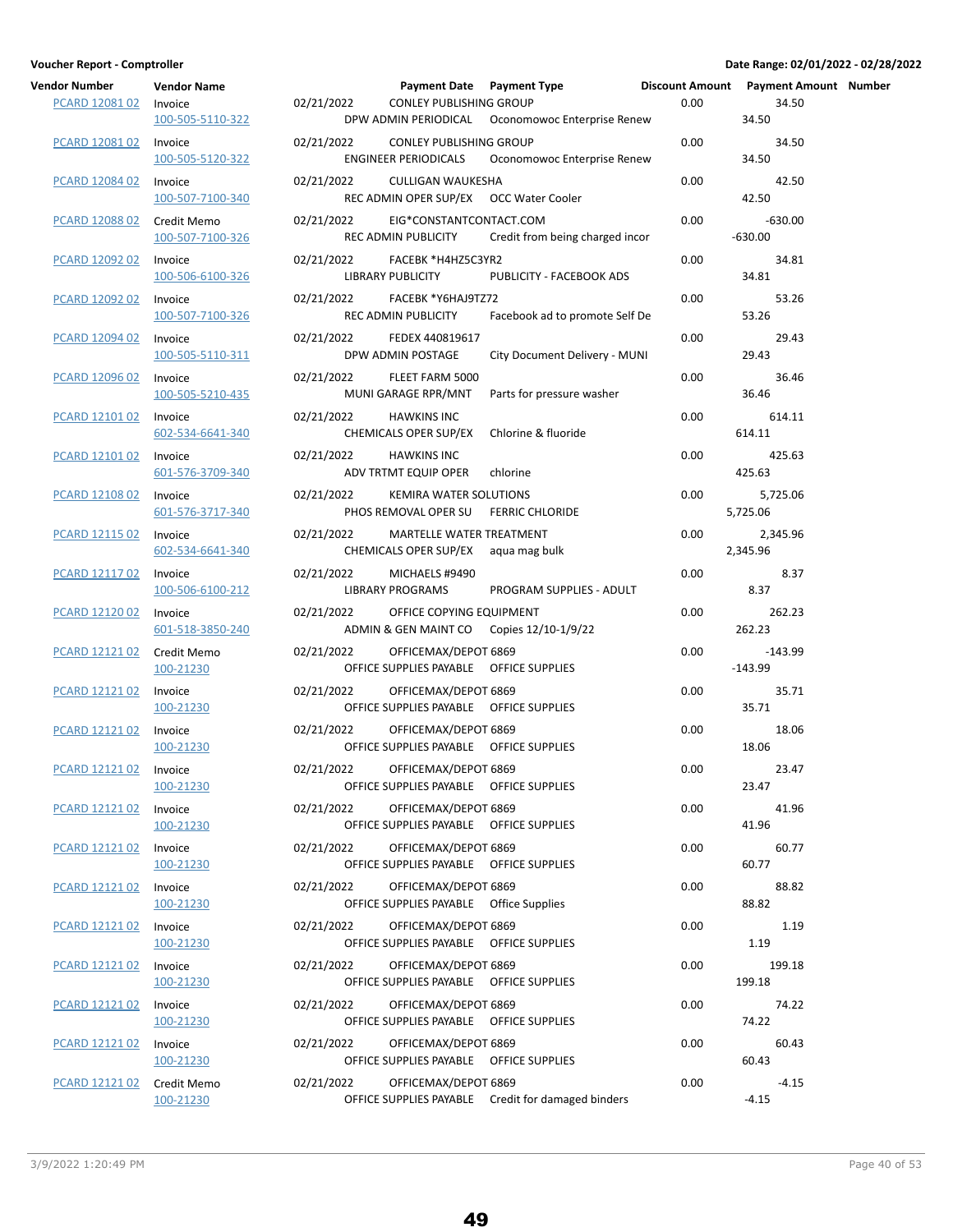**Voucher Report - Comptroller**

**Date Range: 02/01/2022 - 02/28/2022**

| Vendor Number | Vendor Name | Payment Date | Payment Type | Discount Amount | Payment Amount | Number |
|---|---|---|---|---|---|---|
| PCARD 12081 02 | Invoice<br>100-505-5110-322 | 02/21/2022 | CONLEY PUBLISHING GROUP<br>DPW ADMIN PERIODICAL    Oconomowoc Enterprise Renew | 0.00 | 34.50<br>34.50 | |
| PCARD 12081 02 | Invoice<br>100-505-5120-322 | 02/21/2022 | CONLEY PUBLISHING GROUP<br>ENGINEER PERIODICALS    Oconomowoc Enterprise Renew | 0.00 | 34.50<br>34.50 | |
| PCARD 12084 02 | Invoice<br>100-507-7100-340 | 02/21/2022 | CULLIGAN WAUKESHA<br>REC ADMIN OPER SUP/EX    OCC Water Cooler | 0.00 | 42.50<br>42.50 | |
| PCARD 12088 02 | Credit Memo<br>100-507-7100-326 | 02/21/2022 | EIG*CONSTANTCONTACT.COM<br>REC ADMIN PUBLICITY    Credit from being charged incor | 0.00 | -630.00<br>-630.00 | |
| PCARD 12092 02 | Invoice<br>100-506-6100-326 | 02/21/2022 | FACEBK *H4HZ5C3YR2<br>LIBRARY PUBLICITY    PUBLICITY - FACEBOOK ADS | 0.00 | 34.81<br>34.81 | |
| PCARD 12092 02 | Invoice<br>100-507-7100-326 | 02/21/2022 | FACEBK *Y6HAJ9TZ72<br>REC ADMIN PUBLICITY    Facebook ad to promote Self De | 0.00 | 53.26<br>53.26 | |
| PCARD 12094 02 | Invoice<br>100-505-5110-311 | 02/21/2022 | FEDEX 440819617<br>DPW ADMIN POSTAGE    City Document Delivery - MUNI | 0.00 | 29.43<br>29.43 | |
| PCARD 12096 02 | Invoice<br>100-505-5210-435 | 02/21/2022 | FLEET FARM 5000<br>MUNI GARAGE RPR/MNT    Parts for pressure washer | 0.00 | 36.46<br>36.46 | |
| PCARD 12101 02 | Invoice<br>602-534-6641-340 | 02/21/2022 | HAWKINS INC<br>CHEMICALS OPER SUP/EX    Chlorine & fluoride | 0.00 | 614.11<br>614.11 | |
| PCARD 12101 02 | Invoice<br>601-576-3709-340 | 02/21/2022 | HAWKINS INC<br>ADV TRTMT EQUIP OPER    chlorine | 0.00 | 425.63<br>425.63 | |
| PCARD 12108 02 | Invoice<br>601-576-3717-340 | 02/21/2022 | KEMIRA WATER SOLUTIONS<br>PHOS REMOVAL OPER SU    FERRIC CHLORIDE | 0.00 | 5,725.06<br>5,725.06 | |
| PCARD 12115 02 | Invoice<br>602-534-6641-340 | 02/21/2022 | MARTELLE WATER TREATMENT<br>CHEMICALS OPER SUP/EX    aqua mag bulk | 0.00 | 2,345.96<br>2,345.96 | |
| PCARD 12117 02 | Invoice<br>100-506-6100-212 | 02/21/2022 | MICHAELS #9490<br>LIBRARY PROGRAMS    PROGRAM SUPPLIES - ADULT | 0.00 | 8.37<br>8.37 | |
| PCARD 12120 02 | Invoice<br>601-518-3850-240 | 02/21/2022 | OFFICE COPYING EQUIPMENT<br>ADMIN & GEN MAINT CO    Copies 12/10-1/9/22 | 0.00 | 262.23<br>262.23 | |
| PCARD 12121 02 | Credit Memo<br>100-21230 | 02/21/2022 | OFFICEMAX/DEPOT 6869<br>OFFICE SUPPLIES PAYABLE    OFFICE SUPPLIES | 0.00 | -143.99<br>-143.99 | |
| PCARD 12121 02 | Invoice<br>100-21230 | 02/21/2022 | OFFICEMAX/DEPOT 6869<br>OFFICE SUPPLIES PAYABLE    OFFICE SUPPLIES | 0.00 | 35.71<br>35.71 | |
| PCARD 12121 02 | Invoice<br>100-21230 | 02/21/2022 | OFFICEMAX/DEPOT 6869<br>OFFICE SUPPLIES PAYABLE    OFFICE SUPPLIES | 0.00 | 18.06<br>18.06 | |
| PCARD 12121 02 | Invoice<br>100-21230 | 02/21/2022 | OFFICEMAX/DEPOT 6869<br>OFFICE SUPPLIES PAYABLE    OFFICE SUPPLIES | 0.00 | 23.47<br>23.47 | |
| PCARD 12121 02 | Invoice<br>100-21230 | 02/21/2022 | OFFICEMAX/DEPOT 6869<br>OFFICE SUPPLIES PAYABLE    OFFICE SUPPLIES | 0.00 | 41.96<br>41.96 | |
| PCARD 12121 02 | Invoice<br>100-21230 | 02/21/2022 | OFFICEMAX/DEPOT 6869<br>OFFICE SUPPLIES PAYABLE    OFFICE SUPPLIES | 0.00 | 60.77<br>60.77 | |
| PCARD 12121 02 | Invoice<br>100-21230 | 02/21/2022 | OFFICEMAX/DEPOT 6869<br>OFFICE SUPPLIES PAYABLE    Office Supplies | 0.00 | 88.82<br>88.82 | |
| PCARD 12121 02 | Invoice<br>100-21230 | 02/21/2022 | OFFICEMAX/DEPOT 6869<br>OFFICE SUPPLIES PAYABLE    OFFICE SUPPLIES | 0.00 | 1.19<br>1.19 | |
| PCARD 12121 02 | Invoice<br>100-21230 | 02/21/2022 | OFFICEMAX/DEPOT 6869<br>OFFICE SUPPLIES PAYABLE    OFFICE SUPPLIES | 0.00 | 199.18<br>199.18 | |
| PCARD 12121 02 | Invoice<br>100-21230 | 02/21/2022 | OFFICEMAX/DEPOT 6869<br>OFFICE SUPPLIES PAYABLE    OFFICE SUPPLIES | 0.00 | 74.22<br>74.22 | |
| PCARD 12121 02 | Invoice<br>100-21230 | 02/21/2022 | OFFICEMAX/DEPOT 6869<br>OFFICE SUPPLIES PAYABLE    OFFICE SUPPLIES | 0.00 | 60.43<br>60.43 | |
| PCARD 12121 02 | Credit Memo<br>100-21230 | 02/21/2022 | OFFICEMAX/DEPOT 6869<br>OFFICE SUPPLIES PAYABLE    Credit for damaged binders | 0.00 | -4.15<br>-4.15 | |

3/9/2022 1:20:49 PM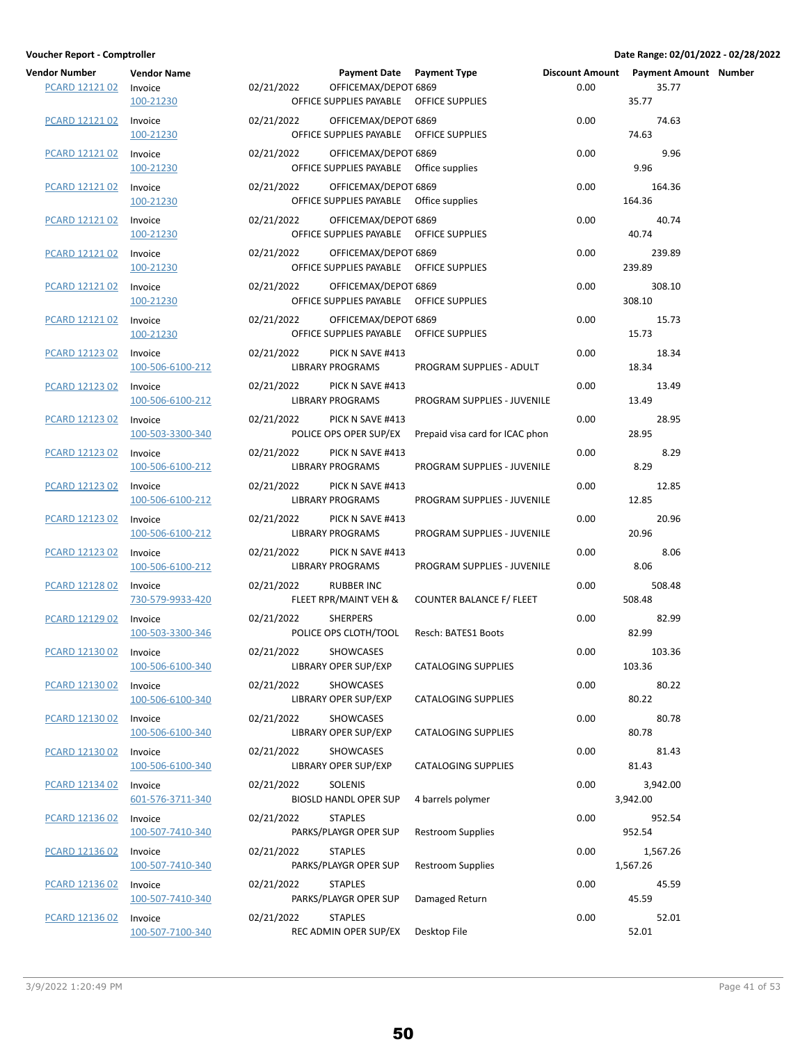**Voucher Report - Comptroller**

**Date Range: 02/01/2022 - 02/28/2022**

| Vendor Number | Vendor Name | Payment Date | Payment Type | | Discount Amount | Payment Amount | Number |
|---|---|---|---|---|---|---|---|
| PCARD 12121 02 | Invoice | 02/21/2022 | OFFICEMAX/DEPOT 6869 | | 0.00 | 35.77 | |
| | 100-21230 | | OFFICE SUPPLIES PAYABLE | OFFICE SUPPLIES | | 35.77 | |
| PCARD 12121 02 | Invoice | 02/21/2022 | OFFICEMAX/DEPOT 6869 | | 0.00 | 74.63 | |
| | 100-21230 | | OFFICE SUPPLIES PAYABLE | OFFICE SUPPLIES | | 74.63 | |
| PCARD 12121 02 | Invoice | 02/21/2022 | OFFICEMAX/DEPOT 6869 | | 0.00 | 9.96 | |
| | 100-21230 | | OFFICE SUPPLIES PAYABLE | Office supplies | | 9.96 | |
| PCARD 12121 02 | Invoice | 02/21/2022 | OFFICEMAX/DEPOT 6869 | | 0.00 | 164.36 | |
| | 100-21230 | | OFFICE SUPPLIES PAYABLE | Office supplies | | 164.36 | |
| PCARD 12121 02 | Invoice | 02/21/2022 | OFFICEMAX/DEPOT 6869 | | 0.00 | 40.74 | |
| | 100-21230 | | OFFICE SUPPLIES PAYABLE | OFFICE SUPPLIES | | 40.74 | |
| PCARD 12121 02 | Invoice | 02/21/2022 | OFFICEMAX/DEPOT 6869 | | 0.00 | 239.89 | |
| | 100-21230 | | OFFICE SUPPLIES PAYABLE | OFFICE SUPPLIES | | 239.89 | |
| PCARD 12121 02 | Invoice | 02/21/2022 | OFFICEMAX/DEPOT 6869 | | 0.00 | 308.10 | |
| | 100-21230 | | OFFICE SUPPLIES PAYABLE | OFFICE SUPPLIES | | 308.10 | |
| PCARD 12121 02 | Invoice | 02/21/2022 | OFFICEMAX/DEPOT 6869 | | 0.00 | 15.73 | |
| | 100-21230 | | OFFICE SUPPLIES PAYABLE | OFFICE SUPPLIES | | 15.73 | |
| PCARD 12123 02 | Invoice | 02/21/2022 | PICK N SAVE #413 | | 0.00 | 18.34 | |
| | 100-506-6100-212 | | LIBRARY PROGRAMS | PROGRAM SUPPLIES - ADULT | | 18.34 | |
| PCARD 12123 02 | Invoice | 02/21/2022 | PICK N SAVE #413 | | 0.00 | 13.49 | |
| | 100-506-6100-212 | | LIBRARY PROGRAMS | PROGRAM SUPPLIES - JUVENILE | | 13.49 | |
| PCARD 12123 02 | Invoice | 02/21/2022 | PICK N SAVE #413 | | 0.00 | 28.95 | |
| | 100-503-3300-340 | | POLICE OPS OPER SUP/EX | Prepaid visa card for ICAC phon | | 28.95 | |
| PCARD 12123 02 | Invoice | 02/21/2022 | PICK N SAVE #413 | | 0.00 | 8.29 | |
| | 100-506-6100-212 | | LIBRARY PROGRAMS | PROGRAM SUPPLIES - JUVENILE | | 8.29 | |
| PCARD 12123 02 | Invoice | 02/21/2022 | PICK N SAVE #413 | | 0.00 | 12.85 | |
| | 100-506-6100-212 | | LIBRARY PROGRAMS | PROGRAM SUPPLIES - JUVENILE | | 12.85 | |
| PCARD 12123 02 | Invoice | 02/21/2022 | PICK N SAVE #413 | | 0.00 | 20.96 | |
| | 100-506-6100-212 | | LIBRARY PROGRAMS | PROGRAM SUPPLIES - JUVENILE | | 20.96 | |
| PCARD 12123 02 | Invoice | 02/21/2022 | PICK N SAVE #413 | | 0.00 | 8.06 | |
| | 100-506-6100-212 | | LIBRARY PROGRAMS | PROGRAM SUPPLIES - JUVENILE | | 8.06 | |
| PCARD 12128 02 | Invoice | 02/21/2022 | RUBBER INC | | 0.00 | 508.48 | |
| | 730-579-9933-420 | | FLEET RPR/MAINT VEH & | COUNTER BALANCE F/ FLEET | | 508.48 | |
| PCARD 12129 02 | Invoice | 02/21/2022 | SHERPERS | | 0.00 | 82.99 | |
| | 100-503-3300-346 | | POLICE OPS CLOTH/TOOL | Resch: BATES1 Boots | | 82.99 | |
| PCARD 12130 02 | Invoice | 02/21/2022 | SHOWCASES | | 0.00 | 103.36 | |
| | 100-506-6100-340 | | LIBRARY OPER SUP/EXP | CATALOGING SUPPLIES | | 103.36 | |
| PCARD 12130 02 | Invoice | 02/21/2022 | SHOWCASES | | 0.00 | 80.22 | |
| | 100-506-6100-340 | | LIBRARY OPER SUP/EXP | CATALOGING SUPPLIES | | 80.22 | |
| PCARD 12130 02 | Invoice | 02/21/2022 | SHOWCASES | | 0.00 | 80.78 | |
| | 100-506-6100-340 | | LIBRARY OPER SUP/EXP | CATALOGING SUPPLIES | | 80.78 | |
| PCARD 12130 02 | Invoice | 02/21/2022 | SHOWCASES | | 0.00 | 81.43 | |
| | 100-506-6100-340 | | LIBRARY OPER SUP/EXP | CATALOGING SUPPLIES | | 81.43 | |
| PCARD 12134 02 | Invoice | 02/21/2022 | SOLENIS | | 0.00 | 3,942.00 | |
| | 601-576-3711-340 | | BIOSLD HANDL OPER SUP | 4 barrels polymer | | 3,942.00 | |
| PCARD 12136 02 | Invoice | 02/21/2022 | STAPLES | | 0.00 | 952.54 | |
| | 100-507-7410-340 | | PARKS/PLAYGR OPER SUP | Restroom Supplies | | 952.54 | |
| PCARD 12136 02 | Invoice | 02/21/2022 | STAPLES | | 0.00 | 1,567.26 | |
| | 100-507-7410-340 | | PARKS/PLAYGR OPER SUP | Restroom Supplies | | 1,567.26 | |
| PCARD 12136 02 | Invoice | 02/21/2022 | STAPLES | | 0.00 | 45.59 | |
| | 100-507-7410-340 | | PARKS/PLAYGR OPER SUP | Damaged Return | | 45.59 | |
| PCARD 12136 02 | Invoice | 02/21/2022 | STAPLES | | 0.00 | 52.01 | |
| | 100-507-7100-340 | | REC ADMIN OPER SUP/EX | Desktop File | | 52.01 | |

3/9/2022 1:20:49 PM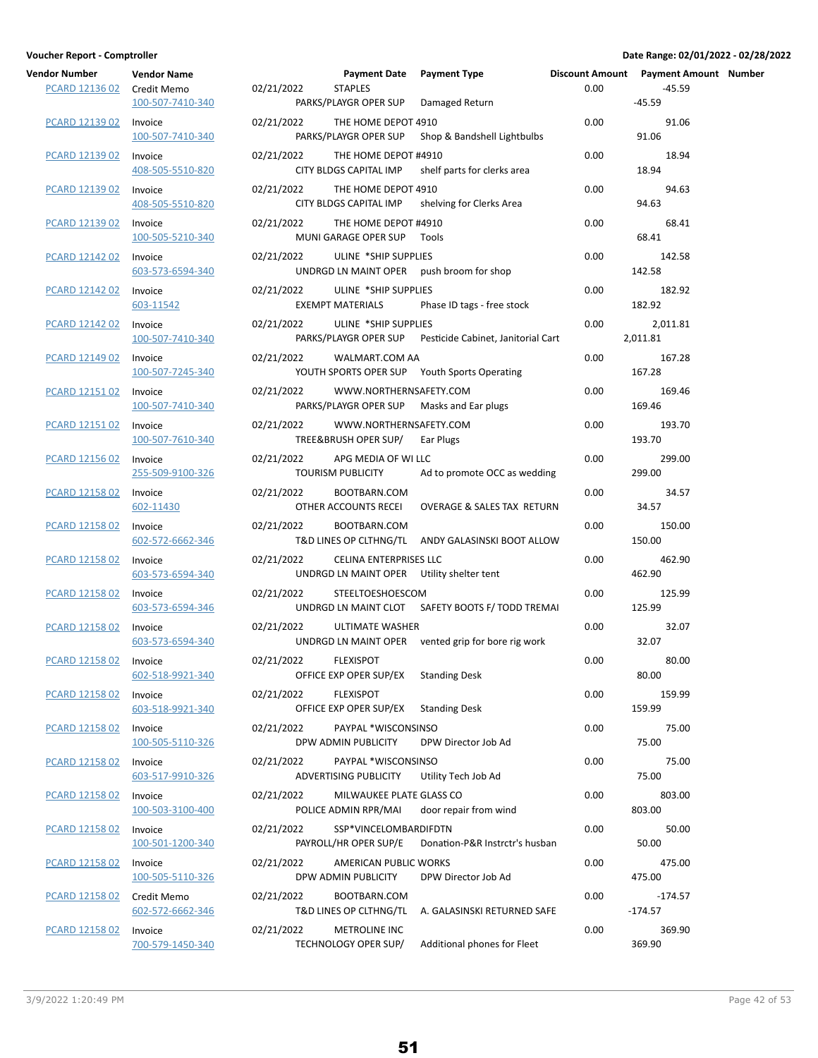**Voucher Report - Comptroller**

**Date Range: 02/01/2022 - 02/28/2022**

| Vendor Number | Vendor Name | Payment Date | | Payment Type | Discount Amount | Payment Amount | Number |
|---|---|---|---|---|---|---|---|
| PCARD 12136 02 | Credit Memo | 02/21/2022 | STAPLES | | 0.00 | -45.59 | |
| | 100-507-7410-340 | | PARKS/PLAYGR OPER SUP | Damaged Return | | -45.59 | |
| PCARD 12139 02 | Invoice | 02/21/2022 | THE HOME DEPOT 4910 | | 0.00 | 91.06 | |
| | 100-507-7410-340 | | PARKS/PLAYGR OPER SUP | Shop & Bandshell Lightbulbs | | 91.06 | |
| PCARD 12139 02 | Invoice | 02/21/2022 | THE HOME DEPOT #4910 | | 0.00 | 18.94 | |
| | 408-505-5510-820 | | CITY BLDGS CAPITAL IMP | shelf parts for clerks area | | 18.94 | |
| PCARD 12139 02 | Invoice | 02/21/2022 | THE HOME DEPOT 4910 | | 0.00 | 94.63 | |
| | 408-505-5510-820 | | CITY BLDGS CAPITAL IMP | shelving for Clerks Area | | 94.63 | |
| PCARD 12139 02 | Invoice | 02/21/2022 | THE HOME DEPOT #4910 | | 0.00 | 68.41 | |
| | 100-505-5210-340 | | MUNI GARAGE OPER SUP | Tools | | 68.41 | |
| PCARD 12142 02 | Invoice | 02/21/2022 | ULINE *SHIP SUPPLIES | | 0.00 | 142.58 | |
| | 603-573-6594-340 | | UNDRGD LN MAINT OPER | push broom for shop | | 142.58 | |
| PCARD 12142 02 | Invoice | 02/21/2022 | ULINE *SHIP SUPPLIES | | 0.00 | 182.92 | |
| | 603-11542 | | EXEMPT MATERIALS | Phase ID tags - free stock | | 182.92 | |
| PCARD 12142 02 | Invoice | 02/21/2022 | ULINE *SHIP SUPPLIES | | 0.00 | 2,011.81 | |
| | 100-507-7410-340 | | PARKS/PLAYGR OPER SUP | Pesticide Cabinet, Janitorial Cart | | 2,011.81 | |
| PCARD 12149 02 | Invoice | 02/21/2022 | WALMART.COM AA | | 0.00 | 167.28 | |
| | 100-507-7245-340 | | YOUTH SPORTS OPER SUP | Youth Sports Operating | | 167.28 | |
| PCARD 12151 02 | Invoice | 02/21/2022 | WWW.NORTHERNSAFETY.COM | | 0.00 | 169.46 | |
| | 100-507-7410-340 | | PARKS/PLAYGR OPER SUP | Masks and Ear plugs | | 169.46 | |
| PCARD 12151 02 | Invoice | 02/21/2022 | WWW.NORTHERNSAFETY.COM | | 0.00 | 193.70 | |
| | 100-507-7610-340 | | TREE&BRUSH OPER SUP/ | Ear Plugs | | 193.70 | |
| PCARD 12156 02 | Invoice | 02/21/2022 | APG MEDIA OF WI LLC | | 0.00 | 299.00 | |
| | 255-509-9100-326 | | TOURISM PUBLICITY | Ad to promote OCC as wedding | | 299.00 | |
| PCARD 12158 02 | Invoice | 02/21/2022 | BOOTBARN.COM | | 0.00 | 34.57 | |
| | 602-11430 | | OTHER ACCOUNTS RECEI | OVERAGE & SALES TAX RETURN | | 34.57 | |
| PCARD 12158 02 | Invoice | 02/21/2022 | BOOTBARN.COM | | 0.00 | 150.00 | |
| | 602-572-6662-346 | | T&D LINES OP CLTHNG/TL | ANDY GALASINSKI BOOT ALLOW | | 150.00 | |
| PCARD 12158 02 | Invoice | 02/21/2022 | CELINA ENTERPRISES LLC | | 0.00 | 462.90 | |
| | 603-573-6594-340 | | UNDRGD LN MAINT OPER | Utility shelter tent | | 462.90 | |
| PCARD 12158 02 | Invoice | 02/21/2022 | STEELTOESHOESCOM | | 0.00 | 125.99 | |
| | 603-573-6594-346 | | UNDRGD LN MAINT CLOT | SAFETY BOOTS F/ TODD TREMAI | | 125.99 | |
| PCARD 12158 02 | Invoice | 02/21/2022 | ULTIMATE WASHER | | 0.00 | 32.07 | |
| | 603-573-6594-340 | | UNDRGD LN MAINT OPER | vented grip for bore rig work | | 32.07 | |
| PCARD 12158 02 | Invoice | 02/21/2022 | FLEXISPOT | | 0.00 | 80.00 | |
| | 602-518-9921-340 | | OFFICE EXP OPER SUP/EX | Standing Desk | | 80.00 | |
| PCARD 12158 02 | Invoice | 02/21/2022 | FLEXISPOT | | 0.00 | 159.99 | |
| | 603-518-9921-340 | | OFFICE EXP OPER SUP/EX | Standing Desk | | 159.99 | |
| PCARD 12158 02 | Invoice | 02/21/2022 | PAYPAL *WISCONSINSO | | 0.00 | 75.00 | |
| | 100-505-5110-326 | | DPW ADMIN PUBLICITY | DPW Director Job Ad | | 75.00 | |
| PCARD 12158 02 | Invoice | 02/21/2022 | PAYPAL *WISCONSINSO | | 0.00 | 75.00 | |
| | 603-517-9910-326 | | ADVERTISING PUBLICITY | Utility Tech Job Ad | | 75.00 | |
| PCARD 12158 02 | Invoice | 02/21/2022 | MILWAUKEE PLATE GLASS CO | | 0.00 | 803.00 | |
| | 100-503-3100-400 | | POLICE ADMIN RPR/MAI | door repair from wind | | 803.00 | |
| PCARD 12158 02 | Invoice | 02/21/2022 | SSP*VINCELOMBARDIFDTN | | 0.00 | 50.00 | |
| | 100-501-1200-340 | | PAYROLL/HR OPER SUP/E | Donation-P&R Instrctr's husban | | 50.00 | |
| PCARD 12158 02 | Invoice | 02/21/2022 | AMERICAN PUBLIC WORKS | | 0.00 | 475.00 | |
| | 100-505-5110-326 | | DPW ADMIN PUBLICITY | DPW Director Job Ad | | 475.00 | |
| PCARD 12158 02 | Credit Memo | 02/21/2022 | BOOTBARN.COM | | 0.00 | -174.57 | |
| | 602-572-6662-346 | | T&D LINES OP CLTHNG/TL | A. GALASINSKI RETURNED SAFE | | -174.57 | |
| PCARD 12158 02 | Invoice | 02/21/2022 | METROLINE INC | | 0.00 | 369.90 | |
| | 700-579-1450-340 | | TECHNOLOGY OPER SUP/ | Additional phones for Fleet | | 369.90 | |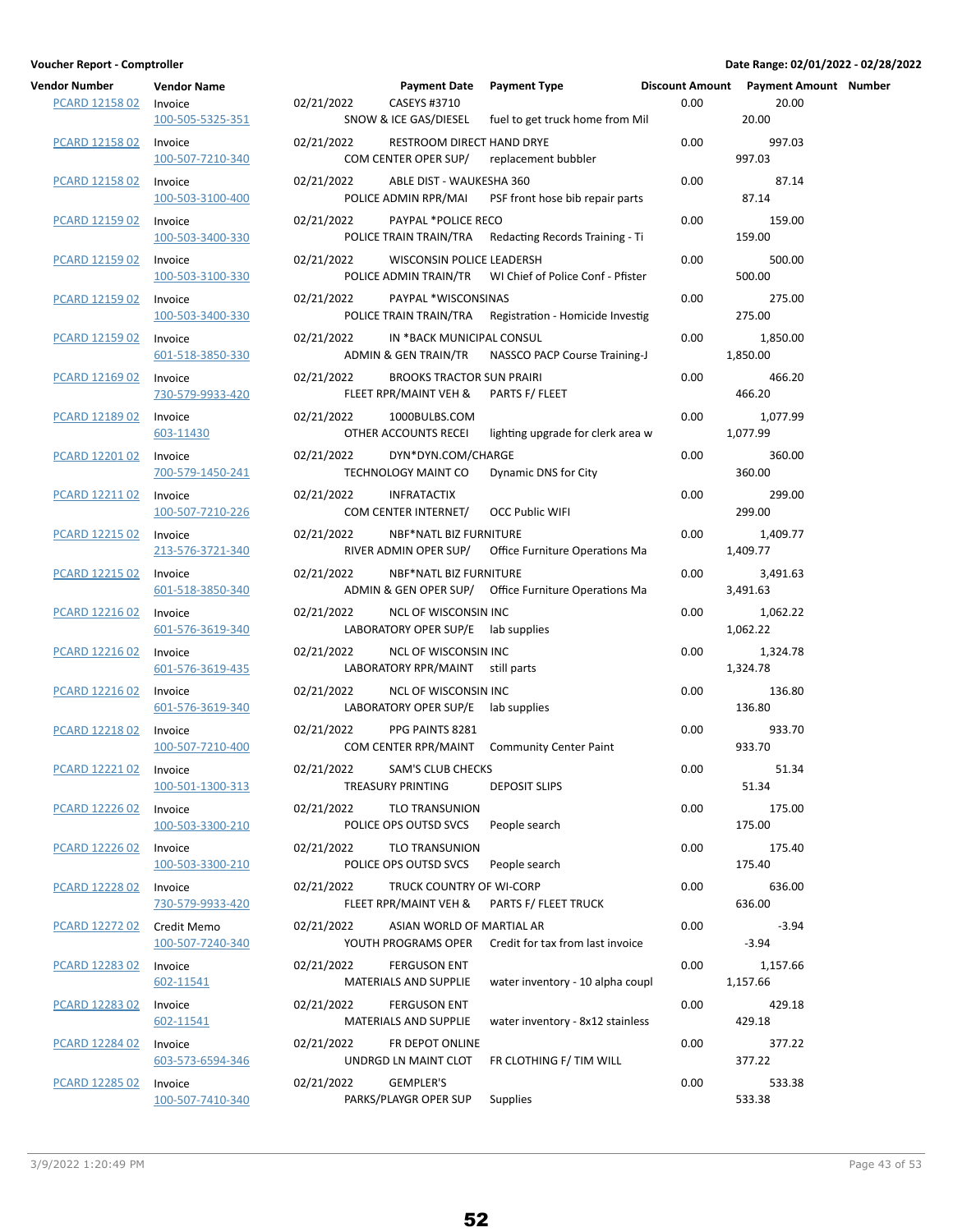**Voucher Report - Comptroller**

**Date Range: 02/01/2022 - 02/28/2022**

| Vendor Number | Vendor Name | Payment Date | Payment Type | | Discount Amount | Payment Amount | Number |
|---|---|---|---|---|---|---|---|
| PCARD 12158 02 | Invoice<br>100-505-5325-351 | 02/21/2022 | CASEYS #3710<br>SNOW & ICE GAS/DIESEL | fuel to get truck home from Mil | 0.00 | 20.00<br>20.00 | |
| PCARD 12158 02 | Invoice<br>100-507-7210-340 | 02/21/2022 | RESTROOM DIRECT HAND DRYE<br>COM CENTER OPER SUP/ | replacement bubbler | 0.00 | 997.03<br>997.03 | |
| PCARD 12158 02 | Invoice<br>100-503-3100-400 | 02/21/2022 | ABLE DIST - WAUKESHA 360<br>POLICE ADMIN RPR/MAI | PSF front hose bib repair parts | 0.00 | 87.14<br>87.14 | |
| PCARD 12159 02 | Invoice<br>100-503-3400-330 | 02/21/2022 | PAYPAL *POLICE RECO<br>POLICE TRAIN TRAIN/TRA | Redacting Records Training - Ti | 0.00 | 159.00<br>159.00 | |
| PCARD 12159 02 | Invoice<br>100-503-3100-330 | 02/21/2022 | WISCONSIN POLICE LEADERSH<br>POLICE ADMIN TRAIN/TR | WI Chief of Police Conf - Pfister | 0.00 | 500.00<br>500.00 | |
| PCARD 12159 02 | Invoice<br>100-503-3400-330 | 02/21/2022 | PAYPAL *WISCONSINAS<br>POLICE TRAIN TRAIN/TRA | Registration - Homicide Investig | 0.00 | 275.00<br>275.00 | |
| PCARD 12159 02 | Invoice<br>601-518-3850-330 | 02/21/2022 | IN *BACK MUNICIPAL CONSUL<br>ADMIN & GEN TRAIN/TR | NASSCO PACP Course Training-J | 0.00 | 1,850.00<br>1,850.00 | |
| PCARD 12169 02 | Invoice<br>730-579-9933-420 | 02/21/2022 | BROOKS TRACTOR SUN PRAIRI<br>FLEET RPR/MAINT VEH & | PARTS F/ FLEET | 0.00 | 466.20<br>466.20 | |
| PCARD 12189 02 | Invoice<br>603-11430 | 02/21/2022 | 1000BULBS.COM<br>OTHER ACCOUNTS RECEI | lighting upgrade for clerk area w | 0.00 | 1,077.99<br>1,077.99 | |
| PCARD 12201 02 | Invoice<br>700-579-1450-241 | 02/21/2022 | DYN*DYN.COM/CHARGE<br>TECHNOLOGY MAINT CO | Dynamic DNS for City | 0.00 | 360.00<br>360.00 | |
| PCARD 12211 02 | Invoice<br>100-507-7210-226 | 02/21/2022 | INFRATACTIX<br>COM CENTER INTERNET/ | OCC Public WIFI | 0.00 | 299.00<br>299.00 | |
| PCARD 12215 02 | Invoice<br>213-576-3721-340 | 02/21/2022 | NBF*NATL BIZ FURNITURE<br>RIVER ADMIN OPER SUP/ | Office Furniture Operations Ma | 0.00 | 1,409.77<br>1,409.77 | |
| PCARD 12215 02 | Invoice<br>601-518-3850-340 | 02/21/2022 | NBF*NATL BIZ FURNITURE<br>ADMIN & GEN OPER SUP/ | Office Furniture Operations Ma | 0.00 | 3,491.63<br>3,491.63 | |
| PCARD 12216 02 | Invoice<br>601-576-3619-340 | 02/21/2022 | NCL OF WISCONSIN INC<br>LABORATORY OPER SUP/E | lab supplies | 0.00 | 1,062.22<br>1,062.22 | |
| PCARD 12216 02 | Invoice<br>601-576-3619-435 | 02/21/2022 | NCL OF WISCONSIN INC<br>LABORATORY RPR/MAINT | still parts | 0.00 | 1,324.78<br>1,324.78 | |
| PCARD 12216 02 | Invoice<br>601-576-3619-340 | 02/21/2022 | NCL OF WISCONSIN INC<br>LABORATORY OPER SUP/E | lab supplies | 0.00 | 136.80<br>136.80 | |
| PCARD 12218 02 | Invoice<br>100-507-7210-400 | 02/21/2022 | PPG PAINTS 8281<br>COM CENTER RPR/MAINT | Community Center Paint | 0.00 | 933.70<br>933.70 | |
| PCARD 12221 02 | Invoice<br>100-501-1300-313 | 02/21/2022 | SAM'S CLUB CHECKS<br>TREASURY PRINTING | DEPOSIT SLIPS | 0.00 | 51.34<br>51.34 | |
| PCARD 12226 02 | Invoice<br>100-503-3300-210 | 02/21/2022 | TLO TRANSUNION<br>POLICE OPS OUTSD SVCS | People search | 0.00 | 175.00<br>175.00 | |
| PCARD 12226 02 | Invoice<br>100-503-3300-210 | 02/21/2022 | TLO TRANSUNION<br>POLICE OPS OUTSD SVCS | People search | 0.00 | 175.40<br>175.40 | |
| PCARD 12228 02 | Invoice<br>730-579-9933-420 | 02/21/2022 | TRUCK COUNTRY OF WI-CORP<br>FLEET RPR/MAINT VEH & | PARTS F/ FLEET TRUCK | 0.00 | 636.00<br>636.00 | |
| PCARD 12272 02 | Credit Memo<br>100-507-7240-340 | 02/21/2022 | ASIAN WORLD OF MARTIAL AR<br>YOUTH PROGRAMS OPER | Credit for tax from last invoice | 0.00 | -3.94<br>-3.94 | |
| PCARD 12283 02 | Invoice<br>602-11541 | 02/21/2022 | FERGUSON ENT<br>MATERIALS AND SUPPLIE | water inventory - 10 alpha coupl | 0.00 | 1,157.66<br>1,157.66 | |
| PCARD 12283 02 | Invoice<br>602-11541 | 02/21/2022 | FERGUSON ENT<br>MATERIALS AND SUPPLIE | water inventory - 8x12 stainless | 0.00 | 429.18<br>429.18 | |
| PCARD 12284 02 | Invoice<br>603-573-6594-346 | 02/21/2022 | FR DEPOT ONLINE<br>UNDRGD LN MAINT CLOT | FR CLOTHING F/ TIM WILL | 0.00 | 377.22<br>377.22 | |
| PCARD 12285 02 | Invoice<br>100-507-7410-340 | 02/21/2022 | GEMPLER'S<br>PARKS/PLAYGR OPER SUP | Supplies | 0.00 | 533.38<br>533.38 | |

3/9/2022 1:20:49 PM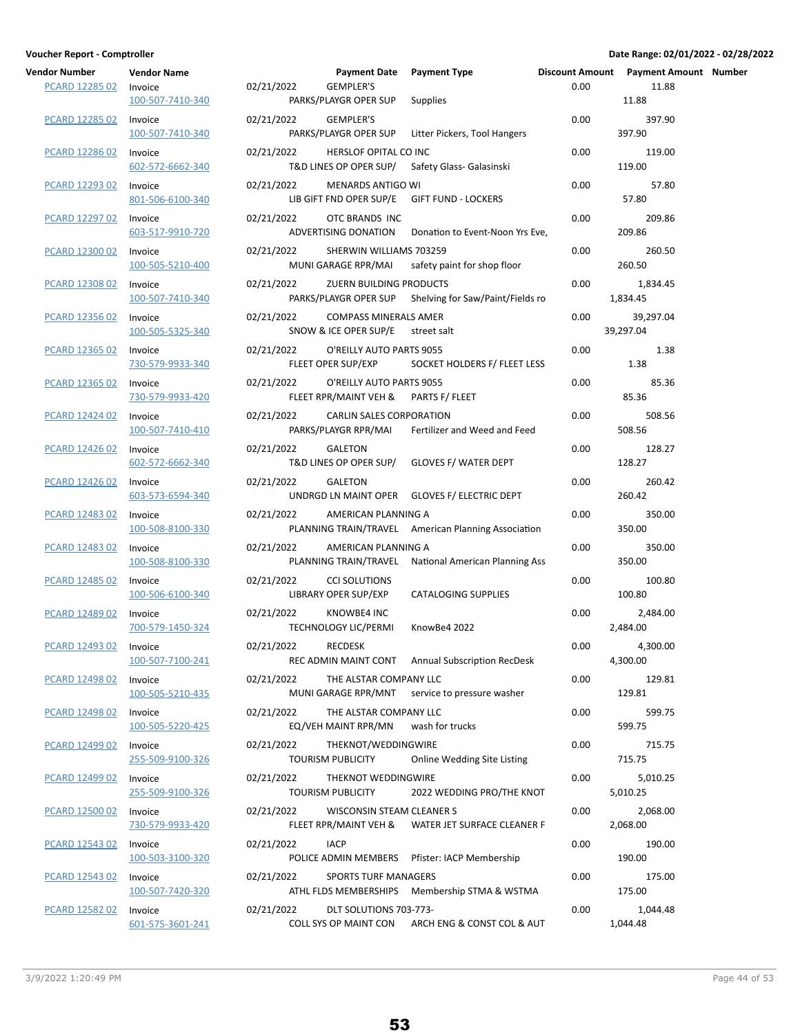**Voucher Report - Comptroller** | **Date Range: 02/01/2022 - 02/28/2022**

| Vendor Number | Vendor Name | Payment Date | Payment Type | | Discount Amount | Payment Amount | Number |
|---|---|---|---|---|---|---|---|
| PCARD 12285 02 | Invoice | 02/21/2022 | GEMPLER'S | | 0.00 | 11.88 | |
| | 100-507-7410-340 | | PARKS/PLAYGR OPER SUP | Supplies | | 11.88 | |
| PCARD 12285 02 | Invoice | 02/21/2022 | GEMPLER'S | | 0.00 | 397.90 | |
| | 100-507-7410-340 | | PARKS/PLAYGR OPER SUP | Litter Pickers, Tool Hangers | | 397.90 | |
| PCARD 12286 02 | Invoice | 02/21/2022 | HERSLOF OPITAL CO INC | | 0.00 | 119.00 | |
| | 602-572-6662-340 | | T&D LINES OP OPER SUP/ | Safety Glass- Galasinski | | 119.00 | |
| PCARD 12293 02 | Invoice | 02/21/2022 | MENARDS ANTIGO WI | | 0.00 | 57.80 | |
| | 801-506-6100-340 | | LIB GIFT FND OPER SUP/E | GIFT FUND - LOCKERS | | 57.80 | |
| PCARD 12297 02 | Invoice | 02/21/2022 | OTC BRANDS INC | | 0.00 | 209.86 | |
| | 603-517-9910-720 | | ADVERTISING DONATION | Donation to Event-Noon Yrs Eve, | | 209.86 | |
| PCARD 12300 02 | Invoice | 02/21/2022 | SHERWIN WILLIAMS 703259 | | 0.00 | 260.50 | |
| | 100-505-5210-400 | | MUNI GARAGE RPR/MAI | safety paint for shop floor | | 260.50 | |
| PCARD 12308 02 | Invoice | 02/21/2022 | ZUERN BUILDING PRODUCTS | | 0.00 | 1,834.45 | |
| | 100-507-7410-340 | | PARKS/PLAYGR OPER SUP | Shelving for Saw/Paint/Fields ro | | 1,834.45 | |
| PCARD 12356 02 | Invoice | 02/21/2022 | COMPASS MINERALS AMER | | 0.00 | 39,297.04 | |
| | 100-505-5325-340 | | SNOW & ICE OPER SUP/E | street salt | | 39,297.04 | |
| PCARD 12365 02 | Invoice | 02/21/2022 | O'REILLY AUTO PARTS 9055 | | 0.00 | 1.38 | |
| | 730-579-9933-340 | | FLEET OPER SUP/EXP | SOCKET HOLDERS F/ FLEET LESS | | 1.38 | |
| PCARD 12365 02 | Invoice | 02/21/2022 | O'REILLY AUTO PARTS 9055 | | 0.00 | 85.36 | |
| | 730-579-9933-420 | | FLEET RPR/MAINT VEH & | PARTS F/ FLEET | | 85.36 | |
| PCARD 12424 02 | Invoice | 02/21/2022 | CARLIN SALES CORPORATION | | 0.00 | 508.56 | |
| | 100-507-7410-410 | | PARKS/PLAYGR RPR/MAI | Fertilizer and Weed and Feed | | 508.56 | |
| PCARD 12426 02 | Invoice | 02/21/2022 | GALETON | | 0.00 | 128.27 | |
| | 602-572-6662-340 | | T&D LINES OP OPER SUP/ | GLOVES F/ WATER DEPT | | 128.27 | |
| PCARD 12426 02 | Invoice | 02/21/2022 | GALETON | | 0.00 | 260.42 | |
| | 603-573-6594-340 | | UNDRGD LN MAINT OPER | GLOVES F/ ELECTRIC DEPT | | 260.42 | |
| PCARD 12483 02 | Invoice | 02/21/2022 | AMERICAN PLANNING A | | 0.00 | 350.00 | |
| | 100-508-8100-330 | | PLANNING TRAIN/TRAVEL | American Planning Association | | 350.00 | |
| PCARD 12483 02 | Invoice | 02/21/2022 | AMERICAN PLANNING A | | 0.00 | 350.00 | |
| | 100-508-8100-330 | | PLANNING TRAIN/TRAVEL | National American Planning Ass | | 350.00 | |
| PCARD 12485 02 | Invoice | 02/21/2022 | CCI SOLUTIONS | | 0.00 | 100.80 | |
| | 100-506-6100-340 | | LIBRARY OPER SUP/EXP | CATALOGING SUPPLIES | | 100.80 | |
| PCARD 12489 02 | Invoice | 02/21/2022 | KNOWBE4 INC | | 0.00 | 2,484.00 | |
| | 700-579-1450-324 | | TECHNOLOGY LIC/PERMI | KnowBe4 2022 | | 2,484.00 | |
| PCARD 12493 02 | Invoice | 02/21/2022 | RECDESK | | 0.00 | 4,300.00 | |
| | 100-507-7100-241 | | REC ADMIN MAINT CONT | Annual Subscription RecDesk | | 4,300.00 | |
| PCARD 12498 02 | Invoice | 02/21/2022 | THE ALSTAR COMPANY LLC | | 0.00 | 129.81 | |
| | 100-505-5210-435 | | MUNI GARAGE RPR/MNT | service to pressure washer | | 129.81 | |
| PCARD 12498 02 | Invoice | 02/21/2022 | THE ALSTAR COMPANY LLC | | 0.00 | 599.75 | |
| | 100-505-5220-425 | | EQ/VEH MAINT RPR/MN | wash for trucks | | 599.75 | |
| PCARD 12499 02 | Invoice | 02/21/2022 | THEKNOT/WEDDINGWIRE | | 0.00 | 715.75 | |
| | 255-509-9100-326 | | TOURISM PUBLICITY | Online Wedding Site Listing | | 715.75 | |
| PCARD 12499 02 | Invoice | 02/21/2022 | THEKNOT WEDDINGWIRE | | 0.00 | 5,010.25 | |
| | 255-509-9100-326 | | TOURISM PUBLICITY | 2022 WEDDING PRO/THE KNOT | | 5,010.25 | |
| PCARD 12500 02 | Invoice | 02/21/2022 | WISCONSIN STEAM CLEANER S | | 0.00 | 2,068.00 | |
| | 730-579-9933-420 | | FLEET RPR/MAINT VEH & | WATER JET SURFACE CLEANER F | | 2,068.00 | |
| PCARD 12543 02 | Invoice | 02/21/2022 | IACP | | 0.00 | 190.00 | |
| | 100-503-3100-320 | | POLICE ADMIN MEMBERS | Pfister: IACP Membership | | 190.00 | |
| PCARD 12543 02 | Invoice | 02/21/2022 | SPORTS TURF MANAGERS | | 0.00 | 175.00 | |
| | 100-507-7420-320 | | ATHL FLDS MEMBERSHIPS | Membership STMA & WSTMA | | 175.00 | |
| PCARD 12582 02 | Invoice | 02/21/2022 | DLT SOLUTIONS 703-773- | | 0.00 | 1,044.48 | |
| | 601-575-3601-241 | | COLL SYS OP MAINT CON | ARCH ENG & CONST COL & AUT | | 1,044.48 | |

3/9/2022 1:20:49 PM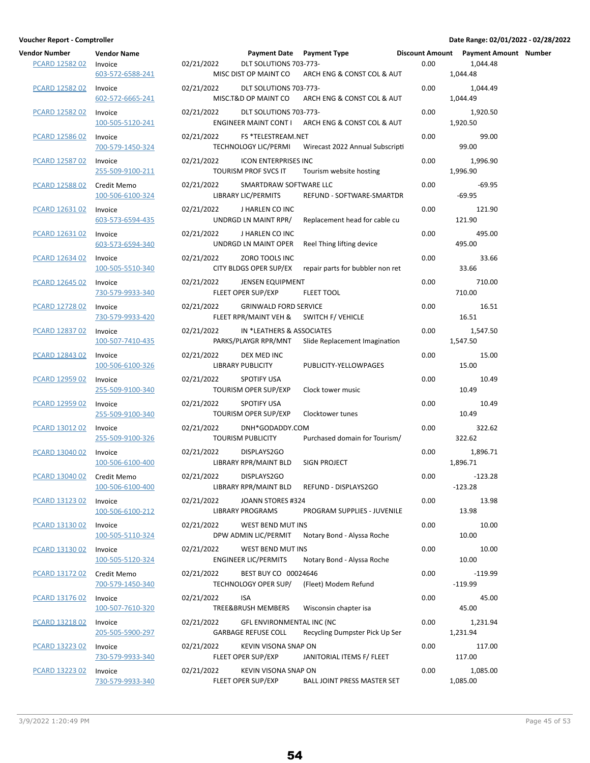**Voucher Report - Comptroller** **Date Range: 02/01/2022 - 02/28/2022**

| Vendor Number | Vendor Name | Payment Date | Payment Type | Discount Amount | Payment Amount | Number |
|---|---|---|---|---|---|---|
| PCARD 12582 02 | Invoice<br>603-572-6588-241 | 02/21/2022 | DLT SOLUTIONS 703-773-<br>MISC DIST OP MAINT CO — ARCH ENG & CONST COL & AUT | 0.00 | 1,044.48<br>1,044.48 | |
| PCARD 12582 02 | Invoice<br>602-572-6665-241 | 02/21/2022 | DLT SOLUTIONS 703-773-<br>MISC.T&D OP MAINT CO — ARCH ENG & CONST COL & AUT | 0.00 | 1,044.49<br>1,044.49 | |
| PCARD 12582 02 | Invoice<br>100-505-5120-241 | 02/21/2022 | DLT SOLUTIONS 703-773-<br>ENGINEER MAINT CONT I — ARCH ENG & CONST COL & AUT | 0.00 | 1,920.50<br>1,920.50 | |
| PCARD 12586 02 | Invoice<br>700-579-1450-324 | 02/21/2022 | FS *TELESTREAM.NET<br>TECHNOLOGY LIC/PERMI — Wirecast 2022 Annual Subscripti | 0.00 | 99.00<br>99.00 | |
| PCARD 12587 02 | Invoice<br>255-509-9100-211 | 02/21/2022 | ICON ENTERPRISES INC<br>TOURISM PROF SVCS IT — Tourism website hosting | 0.00 | 1,996.90<br>1,996.90 | |
| PCARD 12588 02 | Credit Memo<br>100-506-6100-324 | 02/21/2022 | SMARTDRAW SOFTWARE LLC<br>LIBRARY LIC/PERMITS — REFUND - SOFTWARE-SMARTDR | 0.00 | -69.95<br>-69.95 | |
| PCARD 12631 02 | Invoice<br>603-573-6594-435 | 02/21/2022 | J HARLEN CO INC<br>UNDRGD LN MAINT RPR/ — Replacement head for cable cu | 0.00 | 121.90<br>121.90 | |
| PCARD 12631 02 | Invoice<br>603-573-6594-340 | 02/21/2022 | J HARLEN CO INC<br>UNDRGD LN MAINT OPER — Reel Thing lifting device | 0.00 | 495.00<br>495.00 | |
| PCARD 12634 02 | Invoice<br>100-505-5510-340 | 02/21/2022 | ZORO TOOLS INC<br>CITY BLDGS OPER SUP/EX — repair parts for bubbler non ret | 0.00 | 33.66<br>33.66 | |
| PCARD 12645 02 | Invoice<br>730-579-9933-340 | 02/21/2022 | JENSEN EQUIPMENT<br>FLEET OPER SUP/EXP — FLEET TOOL | 0.00 | 710.00<br>710.00 | |
| PCARD 12728 02 | Invoice<br>730-579-9933-420 | 02/21/2022 | GRINWALD FORD SERVICE<br>FLEET RPR/MAINT VEH & — SWITCH F/ VEHICLE | 0.00 | 16.51<br>16.51 | |
| PCARD 12837 02 | Invoice<br>100-507-7410-435 | 02/21/2022 | IN *LEATHERS & ASSOCIATES<br>PARKS/PLAYGR RPR/MNT — Slide Replacement Imagination | 0.00 | 1,547.50<br>1,547.50 | |
| PCARD 12843 02 | Invoice<br>100-506-6100-326 | 02/21/2022 | DEX MED INC<br>LIBRARY PUBLICITY — PUBLICITY-YELLOWPAGES | 0.00 | 15.00<br>15.00 | |
| PCARD 12959 02 | Invoice<br>255-509-9100-340 | 02/21/2022 | SPOTIFY USA<br>TOURISM OPER SUP/EXP — Clock tower music | 0.00 | 10.49<br>10.49 | |
| PCARD 12959 02 | Invoice<br>255-509-9100-340 | 02/21/2022 | SPOTIFY USA<br>TOURISM OPER SUP/EXP — Clocktower tunes | 0.00 | 10.49<br>10.49 | |
| PCARD 13012 02 | Invoice<br>255-509-9100-326 | 02/21/2022 | DNH*GODADDY.COM<br>TOURISM PUBLICITY — Purchased domain for Tourism/ | 0.00 | 322.62<br>322.62 | |
| PCARD 13040 02 | Invoice<br>100-506-6100-400 | 02/21/2022 | DISPLAYS2GO<br>LIBRARY RPR/MAINT BLD — SIGN PROJECT | 0.00 | 1,896.71<br>1,896.71 | |
| PCARD 13040 02 | Credit Memo<br>100-506-6100-400 | 02/21/2022 | DISPLAYS2GO<br>LIBRARY RPR/MAINT BLD — REFUND - DISPLAYS2GO | 0.00 | -123.28<br>-123.28 | |
| PCARD 13123 02 | Invoice<br>100-506-6100-212 | 02/21/2022 | JOANN STORES #324<br>LIBRARY PROGRAMS — PROGRAM SUPPLIES - JUVENILE | 0.00 | 13.98<br>13.98 | |
| PCARD 13130 02 | Invoice<br>100-505-5110-324 | 02/21/2022 | WEST BEND MUT INS<br>DPW ADMIN LIC/PERMIT — Notary Bond - Alyssa Roche | 0.00 | 10.00<br>10.00 | |
| PCARD 13130 02 | Invoice<br>100-505-5120-324 | 02/21/2022 | WEST BEND MUT INS<br>ENGINEER LIC/PERMITS — Notary Bond - Alyssa Roche | 0.00 | 10.00<br>10.00 | |
| PCARD 13172 02 | Credit Memo<br>700-579-1450-340 | 02/21/2022 | BEST BUY CO 00024646<br>TECHNOLOGY OPER SUP/ — (Fleet) Modem Refund | 0.00 | -119.99<br>-119.99 | |
| PCARD 13176 02 | Invoice<br>100-507-7610-320 | 02/21/2022 | ISA<br>TREE&BRUSH MEMBERS — Wisconsin chapter isa | 0.00 | 45.00<br>45.00 | |
| PCARD 13218 02 | Invoice<br>205-505-5900-297 | 02/21/2022 | GFL ENVIRONMENTAL INC (NC<br>GARBAGE REFUSE COLL — Recycling Dumpster Pick Up Ser | 0.00 | 1,231.94<br>1,231.94 | |
| PCARD 13223 02 | Invoice<br>730-579-9933-340 | 02/21/2022 | KEVIN VISONA SNAP ON<br>FLEET OPER SUP/EXP — JANITORIAL ITEMS F/ FLEET | 0.00 | 117.00<br>117.00 | |
| PCARD 13223 02 | Invoice<br>730-579-9933-340 | 02/21/2022 | KEVIN VISONA SNAP ON<br>FLEET OPER SUP/EXP — BALL JOINT PRESS MASTER SET | 0.00 | 1,085.00<br>1,085.00 | |

3/9/2022 1:20:49 PM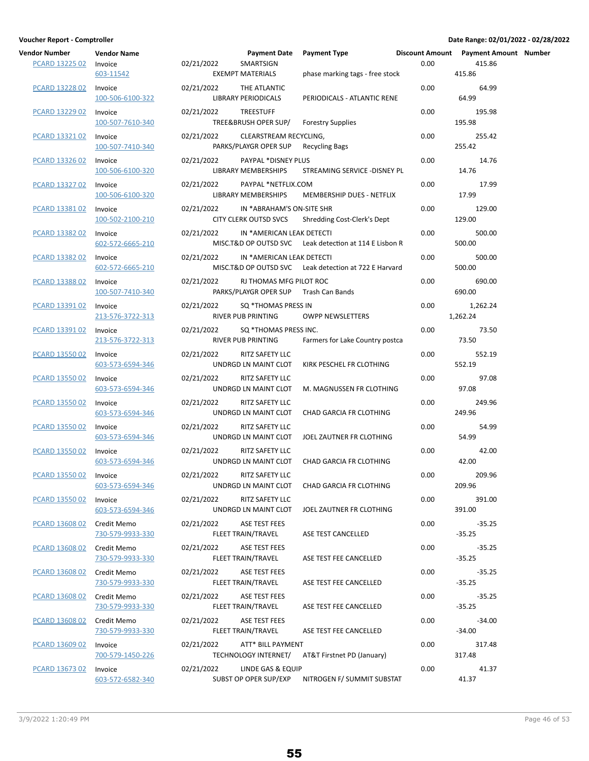**Voucher Report - Comptroller** — **Date Range: 02/01/2022 - 02/28/2022**

| Vendor Number | Vendor Name | Payment Date | Payment Type | | Discount Amount | Payment Amount | Number |
|---|---|---|---|---|---|---|---|
| PCARD 13225 02 | Invoice | 02/21/2022 | SMARTSIGN | | 0.00 | 415.86 | |
| | 603-11542 | | EXEMPT MATERIALS | phase marking tags - free stock | | 415.86 | |
| PCARD 13228 02 | Invoice | 02/21/2022 | THE ATLANTIC | | 0.00 | 64.99 | |
| | 100-506-6100-322 | | LIBRARY PERIODICALS | PERIODICALS - ATLANTIC RENE | | 64.99 | |
| PCARD 13229 02 | Invoice | 02/21/2022 | TREESTUFF | | 0.00 | 195.98 | |
| | 100-507-7610-340 | | TREE&BRUSH OPER SUP/ | Forestry Supplies | | 195.98 | |
| PCARD 13321 02 | Invoice | 02/21/2022 | CLEARSTREAM RECYCLING, | | 0.00 | 255.42 | |
| | 100-507-7410-340 | | PARKS/PLAYGR OPER SUP | Recycling Bags | | 255.42 | |
| PCARD 13326 02 | Invoice | 02/21/2022 | PAYPAL *DISNEY PLUS | | 0.00 | 14.76 | |
| | 100-506-6100-320 | | LIBRARY MEMBERSHIPS | STREAMING SERVICE -DISNEY PL | | 14.76 | |
| PCARD 13327 02 | Invoice | 02/21/2022 | PAYPAL *NETFLIX.COM | | 0.00 | 17.99 | |
| | 100-506-6100-320 | | LIBRARY MEMBERSHIPS | MEMBERSHIP DUES - NETFLIX | | 17.99 | |
| PCARD 13381 02 | Invoice | 02/21/2022 | IN *ABRAHAM'S ON-SITE SHR | | 0.00 | 129.00 | |
| | 100-502-2100-210 | | CITY CLERK OUTSD SVCS | Shredding Cost-Clerk's Dept | | 129.00 | |
| PCARD 13382 02 | Invoice | 02/21/2022 | IN *AMERICAN LEAK DETECTI | | 0.00 | 500.00 | |
| | 602-572-6665-210 | | MISC.T&D OP OUTSD SVC | Leak detection at 114 E Lisbon R | | 500.00 | |
| PCARD 13382 02 | Invoice | 02/21/2022 | IN *AMERICAN LEAK DETECTI | | 0.00 | 500.00 | |
| | 602-572-6665-210 | | MISC.T&D OP OUTSD SVC | Leak detection at 722 E Harvard | | 500.00 | |
| PCARD 13388 02 | Invoice | 02/21/2022 | RJ THOMAS MFG PILOT ROC | | 0.00 | 690.00 | |
| | 100-507-7410-340 | | PARKS/PLAYGR OPER SUP | Trash Can Bands | | 690.00 | |
| PCARD 13391 02 | Invoice | 02/21/2022 | SQ *THOMAS PRESS IN | | 0.00 | 1,262.24 | |
| | 213-576-3722-313 | | RIVER PUB PRINTING | OWPP NEWSLETTERS | | 1,262.24 | |
| PCARD 13391 02 | Invoice | 02/21/2022 | SQ *THOMAS PRESS INC. | | 0.00 | 73.50 | |
| | 213-576-3722-313 | | RIVER PUB PRINTING | Farmers for Lake Country postca | | 73.50 | |
| PCARD 13550 02 | Invoice | 02/21/2022 | RITZ SAFETY LLC | | 0.00 | 552.19 | |
| | 603-573-6594-346 | | UNDRGD LN MAINT CLOT | KIRK PESCHEL FR CLOTHING | | 552.19 | |
| PCARD 13550 02 | Invoice | 02/21/2022 | RITZ SAFETY LLC | | 0.00 | 97.08 | |
| | 603-573-6594-346 | | UNDRGD LN MAINT CLOT | M. MAGNUSSEN FR CLOTHING | | 97.08 | |
| PCARD 13550 02 | Invoice | 02/21/2022 | RITZ SAFETY LLC | | 0.00 | 249.96 | |
| | 603-573-6594-346 | | UNDRGD LN MAINT CLOT | CHAD GARCIA FR CLOTHING | | 249.96 | |
| PCARD 13550 02 | Invoice | 02/21/2022 | RITZ SAFETY LLC | | 0.00 | 54.99 | |
| | 603-573-6594-346 | | UNDRGD LN MAINT CLOT | JOEL ZAUTNER FR CLOTHING | | 54.99 | |
| PCARD 13550 02 | Invoice | 02/21/2022 | RITZ SAFETY LLC | | 0.00 | 42.00 | |
| | 603-573-6594-346 | | UNDRGD LN MAINT CLOT | CHAD GARCIA FR CLOTHING | | 42.00 | |
| PCARD 13550 02 | Invoice | 02/21/2022 | RITZ SAFETY LLC | | 0.00 | 209.96 | |
| | 603-573-6594-346 | | UNDRGD LN MAINT CLOT | CHAD GARCIA FR CLOTHING | | 209.96 | |
| PCARD 13550 02 | Invoice | 02/21/2022 | RITZ SAFETY LLC | | 0.00 | 391.00 | |
| | 603-573-6594-346 | | UNDRGD LN MAINT CLOT | JOEL ZAUTNER FR CLOTHING | | 391.00 | |
| PCARD 13608 02 | Credit Memo | 02/21/2022 | ASE TEST FEES | | 0.00 | -35.25 | |
| | 730-579-9933-330 | | FLEET TRAIN/TRAVEL | ASE TEST CANCELLED | | -35.25 | |
| PCARD 13608 02 | Credit Memo | 02/21/2022 | ASE TEST FEES | | 0.00 | -35.25 | |
| | 730-579-9933-330 | | FLEET TRAIN/TRAVEL | ASE TEST FEE CANCELLED | | -35.25 | |
| PCARD 13608 02 | Credit Memo | 02/21/2022 | ASE TEST FEES | | 0.00 | -35.25 | |
| | 730-579-9933-330 | | FLEET TRAIN/TRAVEL | ASE TEST FEE CANCELLED | | -35.25 | |
| PCARD 13608 02 | Credit Memo | 02/21/2022 | ASE TEST FEES | | 0.00 | -35.25 | |
| | 730-579-9933-330 | | FLEET TRAIN/TRAVEL | ASE TEST FEE CANCELLED | | -35.25 | |
| PCARD 13608 02 | Credit Memo | 02/21/2022 | ASE TEST FEES | | 0.00 | -34.00 | |
| | 730-579-9933-330 | | FLEET TRAIN/TRAVEL | ASE TEST FEE CANCELLED | | -34.00 | |
| PCARD 13609 02 | Invoice | 02/21/2022 | ATT* BILL PAYMENT | | 0.00 | 317.48 | |
| | 700-579-1450-226 | | TECHNOLOGY INTERNET/ | AT&T Firstnet PD (January) | | 317.48 | |
| PCARD 13673 02 | Invoice | 02/21/2022 | LINDE GAS & EQUIP | | 0.00 | 41.37 | |
| | 603-572-6582-340 | | SUBST OP OPER SUP/EXP | NITROGEN F/ SUMMIT SUBSTAT | | 41.37 | |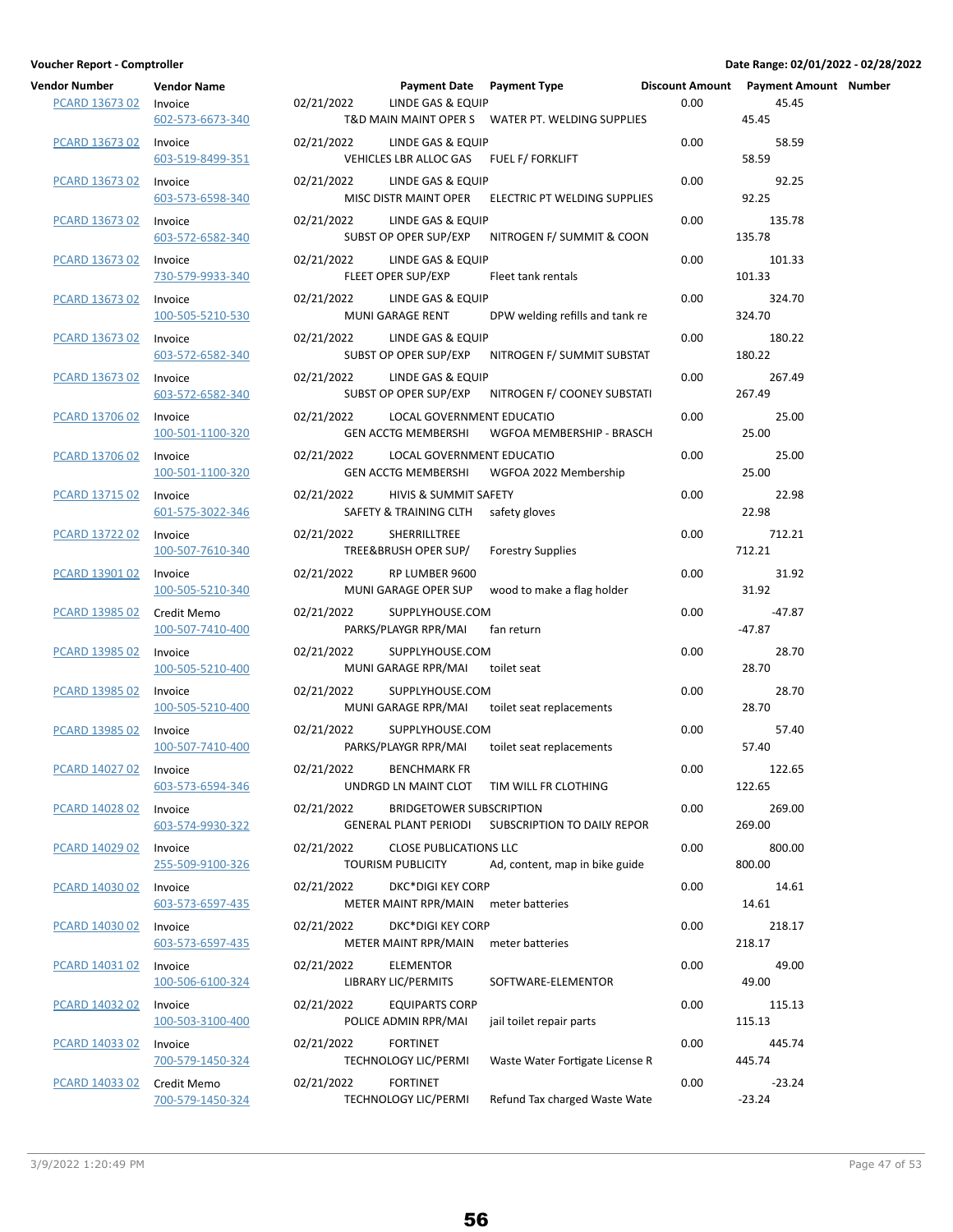**Voucher Report - Comptroller**

**Date Range: 02/01/2022 - 02/28/2022**

| Vendor Number | Vendor Name | Payment Date | Payment Type | Discount Amount | Payment Amount | Number |
|---|---|---|---|---|---|---|
| PCARD 13673 02 | Invoice | 02/21/2022 | LINDE GAS & EQUIP | 0.00 | 45.45 | |
| | 602-573-6673-340 | T&D MAIN MAINT OPER S | WATER PT. WELDING SUPPLIES | | 45.45 | |
| PCARD 13673 02 | Invoice | 02/21/2022 | LINDE GAS & EQUIP | 0.00 | 58.59 | |
| | 603-519-8499-351 | VEHICLES LBR ALLOC GAS | FUEL F/ FORKLIFT | | 58.59 | |
| PCARD 13673 02 | Invoice | 02/21/2022 | LINDE GAS & EQUIP | 0.00 | 92.25 | |
| | 603-573-6598-340 | MISC DISTR MAINT OPER | ELECTRIC PT WELDING SUPPLIES | | 92.25 | |
| PCARD 13673 02 | Invoice | 02/21/2022 | LINDE GAS & EQUIP | 0.00 | 135.78 | |
| | 603-572-6582-340 | SUBST OP OPER SUP/EXP | NITROGEN F/ SUMMIT & COON | | 135.78 | |
| PCARD 13673 02 | Invoice | 02/21/2022 | LINDE GAS & EQUIP | 0.00 | 101.33 | |
| | 730-579-9933-340 | FLEET OPER SUP/EXP | Fleet tank rentals | | 101.33 | |
| PCARD 13673 02 | Invoice | 02/21/2022 | LINDE GAS & EQUIP | 0.00 | 324.70 | |
| | 100-505-5210-530 | MUNI GARAGE RENT | DPW welding refills and tank re | | 324.70 | |
| PCARD 13673 02 | Invoice | 02/21/2022 | LINDE GAS & EQUIP | 0.00 | 180.22 | |
| | 603-572-6582-340 | SUBST OP OPER SUP/EXP | NITROGEN F/ SUMMIT SUBSTAT | | 180.22 | |
| PCARD 13673 02 | Invoice | 02/21/2022 | LINDE GAS & EQUIP | 0.00 | 267.49 | |
| | 603-572-6582-340 | SUBST OP OPER SUP/EXP | NITROGEN F/ COONEY SUBSTATI | | 267.49 | |
| PCARD 13706 02 | Invoice | 02/21/2022 | LOCAL GOVERNMENT EDUCATIO | 0.00 | 25.00 | |
| | 100-501-1100-320 | GEN ACCTG MEMBERSHI | WGFOA MEMBERSHIP - BRASCH | | 25.00 | |
| PCARD 13706 02 | Invoice | 02/21/2022 | LOCAL GOVERNMENT EDUCATIO | 0.00 | 25.00 | |
| | 100-501-1100-320 | GEN ACCTG MEMBERSHI | WGFOA 2022 Membership | | 25.00 | |
| PCARD 13715 02 | Invoice | 02/21/2022 | HIVIS & SUMMIT SAFETY | 0.00 | 22.98 | |
| | 601-575-3022-346 | SAFETY & TRAINING CLTH | safety gloves | | 22.98 | |
| PCARD 13722 02 | Invoice | 02/21/2022 | SHERRILLTREE | 0.00 | 712.21 | |
| | 100-507-7610-340 | TREE&BRUSH OPER SUP/ | Forestry Supplies | | 712.21 | |
| PCARD 13901 02 | Invoice | 02/21/2022 | RP LUMBER 9600 | 0.00 | 31.92 | |
| | 100-505-5210-340 | MUNI GARAGE OPER SUP | wood to make a flag holder | | 31.92 | |
| PCARD 13985 02 | Credit Memo | 02/21/2022 | SUPPLYHOUSE.COM | 0.00 | -47.87 | |
| | 100-507-7410-400 | PARKS/PLAYGR RPR/MAI | fan return | | -47.87 | |
| PCARD 13985 02 | Invoice | 02/21/2022 | SUPPLYHOUSE.COM | 0.00 | 28.70 | |
| | 100-505-5210-400 | MUNI GARAGE RPR/MAI | toilet seat | | 28.70 | |
| PCARD 13985 02 | Invoice | 02/21/2022 | SUPPLYHOUSE.COM | 0.00 | 28.70 | |
| | 100-505-5210-400 | MUNI GARAGE RPR/MAI | toilet seat replacements | | 28.70 | |
| PCARD 13985 02 | Invoice | 02/21/2022 | SUPPLYHOUSE.COM | 0.00 | 57.40 | |
| | 100-507-7410-400 | PARKS/PLAYGR RPR/MAI | toilet seat replacements | | 57.40 | |
| PCARD 14027 02 | Invoice | 02/21/2022 | BENCHMARK FR | 0.00 | 122.65 | |
| | 603-573-6594-346 | UNDRGD LN MAINT CLOT | TIM WILL FR CLOTHING | | 122.65 | |
| PCARD 14028 02 | Invoice | 02/21/2022 | BRIDGETOWER SUBSCRIPTION | 0.00 | 269.00 | |
| | 603-574-9930-322 | GENERAL PLANT PERIODI | SUBSCRIPTION TO DAILY REPOR | | 269.00 | |
| PCARD 14029 02 | Invoice | 02/21/2022 | CLOSE PUBLICATIONS LLC | 0.00 | 800.00 | |
| | 255-509-9100-326 | TOURISM PUBLICITY | Ad, content, map in bike guide | | 800.00 | |
| PCARD 14030 02 | Invoice | 02/21/2022 | DKC*DIGI KEY CORP | 0.00 | 14.61 | |
| | 603-573-6597-435 | METER MAINT RPR/MAIN | meter batteries | | 14.61 | |
| PCARD 14030 02 | Invoice | 02/21/2022 | DKC*DIGI KEY CORP | 0.00 | 218.17 | |
| | 603-573-6597-435 | METER MAINT RPR/MAIN | meter batteries | | 218.17 | |
| PCARD 14031 02 | Invoice | 02/21/2022 | ELEMENTOR | 0.00 | 49.00 | |
| | 100-506-6100-324 | LIBRARY LIC/PERMITS | SOFTWARE-ELEMENTOR | | 49.00 | |
| PCARD 14032 02 | Invoice | 02/21/2022 | EQUIPARTS CORP | 0.00 | 115.13 | |
| | 100-503-3100-400 | POLICE ADMIN RPR/MAI | jail toilet repair parts | | 115.13 | |
| PCARD 14033 02 | Invoice | 02/21/2022 | FORTINET | 0.00 | 445.74 | |
| | 700-579-1450-324 | TECHNOLOGY LIC/PERMI | Waste Water Fortigate License R | | 445.74 | |
| PCARD 14033 02 | Credit Memo | 02/21/2022 | FORTINET | 0.00 | -23.24 | |
| | 700-579-1450-324 | TECHNOLOGY LIC/PERMI | Refund Tax charged Waste Wate | | -23.24 | |

3/9/2022 1:20:49 PM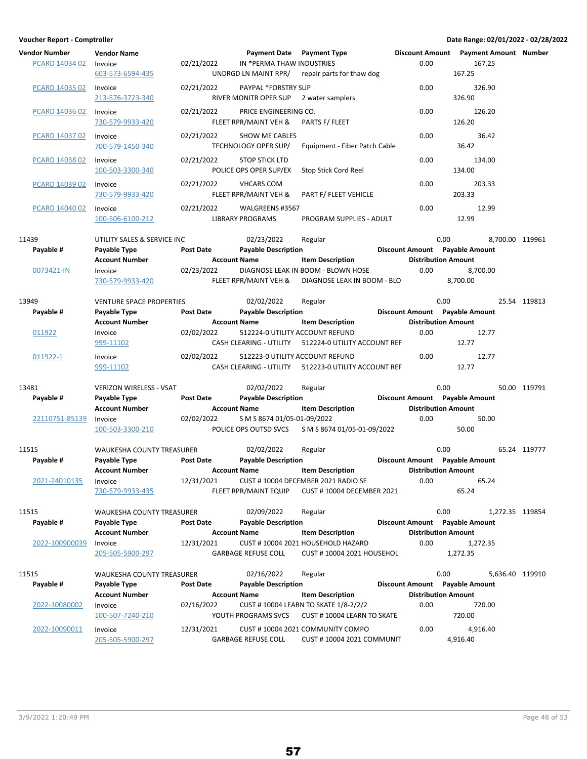**Voucher Report - Comptroller** | **Date Range: 02/01/2022 - 02/28/2022**

| Vendor Number | Vendor Name | | Payment Date | Payment Type | Discount Amount | Payment Amount | Number |
|---|---|---|---|---|---|---|---|
| PCARD 14034 02 | Invoice | 02/21/2022 | IN *PERMA THAW INDUSTRIES | | 0.00 | 167.25 | |
| | 603-573-6594-435 | | UNDRGD LN MAINT RPR/ | repair parts for thaw dog | | 167.25 | |
| PCARD 14035 02 | Invoice | 02/21/2022 | PAYPAL *FORSTRY SUP | | 0.00 | 326.90 | |
| | 213-576-3723-340 | | RIVER MONITR OPER SUP | 2 water samplers | | 326.90 | |
| PCARD 14036 02 | Invoice | 02/21/2022 | PRICE ENGINEERING CO. | | 0.00 | 126.20 | |
| | 730-579-9933-420 | | FLEET RPR/MAINT VEH & | PARTS F/ FLEET | | 126.20 | |
| PCARD 14037 02 | Invoice | 02/21/2022 | SHOW ME CABLES | | 0.00 | 36.42 | |
| | 700-579-1450-340 | | TECHNOLOGY OPER SUP/ | Equipment - Fiber Patch Cable | | 36.42 | |
| PCARD 14038 02 | Invoice | 02/21/2022 | STOP STICK LTD | | 0.00 | 134.00 | |
| | 100-503-3300-340 | | POLICE OPS OPER SUP/EX | Stop Stick Cord Reel | | 134.00 | |
| PCARD 14039 02 | Invoice | 02/21/2022 | VHCARS.COM | | 0.00 | 203.33 | |
| | 730-579-9933-420 | | FLEET RPR/MAINT VEH & | PART F/ FLEET VEHICLE | | 203.33 | |
| PCARD 14040 02 | Invoice | 02/21/2022 | WALGREENS #3567 | | 0.00 | 12.99 | |
| | 100-506-6100-212 | | LIBRARY PROGRAMS | PROGRAM SUPPLIES - ADULT | | 12.99 | |

| 11439 | UTILITY SALES & SERVICE INC | | 02/23/2022 | Regular | 0.00 | 8,700.00 | 119961 |
|---|---|---|---|---|---|---|---|
| **Payable #** | **Payable Type** | **Post Date** | **Payable Description** | | **Discount Amount** | **Payable Amount** | |
| | **Account Number** | | **Account Name** | **Item Description** | | **Distribution Amount** | |
| 0073421-IN | Invoice | 02/23/2022 | DIAGNOSE LEAK IN BOOM - BLOWN HOSE | | 0.00 | 8,700.00 | |
| | 730-579-9933-420 | | FLEET RPR/MAINT VEH & | DIAGNOSE LEAK IN BOOM - BLO | | 8,700.00 | |

| 13949 | VENTURE SPACE PROPERTIES | | 02/02/2022 | Regular | 0.00 | 25.54 | 119813 |
|---|---|---|---|---|---|---|---|
| **Payable #** | **Payable Type** | **Post Date** | **Payable Description** | | **Discount Amount** | **Payable Amount** | |
| | **Account Number** | | **Account Name** | **Item Description** | | **Distribution Amount** | |
| 011922 | Invoice | 02/02/2022 | 512224-0 UTILITY ACCOUNT REFUND | | 0.00 | 12.77 | |
| | 999-11102 | | CASH CLEARING - UTILITY | 512224-0 UTILITY ACCOUNT REF | | 12.77 | |
| 011922-1 | Invoice | 02/02/2022 | 512223-0 UTILITY ACCOUNT REFUND | | 0.00 | 12.77 | |
| | 999-11102 | | CASH CLEARING - UTILITY | 512223-0 UTILITY ACCOUNT REF | | 12.77 | |

| 13481 | VERIZON WIRELESS - VSAT | | 02/02/2022 | Regular | 0.00 | 50.00 | 119791 |
|---|---|---|---|---|---|---|---|
| **Payable #** | **Payable Type** | **Post Date** | **Payable Description** | | **Discount Amount** | **Payable Amount** | |
| | **Account Number** | | **Account Name** | **Item Description** | | **Distribution Amount** | |
| 22110751-85139 | Invoice | 02/02/2022 | S M S 8674 01/05-01-09/2022 | | 0.00 | 50.00 | |
| | 100-503-3300-210 | | POLICE OPS OUTSD SVCS | S M S 8674 01/05-01-09/2022 | | 50.00 | |

| 11515 | WAUKESHA COUNTY TREASURER | | 02/02/2022 | Regular | 0.00 | 65.24 | 119777 |
|---|---|---|---|---|---|---|---|
| **Payable #** | **Payable Type** | **Post Date** | **Payable Description** | | **Discount Amount** | **Payable Amount** | |
| | **Account Number** | | **Account Name** | **Item Description** | | **Distribution Amount** | |
| 2021-24010135 | Invoice | 12/31/2021 | CUST # 10004 DECEMBER 2021 RADIO SE | | 0.00 | 65.24 | |
| | 730-579-9933-435 | | FLEET RPR/MAINT EQUIP | CUST # 10004 DECEMBER 2021 | | 65.24 | |

| 11515 | WAUKESHA COUNTY TREASURER | | 02/09/2022 | Regular | 0.00 | 1,272.35 | 119854 |
|---|---|---|---|---|---|---|---|
| **Payable #** | **Payable Type** | **Post Date** | **Payable Description** | | **Discount Amount** | **Payable Amount** | |
| | **Account Number** | | **Account Name** | **Item Description** | | **Distribution Amount** | |
| 2022-100900039 | Invoice | 12/31/2021 | CUST # 10004 2021 HOUSEHOLD HAZARD | | 0.00 | 1,272.35 | |
| | 205-505-5900-297 | | GARBAGE REFUSE COLL | CUST # 10004 2021 HOUSEHOL | | 1,272.35 | |

| 11515 | WAUKESHA COUNTY TREASURER | | 02/16/2022 | Regular | 0.00 | 5,636.40 | 119910 |
|---|---|---|---|---|---|---|---|
| **Payable #** | **Payable Type** | **Post Date** | **Payable Description** | | **Discount Amount** | **Payable Amount** | |
| | **Account Number** | | **Account Name** | **Item Description** | | **Distribution Amount** | |
| 2022-10080002 | Invoice | 02/16/2022 | CUST # 10004 LEARN TO SKATE 1/8-2/2/2 | | 0.00 | 720.00 | |
| | 100-507-7240-210 | | YOUTH PROGRAMS SVCS | CUST # 10004 LEARN TO SKATE | | 720.00 | |
| 2022-10090011 | Invoice | 12/31/2021 | CUST # 10004 2021 COMMUNITY COMPO | | 0.00 | 4,916.40 | |
| | 205-505-5900-297 | | GARBAGE REFUSE COLL | CUST # 10004 2021 COMMUNIT | | 4,916.40 | |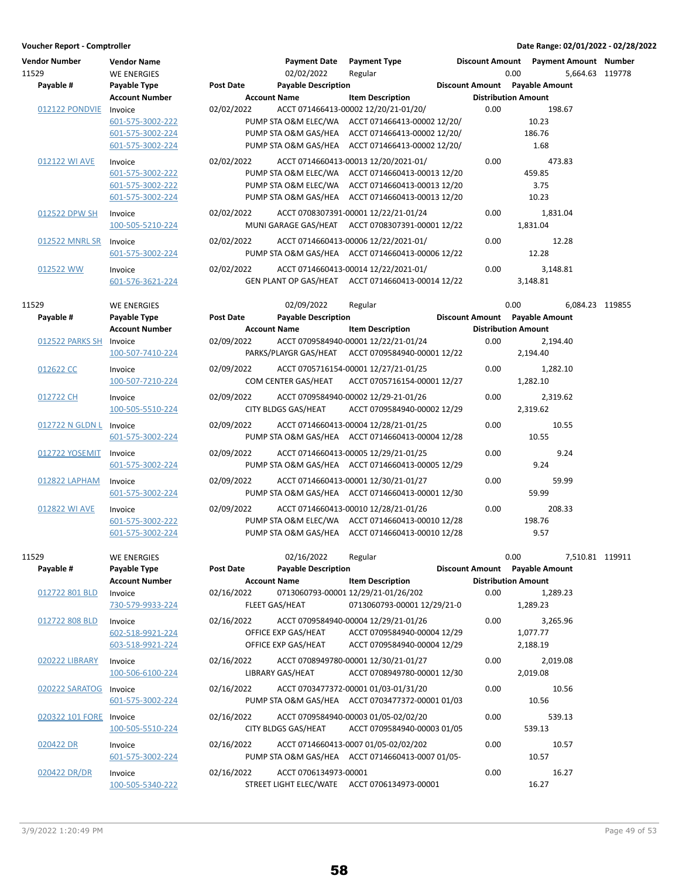**Voucher Report - Comptroller**

**Date Range: 02/01/2022 - 02/28/2022**

| Vendor Number | Vendor Name | | Payment Date | Payment Type | Discount Amount | Payment Amount | Number |
|---|---|---|---|---|---|---|---|
| 11529 | WE ENERGIES | | 02/02/2022 | Regular | 0.00 | 5,664.63 | 119778 |

| Payable # | Payable Type / Account Number | Post Date | Payable Description / Account Name | Item Description | Discount Amount | Payable Amount / Distribution Amount |
|---|---|---|---|---|---|---|
| 012122 PONDVIE | Invoice | 02/02/2022 | ACCT 071466413-00002 12/20/21-01/20/ | | 0.00 | 198.67 |
| | 601-575-3002-222 | | PUMP STA O&M ELEC/WA | ACCT 071466413-00002 12/20/ | | 10.23 |
| | 601-575-3002-224 | | PUMP STA O&M GAS/HEA | ACCT 071466413-00002 12/20/ | | 186.76 |
| | 601-575-3002-224 | | PUMP STA O&M GAS/HEA | ACCT 071466413-00002 12/20/ | | 1.68 |
| 012122 WI AVE | Invoice | 02/02/2022 | ACCT 0714660413-00013 12/20/2021-01/ | | 0.00 | 473.83 |
| | 601-575-3002-222 | | PUMP STA O&M ELEC/WA | ACCT 0714660413-00013 12/20 | | 459.85 |
| | 601-575-3002-222 | | PUMP STA O&M ELEC/WA | ACCT 0714660413-00013 12/20 | | 3.75 |
| | 601-575-3002-224 | | PUMP STA O&M GAS/HEA | ACCT 0714660413-00013 12/20 | | 10.23 |
| 012522 DPW SH | Invoice | 02/02/2022 | ACCT 0708307391-00001 12/22/21-01/24 | | 0.00 | 1,831.04 |
| | 100-505-5210-224 | | MUNI GARAGE GAS/HEAT | ACCT 0708307391-00001 12/22 | | 1,831.04 |
| 012522 MNRL SR | Invoice | 02/02/2022 | ACCT 0714660413-00006 12/22/2021-01/ | | 0.00 | 12.28 |
| | 601-575-3002-224 | | PUMP STA O&M GAS/HEA | ACCT 0714660413-00006 12/22 | | 12.28 |
| 012522 WW | Invoice | 02/02/2022 | ACCT 0714660413-00014 12/22/2021-01/ | | 0.00 | 3,148.81 |
| | 601-576-3621-224 | | GEN PLANT OP GAS/HEAT | ACCT 0714660413-00014 12/22 | | 3,148.81 |

| Vendor Number | Vendor Name | | Payment Date | Payment Type | Discount Amount | Payment Amount | Number |
|---|---|---|---|---|---|---|---|
| 11529 | WE ENERGIES | | 02/09/2022 | Regular | 0.00 | 6,084.23 | 119855 |

| Payable # | Payable Type / Account Number | Post Date | Payable Description / Account Name | Item Description | Discount Amount | Payable Amount / Distribution Amount |
|---|---|---|---|---|---|---|
| 012522 PARKS SH | Invoice | 02/09/2022 | ACCT 0709584940-00001 12/22/21-01/24 | | 0.00 | 2,194.40 |
| | 100-507-7410-224 | | PARKS/PLAYGR GAS/HEAT | ACCT 0709584940-00001 12/22 | | 2,194.40 |
| 012622 CC | Invoice | 02/09/2022 | ACCT 0705716154-00001 12/27/21-01/25 | | 0.00 | 1,282.10 |
| | 100-507-7210-224 | | COM CENTER GAS/HEAT | ACCT 0705716154-00001 12/27 | | 1,282.10 |
| 012722 CH | Invoice | 02/09/2022 | ACCT 0709584940-00002 12/29-21-01/26 | | 0.00 | 2,319.62 |
| | 100-505-5510-224 | | CITY BLDGS GAS/HEAT | ACCT 0709584940-00002 12/29 | | 2,319.62 |
| 012722 N GLDN L | Invoice | 02/09/2022 | ACCT 0714660413-00004 12/28/21-01/25 | | 0.00 | 10.55 |
| | 601-575-3002-224 | | PUMP STA O&M GAS/HEA | ACCT 0714660413-00004 12/28 | | 10.55 |
| 012722 YOSEMIT | Invoice | 02/09/2022 | ACCT 0714660413-00005 12/29/21-01/25 | | 0.00 | 9.24 |
| | 601-575-3002-224 | | PUMP STA O&M GAS/HEA | ACCT 0714660413-00005 12/29 | | 9.24 |
| 012822 LAPHAM | Invoice | 02/09/2022 | ACCT 0714660413-00001 12/30/21-01/27 | | 0.00 | 59.99 |
| | 601-575-3002-224 | | PUMP STA O&M GAS/HEA | ACCT 0714660413-00001 12/30 | | 59.99 |
| 012822 WI AVE | Invoice | 02/09/2022 | ACCT 0714660413-00010 12/28/21-01/26 | | 0.00 | 208.33 |
| | 601-575-3002-222 | | PUMP STA O&M ELEC/WA | ACCT 0714660413-00010 12/28 | | 198.76 |
| | 601-575-3002-224 | | PUMP STA O&M GAS/HEA | ACCT 0714660413-00010 12/28 | | 9.57 |

| Vendor Number | Vendor Name | | Payment Date | Payment Type | Discount Amount | Payment Amount | Number |
|---|---|---|---|---|---|---|---|
| 11529 | WE ENERGIES | | 02/16/2022 | Regular | 0.00 | 7,510.81 | 119911 |

| Payable # | Payable Type / Account Number | Post Date | Payable Description / Account Name | Item Description | Discount Amount | Payable Amount / Distribution Amount |
|---|---|---|---|---|---|---|
| 012722 801 BLD | Invoice | 02/16/2022 | 0713060793-00001 12/29/21-01/26/202 | | 0.00 | 1,289.23 |
| | 730-579-9933-224 | | FLEET GAS/HEAT | 0713060793-00001 12/29/21-0 | | 1,289.23 |
| 012722 808 BLD | Invoice | 02/16/2022 | ACCT 0709584940-00004 12/29/21-01/26 | | 0.00 | 3,265.96 |
| | 602-518-9921-224 | | OFFICE EXP GAS/HEAT | ACCT 0709584940-00004 12/29 | | 1,077.77 |
| | 603-518-9921-224 | | OFFICE EXP GAS/HEAT | ACCT 0709584940-00004 12/29 | | 2,188.19 |
| 020222 LIBRARY | Invoice | 02/16/2022 | ACCT 0708949780-00001 12/30/21-01/27 | | 0.00 | 2,019.08 |
| | 100-506-6100-224 | | LIBRARY GAS/HEAT | ACCT 0708949780-00001 12/30 | | 2,019.08 |
| 020222 SARATOG | Invoice | 02/16/2022 | ACCT 0703477372-00001 01/03-01/31/20 | | 0.00 | 10.56 |
| | 601-575-3002-224 | | PUMP STA O&M GAS/HEA | ACCT 0703477372-00001 01/03 | | 10.56 |
| 020322 101 FORE | Invoice | 02/16/2022 | ACCT 0709584940-00003 01/05-02/02/20 | | 0.00 | 539.13 |
| | 100-505-5510-224 | | CITY BLDGS GAS/HEAT | ACCT 0709584940-00003 01/05 | | 539.13 |
| 020422 DR | Invoice | 02/16/2022 | ACCT 0714660413-0007 01/05-02/02/202 | | 0.00 | 10.57 |
| | 601-575-3002-224 | | PUMP STA O&M GAS/HEA | ACCT 0714660413-0007 01/05- | | 10.57 |
| 020422 DR/DR | Invoice | 02/16/2022 | ACCT 0706134973-00001 | | 0.00 | 16.27 |
| | 100-505-5340-222 | | STREET LIGHT ELEC/WATE | ACCT 0706134973-00001 | | 16.27 |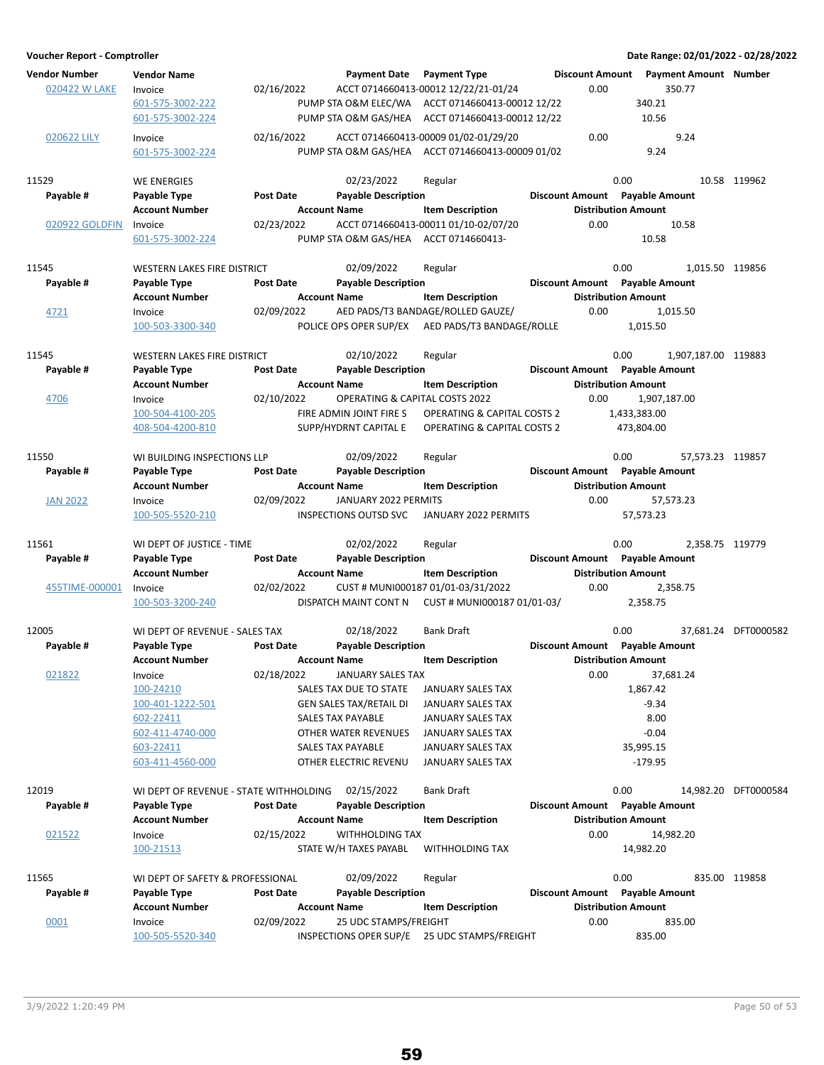**Voucher Report - Comptroller** | **Date Range: 02/01/2022 - 02/28/2022**

| Vendor Number | Vendor Name | | Payment Date | Payment Type | Discount Amount | Payment Amount | Number |
|---|---|---|---|---|---|---|---|
| 020422 W LAKE | Invoice | 02/16/2022 | ACCT 0714660413-00012 12/22/21-01/24 | | 0.00 | 350.77 | |
| | 601-575-3002-222 | | PUMP STA O&M ELEC/WA | ACCT 0714660413-00012 12/22 | | 340.21 | |
| | 601-575-3002-224 | | PUMP STA O&M GAS/HEA | ACCT 0714660413-00012 12/22 | | 10.56 | |
| 020622 LILY | Invoice | 02/16/2022 | ACCT 0714660413-00009 01/02-01/29/20 | | 0.00 | 9.24 | |
| | 601-575-3002-224 | | PUMP STA O&M GAS/HEA | ACCT 0714660413-00009 01/02 | | 9.24 | |

| Vendor Number | Vendor Name | Post Date | Payment Date / Payable Description / Account Name | Payment Type / Item Description | Discount Amount / Distribution Amount | Payment Amount / Payable Amount | Number |
|---|---|---|---|---|---|---|---|
| 11529 | WE ENERGIES | | 02/23/2022 | Regular | 0.00 | 10.58 | 119962 |
| 020922 GOLDFIN | Invoice | 02/23/2022 | ACCT 0714660413-00011 01/10-02/07/20 | | 0.00 | 10.58 | |
| | 601-575-3002-224 | | PUMP STA O&M GAS/HEA | ACCT 0714660413- | 10.58 | | |
| 11545 | WESTERN LAKES FIRE DISTRICT | | 02/09/2022 | Regular | 0.00 | 1,015.50 | 119856 |
| 4721 | Invoice | 02/09/2022 | AED PADS/T3 BANDAGE/ROLLED GAUZE/ | | 0.00 | 1,015.50 | |
| | 100-503-3300-340 | | POLICE OPS OPER SUP/EX | AED PADS/T3 BANDAGE/ROLLE | 1,015.50 | | |
| 11545 | WESTERN LAKES FIRE DISTRICT | | 02/10/2022 | Regular | 0.00 | 1,907,187.00 | 119883 |
| 4706 | Invoice | 02/10/2022 | OPERATING & CAPITAL COSTS 2022 | | 0.00 | 1,907,187.00 | |
| | 100-504-4100-205 | | FIRE ADMIN JOINT FIRE S | OPERATING & CAPITAL COSTS 2 | 1,433,383.00 | | |
| | 408-504-4200-810 | | SUPP/HYDRNT CAPITAL E | OPERATING & CAPITAL COSTS 2 | 473,804.00 | | |
| 11550 | WI BUILDING INSPECTIONS LLP | | 02/09/2022 | Regular | 0.00 | 57,573.23 | 119857 |
| JAN 2022 | Invoice | 02/09/2022 | JANUARY 2022 PERMITS | | 0.00 | 57,573.23 | |
| | 100-505-5520-210 | | INSPECTIONS OUTSD SVC | JANUARY 2022 PERMITS | 57,573.23 | | |
| 11561 | WI DEPT OF JUSTICE - TIME | | 02/02/2022 | Regular | 0.00 | 2,358.75 | 119779 |
| 455TIME-000001 | Invoice | 02/02/2022 | CUST # MUNI000187 01/01-03/31/2022 | | 0.00 | 2,358.75 | |
| | 100-503-3200-240 | | DISPATCH MAINT CONT N | CUST # MUNI000187 01/01-03/ | 2,358.75 | | |
| 12005 | WI DEPT OF REVENUE - SALES TAX | | 02/18/2022 | Bank Draft | 0.00 | 37,681.24 | DFT0000582 |
| 021822 | Invoice | 02/18/2022 | JANUARY SALES TAX | | 0.00 | 37,681.24 | |
| | 100-24210 | | SALES TAX DUE TO STATE | JANUARY SALES TAX | 1,867.42 | | |
| | 100-401-1222-501 | | GEN SALES TAX/RETAIL DI | JANUARY SALES TAX | -9.34 | | |
| | 602-22411 | | SALES TAX PAYABLE | JANUARY SALES TAX | 8.00 | | |
| | 602-411-4740-000 | | OTHER WATER REVENUES | JANUARY SALES TAX | -0.04 | | |
| | 603-22411 | | SALES TAX PAYABLE | JANUARY SALES TAX | 35,995.15 | | |
| | 603-411-4560-000 | | OTHER ELECTRIC REVENU | JANUARY SALES TAX | -179.95 | | |
| 12019 | WI DEPT OF REVENUE - STATE WITHHOLDING | | 02/15/2022 | Bank Draft | 0.00 | 14,982.20 | DFT0000584 |
| 021522 | Invoice | 02/15/2022 | WITHHOLDING TAX | | 0.00 | 14,982.20 | |
| | 100-21513 | | STATE W/H TAXES PAYABL | WITHHOLDING TAX | 14,982.20 | | |
| 11565 | WI DEPT OF SAFETY & PROFESSIONAL | | 02/09/2022 | Regular | 0.00 | 835.00 | 119858 |
| 0001 | Invoice | 02/09/2022 | 25 UDC STAMPS/FREIGHT | | 0.00 | 835.00 | |
| | 100-505-5520-340 | | INSPECTIONS OPER SUP/E | 25 UDC STAMPS/FREIGHT | 835.00 | | |

3/9/2022 1:20:49 PM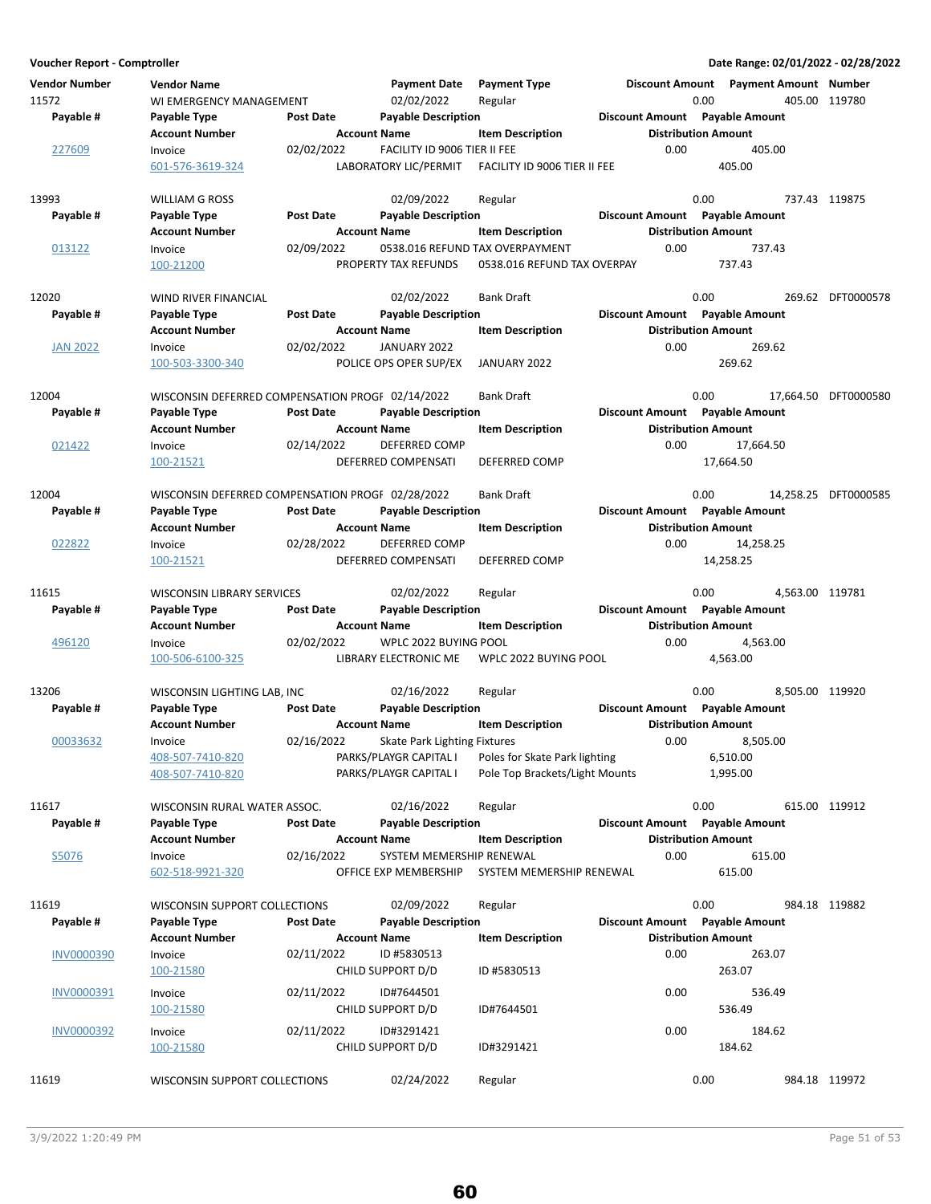**Voucher Report - Comptroller** | **Date Range: 02/01/2022 - 02/28/2022**

| Vendor Number | Vendor Name | | Payment Date | Payment Type | Discount Amount | Payment Amount | Number |
|---|---|---|---|---|---|---|---|
| **Payable #** | **Payable Type** | **Post Date** | **Payable Description** | | **Discount Amount** | **Payable Amount** | |
| | **Account Number** | | **Account Name** | **Item Description** | **Distribution Amount** | | |
| 11572 | WI EMERGENCY MANAGEMENT | | 02/02/2022 | Regular | 0.00 | 405.00 | 119780 |
| 227609 | Invoice | 02/02/2022 | FACILITY ID 9006 TIER II FEE | | 0.00 | 405.00 | |
| | 601-576-3619-324 | | LABORATORY LIC/PERMIT | FACILITY ID 9006 TIER II FEE | 405.00 | | |
| 13993 | WILLIAM G ROSS | | 02/09/2022 | Regular | 0.00 | 737.43 | 119875 |
| 013122 | Invoice | 02/09/2022 | 0538.016 REFUND TAX OVERPAYMENT | | 0.00 | 737.43 | |
| | 100-21200 | | PROPERTY TAX REFUNDS | 0538.016 REFUND TAX OVERPAY | 737.43 | | |
| 12020 | WIND RIVER FINANCIAL | | 02/02/2022 | Bank Draft | 0.00 | 269.62 | DFT0000578 |
| JAN 2022 | Invoice | 02/02/2022 | JANUARY 2022 | | 0.00 | 269.62 | |
| | 100-503-3300-340 | | POLICE OPS OPER SUP/EX | JANUARY 2022 | 269.62 | | |
| 12004 | WISCONSIN DEFERRED COMPENSATION PROGI | | 02/14/2022 | Bank Draft | 0.00 | 17,664.50 | DFT0000580 |
| 021422 | Invoice | 02/14/2022 | DEFERRED COMP | | 0.00 | 17,664.50 | |
| | 100-21521 | | DEFERRED COMPENSATI | DEFERRED COMP | 17,664.50 | | |
| 12004 | WISCONSIN DEFERRED COMPENSATION PROGI | | 02/28/2022 | Bank Draft | 0.00 | 14,258.25 | DFT0000585 |
| 022822 | Invoice | 02/28/2022 | DEFERRED COMP | | 0.00 | 14,258.25 | |
| | 100-21521 | | DEFERRED COMPENSATI | DEFERRED COMP | 14,258.25 | | |
| 11615 | WISCONSIN LIBRARY SERVICES | | 02/02/2022 | Regular | 0.00 | 4,563.00 | 119781 |
| 496120 | Invoice | 02/02/2022 | WPLC 2022 BUYING POOL | | 0.00 | 4,563.00 | |
| | 100-506-6100-325 | | LIBRARY ELECTRONIC ME | WPLC 2022 BUYING POOL | 4,563.00 | | |
| 13206 | WISCONSIN LIGHTING LAB, INC | | 02/16/2022 | Regular | 0.00 | 8,505.00 | 119920 |
| 00033632 | Invoice | 02/16/2022 | Skate Park Lighting Fixtures | | 0.00 | 8,505.00 | |
| | 408-507-7410-820 | | PARKS/PLAYGR CAPITAL I | Poles for Skate Park lighting | 6,510.00 | | |
| | 408-507-7410-820 | | PARKS/PLAYGR CAPITAL I | Pole Top Brackets/Light Mounts | 1,995.00 | | |
| 11617 | WISCONSIN RURAL WATER ASSOC. | | 02/16/2022 | Regular | 0.00 | 615.00 | 119912 |
| S5076 | Invoice | 02/16/2022 | SYSTEM MEMERSHIP RENEWAL | | 0.00 | 615.00 | |
| | 602-518-9921-320 | | OFFICE EXP MEMBERSHIP | SYSTEM MEMERSHIP RENEWAL | 615.00 | | |
| 11619 | WISCONSIN SUPPORT COLLECTIONS | | 02/09/2022 | Regular | 0.00 | 984.18 | 119882 |
| INV0000390 | Invoice | 02/11/2022 | ID #5830513 | | 0.00 | 263.07 | |
| | 100-21580 | | CHILD SUPPORT D/D | ID #5830513 | 263.07 | | |
| INV0000391 | Invoice | 02/11/2022 | ID#7644501 | | 0.00 | 536.49 | |
| | 100-21580 | | CHILD SUPPORT D/D | ID#7644501 | 536.49 | | |
| INV0000392 | Invoice | 02/11/2022 | ID#3291421 | | 0.00 | 184.62 | |
| | 100-21580 | | CHILD SUPPORT D/D | ID#3291421 | 184.62 | | |
| 11619 | WISCONSIN SUPPORT COLLECTIONS | | 02/24/2022 | Regular | 0.00 | 984.18 | 119972 |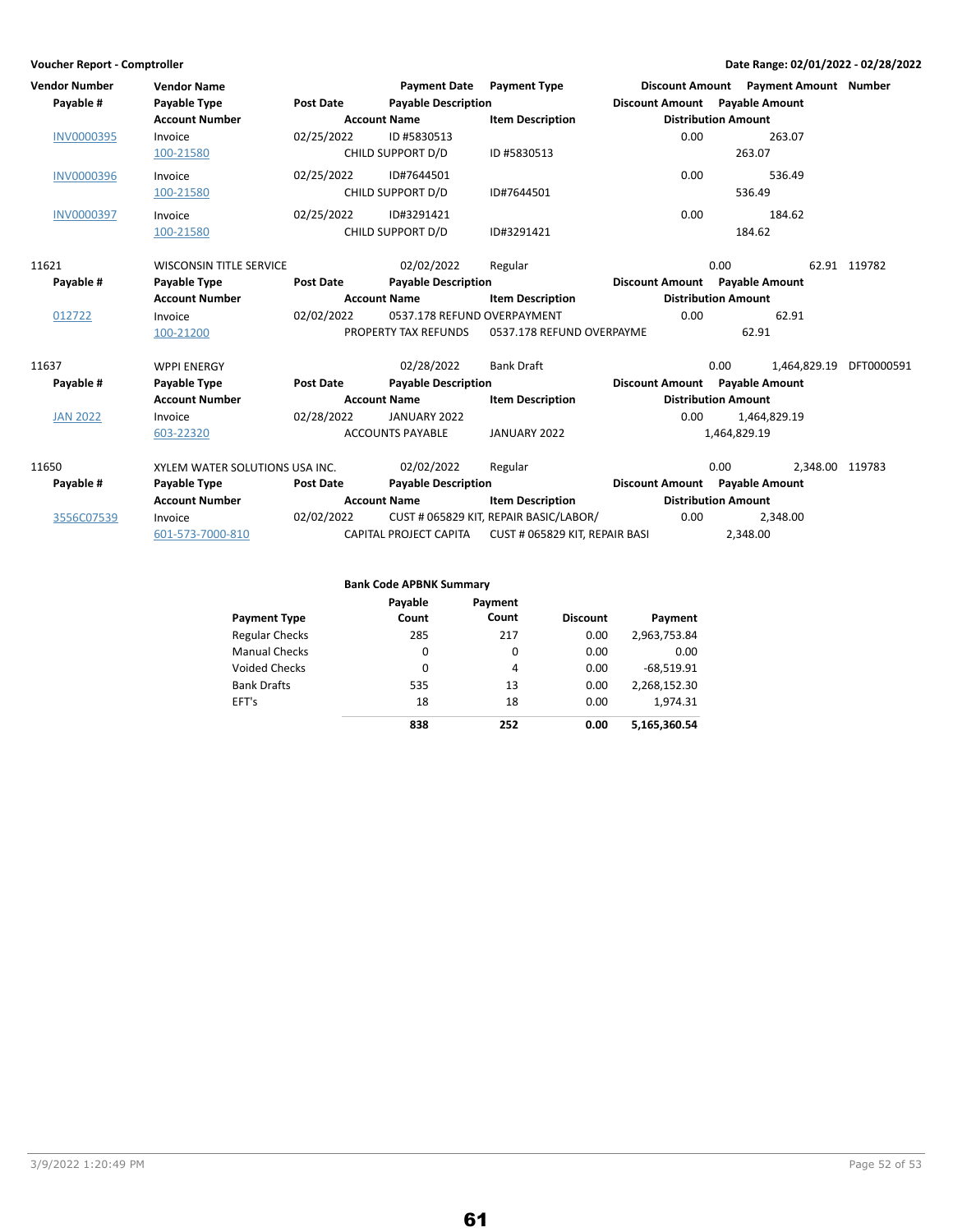**Voucher Report - Comptroller**

**Date Range: 02/01/2022 - 02/28/2022**

| Vendor Number | Vendor Name | | Payment Date | Payment Type | Discount Amount | Payment Amount | Number |
|---|---|---|---|---|---|---|---|
| **Payable #** | **Payable Type** | **Post Date** | **Payable Description** | | **Discount Amount** | **Payable Amount** | |
| | **Account Number** | | **Account Name** | **Item Description** | | **Distribution Amount** | |
| INV0000395 | Invoice | 02/25/2022 | ID #5830513 | | 0.00 | 263.07 | |
| | 100-21580 | | CHILD SUPPORT D/D | ID #5830513 | | 263.07 | |
| INV0000396 | Invoice | 02/25/2022 | ID#7644501 | | 0.00 | 536.49 | |
| | 100-21580 | | CHILD SUPPORT D/D | ID#7644501 | | 536.49 | |
| INV0000397 | Invoice | 02/25/2022 | ID#3291421 | | 0.00 | 184.62 | |
| | 100-21580 | | CHILD SUPPORT D/D | ID#3291421 | | 184.62 | |
| 11621 | WISCONSIN TITLE SERVICE | | 02/02/2022 | Regular | 0.00 | 62.91 | 119782 |
| **Payable #** | **Payable Type** | **Post Date** | **Payable Description** | | **Discount Amount** | **Payable Amount** | |
| | **Account Number** | | **Account Name** | **Item Description** | | **Distribution Amount** | |
| 012722 | Invoice | 02/02/2022 | 0537.178 REFUND OVERPAYMENT | | 0.00 | 62.91 | |
| | 100-21200 | | PROPERTY TAX REFUNDS | 0537.178 REFUND OVERPAYME | | 62.91 | |
| 11637 | WPPI ENERGY | | 02/28/2022 | Bank Draft | 0.00 | 1,464,829.19 | DFT0000591 |
| **Payable #** | **Payable Type** | **Post Date** | **Payable Description** | | **Discount Amount** | **Payable Amount** | |
| | **Account Number** | | **Account Name** | **Item Description** | | **Distribution Amount** | |
| JAN 2022 | Invoice | 02/28/2022 | JANUARY 2022 | | 0.00 | 1,464,829.19 | |
| | 603-22320 | | ACCOUNTS PAYABLE | JANUARY 2022 | | 1,464,829.19 | |
| 11650 | XYLEM WATER SOLUTIONS USA INC. | | 02/02/2022 | Regular | 0.00 | 2,348.00 | 119783 |
| **Payable #** | **Payable Type** | **Post Date** | **Payable Description** | | **Discount Amount** | **Payable Amount** | |
| | **Account Number** | | **Account Name** | **Item Description** | | **Distribution Amount** | |
| 3556C07539 | Invoice | 02/02/2022 | CUST # 065829 KIT, REPAIR BASIC/LABOR/ | | 0.00 | 2,348.00 | |
| | 601-573-7000-810 | | CAPITAL PROJECT CAPITA | CUST # 065829 KIT, REPAIR BASI | | 2,348.00 | |

**Bank Code APBNK Summary**

| Payment Type | Payable Count | Payment Count | Discount | Payment |
|---|---|---|---|---|
| Regular Checks | 285 | 217 | 0.00 | 2,963,753.84 |
| Manual Checks | 0 | 0 | 0.00 | 0.00 |
| Voided Checks | 0 | 4 | 0.00 | -68,519.91 |
| Bank Drafts | 535 | 13 | 0.00 | 2,268,152.30 |
| EFT's | 18 | 18 | 0.00 | 1,974.31 |
| | **838** | **252** | **0.00** | **5,165,360.54** |

3/9/2022 1:20:49 PM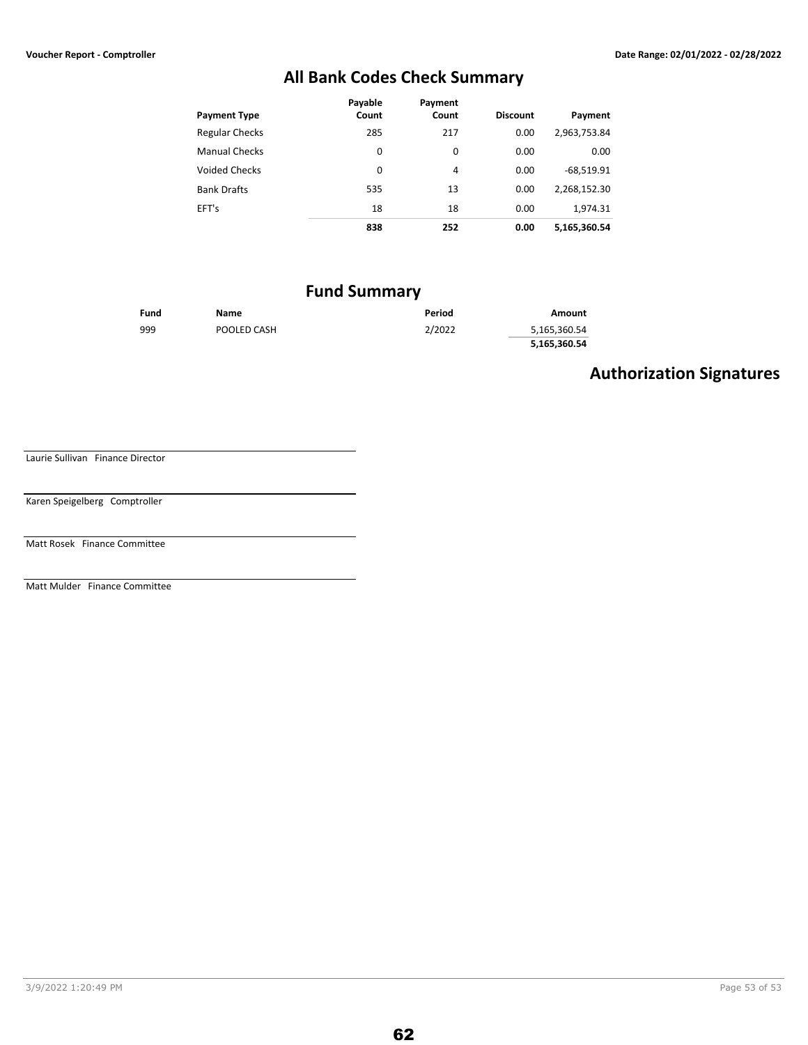## All Bank Codes Check Summary

| Payment Type | Payable Count | Payment Count | Discount | Payment |
|---|---|---|---|---|
| Regular Checks | 285 | 217 | 0.00 | 2,963,753.84 |
| Manual Checks | 0 | 0 | 0.00 | 0.00 |
| Voided Checks | 0 | 4 | 0.00 | -68,519.91 |
| Bank Drafts | 535 | 13 | 0.00 | 2,268,152.30 |
| EFT's | 18 | 18 | 0.00 | 1,974.31 |
| | **838** | **252** | **0.00** | **5,165,360.54** |

## Fund Summary

| Fund | Name | Period | Amount |
|---|---|---|---|
| 999 | POOLED CASH | 2/2022 | 5,165,360.54 |
| | | | **5,165,360.54** |

## Authorization Signatures

Laurie Sullivan Finance Director

Karen Speigelberg Comptroller

Matt Rosek Finance Committee

Matt Mulder Finance Committee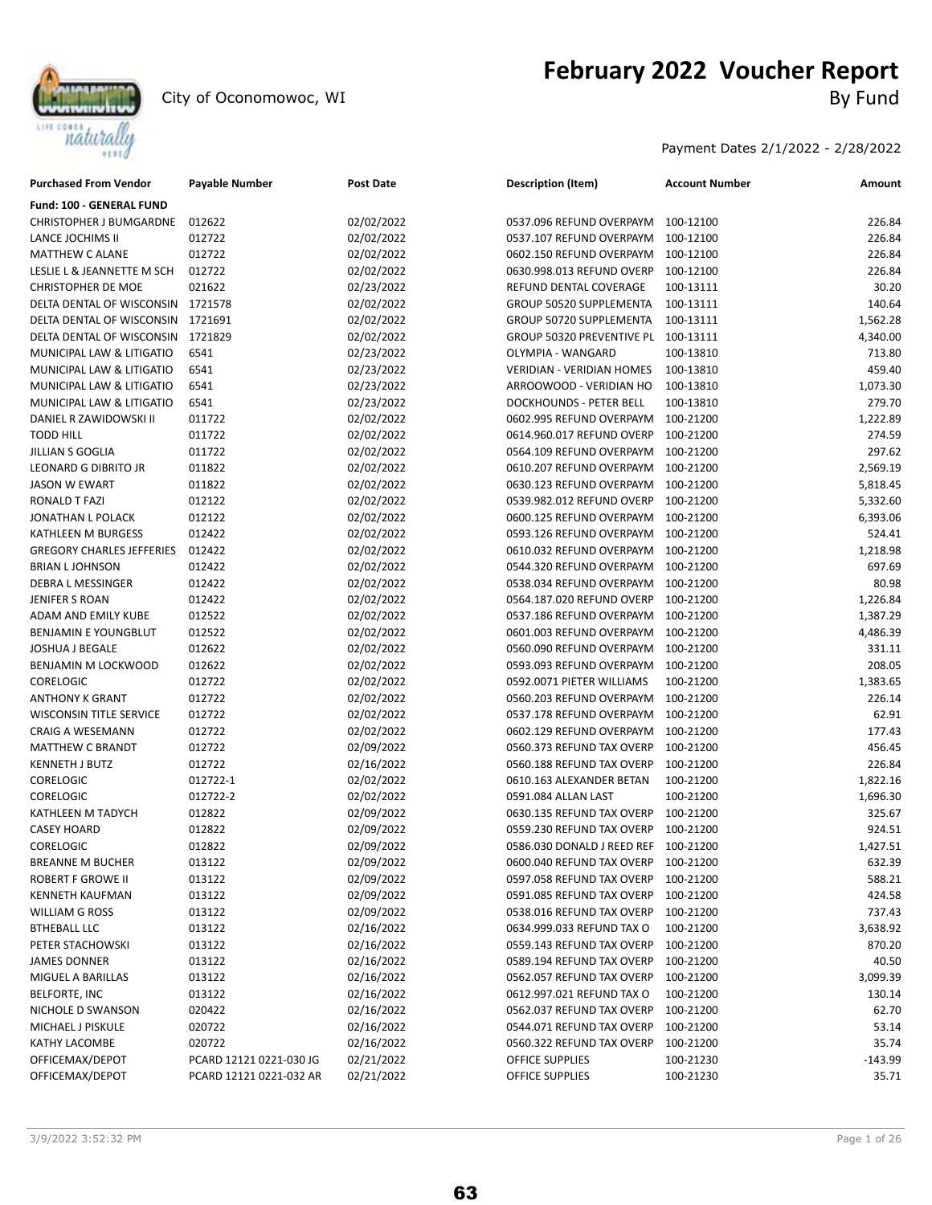# February 2022 Voucher Report

City of Oconomowoc, WI

By Fund

Payment Dates 2/1/2022 - 2/28/2022

| Purchased From Vendor | Payable Number | Post Date | Description (Item) | Account Number | Amount |
|---|---|---|---|---|---|
| **Fund: 100 - GENERAL FUND** | | | | | |
| CHRISTOPHER J BUMGARDNE | 012622 | 02/02/2022 | 0537.096 REFUND OVERPAYM | 100-12100 | 226.84 |
| LANCE JOCHIMS II | 012722 | 02/02/2022 | 0537.107 REFUND OVERPAYM | 100-12100 | 226.84 |
| MATTHEW C ALANE | 012722 | 02/02/2022 | 0602.150 REFUND OVERPAYM | 100-12100 | 226.84 |
| LESLIE L & JEANNETTE M SCH | 012722 | 02/02/2022 | 0630.998.013 REFUND OVERP | 100-12100 | 226.84 |
| CHRISTOPHER DE MOE | 021622 | 02/23/2022 | REFUND DENTAL COVERAGE | 100-13111 | 30.20 |
| DELTA DENTAL OF WISCONSIN | 1721578 | 02/02/2022 | GROUP 50520 SUPPLEMENTA | 100-13111 | 140.64 |
| DELTA DENTAL OF WISCONSIN | 1721691 | 02/02/2022 | GROUP 50720 SUPPLEMENTA | 100-13111 | 1,562.28 |
| DELTA DENTAL OF WISCONSIN | 1721829 | 02/02/2022 | GROUP 50320 PREVENTIVE PL | 100-13111 | 4,340.00 |
| MUNICIPAL LAW & LITIGATIO | 6541 | 02/23/2022 | OLYMPIA - WANGARD | 100-13810 | 713.80 |
| MUNICIPAL LAW & LITIGATIO | 6541 | 02/23/2022 | VERIDIAN - VERIDIAN HOMES | 100-13810 | 459.40 |
| MUNICIPAL LAW & LITIGATIO | 6541 | 02/23/2022 | ARROOWOOD - VERIDIAN HO | 100-13810 | 1,073.30 |
| MUNICIPAL LAW & LITIGATIO | 6541 | 02/23/2022 | DOCKHOUNDS - PETER BELL | 100-13810 | 279.70 |
| DANIEL R ZAWIDOWSKI II | 011722 | 02/02/2022 | 0602.995 REFUND OVERPAYM | 100-21200 | 1,222.89 |
| TODD HILL | 011722 | 02/02/2022 | 0614.960.017 REFUND OVERP | 100-21200 | 274.59 |
| JILLIAN S GOGLIA | 011722 | 02/02/2022 | 0564.109 REFUND OVERPAYM | 100-21200 | 297.62 |
| LEONARD G DIBRITO JR | 011822 | 02/02/2022 | 0610.207 REFUND OVERPAYM | 100-21200 | 2,569.19 |
| JASON W EWART | 011822 | 02/02/2022 | 0630.123 REFUND OVERPAYM | 100-21200 | 5,818.45 |
| RONALD T FAZI | 012122 | 02/02/2022 | 0539.982.012 REFUND OVERP | 100-21200 | 5,332.60 |
| JONATHAN L POLACK | 012122 | 02/02/2022 | 0600.125 REFUND OVERPAYM | 100-21200 | 6,393.06 |
| KATHLEEN M BURGESS | 012422 | 02/02/2022 | 0593.126 REFUND OVERPAYM | 100-21200 | 524.41 |
| GREGORY CHARLES JEFFERIES | 012422 | 02/02/2022 | 0610.032 REFUND OVERPAYM | 100-21200 | 1,218.98 |
| BRIAN L JOHNSON | 012422 | 02/02/2022 | 0544.320 REFUND OVERPAYM | 100-21200 | 697.69 |
| DEBRA L MESSINGER | 012422 | 02/02/2022 | 0538.034 REFUND OVERPAYM | 100-21200 | 80.98 |
| JENIFER S ROAN | 012422 | 02/02/2022 | 0564.187.020 REFUND OVERP | 100-21200 | 1,226.84 |
| ADAM AND EMILY KUBE | 012522 | 02/02/2022 | 0537.186 REFUND OVERPAYM | 100-21200 | 1,387.29 |
| BENJAMIN E YOUNGBLUT | 012522 | 02/02/2022 | 0601.003 REFUND OVERPAYM | 100-21200 | 4,486.39 |
| JOSHUA J BEGALE | 012622 | 02/02/2022 | 0560.090 REFUND OVERPAYM | 100-21200 | 331.11 |
| BENJAMIN M LOCKWOOD | 012622 | 02/02/2022 | 0593.093 REFUND OVERPAYM | 100-21200 | 208.05 |
| CORELOGIC | 012722 | 02/02/2022 | 0592.0071 PIETER WILLIAMS | 100-21200 | 1,383.65 |
| ANTHONY K GRANT | 012722 | 02/02/2022 | 0560.203 REFUND OVERPAYM | 100-21200 | 226.14 |
| WISCONSIN TITLE SERVICE | 012722 | 02/02/2022 | 0537.178 REFUND OVERPAYM | 100-21200 | 62.91 |
| CRAIG A WESEMANN | 012722 | 02/02/2022 | 0602.129 REFUND OVERPAYM | 100-21200 | 177.43 |
| MATTHEW C BRANDT | 012722 | 02/09/2022 | 0560.373 REFUND TAX OVERP | 100-21200 | 456.45 |
| KENNETH J BUTZ | 012722 | 02/16/2022 | 0560.188 REFUND TAX OVERP | 100-21200 | 226.84 |
| CORELOGIC | 012722-1 | 02/02/2022 | 0610.163 ALEXANDER BETAN | 100-21200 | 1,822.16 |
| CORELOGIC | 012722-2 | 02/02/2022 | 0591.084 ALLAN LAST | 100-21200 | 1,696.30 |
| KATHLEEN M TADYCH | 012822 | 02/09/2022 | 0630.135 REFUND TAX OVERP | 100-21200 | 325.67 |
| CASEY HOARD | 012822 | 02/09/2022 | 0559.230 REFUND TAX OVERP | 100-21200 | 924.51 |
| CORELOGIC | 012822 | 02/09/2022 | 0586.030 DONALD J REED REF | 100-21200 | 1,427.51 |
| BREANNE M BUCHER | 013122 | 02/09/2022 | 0600.040 REFUND TAX OVERP | 100-21200 | 632.39 |
| ROBERT F GROWE II | 013122 | 02/09/2022 | 0597.058 REFUND TAX OVERP | 100-21200 | 588.21 |
| KENNETH KAUFMAN | 013122 | 02/09/2022 | 0591.085 REFUND TAX OVERP | 100-21200 | 424.58 |
| WILLIAM G ROSS | 013122 | 02/09/2022 | 0538.016 REFUND TAX OVERP | 100-21200 | 737.43 |
| BTHEBALL LLC | 013122 | 02/16/2022 | 0634.999.033 REFUND TAX O | 100-21200 | 3,638.92 |
| PETER STACHOWSKI | 013122 | 02/16/2022 | 0559.143 REFUND TAX OVERP | 100-21200 | 870.20 |
| JAMES DONNER | 013122 | 02/16/2022 | 0589.194 REFUND TAX OVERP | 100-21200 | 40.50 |
| MIGUEL A BARILLAS | 013122 | 02/16/2022 | 0562.057 REFUND TAX OVERP | 100-21200 | 3,099.39 |
| BELFORTE, INC | 013122 | 02/16/2022 | 0612.997.021 REFUND TAX O | 100-21200 | 130.14 |
| NICHOLE D SWANSON | 020422 | 02/16/2022 | 0562.037 REFUND TAX OVERP | 100-21200 | 62.70 |
| MICHAEL J PISKULE | 020722 | 02/16/2022 | 0544.071 REFUND TAX OVERP | 100-21200 | 53.14 |
| KATHY LACOMBE | 020722 | 02/16/2022 | 0560.322 REFUND TAX OVERP | 100-21200 | 35.74 |
| OFFICEMAX/DEPOT | PCARD 12121 0221-030 JG | 02/21/2022 | OFFICE SUPPLIES | 100-21230 | -143.99 |
| OFFICEMAX/DEPOT | PCARD 12121 0221-032 AR | 02/21/2022 | OFFICE SUPPLIES | 100-21230 | 35.71 |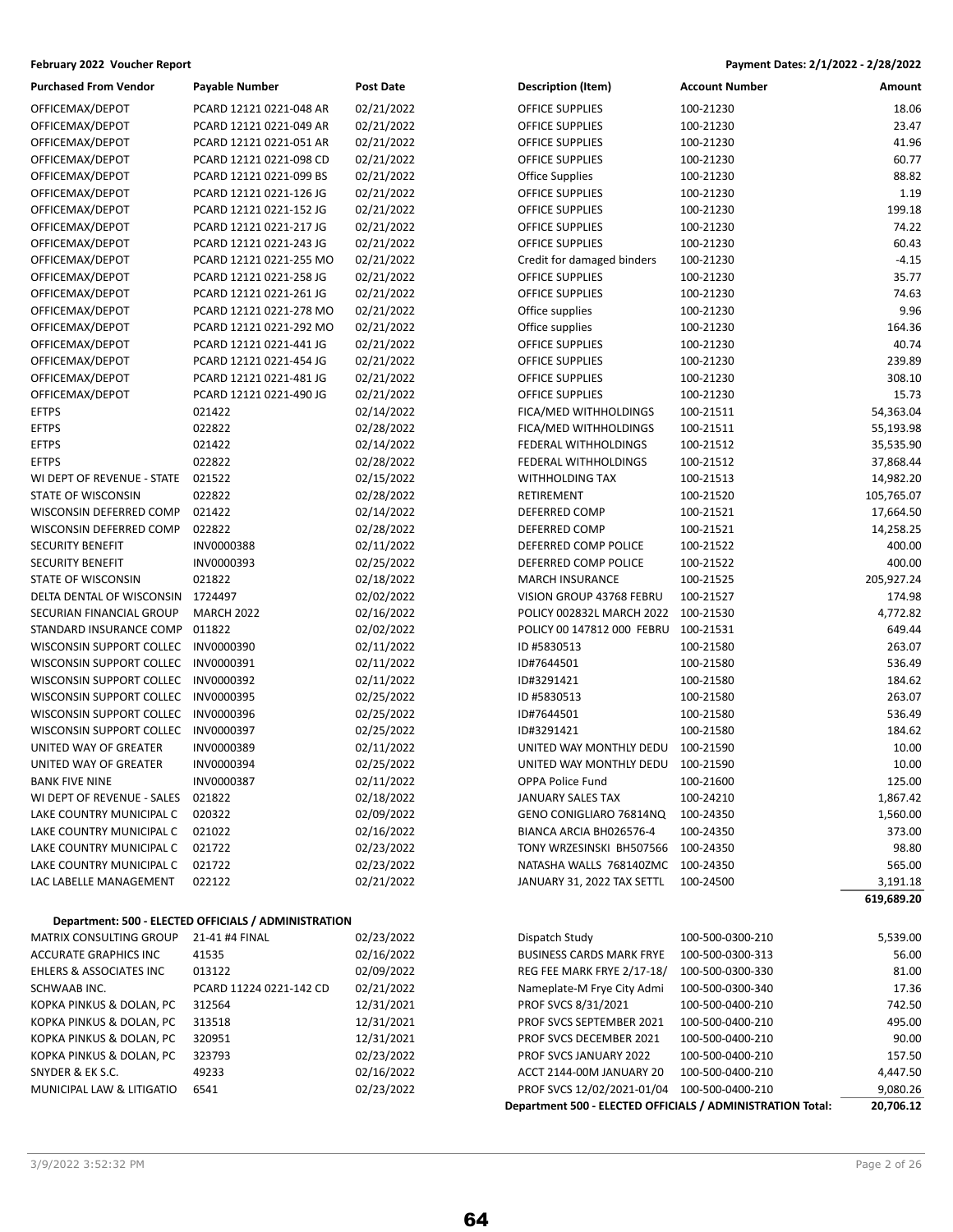**February 2022 Voucher Report** | **Payment Dates: 2/1/2022 - 2/28/2022**

| Purchased From Vendor | Payable Number | Post Date | Description (Item) | Account Number | Amount |
|---|---|---|---|---|---|
| OFFICEMAX/DEPOT | PCARD 12121 0221-048 AR | 02/21/2022 | OFFICE SUPPLIES | 100-21230 | 18.06 |
| OFFICEMAX/DEPOT | PCARD 12121 0221-049 AR | 02/21/2022 | OFFICE SUPPLIES | 100-21230 | 23.47 |
| OFFICEMAX/DEPOT | PCARD 12121 0221-051 AR | 02/21/2022 | OFFICE SUPPLIES | 100-21230 | 41.96 |
| OFFICEMAX/DEPOT | PCARD 12121 0221-098 CD | 02/21/2022 | OFFICE SUPPLIES | 100-21230 | 60.77 |
| OFFICEMAX/DEPOT | PCARD 12121 0221-099 BS | 02/21/2022 | Office Supplies | 100-21230 | 88.82 |
| OFFICEMAX/DEPOT | PCARD 12121 0221-126 JG | 02/21/2022 | OFFICE SUPPLIES | 100-21230 | 1.19 |
| OFFICEMAX/DEPOT | PCARD 12121 0221-152 JG | 02/21/2022 | OFFICE SUPPLIES | 100-21230 | 199.18 |
| OFFICEMAX/DEPOT | PCARD 12121 0221-217 JG | 02/21/2022 | OFFICE SUPPLIES | 100-21230 | 74.22 |
| OFFICEMAX/DEPOT | PCARD 12121 0221-243 JG | 02/21/2022 | OFFICE SUPPLIES | 100-21230 | 60.43 |
| OFFICEMAX/DEPOT | PCARD 12121 0221-255 MO | 02/21/2022 | Credit for damaged binders | 100-21230 | -4.15 |
| OFFICEMAX/DEPOT | PCARD 12121 0221-258 JG | 02/21/2022 | OFFICE SUPPLIES | 100-21230 | 35.77 |
| OFFICEMAX/DEPOT | PCARD 12121 0221-261 JG | 02/21/2022 | OFFICE SUPPLIES | 100-21230 | 74.63 |
| OFFICEMAX/DEPOT | PCARD 12121 0221-278 MO | 02/21/2022 | Office supplies | 100-21230 | 9.96 |
| OFFICEMAX/DEPOT | PCARD 12121 0221-292 MO | 02/21/2022 | Office supplies | 100-21230 | 164.36 |
| OFFICEMAX/DEPOT | PCARD 12121 0221-441 JG | 02/21/2022 | OFFICE SUPPLIES | 100-21230 | 40.74 |
| OFFICEMAX/DEPOT | PCARD 12121 0221-454 JG | 02/21/2022 | OFFICE SUPPLIES | 100-21230 | 239.89 |
| OFFICEMAX/DEPOT | PCARD 12121 0221-481 JG | 02/21/2022 | OFFICE SUPPLIES | 100-21230 | 308.10 |
| OFFICEMAX/DEPOT | PCARD 12121 0221-490 JG | 02/21/2022 | OFFICE SUPPLIES | 100-21230 | 15.73 |
| EFTPS | 021422 | 02/14/2022 | FICA/MED WITHHOLDINGS | 100-21511 | 54,363.04 |
| EFTPS | 022822 | 02/28/2022 | FICA/MED WITHHOLDINGS | 100-21511 | 55,193.98 |
| EFTPS | 021422 | 02/14/2022 | FEDERAL WITHHOLDINGS | 100-21512 | 35,535.90 |
| EFTPS | 022822 | 02/28/2022 | FEDERAL WITHHOLDINGS | 100-21512 | 37,868.44 |
| WI DEPT OF REVENUE - STATE | 021522 | 02/15/2022 | WITHHOLDING TAX | 100-21513 | 14,982.20 |
| STATE OF WISCONSIN | 022822 | 02/28/2022 | RETIREMENT | 100-21520 | 105,765.07 |
| WISCONSIN DEFERRED COMP | 021422 | 02/14/2022 | DEFERRED COMP | 100-21521 | 17,664.50 |
| WISCONSIN DEFERRED COMP | 022822 | 02/28/2022 | DEFERRED COMP | 100-21521 | 14,258.25 |
| SECURITY BENEFIT | INV0000388 | 02/11/2022 | DEFERRED COMP POLICE | 100-21522 | 400.00 |
| SECURITY BENEFIT | INV0000393 | 02/25/2022 | DEFERRED COMP POLICE | 100-21522 | 400.00 |
| STATE OF WISCONSIN | 021822 | 02/18/2022 | MARCH INSURANCE | 100-21525 | 205,927.24 |
| DELTA DENTAL OF WISCONSIN | 1724497 | 02/02/2022 | VISION GROUP 43768 FEBRU | 100-21527 | 174.98 |
| SECURIAN FINANCIAL GROUP | MARCH 2022 | 02/16/2022 | POLICY 002832L MARCH 2022 | 100-21530 | 4,772.82 |
| STANDARD INSURANCE COMP | 011822 | 02/02/2022 | POLICY 00 147812 000 FEBRU | 100-21531 | 649.44 |
| WISCONSIN SUPPORT COLLEC | INV0000390 | 02/11/2022 | ID #5830513 | 100-21580 | 263.07 |
| WISCONSIN SUPPORT COLLEC | INV0000391 | 02/11/2022 | ID#7644501 | 100-21580 | 536.49 |
| WISCONSIN SUPPORT COLLEC | INV0000392 | 02/11/2022 | ID#3291421 | 100-21580 | 184.62 |
| WISCONSIN SUPPORT COLLEC | INV0000395 | 02/25/2022 | ID #5830513 | 100-21580 | 263.07 |
| WISCONSIN SUPPORT COLLEC | INV0000396 | 02/25/2022 | ID#7644501 | 100-21580 | 536.49 |
| WISCONSIN SUPPORT COLLEC | INV0000397 | 02/25/2022 | ID#3291421 | 100-21580 | 184.62 |
| UNITED WAY OF GREATER | INV0000389 | 02/11/2022 | UNITED WAY MONTHLY DEDU | 100-21590 | 10.00 |
| UNITED WAY OF GREATER | INV0000394 | 02/25/2022 | UNITED WAY MONTHLY DEDU | 100-21590 | 10.00 |
| BANK FIVE NINE | INV0000387 | 02/11/2022 | OPPA Police Fund | 100-21600 | 125.00 |
| WI DEPT OF REVENUE - SALES | 021822 | 02/18/2022 | JANUARY SALES TAX | 100-24210 | 1,867.42 |
| LAKE COUNTRY MUNICIPAL C | 020322 | 02/09/2022 | GENO CONIGLIARO 76814NQ | 100-24350 | 1,560.00 |
| LAKE COUNTRY MUNICIPAL C | 021022 | 02/16/2022 | BIANCA ARCIA BH026576-4 | 100-24350 | 373.00 |
| LAKE COUNTRY MUNICIPAL C | 021722 | 02/23/2022 | TONY WRZESINSKI BH507566 | 100-24350 | 98.80 |
| LAKE COUNTRY MUNICIPAL C | 021722 | 02/23/2022 | NATASHA WALLS 768140ZMC | 100-24350 | 565.00 |
| LAC LABELLE MANAGEMENT | 022122 | 02/21/2022 | JANUARY 31, 2022 TAX SETTL | 100-24500 | 3,191.18 |
| | | | | | **619,689.20** |

**Department: 500 - ELECTED OFFICIALS / ADMINISTRATION**

| Purchased From Vendor | Payable Number | Post Date | Description (Item) | Account Number | Amount |
|---|---|---|---|---|---|
| MATRIX CONSULTING GROUP | 21-41 #4 FINAL | 02/23/2022 | Dispatch Study | 100-500-0300-210 | 5,539.00 |
| ACCURATE GRAPHICS INC | 41535 | 02/16/2022 | BUSINESS CARDS MARK FRYE | 100-500-0300-313 | 56.00 |
| EHLERS & ASSOCIATES INC | 013122 | 02/09/2022 | REG FEE MARK FRYE 2/17-18/ | 100-500-0300-330 | 81.00 |
| SCHWAAB INC. | PCARD 11224 0221-142 CD | 02/21/2022 | Nameplate-M Frye City Admi | 100-500-0300-340 | 17.36 |
| KOPKA PINKUS & DOLAN, PC | 312564 | 12/31/2021 | PROF SVCS 8/31/2021 | 100-500-0400-210 | 742.50 |
| KOPKA PINKUS & DOLAN, PC | 313518 | 12/31/2021 | PROF SVCS SEPTEMBER 2021 | 100-500-0400-210 | 495.00 |
| KOPKA PINKUS & DOLAN, PC | 320951 | 12/31/2021 | PROF SVCS DECEMBER 2021 | 100-500-0400-210 | 90.00 |
| KOPKA PINKUS & DOLAN, PC | 323793 | 02/23/2022 | PROF SVCS JANUARY 2022 | 100-500-0400-210 | 157.50 |
| SNYDER & EK S.C. | 49233 | 02/16/2022 | ACCT 2144-00M JANUARY 20 | 100-500-0400-210 | 4,447.50 |
| MUNICIPAL LAW & LITIGATIO | 6541 | 02/23/2022 | PROF SVCS 12/02/2021-01/04 | 100-500-0400-210 | 9,080.26 |
| | | | **Department 500 - ELECTED OFFICIALS / ADMINISTRATION Total:** | | **20,706.12** |

3/9/2022 3:52:32 PM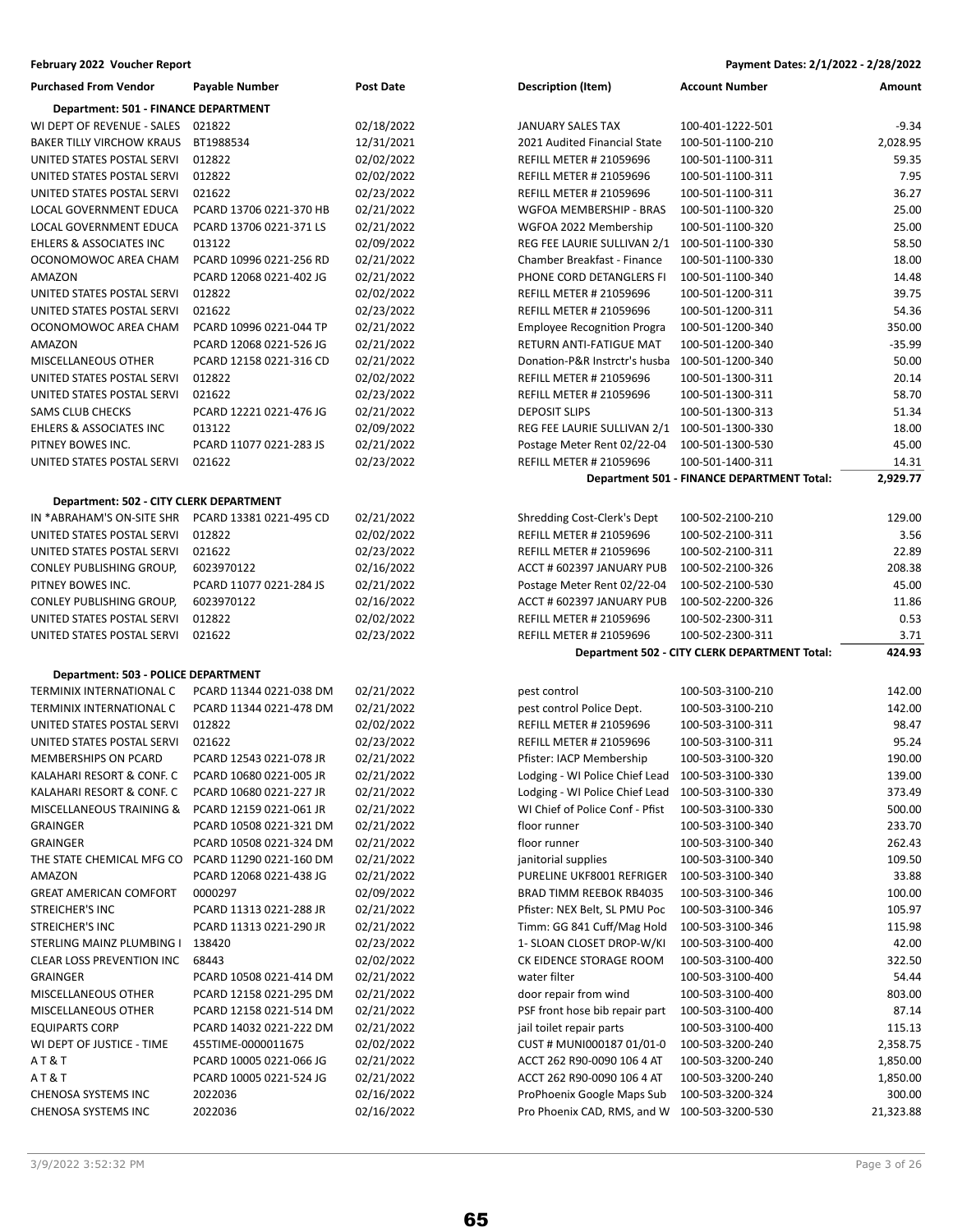**February 2022 Voucher Report**

**Payment Dates: 2/1/2022 - 2/28/2022**

| Purchased From Vendor | Payable Number | Post Date | Description (Item) | Account Number | Amount |
|---|---|---|---|---|---|
| **Department: 501 - FINANCE DEPARTMENT** | | | | | |
| WI DEPT OF REVENUE - SALES | 021822 | 02/18/2022 | JANUARY SALES TAX | 100-401-1222-501 | -9.34 |
| BAKER TILLY VIRCHOW KRAUS | BT1988534 | 12/31/2021 | 2021 Audited Financial State | 100-501-1100-210 | 2,028.95 |
| UNITED STATES POSTAL SERVI | 012822 | 02/02/2022 | REFILL METER # 21059696 | 100-501-1100-311 | 59.35 |
| UNITED STATES POSTAL SERVI | 012822 | 02/02/2022 | REFILL METER # 21059696 | 100-501-1100-311 | 7.95 |
| UNITED STATES POSTAL SERVI | 021622 | 02/23/2022 | REFILL METER # 21059696 | 100-501-1100-311 | 36.27 |
| LOCAL GOVERNMENT EDUCA | PCARD 13706 0221-370 HB | 02/21/2022 | WGFOA MEMBERSHIP - BRAS | 100-501-1100-320 | 25.00 |
| LOCAL GOVERNMENT EDUCA | PCARD 13706 0221-371 LS | 02/21/2022 | WGFOA 2022 Membership | 100-501-1100-320 | 25.00 |
| EHLERS & ASSOCIATES INC | 013122 | 02/09/2022 | REG FEE LAURIE SULLIVAN 2/1 | 100-501-1100-330 | 58.50 |
| OCONOMOWOC AREA CHAM | PCARD 10996 0221-256 RD | 02/21/2022 | Chamber Breakfast - Finance | 100-501-1100-330 | 18.00 |
| AMAZON | PCARD 12068 0221-402 JG | 02/21/2022 | PHONE CORD DETANGLERS FI | 100-501-1100-340 | 14.48 |
| UNITED STATES POSTAL SERVI | 012822 | 02/02/2022 | REFILL METER # 21059696 | 100-501-1200-311 | 39.75 |
| UNITED STATES POSTAL SERVI | 021622 | 02/23/2022 | REFILL METER # 21059696 | 100-501-1200-311 | 54.36 |
| OCONOMOWOC AREA CHAM | PCARD 10996 0221-044 TP | 02/21/2022 | Employee Recognition Progra | 100-501-1200-340 | 350.00 |
| AMAZON | PCARD 12068 0221-526 JG | 02/21/2022 | RETURN ANTI-FATIGUE MAT | 100-501-1200-340 | -35.99 |
| MISCELLANEOUS OTHER | PCARD 12158 0221-316 CD | 02/21/2022 | Donation-P&R Instrctr's husba | 100-501-1200-340 | 50.00 |
| UNITED STATES POSTAL SERVI | 012822 | 02/02/2022 | REFILL METER # 21059696 | 100-501-1300-311 | 20.14 |
| UNITED STATES POSTAL SERVI | 021622 | 02/23/2022 | REFILL METER # 21059696 | 100-501-1300-311 | 58.70 |
| SAMS CLUB CHECKS | PCARD 12221 0221-476 JG | 02/21/2022 | DEPOSIT SLIPS | 100-501-1300-313 | 51.34 |
| EHLERS & ASSOCIATES INC | 013122 | 02/09/2022 | REG FEE LAURIE SULLIVAN 2/1 | 100-501-1300-330 | 18.00 |
| PITNEY BOWES INC. | PCARD 11077 0221-283 JS | 02/21/2022 | Postage Meter Rent 02/22-04 | 100-501-1300-530 | 45.00 |
| UNITED STATES POSTAL SERVI | 021622 | 02/23/2022 | REFILL METER # 21059696 | 100-501-1400-311 | 14.31 |
| | | | | **Department 501 - FINANCE DEPARTMENT Total:** | **2,929.77** |
| **Department: 502 - CITY CLERK DEPARTMENT** | | | | | |
| IN *ABRAHAM'S ON-SITE SHR | PCARD 13381 0221-495 CD | 02/21/2022 | Shredding Cost-Clerk's Dept | 100-502-2100-210 | 129.00 |
| UNITED STATES POSTAL SERVI | 012822 | 02/02/2022 | REFILL METER # 21059696 | 100-502-2100-311 | 3.56 |
| UNITED STATES POSTAL SERVI | 021622 | 02/23/2022 | REFILL METER # 21059696 | 100-502-2100-311 | 22.89 |
| CONLEY PUBLISHING GROUP, | 6023970122 | 02/16/2022 | ACCT # 602397 JANUARY PUB | 100-502-2100-326 | 208.38 |
| PITNEY BOWES INC. | PCARD 11077 0221-284 JS | 02/21/2022 | Postage Meter Rent 02/22-04 | 100-502-2100-530 | 45.00 |
| CONLEY PUBLISHING GROUP, | 6023970122 | 02/16/2022 | ACCT # 602397 JANUARY PUB | 100-502-2200-326 | 11.86 |
| UNITED STATES POSTAL SERVI | 012822 | 02/02/2022 | REFILL METER # 21059696 | 100-502-2300-311 | 0.53 |
| UNITED STATES POSTAL SERVI | 021622 | 02/23/2022 | REFILL METER # 21059696 | 100-502-2300-311 | 3.71 |
| | | | | **Department 502 - CITY CLERK DEPARTMENT Total:** | **424.93** |
| **Department: 503 - POLICE DEPARTMENT** | | | | | |
| TERMINIX INTERNATIONAL C | PCARD 11344 0221-038 DM | 02/21/2022 | pest control | 100-503-3100-210 | 142.00 |
| TERMINIX INTERNATIONAL C | PCARD 11344 0221-478 DM | 02/21/2022 | pest control Police Dept. | 100-503-3100-210 | 142.00 |
| UNITED STATES POSTAL SERVI | 012822 | 02/02/2022 | REFILL METER # 21059696 | 100-503-3100-311 | 98.47 |
| UNITED STATES POSTAL SERVI | 021622 | 02/23/2022 | REFILL METER # 21059696 | 100-503-3100-311 | 95.24 |
| MEMBERSHIPS ON PCARD | PCARD 12543 0221-078 JR | 02/21/2022 | Pfister: IACP Membership | 100-503-3100-320 | 190.00 |
| KALAHARI RESORT & CONF. C | PCARD 10680 0221-005 JR | 02/21/2022 | Lodging - WI Police Chief Lead | 100-503-3100-330 | 139.00 |
| KALAHARI RESORT & CONF. C | PCARD 10680 0221-227 JR | 02/21/2022 | Lodging - WI Police Chief Lead | 100-503-3100-330 | 373.49 |
| MISCELLANEOUS TRAINING & | PCARD 12159 0221-061 JR | 02/21/2022 | WI Chief of Police Conf - Pfist | 100-503-3100-330 | 500.00 |
| GRAINGER | PCARD 10508 0221-321 DM | 02/21/2022 | floor runner | 100-503-3100-340 | 233.70 |
| GRAINGER | PCARD 10508 0221-324 DM | 02/21/2022 | floor runner | 100-503-3100-340 | 262.43 |
| THE STATE CHEMICAL MFG CO | PCARD 11290 0221-160 DM | 02/21/2022 | janitorial supplies | 100-503-3100-340 | 109.50 |
| AMAZON | PCARD 12068 0221-438 JG | 02/21/2022 | PURELINE UKF8001 REFRIGER | 100-503-3100-340 | 33.88 |
| GREAT AMERICAN COMFORT | 0000297 | 02/09/2022 | BRAD TIMM REEBOK RB4035 | 100-503-3100-346 | 100.00 |
| STREICHER'S INC | PCARD 11313 0221-288 JR | 02/21/2022 | Pfister: NEX Belt, SL PMU Poc | 100-503-3100-346 | 105.97 |
| STREICHER'S INC | PCARD 11313 0221-290 JR | 02/21/2022 | Timm: GG 841 Cuff/Mag Hold | 100-503-3100-346 | 115.98 |
| STERLING MAINZ PLUMBING I | 138420 | 02/23/2022 | 1- SLOAN CLOSET DROP-W/KI | 100-503-3100-400 | 42.00 |
| CLEAR LOSS PREVENTION INC | 68443 | 02/02/2022 | CK EIDENCE STORAGE ROOM | 100-503-3100-400 | 322.50 |
| GRAINGER | PCARD 10508 0221-414 DM | 02/21/2022 | water filter | 100-503-3100-400 | 54.44 |
| MISCELLANEOUS OTHER | PCARD 12158 0221-295 DM | 02/21/2022 | door repair from wind | 100-503-3100-400 | 803.00 |
| MISCELLANEOUS OTHER | PCARD 12158 0221-514 DM | 02/21/2022 | PSF front hose bib repair part | 100-503-3100-400 | 87.14 |
| EQUIPARTS CORP | PCARD 14032 0221-222 DM | 02/21/2022 | jail toilet repair parts | 100-503-3100-400 | 115.13 |
| WI DEPT OF JUSTICE - TIME | 455TIME-0000011675 | 02/02/2022 | CUST # MUNI000187 01/01-0 | 100-503-3200-240 | 2,358.75 |
| A T & T | PCARD 10005 0221-066 JG | 02/21/2022 | ACCT 262 R90-0090 106 4 AT | 100-503-3200-240 | 1,850.00 |
| A T & T | PCARD 10005 0221-524 JG | 02/21/2022 | ACCT 262 R90-0090 106 4 AT | 100-503-3200-240 | 1,850.00 |
| CHENOSA SYSTEMS INC | 2022036 | 02/16/2022 | ProPhoenix Google Maps Sub | 100-503-3200-324 | 300.00 |
| CHENOSA SYSTEMS INC | 2022036 | 02/16/2022 | Pro Phoenix CAD, RMS, and W | 100-503-3200-530 | 21,323.88 |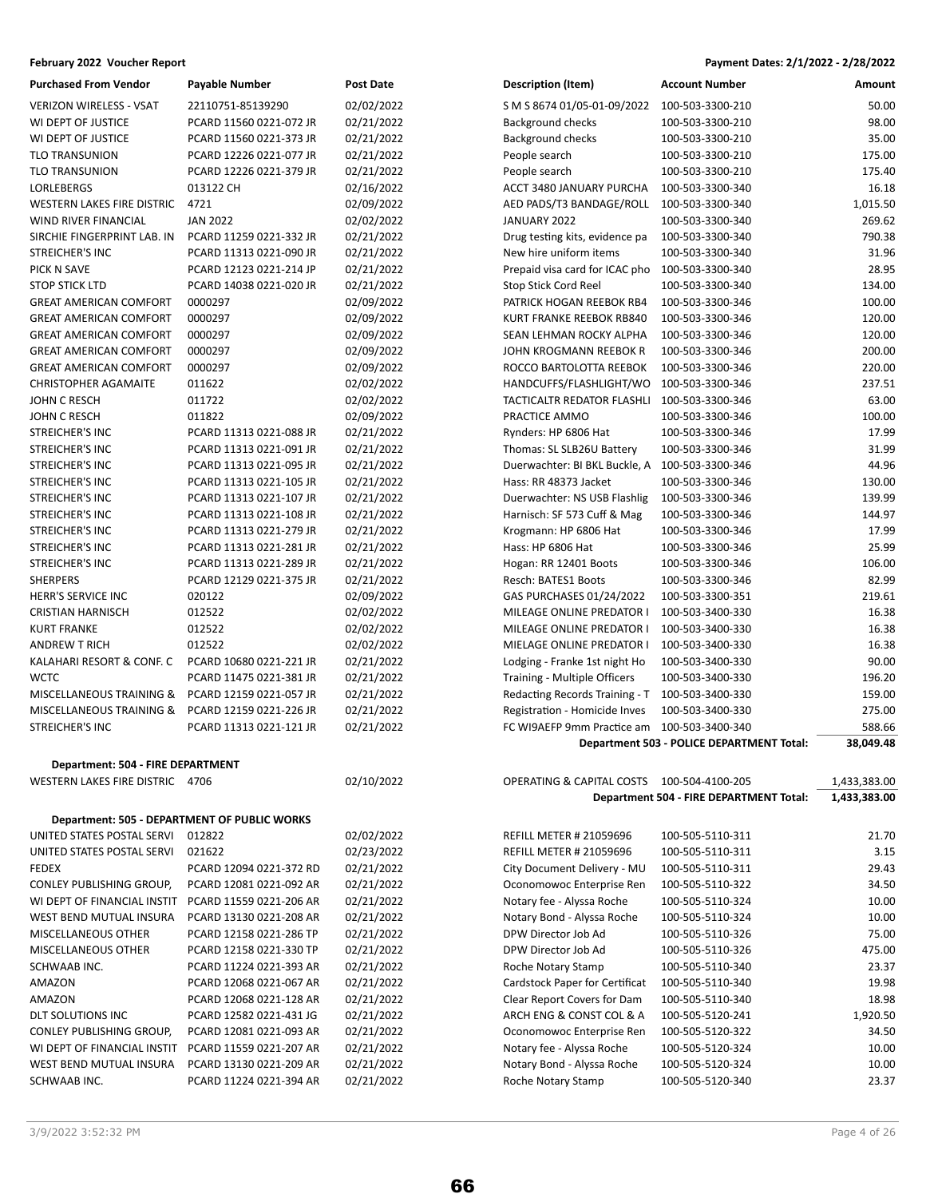**February 2022 Voucher Report** — **Payment Dates: 2/1/2022 - 2/28/2022**

| Purchased From Vendor | Payable Number | Post Date | Description (Item) | Account Number | Amount |
|---|---|---|---|---|---|
| VERIZON WIRELESS - VSAT | 22110751-85139290 | 02/02/2022 | S M S 8674 01/05-01-09/2022 | 100-503-3300-210 | 50.00 |
| WI DEPT OF JUSTICE | PCARD 11560 0221-072 JR | 02/21/2022 | Background checks | 100-503-3300-210 | 98.00 |
| WI DEPT OF JUSTICE | PCARD 11560 0221-373 JR | 02/21/2022 | Background checks | 100-503-3300-210 | 35.00 |
| TLO TRANSUNION | PCARD 12226 0221-077 JR | 02/21/2022 | People search | 100-503-3300-210 | 175.00 |
| TLO TRANSUNION | PCARD 12226 0221-379 JR | 02/21/2022 | People search | 100-503-3300-210 | 175.40 |
| LORLEBERGS | 013122 CH | 02/16/2022 | ACCT 3480 JANUARY PURCHA | 100-503-3300-340 | 16.18 |
| WESTERN LAKES FIRE DISTRIC | 4721 | 02/09/2022 | AED PADS/T3 BANDAGE/ROLL | 100-503-3300-340 | 1,015.50 |
| WIND RIVER FINANCIAL | JAN 2022 | 02/02/2022 | JANUARY 2022 | 100-503-3300-340 | 269.62 |
| SIRCHIE FINGERPRINT LAB. IN | PCARD 11259 0221-332 JR | 02/21/2022 | Drug testing kits, evidence pa | 100-503-3300-340 | 790.38 |
| STREICHER'S INC | PCARD 11313 0221-090 JR | 02/21/2022 | New hire uniform items | 100-503-3300-340 | 31.96 |
| PICK N SAVE | PCARD 12123 0221-214 JP | 02/21/2022 | Prepaid visa card for ICAC pho | 100-503-3300-340 | 28.95 |
| STOP STICK LTD | PCARD 14038 0221-020 JR | 02/21/2022 | Stop Stick Cord Reel | 100-503-3300-340 | 134.00 |
| GREAT AMERICAN COMFORT | 0000297 | 02/09/2022 | PATRICK HOGAN REEBOK RB4 | 100-503-3300-346 | 100.00 |
| GREAT AMERICAN COMFORT | 0000297 | 02/09/2022 | KURT FRANKE REEBOK RB840 | 100-503-3300-346 | 120.00 |
| GREAT AMERICAN COMFORT | 0000297 | 02/09/2022 | SEAN LEHMAN ROCKY ALPHA | 100-503-3300-346 | 120.00 |
| GREAT AMERICAN COMFORT | 0000297 | 02/09/2022 | JOHN KROGMANN REEBOK R | 100-503-3300-346 | 200.00 |
| GREAT AMERICAN COMFORT | 0000297 | 02/09/2022 | ROCCO BARTOLOTTA REEBOK | 100-503-3300-346 | 220.00 |
| CHRISTOPHER AGAMAITE | 011622 | 02/02/2022 | HANDCUFFS/FLASHLIGHT/WO | 100-503-3300-346 | 237.51 |
| JOHN C RESCH | 011722 | 02/02/2022 | TACTICALTR REDATOR FLASHLI | 100-503-3300-346 | 63.00 |
| JOHN C RESCH | 011822 | 02/09/2022 | PRACTICE AMMO | 100-503-3300-346 | 100.00 |
| STREICHER'S INC | PCARD 11313 0221-088 JR | 02/21/2022 | Rynders: HP 6806 Hat | 100-503-3300-346 | 17.99 |
| STREICHER'S INC | PCARD 11313 0221-091 JR | 02/21/2022 | Thomas: SL SLB26U Battery | 100-503-3300-346 | 31.99 |
| STREICHER'S INC | PCARD 11313 0221-095 JR | 02/21/2022 | Duerwachter: BI BKL Buckle, A | 100-503-3300-346 | 44.96 |
| STREICHER'S INC | PCARD 11313 0221-105 JR | 02/21/2022 | Hass: RR 48373 Jacket | 100-503-3300-346 | 130.00 |
| STREICHER'S INC | PCARD 11313 0221-107 JR | 02/21/2022 | Duerwachter: NS USB Flashlig | 100-503-3300-346 | 139.99 |
| STREICHER'S INC | PCARD 11313 0221-108 JR | 02/21/2022 | Harnisch: SF 573 Cuff & Mag | 100-503-3300-346 | 144.97 |
| STREICHER'S INC | PCARD 11313 0221-279 JR | 02/21/2022 | Krogmann: HP 6806 Hat | 100-503-3300-346 | 17.99 |
| STREICHER'S INC | PCARD 11313 0221-281 JR | 02/21/2022 | Hass: HP 6806 Hat | 100-503-3300-346 | 25.99 |
| STREICHER'S INC | PCARD 11313 0221-289 JR | 02/21/2022 | Hogan: RR 12401 Boots | 100-503-3300-346 | 106.00 |
| SHERPERS | PCARD 12129 0221-375 JR | 02/21/2022 | Resch: BATES1 Boots | 100-503-3300-346 | 82.99 |
| HERR'S SERVICE INC | 020122 | 02/09/2022 | GAS PURCHASES 01/24/2022 | 100-503-3300-351 | 219.61 |
| CRISTIAN HARNISCH | 012522 | 02/02/2022 | MILEAGE ONLINE PREDATOR I | 100-503-3400-330 | 16.38 |
| KURT FRANKE | 012522 | 02/02/2022 | MILEAGE ONLINE PREDATOR I | 100-503-3400-330 | 16.38 |
| ANDREW T RICH | 012522 | 02/02/2022 | MIELAGE ONLINE PREDATOR I | 100-503-3400-330 | 16.38 |
| KALAHARI RESORT & CONF. C | PCARD 10680 0221-221 JR | 02/21/2022 | Lodging - Franke 1st night Ho | 100-503-3400-330 | 90.00 |
| WCTC | PCARD 11475 0221-381 JR | 02/21/2022 | Training - Multiple Officers | 100-503-3400-330 | 196.20 |
| MISCELLANEOUS TRAINING & | PCARD 12159 0221-057 JR | 02/21/2022 | Redacting Records Training - T | 100-503-3400-330 | 159.00 |
| MISCELLANEOUS TRAINING & | PCARD 12159 0221-226 JR | 02/21/2022 | Registration - Homicide Inves | 100-503-3400-330 | 275.00 |
| STREICHER'S INC | PCARD 11313 0221-121 JR | 02/21/2022 | FC WI9AEFP 9mm Practice am | 100-503-3400-340 | 588.66 |
| | | | | **Department 503 - POLICE DEPARTMENT Total:** | **38,049.48** |
| **Department: 504 - FIRE DEPARTMENT** | | | | | |
| WESTERN LAKES FIRE DISTRIC | 4706 | 02/10/2022 | OPERATING & CAPITAL COSTS | 100-504-4100-205 | 1,433,383.00 |
| | | | | **Department 504 - FIRE DEPARTMENT Total:** | **1,433,383.00** |
| **Department: 505 - DEPARTMENT OF PUBLIC WORKS** | | | | | |
| UNITED STATES POSTAL SERVI | 012822 | 02/02/2022 | REFILL METER # 21059696 | 100-505-5110-311 | 21.70 |
| UNITED STATES POSTAL SERVI | 021622 | 02/23/2022 | REFILL METER # 21059696 | 100-505-5110-311 | 3.15 |
| FEDEX | PCARD 12094 0221-372 RD | 02/21/2022 | City Document Delivery - MU | 100-505-5110-311 | 29.43 |
| CONLEY PUBLISHING GROUP, | PCARD 12081 0221-092 AR | 02/21/2022 | Oconomowoc Enterprise Ren | 100-505-5110-322 | 34.50 |
| WI DEPT OF FINANCIAL INSTIT | PCARD 11559 0221-206 AR | 02/21/2022 | Notary fee - Alyssa Roche | 100-505-5110-324 | 10.00 |
| WEST BEND MUTUAL INSURA | PCARD 13130 0221-208 AR | 02/21/2022 | Notary Bond - Alyssa Roche | 100-505-5110-324 | 10.00 |
| MISCELLANEOUS OTHER | PCARD 12158 0221-286 TP | 02/21/2022 | DPW Director Job Ad | 100-505-5110-326 | 75.00 |
| MISCELLANEOUS OTHER | PCARD 12158 0221-330 TP | 02/21/2022 | DPW Director Job Ad | 100-505-5110-326 | 475.00 |
| SCHWAAB INC. | PCARD 11224 0221-393 AR | 02/21/2022 | Roche Notary Stamp | 100-505-5110-340 | 23.37 |
| AMAZON | PCARD 12068 0221-067 AR | 02/21/2022 | Cardstock Paper for Certificat | 100-505-5110-340 | 19.98 |
| AMAZON | PCARD 12068 0221-128 AR | 02/21/2022 | Clear Report Covers for Dam | 100-505-5110-340 | 18.98 |
| DLT SOLUTIONS INC | PCARD 12582 0221-431 JG | 02/21/2022 | ARCH ENG & CONST COL & A | 100-505-5120-241 | 1,920.50 |
| CONLEY PUBLISHING GROUP, | PCARD 12081 0221-093 AR | 02/21/2022 | Oconomowoc Enterprise Ren | 100-505-5120-322 | 34.50 |
| WI DEPT OF FINANCIAL INSTIT | PCARD 11559 0221-207 AR | 02/21/2022 | Notary fee - Alyssa Roche | 100-505-5120-324 | 10.00 |
| WEST BEND MUTUAL INSURA | PCARD 13130 0221-209 AR | 02/21/2022 | Notary Bond - Alyssa Roche | 100-505-5120-324 | 10.00 |
| SCHWAAB INC. | PCARD 11224 0221-394 AR | 02/21/2022 | Roche Notary Stamp | 100-505-5120-340 | 23.37 |

3/9/2022 3:52:32 PM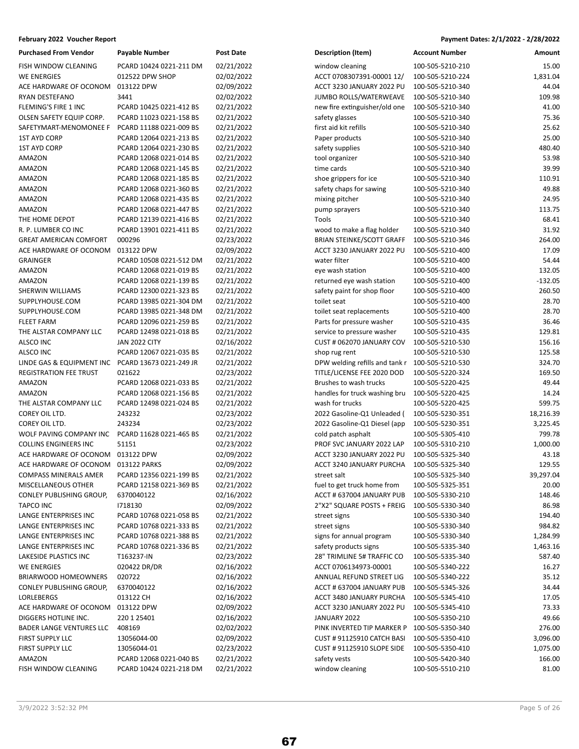**February 2022 Voucher Report** **Payment Dates: 2/1/2022 - 2/28/2022**

| Purchased From Vendor | Payable Number | Post Date | Description (Item) | Account Number | Amount |
|---|---|---|---|---|---|
| FISH WINDOW CLEANING | PCARD 10424 0221-211 DM | 02/21/2022 | window cleaning | 100-505-5210-210 | 15.00 |
| WE ENERGIES | 012522 DPW SHOP | 02/02/2022 | ACCT 0708307391-00001 12/ | 100-505-5210-224 | 1,831.04 |
| ACE HARDWARE OF OCONOM | 013122 DPW | 02/09/2022 | ACCT 3230 JANUARY 2022 PU | 100-505-5210-340 | 44.04 |
| RYAN DESTEFANO | 3441 | 02/02/2022 | JUMBO ROLLS/WATERWEAVE | 100-505-5210-340 | 109.98 |
| FLEMING'S FIRE 1 INC | PCARD 10425 0221-412 BS | 02/21/2022 | new fire extinguisher/old one | 100-505-5210-340 | 41.00 |
| OLSEN SAFETY EQUIP CORP. | PCARD 11023 0221-158 BS | 02/21/2022 | safety glasses | 100-505-5210-340 | 75.36 |
| SAFETYMART-MENOMONEE F | PCARD 11188 0221-009 BS | 02/21/2022 | first aid kit refills | 100-505-5210-340 | 25.62 |
| 1ST AYD CORP | PCARD 12064 0221-213 BS | 02/21/2022 | Paper products | 100-505-5210-340 | 25.00 |
| 1ST AYD CORP | PCARD 12064 0221-230 BS | 02/21/2022 | safety supplies | 100-505-5210-340 | 480.40 |
| AMAZON | PCARD 12068 0221-014 BS | 02/21/2022 | tool organizer | 100-505-5210-340 | 53.98 |
| AMAZON | PCARD 12068 0221-145 BS | 02/21/2022 | time cards | 100-505-5210-340 | 39.99 |
| AMAZON | PCARD 12068 0221-185 BS | 02/21/2022 | shoe grippers for ice | 100-505-5210-340 | 110.91 |
| AMAZON | PCARD 12068 0221-360 BS | 02/21/2022 | safety chaps for sawing | 100-505-5210-340 | 49.88 |
| AMAZON | PCARD 12068 0221-435 BS | 02/21/2022 | mixing pitcher | 100-505-5210-340 | 24.95 |
| AMAZON | PCARD 12068 0221-447 BS | 02/21/2022 | pump sprayers | 100-505-5210-340 | 113.75 |
| THE HOME DEPOT | PCARD 12139 0221-416 BS | 02/21/2022 | Tools | 100-505-5210-340 | 68.41 |
| R. P. LUMBER CO INC | PCARD 13901 0221-411 BS | 02/21/2022 | wood to make a flag holder | 100-505-5210-340 | 31.92 |
| GREAT AMERICAN COMFORT | 000296 | 02/23/2022 | BRIAN STEINKE/SCOTT GRAFF | 100-505-5210-346 | 264.00 |
| ACE HARDWARE OF OCONOM | 013122 DPW | 02/09/2022 | ACCT 3230 JANUARY 2022 PU | 100-505-5210-400 | 17.09 |
| GRAINGER | PCARD 10508 0221-512 DM | 02/21/2022 | water filter | 100-505-5210-400 | 54.44 |
| AMAZON | PCARD 12068 0221-019 BS | 02/21/2022 | eye wash station | 100-505-5210-400 | 132.05 |
| AMAZON | PCARD 12068 0221-139 BS | 02/21/2022 | returned eye wash station | 100-505-5210-400 | -132.05 |
| SHERWIN WILLIAMS | PCARD 12300 0221-323 BS | 02/21/2022 | safety paint for shop floor | 100-505-5210-400 | 260.50 |
| SUPPLYHOUSE.COM | PCARD 13985 0221-304 DM | 02/21/2022 | toilet seat | 100-505-5210-400 | 28.70 |
| SUPPLYHOUSE.COM | PCARD 13985 0221-348 DM | 02/21/2022 | toilet seat replacements | 100-505-5210-400 | 28.70 |
| FLEET FARM | PCARD 12096 0221-259 BS | 02/21/2022 | Parts for pressure washer | 100-505-5210-435 | 36.46 |
| THE ALSTAR COMPANY LLC | PCARD 12498 0221-018 BS | 02/21/2022 | service to pressure washer | 100-505-5210-435 | 129.81 |
| ALSCO INC | JAN 2022 CITY | 02/16/2022 | CUST # 062070 JANUARY COV | 100-505-5210-530 | 156.16 |
| ALSCO INC | PCARD 12067 0221-035 BS | 02/21/2022 | shop rug rent | 100-505-5210-530 | 125.58 |
| LINDE GAS & EQUIPMENT INC | PCARD 13673 0221-249 JR | 02/21/2022 | DPW welding refills and tank r | 100-505-5210-530 | 324.70 |
| REGISTRATION FEE TRUST | 021622 | 02/23/2022 | TITLE/LICENSE FEE 2020 DOD | 100-505-5220-324 | 169.50 |
| AMAZON | PCARD 12068 0221-033 BS | 02/21/2022 | Brushes to wash trucks | 100-505-5220-425 | 49.44 |
| AMAZON | PCARD 12068 0221-156 BS | 02/21/2022 | handles for truck washing bru | 100-505-5220-425 | 14.24 |
| THE ALSTAR COMPANY LLC | PCARD 12498 0221-024 BS | 02/21/2022 | wash for trucks | 100-505-5220-425 | 599.75 |
| COREY OIL LTD. | 243232 | 02/23/2022 | 2022 Gasoline-Q1 Unleaded ( | 100-505-5230-351 | 18,216.39 |
| COREY OIL LTD. | 243234 | 02/23/2022 | 2022 Gasoline-Q1 Diesel (app | 100-505-5230-351 | 3,225.45 |
| WOLF PAVING COMPANY INC | PCARD 11628 0221-465 BS | 02/21/2022 | cold patch asphalt | 100-505-5305-410 | 799.78 |
| COLLINS ENGINEERS INC | 51151 | 02/23/2022 | PROF SVC JANUARY 2022 LAP | 100-505-5310-210 | 1,000.00 |
| ACE HARDWARE OF OCONOM | 013122 DPW | 02/09/2022 | ACCT 3230 JANUARY 2022 PU | 100-505-5325-340 | 43.18 |
| ACE HARDWARE OF OCONOM | 013122 PARKS | 02/09/2022 | ACCT 3240 JANUARY PURCHA | 100-505-5325-340 | 129.55 |
| COMPASS MINERALS AMER | PCARD 12356 0221-199 BS | 02/21/2022 | street salt | 100-505-5325-340 | 39,297.04 |
| MISCELLANEOUS OTHER | PCARD 12158 0221-369 BS | 02/21/2022 | fuel to get truck home from | 100-505-5325-351 | 20.00 |
| CONLEY PUBLISHING GROUP, | 6370040122 | 02/16/2022 | ACCT # 637004 JANUARY PUB | 100-505-5330-210 | 148.46 |
| TAPCO INC | I718130 | 02/09/2022 | 2"X2" SQUARE POSTS + FREIG | 100-505-5330-340 | 86.98 |
| LANGE ENTERPRISES INC | PCARD 10768 0221-058 BS | 02/21/2022 | street signs | 100-505-5330-340 | 194.40 |
| LANGE ENTERPRISES INC | PCARD 10768 0221-333 BS | 02/21/2022 | street signs | 100-505-5330-340 | 984.82 |
| LANGE ENTERPRISES INC | PCARD 10768 0221-388 BS | 02/21/2022 | signs for annual program | 100-505-5330-340 | 1,284.99 |
| LANGE ENTERPRISES INC | PCARD 10768 0221-336 BS | 02/21/2022 | safety products signs | 100-505-5335-340 | 1,463.16 |
| LAKESIDE PLASTICS INC | T163237-IN | 02/23/2022 | 28" TRIMLINE 5# TRAFFIC CO | 100-505-5335-340 | 587.40 |
| WE ENERGIES | 020422 DR/DR | 02/16/2022 | ACCT 0706134973-00001 | 100-505-5340-222 | 16.27 |
| BRIARWOOD HOMEOWNERS | 020722 | 02/16/2022 | ANNUAL REFUND STREET LIG | 100-505-5340-222 | 35.12 |
| CONLEY PUBLISHING GROUP, | 6370040122 | 02/16/2022 | ACCT # 637004 JANUARY PUB | 100-505-5345-326 | 34.44 |
| LORLEBERGS | 013122 CH | 02/16/2022 | ACCT 3480 JANUARY PURCHA | 100-505-5345-410 | 17.05 |
| ACE HARDWARE OF OCONOM | 013122 DPW | 02/09/2022 | ACCT 3230 JANUARY 2022 PU | 100-505-5345-410 | 73.33 |
| DIGGERS HOTLINE INC. | 220 1 25401 | 02/16/2022 | JANUARY 2022 | 100-505-5350-210 | 49.66 |
| BADER LANGE VENTURES LLC | 408169 | 02/02/2022 | PINK INVERTED TIP MARKER P | 100-505-5350-340 | 276.00 |
| FIRST SUPPLY LLC | 13056044-00 | 02/09/2022 | CUST # 91125910 CATCH BASI | 100-505-5350-410 | 3,096.00 |
| FIRST SUPPLY LLC | 13056044-01 | 02/23/2022 | CUST # 91125910 SLOPE SIDE | 100-505-5350-410 | 1,075.00 |
| AMAZON | PCARD 12068 0221-040 BS | 02/21/2022 | safety vests | 100-505-5420-340 | 166.00 |
| FISH WINDOW CLEANING | PCARD 10424 0221-218 DM | 02/21/2022 | window cleaning | 100-505-5510-210 | 81.00 |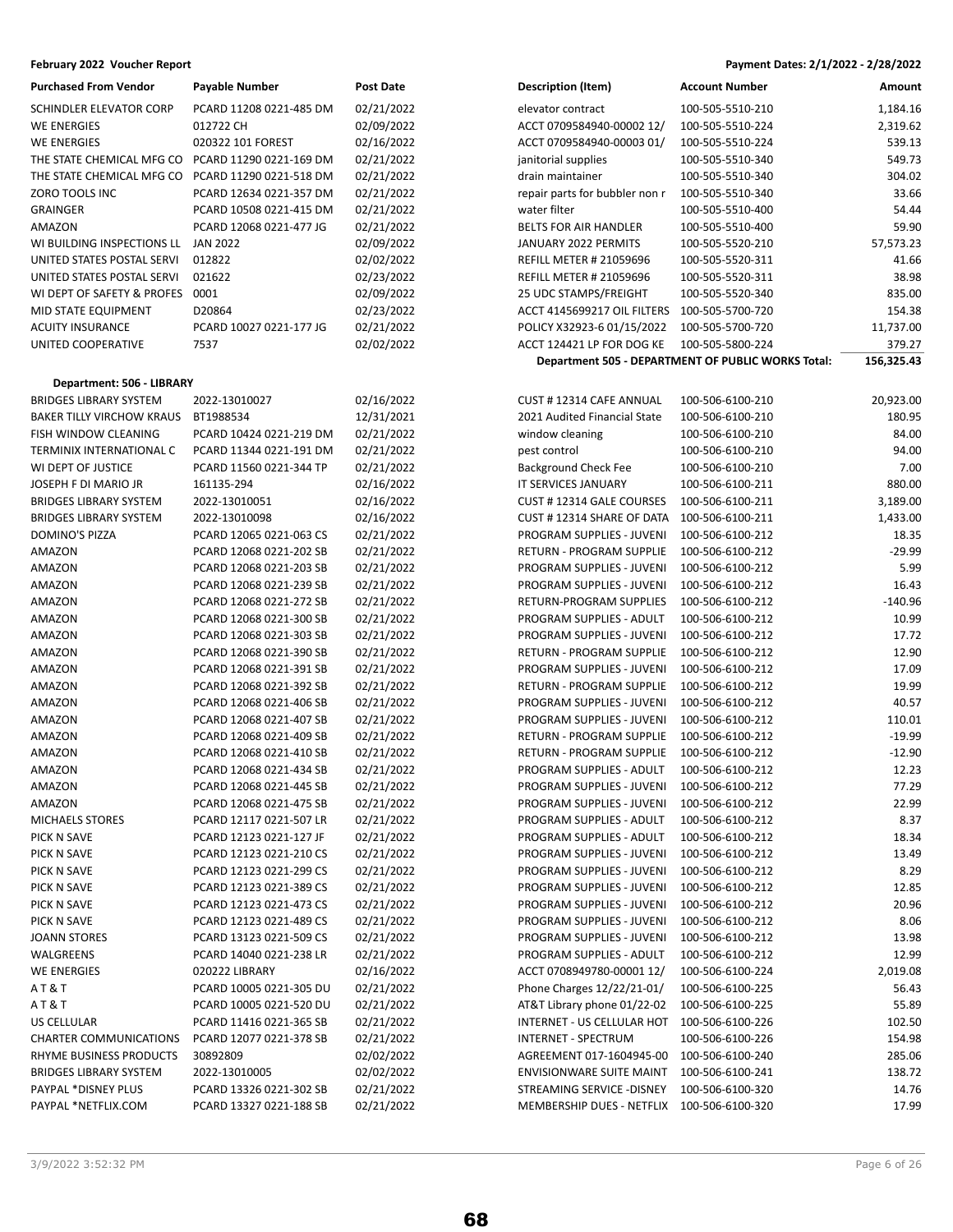**February 2022 Voucher Report** | **Payment Dates: 2/1/2022 - 2/28/2022**

| Purchased From Vendor | Payable Number | Post Date | Description (Item) | Account Number | Amount |
|---|---|---|---|---|---|
| SCHINDLER ELEVATOR CORP | PCARD 11208 0221-485 DM | 02/21/2022 | elevator contract | 100-505-5510-210 | 1,184.16 |
| WE ENERGIES | 012722 CH | 02/09/2022 | ACCT 0709584940-00002 12/ | 100-505-5510-224 | 2,319.62 |
| WE ENERGIES | 020322 101 FOREST | 02/16/2022 | ACCT 0709584940-00003 01/ | 100-505-5510-224 | 539.13 |
| THE STATE CHEMICAL MFG CO | PCARD 11290 0221-169 DM | 02/21/2022 | janitorial supplies | 100-505-5510-340 | 549.73 |
| THE STATE CHEMICAL MFG CO | PCARD 11290 0221-518 DM | 02/21/2022 | drain maintainer | 100-505-5510-340 | 304.02 |
| ZORO TOOLS INC | PCARD 12634 0221-357 DM | 02/21/2022 | repair parts for bubbler non r | 100-505-5510-340 | 33.66 |
| GRAINGER | PCARD 10508 0221-415 DM | 02/21/2022 | water filter | 100-505-5510-400 | 54.44 |
| AMAZON | PCARD 12068 0221-477 JG | 02/21/2022 | BELTS FOR AIR HANDLER | 100-505-5510-400 | 59.90 |
| WI BUILDING INSPECTIONS LL | JAN 2022 | 02/09/2022 | JANUARY 2022 PERMITS | 100-505-5520-210 | 57,573.23 |
| UNITED STATES POSTAL SERVI | 012822 | 02/02/2022 | REFILL METER # 21059696 | 100-505-5520-311 | 41.66 |
| UNITED STATES POSTAL SERVI | 021622 | 02/23/2022 | REFILL METER # 21059696 | 100-505-5520-311 | 38.98 |
| WI DEPT OF SAFETY & PROFES | 0001 | 02/09/2022 | 25 UDC STAMPS/FREIGHT | 100-505-5520-340 | 835.00 |
| MID STATE EQUIPMENT | D20864 | 02/23/2022 | ACCT 4145699217 OIL FILTERS | 100-505-5700-720 | 154.38 |
| ACUITY INSURANCE | PCARD 10027 0221-177 JG | 02/21/2022 | POLICY X32923-6 01/15/2022 | 100-505-5700-720 | 11,737.00 |
| UNITED COOPERATIVE | 7537 | 02/02/2022 | ACCT 124421 LP FOR DOG KE | 100-505-5800-224 | 379.27 |
| | | | **Department 505 - DEPARTMENT OF PUBLIC WORKS Total:** | | **156,325.43** |

**Department: 506 - LIBRARY**

| Purchased From Vendor | Payable Number | Post Date | Description (Item) | Account Number | Amount |
|---|---|---|---|---|---|
| BRIDGES LIBRARY SYSTEM | 2022-13010027 | 02/16/2022 | CUST # 12314 CAFE ANNUAL | 100-506-6100-210 | 20,923.00 |
| BAKER TILLY VIRCHOW KRAUS | BT1988534 | 12/31/2021 | 2021 Audited Financial State | 100-506-6100-210 | 180.95 |
| FISH WINDOW CLEANING | PCARD 10424 0221-219 DM | 02/21/2022 | window cleaning | 100-506-6100-210 | 84.00 |
| TERMINIX INTERNATIONAL C | PCARD 11344 0221-191 DM | 02/21/2022 | pest control | 100-506-6100-210 | 94.00 |
| WI DEPT OF JUSTICE | PCARD 11560 0221-344 TP | 02/21/2022 | Background Check Fee | 100-506-6100-210 | 7.00 |
| JOSEPH F DI MARIO JR | 161135-294 | 02/16/2022 | IT SERVICES JANUARY | 100-506-6100-211 | 880.00 |
| BRIDGES LIBRARY SYSTEM | 2022-13010051 | 02/16/2022 | CUST # 12314 GALE COURSES | 100-506-6100-211 | 3,189.00 |
| BRIDGES LIBRARY SYSTEM | 2022-13010098 | 02/16/2022 | CUST # 12314 SHARE OF DATA | 100-506-6100-211 | 1,433.00 |
| DOMINO'S PIZZA | PCARD 12065 0221-063 CS | 02/21/2022 | PROGRAM SUPPLIES - JUVENI | 100-506-6100-212 | 18.35 |
| AMAZON | PCARD 12068 0221-202 SB | 02/21/2022 | RETURN - PROGRAM SUPPLIE | 100-506-6100-212 | -29.99 |
| AMAZON | PCARD 12068 0221-203 SB | 02/21/2022 | PROGRAM SUPPLIES - JUVENI | 100-506-6100-212 | 5.99 |
| AMAZON | PCARD 12068 0221-239 SB | 02/21/2022 | PROGRAM SUPPLIES - JUVENI | 100-506-6100-212 | 16.43 |
| AMAZON | PCARD 12068 0221-272 SB | 02/21/2022 | RETURN-PROGRAM SUPPLIES | 100-506-6100-212 | -140.96 |
| AMAZON | PCARD 12068 0221-300 SB | 02/21/2022 | PROGRAM SUPPLIES - ADULT | 100-506-6100-212 | 10.99 |
| AMAZON | PCARD 12068 0221-303 SB | 02/21/2022 | PROGRAM SUPPLIES - JUVENI | 100-506-6100-212 | 17.72 |
| AMAZON | PCARD 12068 0221-390 SB | 02/21/2022 | RETURN - PROGRAM SUPPLIE | 100-506-6100-212 | 12.90 |
| AMAZON | PCARD 12068 0221-391 SB | 02/21/2022 | PROGRAM SUPPLIES - JUVENI | 100-506-6100-212 | 17.09 |
| AMAZON | PCARD 12068 0221-392 SB | 02/21/2022 | RETURN - PROGRAM SUPPLIE | 100-506-6100-212 | 19.99 |
| AMAZON | PCARD 12068 0221-406 SB | 02/21/2022 | PROGRAM SUPPLIES - JUVENI | 100-506-6100-212 | 40.57 |
| AMAZON | PCARD 12068 0221-407 SB | 02/21/2022 | PROGRAM SUPPLIES - JUVENI | 100-506-6100-212 | 110.01 |
| AMAZON | PCARD 12068 0221-409 SB | 02/21/2022 | RETURN - PROGRAM SUPPLIE | 100-506-6100-212 | -19.99 |
| AMAZON | PCARD 12068 0221-410 SB | 02/21/2022 | RETURN - PROGRAM SUPPLIE | 100-506-6100-212 | -12.90 |
| AMAZON | PCARD 12068 0221-434 SB | 02/21/2022 | PROGRAM SUPPLIES - ADULT | 100-506-6100-212 | 12.23 |
| AMAZON | PCARD 12068 0221-445 SB | 02/21/2022 | PROGRAM SUPPLIES - JUVENI | 100-506-6100-212 | 77.29 |
| AMAZON | PCARD 12068 0221-475 SB | 02/21/2022 | PROGRAM SUPPLIES - JUVENI | 100-506-6100-212 | 22.99 |
| MICHAELS STORES | PCARD 12117 0221-507 LR | 02/21/2022 | PROGRAM SUPPLIES - ADULT | 100-506-6100-212 | 8.37 |
| PICK N SAVE | PCARD 12123 0221-127 JF | 02/21/2022 | PROGRAM SUPPLIES - ADULT | 100-506-6100-212 | 18.34 |
| PICK N SAVE | PCARD 12123 0221-210 CS | 02/21/2022 | PROGRAM SUPPLIES - JUVENI | 100-506-6100-212 | 13.49 |
| PICK N SAVE | PCARD 12123 0221-299 CS | 02/21/2022 | PROGRAM SUPPLIES - JUVENI | 100-506-6100-212 | 8.29 |
| PICK N SAVE | PCARD 12123 0221-389 CS | 02/21/2022 | PROGRAM SUPPLIES - JUVENI | 100-506-6100-212 | 12.85 |
| PICK N SAVE | PCARD 12123 0221-473 CS | 02/21/2022 | PROGRAM SUPPLIES - JUVENI | 100-506-6100-212 | 20.96 |
| PICK N SAVE | PCARD 12123 0221-489 CS | 02/21/2022 | PROGRAM SUPPLIES - JUVENI | 100-506-6100-212 | 8.06 |
| JOANN STORES | PCARD 13123 0221-509 CS | 02/21/2022 | PROGRAM SUPPLIES - JUVENI | 100-506-6100-212 | 13.98 |
| WALGREENS | PCARD 14040 0221-238 LR | 02/21/2022 | PROGRAM SUPPLIES - ADULT | 100-506-6100-212 | 12.99 |
| WE ENERGIES | 020222 LIBRARY | 02/16/2022 | ACCT 0708949780-00001 12/ | 100-506-6100-224 | 2,019.08 |
| A T & T | PCARD 10005 0221-305 DU | 02/21/2022 | Phone Charges 12/22/21-01/ | 100-506-6100-225 | 56.43 |
| A T & T | PCARD 10005 0221-520 DU | 02/21/2022 | AT&T Library phone 01/22-02 | 100-506-6100-225 | 55.89 |
| US CELLULAR | PCARD 11416 0221-365 SB | 02/21/2022 | INTERNET - US CELLULAR HOT | 100-506-6100-226 | 102.50 |
| CHARTER COMMUNICATIONS | PCARD 12077 0221-378 SB | 02/21/2022 | INTERNET - SPECTRUM | 100-506-6100-226 | 154.98 |
| RHYME BUSINESS PRODUCTS | 30892809 | 02/02/2022 | AGREEMENT 017-1604945-00 | 100-506-6100-240 | 285.06 |
| BRIDGES LIBRARY SYSTEM | 2022-13010005 | 02/02/2022 | ENVISIONWARE SUITE MAINT | 100-506-6100-241 | 138.72 |
| PAYPAL *DISNEY PLUS | PCARD 13326 0221-302 SB | 02/21/2022 | STREAMING SERVICE -DISNEY | 100-506-6100-320 | 14.76 |
| PAYPAL *NETFLIX.COM | PCARD 13327 0221-188 SB | 02/21/2022 | MEMBERSHIP DUES - NETFLIX | 100-506-6100-320 | 17.99 |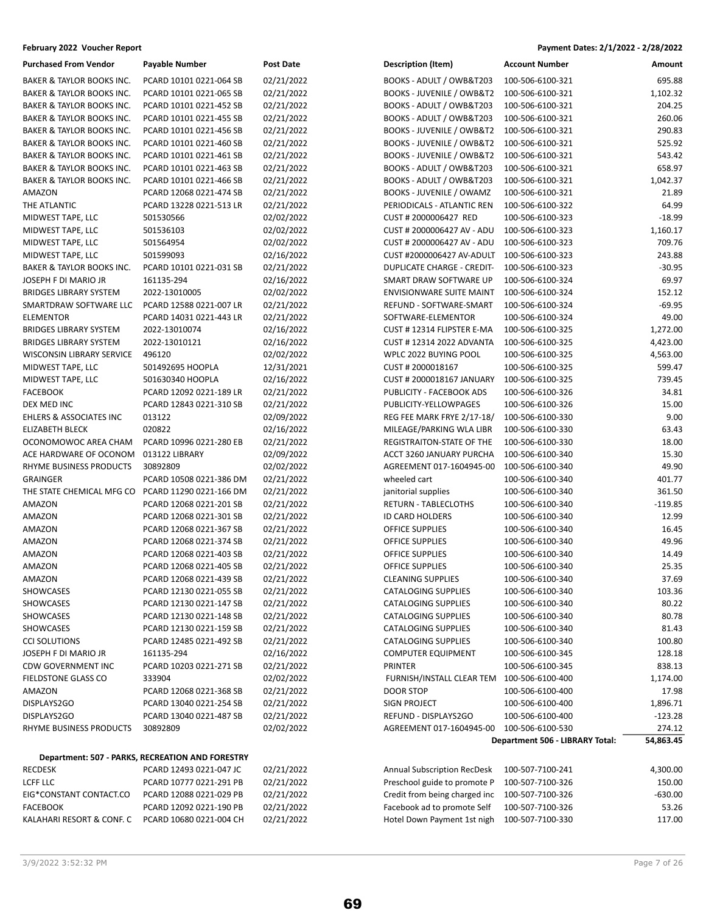**February 2022 Voucher Report** — **Payment Dates: 2/1/2022 - 2/28/2022**

| Purchased From Vendor | Payable Number | Post Date | Description (Item) | Account Number | Amount |
|---|---|---|---|---|---|
| BAKER & TAYLOR BOOKS INC. | PCARD 10101 0221-064 SB | 02/21/2022 | BOOKS - ADULT / OWB&T203 | 100-506-6100-321 | 695.88 |
| BAKER & TAYLOR BOOKS INC. | PCARD 10101 0221-065 SB | 02/21/2022 | BOOKS - JUVENILE / OWB&T2 | 100-506-6100-321 | 1,102.32 |
| BAKER & TAYLOR BOOKS INC. | PCARD 10101 0221-452 SB | 02/21/2022 | BOOKS - ADULT / OWB&T203 | 100-506-6100-321 | 204.25 |
| BAKER & TAYLOR BOOKS INC. | PCARD 10101 0221-455 SB | 02/21/2022 | BOOKS - ADULT / OWB&T203 | 100-506-6100-321 | 260.06 |
| BAKER & TAYLOR BOOKS INC. | PCARD 10101 0221-456 SB | 02/21/2022 | BOOKS - JUVENILE / OWB&T2 | 100-506-6100-321 | 290.83 |
| BAKER & TAYLOR BOOKS INC. | PCARD 10101 0221-460 SB | 02/21/2022 | BOOKS - JUVENILE / OWB&T2 | 100-506-6100-321 | 525.92 |
| BAKER & TAYLOR BOOKS INC. | PCARD 10101 0221-461 SB | 02/21/2022 | BOOKS - JUVENILE / OWB&T2 | 100-506-6100-321 | 543.42 |
| BAKER & TAYLOR BOOKS INC. | PCARD 10101 0221-463 SB | 02/21/2022 | BOOKS - ADULT / OWB&T203 | 100-506-6100-321 | 658.97 |
| BAKER & TAYLOR BOOKS INC. | PCARD 10101 0221-466 SB | 02/21/2022 | BOOKS - ADULT / OWB&T203 | 100-506-6100-321 | 1,042.37 |
| AMAZON | PCARD 12068 0221-474 SB | 02/21/2022 | BOOKS - JUVENILE / OWAMZ | 100-506-6100-321 | 21.89 |
| THE ATLANTIC | PCARD 13228 0221-513 LR | 02/21/2022 | PERIODICALS - ATLANTIC REN | 100-506-6100-322 | 64.99 |
| MIDWEST TAPE, LLC | 501530566 | 02/02/2022 | CUST # 2000006427 RED | 100-506-6100-323 | -18.99 |
| MIDWEST TAPE, LLC | 501536103 | 02/02/2022 | CUST # 2000006427 AV - ADU | 100-506-6100-323 | 1,160.17 |
| MIDWEST TAPE, LLC | 501564954 | 02/02/2022 | CUST # 2000006427 AV - ADU | 100-506-6100-323 | 709.76 |
| MIDWEST TAPE, LLC | 501599093 | 02/16/2022 | CUST #2000006427 AV-ADULT | 100-506-6100-323 | 243.88 |
| BAKER & TAYLOR BOOKS INC. | PCARD 10101 0221-031 SB | 02/21/2022 | DUPLICATE CHARGE - CREDIT- | 100-506-6100-323 | -30.95 |
| JOSEPH F DI MARIO JR | 161135-294 | 02/16/2022 | SMART DRAW SOFTWARE UP | 100-506-6100-324 | 69.97 |
| BRIDGES LIBRARY SYSTEM | 2022-13010005 | 02/02/2022 | ENVISIONWARE SUITE MAINT | 100-506-6100-324 | 152.12 |
| SMARTDRAW SOFTWARE LLC | PCARD 12588 0221-007 LR | 02/21/2022 | REFUND - SOFTWARE-SMART | 100-506-6100-324 | -69.95 |
| ELEMENTOR | PCARD 14031 0221-443 LR | 02/21/2022 | SOFTWARE-ELEMENTOR | 100-506-6100-324 | 49.00 |
| BRIDGES LIBRARY SYSTEM | 2022-13010074 | 02/16/2022 | CUST # 12314 FLIPSTER E-MA | 100-506-6100-325 | 1,272.00 |
| BRIDGES LIBRARY SYSTEM | 2022-13010121 | 02/16/2022 | CUST # 12314 2022 ADVANTA | 100-506-6100-325 | 4,423.00 |
| WISCONSIN LIBRARY SERVICE | 496120 | 02/02/2022 | WPLC 2022 BUYING POOL | 100-506-6100-325 | 4,563.00 |
| MIDWEST TAPE, LLC | 501492695 HOOPLA | 12/31/2021 | CUST # 2000018167 | 100-506-6100-325 | 599.47 |
| MIDWEST TAPE, LLC | 501630340 HOOPLA | 02/16/2022 | CUST # 2000018167 JANUARY | 100-506-6100-325 | 739.45 |
| FACEBOOK | PCARD 12092 0221-189 LR | 02/21/2022 | PUBLICITY - FACEBOOK ADS | 100-506-6100-326 | 34.81 |
| DEX MED INC | PCARD 12843 0221-310 SB | 02/21/2022 | PUBLICITY-YELLOWPAGES | 100-506-6100-326 | 15.00 |
| EHLERS & ASSOCIATES INC | 013122 | 02/09/2022 | REG FEE MARK FRYE 2/17-18/ | 100-506-6100-330 | 9.00 |
| ELIZABETH BLECK | 020822 | 02/16/2022 | MILEAGE/PARKING WLA LIBR | 100-506-6100-330 | 63.43 |
| OCONOMOWOC AREA CHAM | PCARD 10996 0221-280 EB | 02/21/2022 | REGISTRAITON-STATE OF THE | 100-506-6100-330 | 18.00 |
| ACE HARDWARE OF OCONOM | 013122 LIBRARY | 02/09/2022 | ACCT 3260 JANUARY PURCHA | 100-506-6100-340 | 15.30 |
| RHYME BUSINESS PRODUCTS | 30892809 | 02/02/2022 | AGREEMENT 017-1604945-00 | 100-506-6100-340 | 49.90 |
| GRAINGER | PCARD 10508 0221-386 DM | 02/21/2022 | wheeled cart | 100-506-6100-340 | 401.77 |
| THE STATE CHEMICAL MFG CO | PCARD 11290 0221-166 DM | 02/21/2022 | janitorial supplies | 100-506-6100-340 | 361.50 |
| AMAZON | PCARD 12068 0221-201 SB | 02/21/2022 | RETURN - TABLECLOTHS | 100-506-6100-340 | -119.85 |
| AMAZON | PCARD 12068 0221-301 SB | 02/21/2022 | ID CARD HOLDERS | 100-506-6100-340 | 12.99 |
| AMAZON | PCARD 12068 0221-367 SB | 02/21/2022 | OFFICE SUPPLIES | 100-506-6100-340 | 16.45 |
| AMAZON | PCARD 12068 0221-374 SB | 02/21/2022 | OFFICE SUPPLIES | 100-506-6100-340 | 49.96 |
| AMAZON | PCARD 12068 0221-403 SB | 02/21/2022 | OFFICE SUPPLIES | 100-506-6100-340 | 14.49 |
| AMAZON | PCARD 12068 0221-405 SB | 02/21/2022 | OFFICE SUPPLIES | 100-506-6100-340 | 25.35 |
| AMAZON | PCARD 12068 0221-439 SB | 02/21/2022 | CLEANING SUPPLIES | 100-506-6100-340 | 37.69 |
| SHOWCASES | PCARD 12130 0221-055 SB | 02/21/2022 | CATALOGING SUPPLIES | 100-506-6100-340 | 103.36 |
| SHOWCASES | PCARD 12130 0221-147 SB | 02/21/2022 | CATALOGING SUPPLIES | 100-506-6100-340 | 80.22 |
| SHOWCASES | PCARD 12130 0221-148 SB | 02/21/2022 | CATALOGING SUPPLIES | 100-506-6100-340 | 80.78 |
| SHOWCASES | PCARD 12130 0221-159 SB | 02/21/2022 | CATALOGING SUPPLIES | 100-506-6100-340 | 81.43 |
| CCI SOLUTIONS | PCARD 12485 0221-492 SB | 02/21/2022 | CATALOGING SUPPLIES | 100-506-6100-340 | 100.80 |
| JOSEPH F DI MARIO JR | 161135-294 | 02/16/2022 | COMPUTER EQUIPMENT | 100-506-6100-345 | 128.18 |
| CDW GOVERNMENT INC | PCARD 10203 0221-271 SB | 02/21/2022 | PRINTER | 100-506-6100-345 | 838.13 |
| FIELDSTONE GLASS CO | 333904 | 02/02/2022 | FURNISH/INSTALL CLEAR TEM | 100-506-6100-400 | 1,174.00 |
| AMAZON | PCARD 12068 0221-368 SB | 02/21/2022 | DOOR STOP | 100-506-6100-400 | 17.98 |
| DISPLAYS2GO | PCARD 13040 0221-254 SB | 02/21/2022 | SIGN PROJECT | 100-506-6100-400 | 1,896.71 |
| DISPLAYS2GO | PCARD 13040 0221-487 SB | 02/21/2022 | REFUND - DISPLAYS2GO | 100-506-6100-400 | -123.28 |
| RHYME BUSINESS PRODUCTS | 30892809 | 02/02/2022 | AGREEMENT 017-1604945-00 | 100-506-6100-530 | 274.12 |
| | | | | **Department 506 - LIBRARY Total:** | **54,863.45** |

**Department: 507 - PARKS, RECREATION AND FORESTRY**

| Purchased From Vendor | Payable Number | Post Date | Description (Item) | Account Number | Amount |
|---|---|---|---|---|---|
| RECDESK | PCARD 12493 0221-047 JC | 02/21/2022 | Annual Subscription RecDesk | 100-507-7100-241 | 4,300.00 |
| LCFF LLC | PCARD 10777 0221-291 PB | 02/21/2022 | Preschool guide to promote P | 100-507-7100-326 | 150.00 |
| EIG*CONSTANT CONTACT.CO | PCARD 12088 0221-029 PB | 02/21/2022 | Credit from being charged inc | 100-507-7100-326 | -630.00 |
| FACEBOOK | PCARD 12092 0221-190 PB | 02/21/2022 | Facebook ad to promote Self | 100-507-7100-326 | 53.26 |
| KALAHARI RESORT & CONF. C | PCARD 10680 0221-004 CH | 02/21/2022 | Hotel Down Payment 1st nigh | 100-507-7100-330 | 117.00 |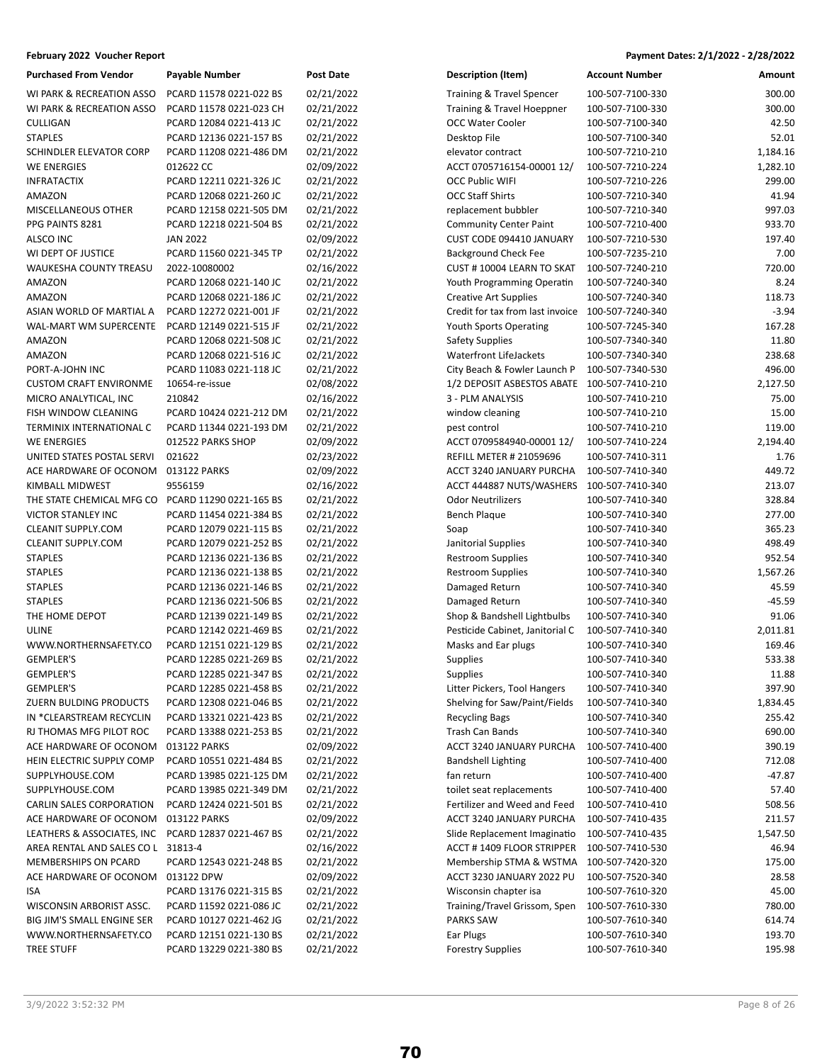**February 2022 Voucher Report** | **Payment Dates: 2/1/2022 - 2/28/2022**

| Purchased From Vendor | Payable Number | Post Date | Description (Item) | Account Number | Amount |
|---|---|---|---|---|---|
| WI PARK & RECREATION ASSO | PCARD 11578 0221-022 BS | 02/21/2022 | Training & Travel Spencer | 100-507-7100-330 | 300.00 |
| WI PARK & RECREATION ASSO | PCARD 11578 0221-023 CH | 02/21/2022 | Training & Travel Hoeppner | 100-507-7100-330 | 300.00 |
| CULLIGAN | PCARD 12084 0221-413 JC | 02/21/2022 | OCC Water Cooler | 100-507-7100-340 | 42.50 |
| STAPLES | PCARD 12136 0221-157 BS | 02/21/2022 | Desktop File | 100-507-7100-340 | 52.01 |
| SCHINDLER ELEVATOR CORP | PCARD 11208 0221-486 DM | 02/21/2022 | elevator contract | 100-507-7210-210 | 1,184.16 |
| WE ENERGIES | 012622 CC | 02/09/2022 | ACCT 0705716154-00001 12/ | 100-507-7210-224 | 1,282.10 |
| INFRATACTIX | PCARD 12211 0221-326 JC | 02/21/2022 | OCC Public WIFI | 100-507-7210-226 | 299.00 |
| AMAZON | PCARD 12068 0221-260 JC | 02/21/2022 | OCC Staff Shirts | 100-507-7210-340 | 41.94 |
| MISCELLANEOUS OTHER | PCARD 12158 0221-505 DM | 02/21/2022 | replacement bubbler | 100-507-7210-340 | 997.03 |
| PPG PAINTS 8281 | PCARD 12218 0221-504 BS | 02/21/2022 | Community Center Paint | 100-507-7210-400 | 933.70 |
| ALSCO INC | JAN 2022 | 02/09/2022 | CUST CODE 094410 JANUARY | 100-507-7210-530 | 197.40 |
| WI DEPT OF JUSTICE | PCARD 11560 0221-345 TP | 02/21/2022 | Background Check Fee | 100-507-7235-210 | 7.00 |
| WAUKESHA COUNTY TREASU | 2022-10080002 | 02/16/2022 | CUST # 10004 LEARN TO SKAT | 100-507-7240-210 | 720.00 |
| AMAZON | PCARD 12068 0221-140 JC | 02/21/2022 | Youth Programming Operatin | 100-507-7240-340 | 8.24 |
| AMAZON | PCARD 12068 0221-186 JC | 02/21/2022 | Creative Art Supplies | 100-507-7240-340 | 118.73 |
| ASIAN WORLD OF MARTIAL A | PCARD 12272 0221-001 JF | 02/21/2022 | Credit for tax from last invoice | 100-507-7240-340 | -3.94 |
| WAL-MART WM SUPERCENTE | PCARD 12149 0221-515 JF | 02/21/2022 | Youth Sports Operating | 100-507-7245-340 | 167.28 |
| AMAZON | PCARD 12068 0221-508 JC | 02/21/2022 | Safety Supplies | 100-507-7340-340 | 11.80 |
| AMAZON | PCARD 12068 0221-516 JC | 02/21/2022 | Waterfront LifeJackets | 100-507-7340-340 | 238.68 |
| PORT-A-JOHN INC | PCARD 11083 0221-118 JC | 02/21/2022 | City Beach & Fowler Launch P | 100-507-7340-530 | 496.00 |
| CUSTOM CRAFT ENVIRONME | 10654-re-issue | 02/08/2022 | 1/2 DEPOSIT ASBESTOS ABATE | 100-507-7410-210 | 2,127.50 |
| MICRO ANALYTICAL, INC | 210842 | 02/16/2022 | 3 - PLM ANALYSIS | 100-507-7410-210 | 75.00 |
| FISH WINDOW CLEANING | PCARD 10424 0221-212 DM | 02/21/2022 | window cleaning | 100-507-7410-210 | 15.00 |
| TERMINIX INTERNATIONAL C | PCARD 11344 0221-193 DM | 02/21/2022 | pest control | 100-507-7410-210 | 119.00 |
| WE ENERGIES | 012522 PARKS SHOP | 02/09/2022 | ACCT 0709584940-00001 12/ | 100-507-7410-224 | 2,194.40 |
| UNITED STATES POSTAL SERVI | 021622 | 02/23/2022 | REFILL METER # 21059696 | 100-507-7410-311 | 1.76 |
| ACE HARDWARE OF OCONOM | 013122 PARKS | 02/09/2022 | ACCT 3240 JANUARY PURCHA | 100-507-7410-340 | 449.72 |
| KIMBALL MIDWEST | 9556159 | 02/16/2022 | ACCT 444887 NUTS/WASHERS | 100-507-7410-340 | 213.07 |
| THE STATE CHEMICAL MFG CO | PCARD 11290 0221-165 BS | 02/21/2022 | Odor Neutrilizers | 100-507-7410-340 | 328.84 |
| VICTOR STANLEY INC | PCARD 11454 0221-384 BS | 02/21/2022 | Bench Plaque | 100-507-7410-340 | 277.00 |
| CLEANIT SUPPLY.COM | PCARD 12079 0221-115 BS | 02/21/2022 | Soap | 100-507-7410-340 | 365.23 |
| CLEANIT SUPPLY.COM | PCARD 12079 0221-252 BS | 02/21/2022 | Janitorial Supplies | 100-507-7410-340 | 498.49 |
| STAPLES | PCARD 12136 0221-136 BS | 02/21/2022 | Restroom Supplies | 100-507-7410-340 | 952.54 |
| STAPLES | PCARD 12136 0221-138 BS | 02/21/2022 | Restroom Supplies | 100-507-7410-340 | 1,567.26 |
| STAPLES | PCARD 12136 0221-146 BS | 02/21/2022 | Damaged Return | 100-507-7410-340 | 45.59 |
| STAPLES | PCARD 12136 0221-506 BS | 02/21/2022 | Damaged Return | 100-507-7410-340 | -45.59 |
| THE HOME DEPOT | PCARD 12139 0221-149 BS | 02/21/2022 | Shop & Bandshell Lightbulbs | 100-507-7410-340 | 91.06 |
| ULINE | PCARD 12142 0221-469 BS | 02/21/2022 | Pesticide Cabinet, Janitorial C | 100-507-7410-340 | 2,011.81 |
| WWW.NORTHERNSAFETY.CO | PCARD 12151 0221-129 BS | 02/21/2022 | Masks and Ear plugs | 100-507-7410-340 | 169.46 |
| GEMPLER'S | PCARD 12285 0221-269 BS | 02/21/2022 | Supplies | 100-507-7410-340 | 533.38 |
| GEMPLER'S | PCARD 12285 0221-347 BS | 02/21/2022 | Supplies | 100-507-7410-340 | 11.88 |
| GEMPLER'S | PCARD 12285 0221-458 BS | 02/21/2022 | Litter Pickers, Tool Hangers | 100-507-7410-340 | 397.90 |
| ZUERN BULDING PRODUCTS | PCARD 12308 0221-046 BS | 02/21/2022 | Shelving for Saw/Paint/Fields | 100-507-7410-340 | 1,834.45 |
| IN *CLEARSTREAM RECYCLIN | PCARD 13321 0221-423 BS | 02/21/2022 | Recycling Bags | 100-507-7410-340 | 255.42 |
| RJ THOMAS MFG PILOT ROC | PCARD 13388 0221-253 BS | 02/21/2022 | Trash Can Bands | 100-507-7410-340 | 690.00 |
| ACE HARDWARE OF OCONOM | 013122 PARKS | 02/09/2022 | ACCT 3240 JANUARY PURCHA | 100-507-7410-400 | 390.19 |
| HEIN ELECTRIC SUPPLY COMP | PCARD 10551 0221-484 BS | 02/21/2022 | Bandshell Lighting | 100-507-7410-400 | 712.08 |
| SUPPLYHOUSE.COM | PCARD 13985 0221-125 DM | 02/21/2022 | fan return | 100-507-7410-400 | -47.87 |
| SUPPLYHOUSE.COM | PCARD 13985 0221-349 DM | 02/21/2022 | toilet seat replacements | 100-507-7410-400 | 57.40 |
| CARLIN SALES CORPORATION | PCARD 12424 0221-501 BS | 02/21/2022 | Fertilizer and Weed and Feed | 100-507-7410-410 | 508.56 |
| ACE HARDWARE OF OCONOM | 013122 PARKS | 02/09/2022 | ACCT 3240 JANUARY PURCHA | 100-507-7410-435 | 211.57 |
| LEATHERS & ASSOCIATES, INC | PCARD 12837 0221-467 BS | 02/21/2022 | Slide Replacement Imaginatio | 100-507-7410-435 | 1,547.50 |
| AREA RENTAL AND SALES CO L | 31813-4 | 02/16/2022 | ACCT # 1409 FLOOR STRIPPER | 100-507-7410-530 | 46.94 |
| MEMBERSHIPS ON PCARD | PCARD 12543 0221-248 BS | 02/21/2022 | Membership STMA & WSTMA | 100-507-7420-320 | 175.00 |
| ACE HARDWARE OF OCONOM | 013122 DPW | 02/09/2022 | ACCT 3230 JANUARY 2022 PU | 100-507-7520-340 | 28.58 |
| ISA | PCARD 13176 0221-315 BS | 02/21/2022 | Wisconsin chapter isa | 100-507-7610-320 | 45.00 |
| WISCONSIN ARBORIST ASSC. | PCARD 11592 0221-086 JC | 02/21/2022 | Training/Travel Grissom, Spen | 100-507-7610-330 | 780.00 |
| BIG JIM'S SMALL ENGINE SER | PCARD 10127 0221-462 JG | 02/21/2022 | PARKS SAW | 100-507-7610-340 | 614.74 |
| WWW.NORTHERNSAFETY.CO | PCARD 12151 0221-130 BS | 02/21/2022 | Ear Plugs | 100-507-7610-340 | 193.70 |
| TREE STUFF | PCARD 13229 0221-380 BS | 02/21/2022 | Forestry Supplies | 100-507-7610-340 | 195.98 |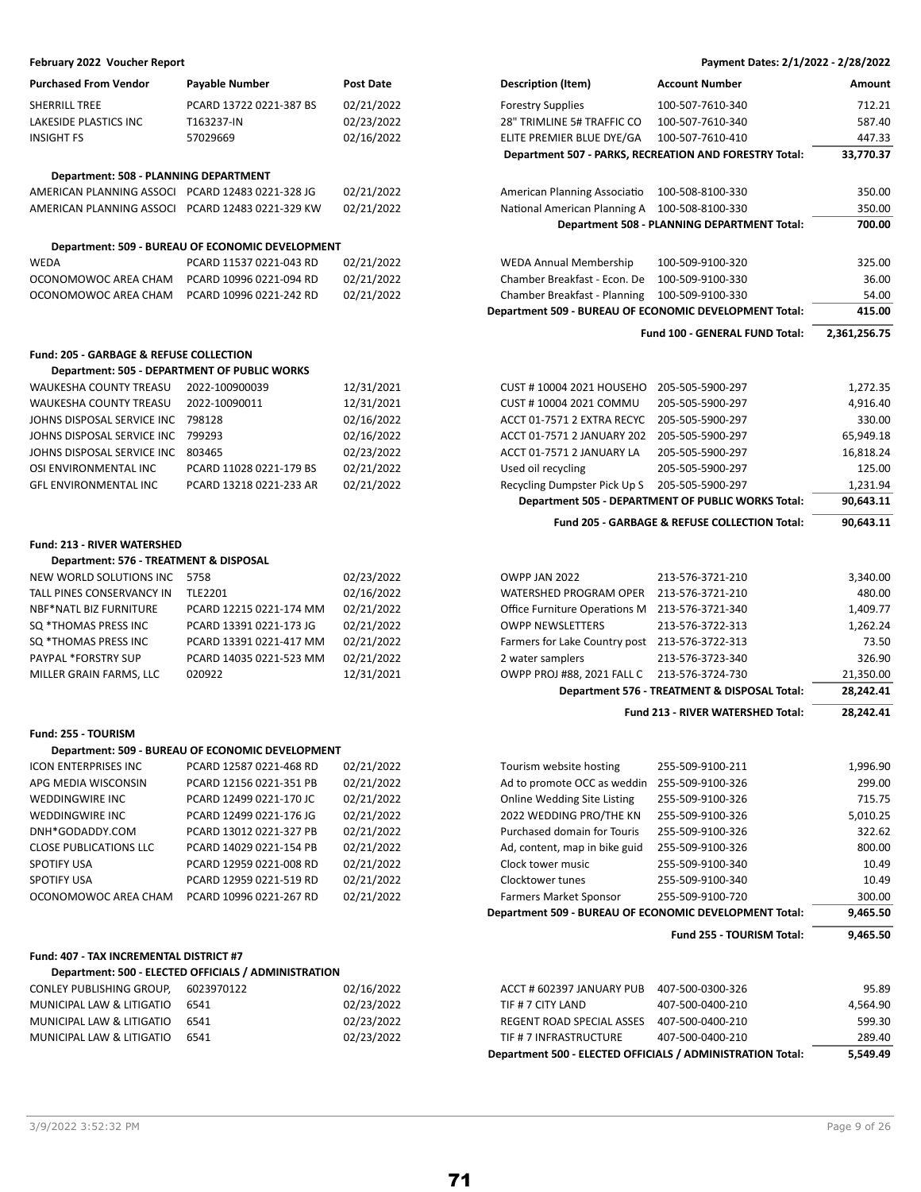**February 2022 Voucher Report**

**Payment Dates: 2/1/2022 - 2/28/2022**

| Purchased From Vendor | Payable Number | Post Date | Description (Item) | Account Number | Amount |
|---|---|---|---|---|---|
| SHERRILL TREE | PCARD 13722 0221-387 BS | 02/21/2022 | Forestry Supplies | 100-507-7610-340 | 712.21 |
| LAKESIDE PLASTICS INC | T163237-IN | 02/23/2022 | 28" TRIMLINE 5# TRAFFIC CO | 100-507-7610-340 | 587.40 |
| INSIGHT FS | 57029669 | 02/16/2022 | ELITE PREMIER BLUE DYE/GA | 100-507-7610-410 | 447.33 |
| | | | **Department 507 - PARKS, RECREATION AND FORESTRY Total:** | | **33,770.37** |
| **Department: 508 - PLANNING DEPARTMENT** | | | | | |
| AMERICAN PLANNING ASSOCI | PCARD 12483 0221-328 JG | 02/21/2022 | American Planning Associatio | 100-508-8100-330 | 350.00 |
| AMERICAN PLANNING ASSOCI | PCARD 12483 0221-329 KW | 02/21/2022 | National American Planning A | 100-508-8100-330 | 350.00 |
| | | | **Department 508 - PLANNING DEPARTMENT Total:** | | **700.00** |
| **Department: 509 - BUREAU OF ECONOMIC DEVELOPMENT** | | | | | |
| WEDA | PCARD 11537 0221-043 RD | 02/21/2022 | WEDA Annual Membership | 100-509-9100-320 | 325.00 |
| OCONOMOWOC AREA CHAM | PCARD 10996 0221-094 RD | 02/21/2022 | Chamber Breakfast - Econ. De | 100-509-9100-330 | 36.00 |
| OCONOMOWOC AREA CHAM | PCARD 10996 0221-242 RD | 02/21/2022 | Chamber Breakfast - Planning | 100-509-9100-330 | 54.00 |
| | | | **Department 509 - BUREAU OF ECONOMIC DEVELOPMENT Total:** | | **415.00** |
| | | | **Fund 100 - GENERAL FUND Total:** | | **2,361,256.75** |
| **Fund: 205 - GARBAGE & REFUSE COLLECTION** | | | | | |
| **Department: 505 - DEPARTMENT OF PUBLIC WORKS** | | | | | |
| WAUKESHA COUNTY TREASU | 2022-100900039 | 12/31/2021 | CUST # 10004 2021 HOUSEHO | 205-505-5900-297 | 1,272.35 |
| WAUKESHA COUNTY TREASU | 2022-10090011 | 12/31/2021 | CUST # 10004 2021 COMMU | 205-505-5900-297 | 4,916.40 |
| JOHNS DISPOSAL SERVICE INC | 798128 | 02/16/2022 | ACCT 01-7571 2 EXTRA RECYC | 205-505-5900-297 | 330.00 |
| JOHNS DISPOSAL SERVICE INC | 799293 | 02/16/2022 | ACCT 01-7571 2 JANUARY 202 | 205-505-5900-297 | 65,949.18 |
| JOHNS DISPOSAL SERVICE INC | 803465 | 02/23/2022 | ACCT 01-7571 2 JANUARY LA | 205-505-5900-297 | 16,818.24 |
| OSI ENVIRONMENTAL INC | PCARD 11028 0221-179 BS | 02/21/2022 | Used oil recycling | 205-505-5900-297 | 125.00 |
| GFL ENVIRONMENTAL INC | PCARD 13218 0221-233 AR | 02/21/2022 | Recycling Dumpster Pick Up S | 205-505-5900-297 | 1,231.94 |
| | | | **Department 505 - DEPARTMENT OF PUBLIC WORKS Total:** | | **90,643.11** |
| | | | **Fund 205 - GARBAGE & REFUSE COLLECTION Total:** | | **90,643.11** |
| **Fund: 213 - RIVER WATERSHED** | | | | | |
| **Department: 576 - TREATMENT & DISPOSAL** | | | | | |
| NEW WORLD SOLUTIONS INC | 5758 | 02/23/2022 | OWPP JAN 2022 | 213-576-3721-210 | 3,340.00 |
| TALL PINES CONSERVANCY IN | TLE2201 | 02/16/2022 | WATERSHED PROGRAM OPER | 213-576-3721-210 | 480.00 |
| NBF*NATL BIZ FURNITURE | PCARD 12215 0221-174 MM | 02/21/2022 | Office Furniture Operations M | 213-576-3721-340 | 1,409.77 |
| SQ *THOMAS PRESS INC | PCARD 13391 0221-173 JG | 02/21/2022 | OWPP NEWSLETTERS | 213-576-3722-313 | 1,262.24 |
| SQ *THOMAS PRESS INC | PCARD 13391 0221-417 MM | 02/21/2022 | Farmers for Lake Country post | 213-576-3722-313 | 73.50 |
| PAYPAL *FORSTRY SUP | PCARD 14035 0221-523 MM | 02/21/2022 | 2 water samplers | 213-576-3723-340 | 326.90 |
| MILLER GRAIN FARMS, LLC | 020922 | 12/31/2021 | OWPP PROJ #88, 2021 FALL C | 213-576-3724-730 | 21,350.00 |
| | | | **Department 576 - TREATMENT & DISPOSAL Total:** | | **28,242.41** |
| | | | **Fund 213 - RIVER WATERSHED Total:** | | **28,242.41** |
| **Fund: 255 - TOURISM** | | | | | |
| **Department: 509 - BUREAU OF ECONOMIC DEVELOPMENT** | | | | | |
| ICON ENTERPRISES INC | PCARD 12587 0221-468 RD | 02/21/2022 | Tourism website hosting | 255-509-9100-211 | 1,996.90 |
| APG MEDIA WISCONSIN | PCARD 12156 0221-351 PB | 02/21/2022 | Ad to promote OCC as weddin | 255-509-9100-326 | 299.00 |
| WEDDINGWIRE INC | PCARD 12499 0221-170 JC | 02/21/2022 | Online Wedding Site Listing | 255-509-9100-326 | 715.75 |
| WEDDINGWIRE INC | PCARD 12499 0221-176 JG | 02/21/2022 | 2022 WEDDING PRO/THE KN | 255-509-9100-326 | 5,010.25 |
| DNH*GODADDY.COM | PCARD 13012 0221-327 PB | 02/21/2022 | Purchased domain for Touris | 255-509-9100-326 | 322.62 |
| CLOSE PUBLICATIONS LLC | PCARD 14029 0221-154 PB | 02/21/2022 | Ad, content, map in bike guid | 255-509-9100-326 | 800.00 |
| SPOTIFY USA | PCARD 12959 0221-008 RD | 02/21/2022 | Clock tower music | 255-509-9100-340 | 10.49 |
| SPOTIFY USA | PCARD 12959 0221-519 RD | 02/21/2022 | Clocktower tunes | 255-509-9100-340 | 10.49 |
| OCONOMOWOC AREA CHAM | PCARD 10996 0221-267 RD | 02/21/2022 | Farmers Market Sponsor | 255-509-9100-720 | 300.00 |
| | | | **Department 509 - BUREAU OF ECONOMIC DEVELOPMENT Total:** | | **9,465.50** |
| | | | **Fund 255 - TOURISM Total:** | | **9,465.50** |
| **Fund: 407 - TAX INCREMENTAL DISTRICT #7** | | | | | |
| **Department: 500 - ELECTED OFFICIALS / ADMINISTRATION** | | | | | |
| CONLEY PUBLISHING GROUP, | 6023970122 | 02/16/2022 | ACCT # 602397 JANUARY PUB | 407-500-0300-326 | 95.89 |
| MUNICIPAL LAW & LITIGATIO | 6541 | 02/23/2022 | TIF # 7 CITY LAND | 407-500-0400-210 | 4,564.90 |
| MUNICIPAL LAW & LITIGATIO | 6541 | 02/23/2022 | REGENT ROAD SPECIAL ASSES | 407-500-0400-210 | 599.30 |
| MUNICIPAL LAW & LITIGATIO | 6541 | 02/23/2022 | TIF # 7 INFRASTRUCTURE | 407-500-0400-210 | 289.40 |
| | | | **Department 500 - ELECTED OFFICIALS / ADMINISTRATION Total:** | | **5,549.49** |

3/9/2022 3:52:32 PM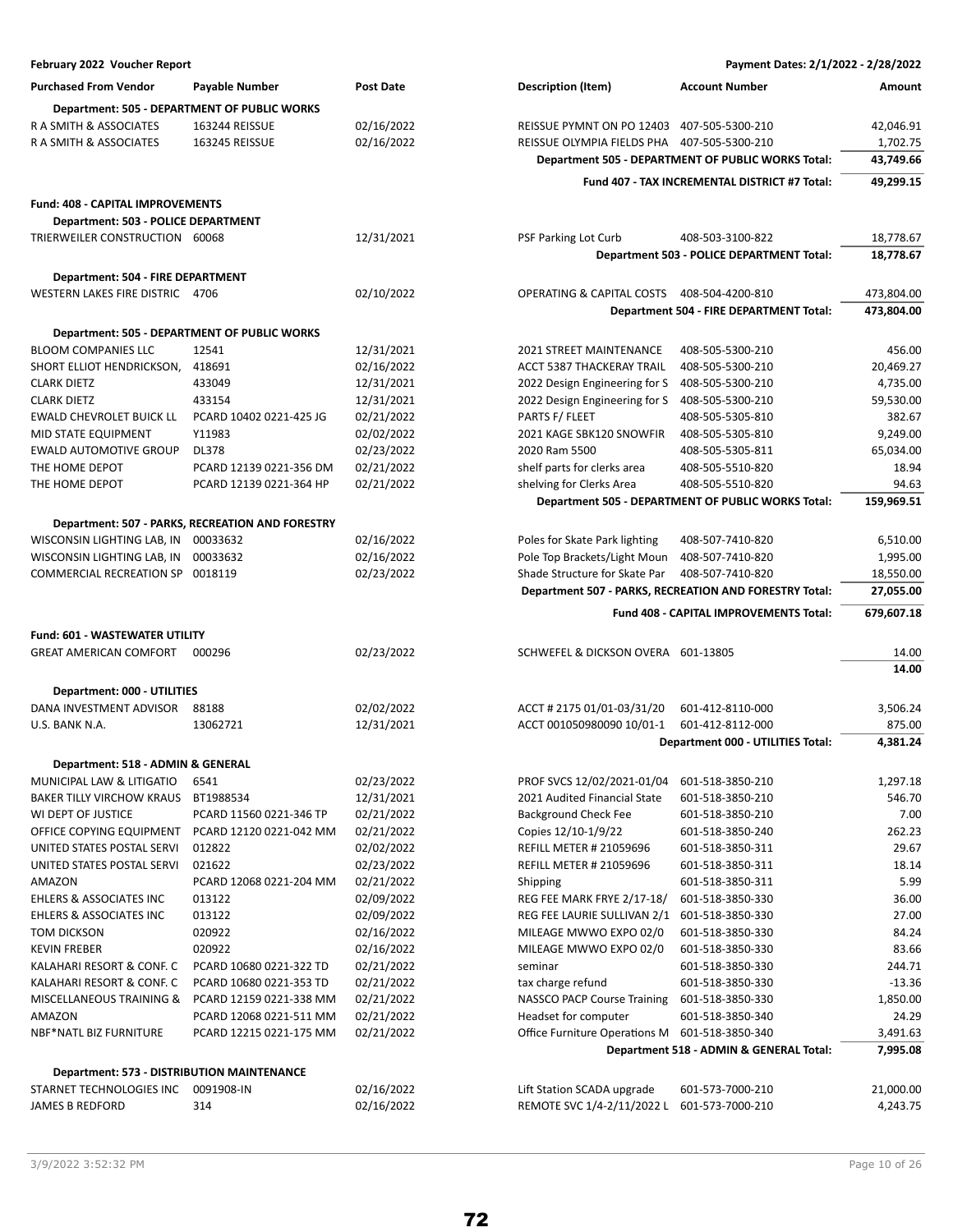**February 2022 Voucher Report** — Payment Dates: 2/1/2022 - 2/28/2022

| Purchased From Vendor | Payable Number | Post Date | Description (Item) | Account Number | Amount |
|---|---|---|---|---|---|
| **Department: 505 - DEPARTMENT OF PUBLIC WORKS** | | | | | |
| R A SMITH & ASSOCIATES | 163244 REISSUE | 02/16/2022 | REISSUE PYMNT ON PO 12403 | 407-505-5300-210 | 42,046.91 |
| R A SMITH & ASSOCIATES | 163245 REISSUE | 02/16/2022 | REISSUE OLYMPIA FIELDS PHA | 407-505-5300-210 | 1,702.75 |
| | | | **Department 505 - DEPARTMENT OF PUBLIC WORKS Total:** | | **43,749.66** |
| | | | **Fund 407 - TAX INCREMENTAL DISTRICT #7 Total:** | | **49,299.15** |
| **Fund: 408 - CAPITAL IMPROVEMENTS** | | | | | |
| **Department: 503 - POLICE DEPARTMENT** | | | | | |
| TRIERWEILER CONSTRUCTION | 60068 | 12/31/2021 | PSF Parking Lot Curb | 408-503-3100-822 | 18,778.67 |
| | | | **Department 503 - POLICE DEPARTMENT Total:** | | **18,778.67** |
| **Department: 504 - FIRE DEPARTMENT** | | | | | |
| WESTERN LAKES FIRE DISTRIC | 4706 | 02/10/2022 | OPERATING & CAPITAL COSTS | 408-504-4200-810 | 473,804.00 |
| | | | **Department 504 - FIRE DEPARTMENT Total:** | | **473,804.00** |
| **Department: 505 - DEPARTMENT OF PUBLIC WORKS** | | | | | |
| BLOOM COMPANIES LLC | 12541 | 12/31/2021 | 2021 STREET MAINTENANCE | 408-505-5300-210 | 456.00 |
| SHORT ELLIOT HENDRICKSON, | 418691 | 02/16/2022 | ACCT 5387 THACKERAY TRAIL | 408-505-5300-210 | 20,469.27 |
| CLARK DIETZ | 433049 | 12/31/2021 | 2022 Design Engineering for S | 408-505-5300-210 | 4,735.00 |
| CLARK DIETZ | 433154 | 12/31/2021 | 2022 Design Engineering for S | 408-505-5300-210 | 59,530.00 |
| EWALD CHEVROLET BUICK LL | PCARD 10402 0221-425 JG | 02/21/2022 | PARTS F/ FLEET | 408-505-5305-810 | 382.67 |
| MID STATE EQUIPMENT | Y11983 | 02/02/2022 | 2021 KAGE SBK120 SNOWFIR | 408-505-5305-810 | 9,249.00 |
| EWALD AUTOMOTIVE GROUP | DL378 | 02/23/2022 | 2020 Ram 5500 | 408-505-5305-811 | 65,034.00 |
| THE HOME DEPOT | PCARD 12139 0221-356 DM | 02/21/2022 | shelf parts for clerks area | 408-505-5510-820 | 18.94 |
| THE HOME DEPOT | PCARD 12139 0221-364 HP | 02/21/2022 | shelving for Clerks Area | 408-505-5510-820 | 94.63 |
| | | | **Department 505 - DEPARTMENT OF PUBLIC WORKS Total:** | | **159,969.51** |
| **Department: 507 - PARKS, RECREATION AND FORESTRY** | | | | | |
| WISCONSIN LIGHTING LAB, IN | 00033632 | 02/16/2022 | Poles for Skate Park lighting | 408-507-7410-820 | 6,510.00 |
| WISCONSIN LIGHTING LAB, IN | 00033632 | 02/16/2022 | Pole Top Brackets/Light Moun | 408-507-7410-820 | 1,995.00 |
| COMMERCIAL RECREATION SP | 0018119 | 02/23/2022 | Shade Structure for Skate Par | 408-507-7410-820 | 18,550.00 |
| | | | **Department 507 - PARKS, RECREATION AND FORESTRY Total:** | | **27,055.00** |
| | | | **Fund 408 - CAPITAL IMPROVEMENTS Total:** | | **679,607.18** |
| **Fund: 601 - WASTEWATER UTILITY** | | | | | |
| GREAT AMERICAN COMFORT | 000296 | 02/23/2022 | SCHWEFEL & DICKSON OVERA | 601-13805 | 14.00 |
| | | | | | **14.00** |
| **Department: 000 - UTILITIES** | | | | | |
| DANA INVESTMENT ADVISOR | 88188 | 02/02/2022 | ACCT # 2175 01/01-03/31/20 | 601-412-8110-000 | 3,506.24 |
| U.S. BANK N.A. | 13062721 | 12/31/2021 | ACCT 001050980090 10/01-1 | 601-412-8112-000 | 875.00 |
| | | | **Department 000 - UTILITIES Total:** | | **4,381.24** |
| **Department: 518 - ADMIN & GENERAL** | | | | | |
| MUNICIPAL LAW & LITIGATIO | 6541 | 02/23/2022 | PROF SVCS 12/02/2021-01/04 | 601-518-3850-210 | 1,297.18 |
| BAKER TILLY VIRCHOW KRAUS | BT1988534 | 12/31/2021 | 2021 Audited Financial State | 601-518-3850-210 | 546.70 |
| WI DEPT OF JUSTICE | PCARD 11560 0221-346 TP | 02/21/2022 | Background Check Fee | 601-518-3850-210 | 7.00 |
| OFFICE COPYING EQUIPMENT | PCARD 12120 0221-042 MM | 02/21/2022 | Copies 12/10-1/9/22 | 601-518-3850-240 | 262.23 |
| UNITED STATES POSTAL SERVI | 012822 | 02/02/2022 | REFILL METER # 21059696 | 601-518-3850-311 | 29.67 |
| UNITED STATES POSTAL SERVI | 021622 | 02/23/2022 | REFILL METER # 21059696 | 601-518-3850-311 | 18.14 |
| AMAZON | PCARD 12068 0221-204 MM | 02/21/2022 | Shipping | 601-518-3850-311 | 5.99 |
| EHLERS & ASSOCIATES INC | 013122 | 02/09/2022 | REG FEE MARK FRYE 2/17-18/ | 601-518-3850-330 | 36.00 |
| EHLERS & ASSOCIATES INC | 013122 | 02/09/2022 | REG FEE LAURIE SULLIVAN 2/1 | 601-518-3850-330 | 27.00 |
| TOM DICKSON | 020922 | 02/16/2022 | MILEAGE MWWO EXPO 02/0 | 601-518-3850-330 | 84.24 |
| KEVIN FREBER | 020922 | 02/16/2022 | MILEAGE MWWO EXPO 02/0 | 601-518-3850-330 | 83.66 |
| KALAHARI RESORT & CONF. C | PCARD 10680 0221-322 TD | 02/21/2022 | seminar | 601-518-3850-330 | 244.71 |
| KALAHARI RESORT & CONF. C | PCARD 10680 0221-353 TD | 02/21/2022 | tax charge refund | 601-518-3850-330 | -13.36 |
| MISCELLANEOUS TRAINING & | PCARD 12159 0221-338 MM | 02/21/2022 | NASSCO PACP Course Training | 601-518-3850-330 | 1,850.00 |
| AMAZON | PCARD 12068 0221-511 MM | 02/21/2022 | Headset for computer | 601-518-3850-340 | 24.29 |
| NBF*NATL BIZ FURNITURE | PCARD 12215 0221-175 MM | 02/21/2022 | Office Furniture Operations M | 601-518-3850-340 | 3,491.63 |
| | | | **Department 518 - ADMIN & GENERAL Total:** | | **7,995.08** |
| **Department: 573 - DISTRIBUTION MAINTENANCE** | | | | | |
| STARNET TECHNOLOGIES INC | 0091908-IN | 02/16/2022 | Lift Station SCADA upgrade | 601-573-7000-210 | 21,000.00 |
| JAMES B REDFORD | 314 | 02/16/2022 | REMOTE SVC 1/4-2/11/2022 L | 601-573-7000-210 | 4,243.75 |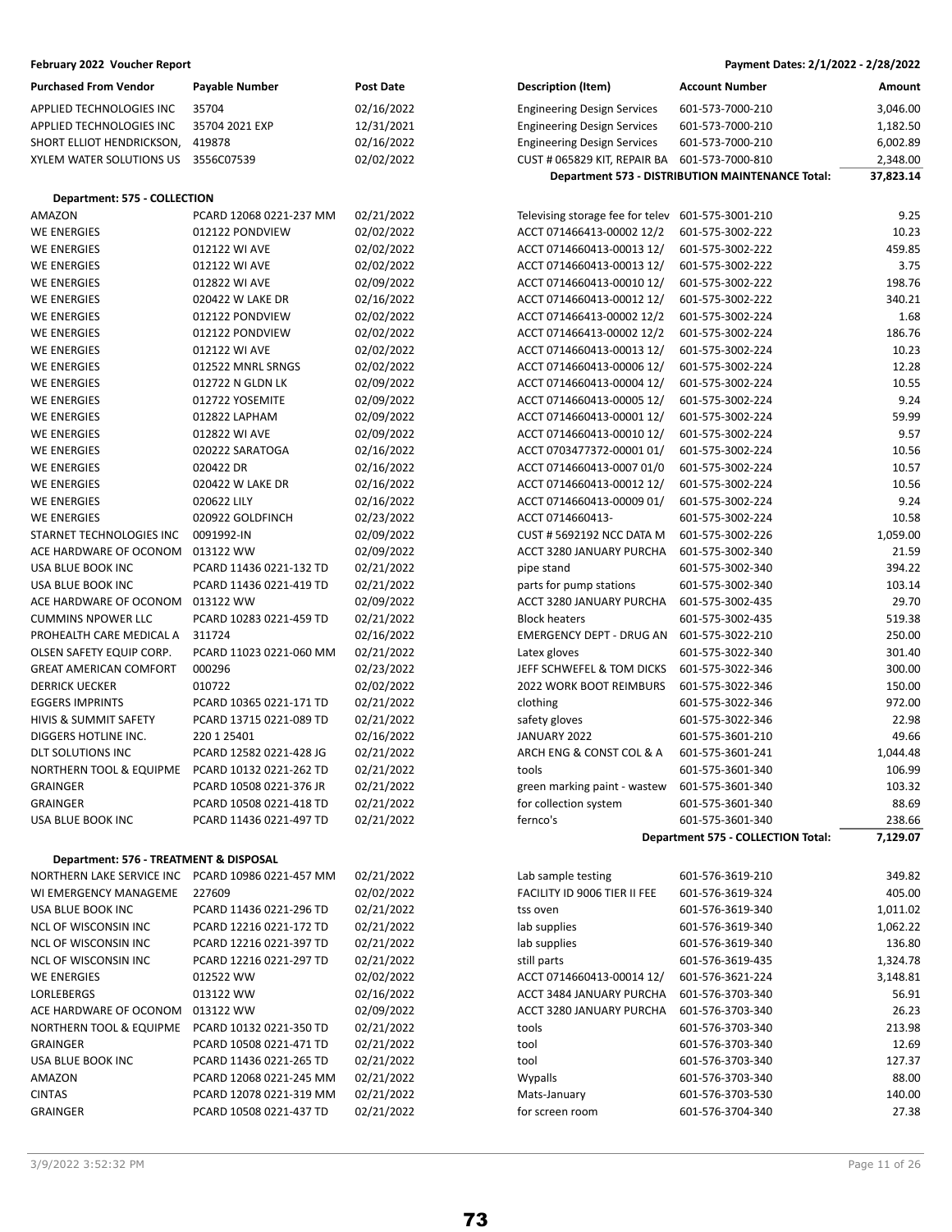**February 2022 Voucher Report** — **Payment Dates: 2/1/2022 - 2/28/2022**

| Purchased From Vendor | Payable Number | Post Date | Description (Item) | Account Number | Amount |
|---|---|---|---|---|---|
| APPLIED TECHNOLOGIES INC | 35704 | 02/16/2022 | Engineering Design Services | 601-573-7000-210 | 3,046.00 |
| APPLIED TECHNOLOGIES INC | 35704 2021 EXP | 12/31/2021 | Engineering Design Services | 601-573-7000-210 | 1,182.50 |
| SHORT ELLIOT HENDRICKSON, | 419878 | 02/16/2022 | Engineering Design Services | 601-573-7000-210 | 6,002.89 |
| XYLEM WATER SOLUTIONS US | 3556C07539 | 02/02/2022 | CUST # 065829 KIT, REPAIR BA | 601-573-7000-810 | 2,348.00 |
| | | | **Department 573 - DISTRIBUTION MAINTENANCE Total:** | | **37,823.14** |
| **Department: 575 - COLLECTION** | | | | | |
| AMAZON | PCARD 12068 0221-237 MM | 02/21/2022 | Televising storage fee for telev | 601-575-3001-210 | 9.25 |
| WE ENERGIES | 012122 PONDVIEW | 02/02/2022 | ACCT 071466413-00002 12/2 | 601-575-3002-222 | 10.23 |
| WE ENERGIES | 012122 WI AVE | 02/02/2022 | ACCT 0714660413-00013 12/ | 601-575-3002-222 | 459.85 |
| WE ENERGIES | 012122 WI AVE | 02/02/2022 | ACCT 0714660413-00013 12/ | 601-575-3002-222 | 3.75 |
| WE ENERGIES | 012822 WI AVE | 02/09/2022 | ACCT 0714660413-00010 12/ | 601-575-3002-222 | 198.76 |
| WE ENERGIES | 020422 W LAKE DR | 02/16/2022 | ACCT 0714660413-00012 12/ | 601-575-3002-222 | 340.21 |
| WE ENERGIES | 012122 PONDVIEW | 02/02/2022 | ACCT 071466413-00002 12/2 | 601-575-3002-224 | 1.68 |
| WE ENERGIES | 012122 PONDVIEW | 02/02/2022 | ACCT 071466413-00002 12/2 | 601-575-3002-224 | 186.76 |
| WE ENERGIES | 012122 WI AVE | 02/02/2022 | ACCT 0714660413-00013 12/ | 601-575-3002-224 | 10.23 |
| WE ENERGIES | 012522 MNRL SRNGS | 02/02/2022 | ACCT 0714660413-00006 12/ | 601-575-3002-224 | 12.28 |
| WE ENERGIES | 012722 N GLDN LK | 02/09/2022 | ACCT 0714660413-00004 12/ | 601-575-3002-224 | 10.55 |
| WE ENERGIES | 012722 YOSEMITE | 02/09/2022 | ACCT 0714660413-00005 12/ | 601-575-3002-224 | 9.24 |
| WE ENERGIES | 012822 LAPHAM | 02/09/2022 | ACCT 0714660413-00001 12/ | 601-575-3002-224 | 59.99 |
| WE ENERGIES | 012822 WI AVE | 02/09/2022 | ACCT 0714660413-00010 12/ | 601-575-3002-224 | 9.57 |
| WE ENERGIES | 020222 SARATOGA | 02/16/2022 | ACCT 0703477372-00001 01/ | 601-575-3002-224 | 10.56 |
| WE ENERGIES | 020422 DR | 02/16/2022 | ACCT 0714660413-0007 01/0 | 601-575-3002-224 | 10.57 |
| WE ENERGIES | 020422 W LAKE DR | 02/16/2022 | ACCT 0714660413-00012 12/ | 601-575-3002-224 | 10.56 |
| WE ENERGIES | 020622 LILY | 02/16/2022 | ACCT 0714660413-00009 01/ | 601-575-3002-224 | 9.24 |
| WE ENERGIES | 020922 GOLDFINCH | 02/23/2022 | ACCT 0714660413- | 601-575-3002-224 | 10.58 |
| STARNET TECHNOLOGIES INC | 0091992-IN | 02/09/2022 | CUST # 5692192 NCC DATA M | 601-575-3002-226 | 1,059.00 |
| ACE HARDWARE OF OCONOM | 013122 WW | 02/09/2022 | ACCT 3280 JANUARY PURCHA | 601-575-3002-340 | 21.59 |
| USA BLUE BOOK INC | PCARD 11436 0221-132 TD | 02/21/2022 | pipe stand | 601-575-3002-340 | 394.22 |
| USA BLUE BOOK INC | PCARD 11436 0221-419 TD | 02/21/2022 | parts for pump stations | 601-575-3002-340 | 103.14 |
| ACE HARDWARE OF OCONOM | 013122 WW | 02/09/2022 | ACCT 3280 JANUARY PURCHA | 601-575-3002-435 | 29.70 |
| CUMMINS NPOWER LLC | PCARD 10283 0221-459 TD | 02/21/2022 | Block heaters | 601-575-3002-435 | 519.38 |
| PROHEALTH CARE MEDICAL A | 311724 | 02/16/2022 | EMERGENCY DEPT - DRUG AN | 601-575-3022-210 | 250.00 |
| OLSEN SAFETY EQUIP CORP. | PCARD 11023 0221-060 MM | 02/21/2022 | Latex gloves | 601-575-3022-340 | 301.40 |
| GREAT AMERICAN COMFORT | 000296 | 02/23/2022 | JEFF SCHWEFEL & TOM DICKS | 601-575-3022-346 | 300.00 |
| DERRICK UECKER | 010722 | 02/02/2022 | 2022 WORK BOOT REIMBURS | 601-575-3022-346 | 150.00 |
| EGGERS IMPRINTS | PCARD 10365 0221-171 TD | 02/21/2022 | clothing | 601-575-3022-346 | 972.00 |
| HIVIS & SUMMIT SAFETY | PCARD 13715 0221-089 TD | 02/21/2022 | safety gloves | 601-575-3022-346 | 22.98 |
| DIGGERS HOTLINE INC. | 220 1 25401 | 02/16/2022 | JANUARY 2022 | 601-575-3601-210 | 49.66 |
| DLT SOLUTIONS INC | PCARD 12582 0221-428 JG | 02/21/2022 | ARCH ENG & CONST COL & A | 601-575-3601-241 | 1,044.48 |
| NORTHERN TOOL & EQUIPME | PCARD 10132 0221-262 TD | 02/21/2022 | tools | 601-575-3601-340 | 106.99 |
| GRAINGER | PCARD 10508 0221-376 JR | 02/21/2022 | green marking paint - wastew | 601-575-3601-340 | 103.32 |
| GRAINGER | PCARD 10508 0221-418 TD | 02/21/2022 | for collection system | 601-575-3601-340 | 88.69 |
| USA BLUE BOOK INC | PCARD 11436 0221-497 TD | 02/21/2022 | fernco's | 601-575-3601-340 | 238.66 |
| | | | **Department 575 - COLLECTION Total:** | | **7,129.07** |
| **Department: 576 - TREATMENT & DISPOSAL** | | | | | |
| NORTHERN LAKE SERVICE INC | PCARD 10986 0221-457 MM | 02/21/2022 | Lab sample testing | 601-576-3619-210 | 349.82 |
| WI EMERGENCY MANAGEME | 227609 | 02/02/2022 | FACILITY ID 9006 TIER II FEE | 601-576-3619-324 | 405.00 |
| USA BLUE BOOK INC | PCARD 11436 0221-296 TD | 02/21/2022 | tss oven | 601-576-3619-340 | 1,011.02 |
| NCL OF WISCONSIN INC | PCARD 12216 0221-172 TD | 02/21/2022 | lab supplies | 601-576-3619-340 | 1,062.22 |
| NCL OF WISCONSIN INC | PCARD 12216 0221-397 TD | 02/21/2022 | lab supplies | 601-576-3619-340 | 136.80 |
| NCL OF WISCONSIN INC | PCARD 12216 0221-297 TD | 02/21/2022 | still parts | 601-576-3619-435 | 1,324.78 |
| WE ENERGIES | 012522 WW | 02/02/2022 | ACCT 0714660413-00014 12/ | 601-576-3621-224 | 3,148.81 |
| LORLEBERGS | 013122 WW | 02/16/2022 | ACCT 3484 JANUARY PURCHA | 601-576-3703-340 | 56.91 |
| ACE HARDWARE OF OCONOM | 013122 WW | 02/09/2022 | ACCT 3280 JANUARY PURCHA | 601-576-3703-340 | 26.23 |
| NORTHERN TOOL & EQUIPME | PCARD 10132 0221-350 TD | 02/21/2022 | tools | 601-576-3703-340 | 213.98 |
| GRAINGER | PCARD 10508 0221-471 TD | 02/21/2022 | tool | 601-576-3703-340 | 12.69 |
| USA BLUE BOOK INC | PCARD 11436 0221-265 TD | 02/21/2022 | tool | 601-576-3703-340 | 127.37 |
| AMAZON | PCARD 12068 0221-245 MM | 02/21/2022 | Wypalls | 601-576-3703-340 | 88.00 |
| CINTAS | PCARD 12078 0221-319 MM | 02/21/2022 | Mats-January | 601-576-3703-530 | 140.00 |
| GRAINGER | PCARD 10508 0221-437 TD | 02/21/2022 | for screen room | 601-576-3704-340 | 27.38 |

3/9/2022 3:52:32 PM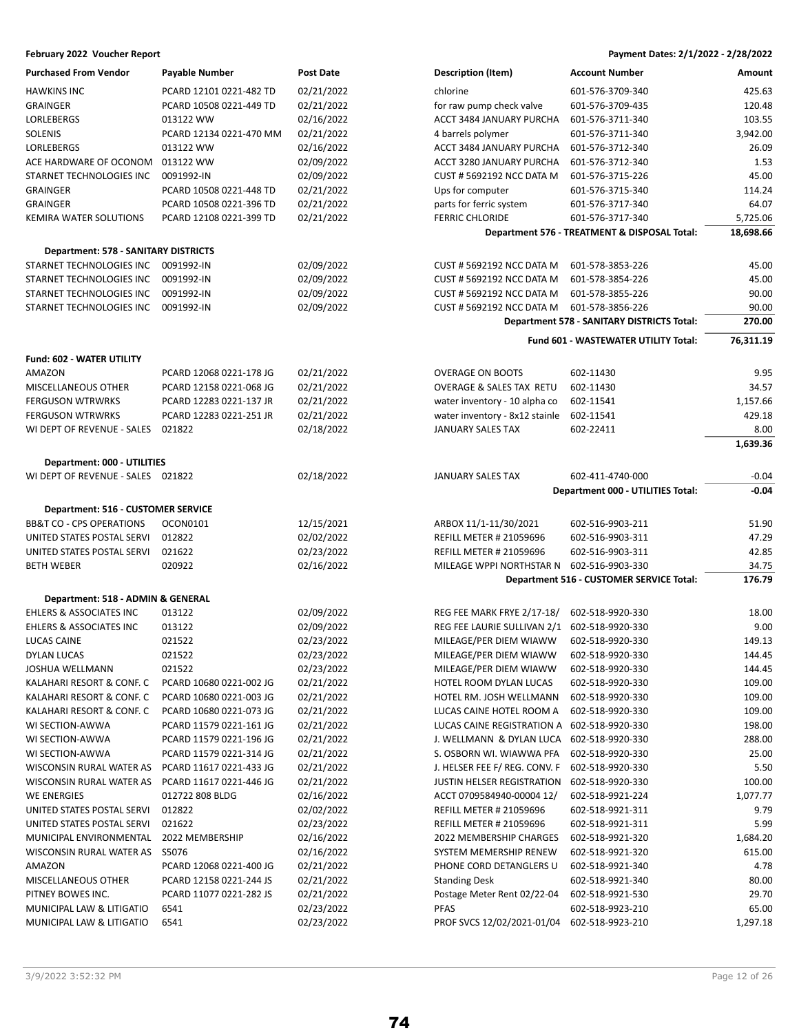**February 2022 Voucher Report** — Payment Dates: 2/1/2022 - 2/28/2022

| Purchased From Vendor | Payable Number | Post Date | Description (Item) | Account Number | Amount |
|---|---|---|---|---|---|
| HAWKINS INC | PCARD 12101 0221-482 TD | 02/21/2022 | chlorine | 601-576-3709-340 | 425.63 |
| GRAINGER | PCARD 10508 0221-449 TD | 02/21/2022 | for raw pump check valve | 601-576-3709-435 | 120.48 |
| LORLEBERGS | 013122 WW | 02/16/2022 | ACCT 3484 JANUARY PURCHA | 601-576-3711-340 | 103.55 |
| SOLENIS | PCARD 12134 0221-470 MM | 02/21/2022 | 4 barrels polymer | 601-576-3711-340 | 3,942.00 |
| LORLEBERGS | 013122 WW | 02/16/2022 | ACCT 3484 JANUARY PURCHA | 601-576-3712-340 | 26.09 |
| ACE HARDWARE OF OCONOM | 013122 WW | 02/09/2022 | ACCT 3280 JANUARY PURCHA | 601-576-3712-340 | 1.53 |
| STARNET TECHNOLOGIES INC | 0091992-IN | 02/09/2022 | CUST # 5692192 NCC DATA M | 601-576-3715-226 | 45.00 |
| GRAINGER | PCARD 10508 0221-448 TD | 02/21/2022 | Ups for computer | 601-576-3715-340 | 114.24 |
| GRAINGER | PCARD 10508 0221-396 TD | 02/21/2022 | parts for ferric system | 601-576-3717-340 | 64.07 |
| KEMIRA WATER SOLUTIONS | PCARD 12108 0221-399 TD | 02/21/2022 | FERRIC CHLORIDE | 601-576-3717-340 | 5,725.06 |
| | | | | **Department 576 - TREATMENT & DISPOSAL Total:** | **18,698.66** |
| **Department: 578 - SANITARY DISTRICTS** | | | | | |
| STARNET TECHNOLOGIES INC | 0091992-IN | 02/09/2022 | CUST # 5692192 NCC DATA M | 601-578-3853-226 | 45.00 |
| STARNET TECHNOLOGIES INC | 0091992-IN | 02/09/2022 | CUST # 5692192 NCC DATA M | 601-578-3854-226 | 45.00 |
| STARNET TECHNOLOGIES INC | 0091992-IN | 02/09/2022 | CUST # 5692192 NCC DATA M | 601-578-3855-226 | 90.00 |
| STARNET TECHNOLOGIES INC | 0091992-IN | 02/09/2022 | CUST # 5692192 NCC DATA M | 601-578-3856-226 | 90.00 |
| | | | | **Department 578 - SANITARY DISTRICTS Total:** | **270.00** |
| | | | | **Fund 601 - WASTEWATER UTILITY Total:** | **76,311.19** |
| **Fund: 602 - WATER UTILITY** | | | | | |
| AMAZON | PCARD 12068 0221-178 JG | 02/21/2022 | OVERAGE ON BOOTS | 602-11430 | 9.95 |
| MISCELLANEOUS OTHER | PCARD 12158 0221-068 JG | 02/21/2022 | OVERAGE & SALES TAX RETU | 602-11430 | 34.57 |
| FERGUSON WTRWRKS | PCARD 12283 0221-137 JR | 02/21/2022 | water inventory - 10 alpha co | 602-11541 | 1,157.66 |
| FERGUSON WTRWRKS | PCARD 12283 0221-251 JR | 02/21/2022 | water inventory - 8x12 stainle | 602-11541 | 429.18 |
| WI DEPT OF REVENUE - SALES | 021822 | 02/18/2022 | JANUARY SALES TAX | 602-22411 | 8.00 |
| | | | | | **1,639.36** |
| **Department: 000 - UTILITIES** | | | | | |
| WI DEPT OF REVENUE - SALES | 021822 | 02/18/2022 | JANUARY SALES TAX | 602-411-4740-000 | -0.04 |
| | | | | **Department 000 - UTILITIES Total:** | **-0.04** |
| **Department: 516 - CUSTOMER SERVICE** | | | | | |
| BB&T CO - CPS OPERATIONS | OCON0101 | 12/15/2021 | ARBOX 11/1-11/30/2021 | 602-516-9903-211 | 51.90 |
| UNITED STATES POSTAL SERVI | 012822 | 02/02/2022 | REFILL METER # 21059696 | 602-516-9903-311 | 47.29 |
| UNITED STATES POSTAL SERVI | 021622 | 02/23/2022 | REFILL METER # 21059696 | 602-516-9903-311 | 42.85 |
| BETH WEBER | 020922 | 02/16/2022 | MILEAGE WPPI NORTHSTAR N | 602-516-9903-330 | 34.75 |
| | | | | **Department 516 - CUSTOMER SERVICE Total:** | **176.79** |
| **Department: 518 - ADMIN & GENERAL** | | | | | |
| EHLERS & ASSOCIATES INC | 013122 | 02/09/2022 | REG FEE MARK FRYE 2/17-18/ | 602-518-9920-330 | 18.00 |
| EHLERS & ASSOCIATES INC | 013122 | 02/09/2022 | REG FEE LAURIE SULLIVAN 2/1 | 602-518-9920-330 | 9.00 |
| LUCAS CAINE | 021522 | 02/23/2022 | MILEAGE/PER DIEM WIAWW | 602-518-9920-330 | 149.13 |
| DYLAN LUCAS | 021522 | 02/23/2022 | MILEAGE/PER DIEM WIAWW | 602-518-9920-330 | 144.45 |
| JOSHUA WELLMANN | 021522 | 02/23/2022 | MILEAGE/PER DIEM WIAWW | 602-518-9920-330 | 144.45 |
| KALAHARI RESORT & CONF. C | PCARD 10680 0221-002 JG | 02/21/2022 | HOTEL ROOM DYLAN LUCAS | 602-518-9920-330 | 109.00 |
| KALAHARI RESORT & CONF. C | PCARD 10680 0221-003 JG | 02/21/2022 | HOTEL RM. JOSH WELLMANN | 602-518-9920-330 | 109.00 |
| KALAHARI RESORT & CONF. C | PCARD 10680 0221-073 JG | 02/21/2022 | LUCAS CAINE HOTEL ROOM A | 602-518-9920-330 | 109.00 |
| WI SECTION-AWWA | PCARD 11579 0221-161 JG | 02/21/2022 | LUCAS CAINE REGISTRATION A | 602-518-9920-330 | 198.00 |
| WI SECTION-AWWA | PCARD 11579 0221-196 JG | 02/21/2022 | J. WELLMANN & DYLAN LUCA | 602-518-9920-330 | 288.00 |
| WI SECTION-AWWA | PCARD 11579 0221-314 JG | 02/21/2022 | S. OSBORN WI. WIAWWA PFA | 602-518-9920-330 | 25.00 |
| WISCONSIN RURAL WATER AS | PCARD 11617 0221-433 JG | 02/21/2022 | J. HELSER FEE F/ REG. CONV. F | 602-518-9920-330 | 5.50 |
| WISCONSIN RURAL WATER AS | PCARD 11617 0221-446 JG | 02/21/2022 | JUSTIN HELSER REGISTRATION | 602-518-9920-330 | 100.00 |
| WE ENERGIES | 012722 808 BLDG | 02/16/2022 | ACCT 0709584940-00004 12/ | 602-518-9921-224 | 1,077.77 |
| UNITED STATES POSTAL SERVI | 012822 | 02/02/2022 | REFILL METER # 21059696 | 602-518-9921-311 | 9.79 |
| UNITED STATES POSTAL SERVI | 021622 | 02/23/2022 | REFILL METER # 21059696 | 602-518-9921-311 | 5.99 |
| MUNICIPAL ENVIRONMENTAL | 2022 MEMBERSHIP | 02/16/2022 | 2022 MEMBERSHIP CHARGES | 602-518-9921-320 | 1,684.20 |
| WISCONSIN RURAL WATER AS | S5076 | 02/16/2022 | SYSTEM MEMERSHIP RENEW | 602-518-9921-320 | 615.00 |
| AMAZON | PCARD 12068 0221-400 JG | 02/21/2022 | PHONE CORD DETANGLERS U | 602-518-9921-340 | 4.78 |
| MISCELLANEOUS OTHER | PCARD 12158 0221-244 JS | 02/21/2022 | Standing Desk | 602-518-9921-340 | 80.00 |
| PITNEY BOWES INC. | PCARD 11077 0221-282 JS | 02/21/2022 | Postage Meter Rent 02/22-04 | 602-518-9921-530 | 29.70 |
| MUNICIPAL LAW & LITIGATIO | 6541 | 02/23/2022 | PFAS | 602-518-9923-210 | 65.00 |
| MUNICIPAL LAW & LITIGATIO | 6541 | 02/23/2022 | PROF SVCS 12/02/2021-01/04 | 602-518-9923-210 | 1,297.18 |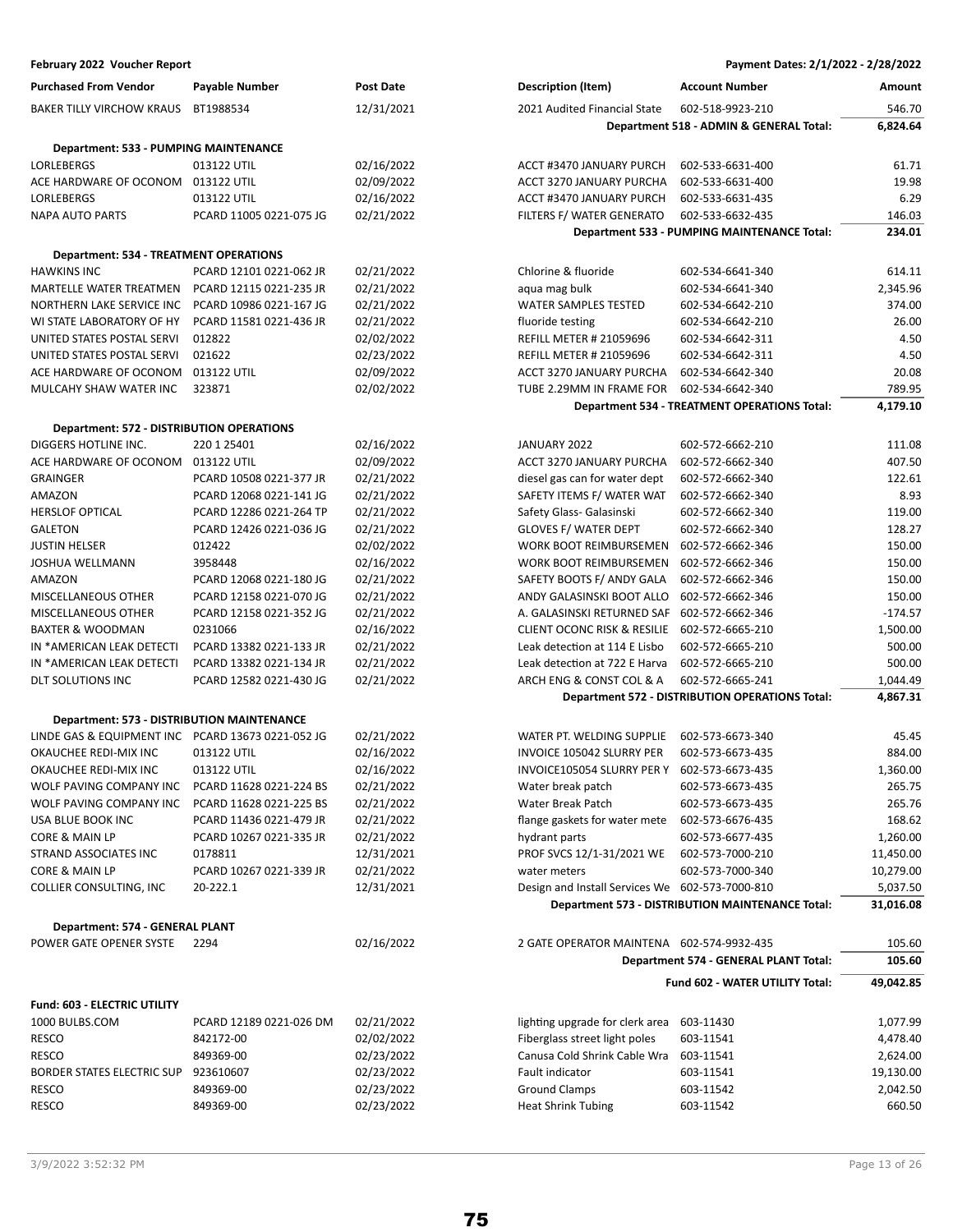**February 2022 Voucher Report** — Payment Dates: 2/1/2022 - 2/28/2022

| Purchased From Vendor | Payable Number | Post Date | Description (Item) | Account Number | Amount |
|---|---|---|---|---|---|
| BAKER TILLY VIRCHOW KRAUS | BT1988534 | 12/31/2021 | 2021 Audited Financial State | 602-518-9923-210 | 546.70 |
| | | | | **Department 518 - ADMIN & GENERAL Total:** | **6,824.64** |
| **Department: 533 - PUMPING MAINTENANCE** | | | | | |
| LORLEBERGS | 013122 UTIL | 02/16/2022 | ACCT #3470 JANUARY PURCH | 602-533-6631-400 | 61.71 |
| ACE HARDWARE OF OCONOM | 013122 UTIL | 02/09/2022 | ACCT 3270 JANUARY PURCHA | 602-533-6631-400 | 19.98 |
| LORLEBERGS | 013122 UTIL | 02/16/2022 | ACCT #3470 JANUARY PURCH | 602-533-6631-435 | 6.29 |
| NAPA AUTO PARTS | PCARD 11005 0221-075 JG | 02/21/2022 | FILTERS F/ WATER GENERATO | 602-533-6632-435 | 146.03 |
| | | | | **Department 533 - PUMPING MAINTENANCE Total:** | **234.01** |
| **Department: 534 - TREATMENT OPERATIONS** | | | | | |
| HAWKINS INC | PCARD 12101 0221-062 JR | 02/21/2022 | Chlorine & fluoride | 602-534-6641-340 | 614.11 |
| MARTELLE WATER TREATMEN | PCARD 12115 0221-235 JR | 02/21/2022 | aqua mag bulk | 602-534-6641-340 | 2,345.96 |
| NORTHERN LAKE SERVICE INC | PCARD 10986 0221-167 JG | 02/21/2022 | WATER SAMPLES TESTED | 602-534-6642-210 | 374.00 |
| WI STATE LABORATORY OF HY | PCARD 11581 0221-436 JR | 02/21/2022 | fluoride testing | 602-534-6642-210 | 26.00 |
| UNITED STATES POSTAL SERVI | 012822 | 02/02/2022 | REFILL METER # 21059696 | 602-534-6642-311 | 4.50 |
| UNITED STATES POSTAL SERVI | 021622 | 02/23/2022 | REFILL METER # 21059696 | 602-534-6642-311 | 4.50 |
| ACE HARDWARE OF OCONOM | 013122 UTIL | 02/09/2022 | ACCT 3270 JANUARY PURCHA | 602-534-6642-340 | 20.08 |
| MULCAHY SHAW WATER INC | 323871 | 02/02/2022 | TUBE 2.29MM IN FRAME FOR | 602-534-6642-340 | 789.95 |
| | | | | **Department 534 - TREATMENT OPERATIONS Total:** | **4,179.10** |
| **Department: 572 - DISTRIBUTION OPERATIONS** | | | | | |
| DIGGERS HOTLINE INC. | 220 1 25401 | 02/16/2022 | JANUARY 2022 | 602-572-6662-210 | 111.08 |
| ACE HARDWARE OF OCONOM | 013122 UTIL | 02/09/2022 | ACCT 3270 JANUARY PURCHA | 602-572-6662-340 | 407.50 |
| GRAINGER | PCARD 10508 0221-377 JR | 02/21/2022 | diesel gas can for water dept | 602-572-6662-340 | 122.61 |
| AMAZON | PCARD 12068 0221-141 JG | 02/21/2022 | SAFETY ITEMS F/ WATER WAT | 602-572-6662-340 | 8.93 |
| HERSLOF OPTICAL | PCARD 12286 0221-264 TP | 02/21/2022 | Safety Glass- Galasinski | 602-572-6662-340 | 119.00 |
| GALETON | PCARD 12426 0221-036 JG | 02/21/2022 | GLOVES F/ WATER DEPT | 602-572-6662-340 | 128.27 |
| JUSTIN HELSER | 012422 | 02/02/2022 | WORK BOOT REIMBURSEMEN | 602-572-6662-346 | 150.00 |
| JOSHUA WELLMANN | 3958448 | 02/16/2022 | WORK BOOT REIMBURSEMEN | 602-572-6662-346 | 150.00 |
| AMAZON | PCARD 12068 0221-180 JG | 02/21/2022 | SAFETY BOOTS F/ ANDY GALA | 602-572-6662-346 | 150.00 |
| MISCELLANEOUS OTHER | PCARD 12158 0221-070 JG | 02/21/2022 | ANDY GALASINSKI BOOT ALLO | 602-572-6662-346 | 150.00 |
| MISCELLANEOUS OTHER | PCARD 12158 0221-352 JG | 02/21/2022 | A. GALASINSKI RETURNED SAF | 602-572-6662-346 | -174.57 |
| BAXTER & WOODMAN | 0231066 | 02/16/2022 | CLIENT OCONC RISK & RESILIE | 602-572-6665-210 | 1,500.00 |
| IN *AMERICAN LEAK DETECTI | PCARD 13382 0221-133 JR | 02/21/2022 | Leak detection at 114 E Lisbo | 602-572-6665-210 | 500.00 |
| IN *AMERICAN LEAK DETECTI | PCARD 13382 0221-134 JR | 02/21/2022 | Leak detection at 722 E Harva | 602-572-6665-210 | 500.00 |
| DLT SOLUTIONS INC | PCARD 12582 0221-430 JG | 02/21/2022 | ARCH ENG & CONST COL & A | 602-572-6665-241 | 1,044.49 |
| | | | | **Department 572 - DISTRIBUTION OPERATIONS Total:** | **4,867.31** |
| **Department: 573 - DISTRIBUTION MAINTENANCE** | | | | | |
| LINDE GAS & EQUIPMENT INC | PCARD 13673 0221-052 JG | 02/21/2022 | WATER PT. WELDING SUPPLIE | 602-573-6673-340 | 45.45 |
| OKAUCHEE REDI-MIX INC | 013122 UTIL | 02/16/2022 | INVOICE 105042 SLURRY PER | 602-573-6673-435 | 884.00 |
| OKAUCHEE REDI-MIX INC | 013122 UTIL | 02/16/2022 | INVOICE105054 SLURRY PER Y | 602-573-6673-435 | 1,360.00 |
| WOLF PAVING COMPANY INC | PCARD 11628 0221-224 BS | 02/21/2022 | Water break patch | 602-573-6673-435 | 265.75 |
| WOLF PAVING COMPANY INC | PCARD 11628 0221-225 BS | 02/21/2022 | Water Break Patch | 602-573-6673-435 | 265.76 |
| USA BLUE BOOK INC | PCARD 11436 0221-479 JR | 02/21/2022 | flange gaskets for water mete | 602-573-6676-435 | 168.62 |
| CORE & MAIN LP | PCARD 10267 0221-335 JR | 02/21/2022 | hydrant parts | 602-573-6677-435 | 1,260.00 |
| STRAND ASSOCIATES INC | 0178811 | 12/31/2021 | PROF SVCS 12/1-31/2021 WE | 602-573-7000-210 | 11,450.00 |
| CORE & MAIN LP | PCARD 10267 0221-339 JR | 02/21/2022 | water meters | 602-573-7000-340 | 10,279.00 |
| COLLIER CONSULTING, INC | 20-222.1 | 12/31/2021 | Design and Install Services We | 602-573-7000-810 | 5,037.50 |
| | | | | **Department 573 - DISTRIBUTION MAINTENANCE Total:** | **31,016.08** |
| **Department: 574 - GENERAL PLANT** | | | | | |
| POWER GATE OPENER SYSTE | 2294 | 02/16/2022 | 2 GATE OPERATOR MAINTENA | 602-574-9932-435 | 105.60 |
| | | | | **Department 574 - GENERAL PLANT Total:** | **105.60** |
| | | | | **Fund 602 - WATER UTILITY Total:** | **49,042.85** |
| **Fund: 603 - ELECTRIC UTILITY** | | | | | |
| 1000 BULBS.COM | PCARD 12189 0221-026 DM | 02/21/2022 | lighting upgrade for clerk area | 603-11430 | 1,077.99 |
| RESCO | 842172-00 | 02/02/2022 | Fiberglass street light poles | 603-11541 | 4,478.40 |
| RESCO | 849369-00 | 02/23/2022 | Canusa Cold Shrink Cable Wra | 603-11541 | 2,624.00 |
| BORDER STATES ELECTRIC SUP | 923610607 | 02/23/2022 | Fault indicator | 603-11541 | 19,130.00 |
| RESCO | 849369-00 | 02/23/2022 | Ground Clamps | 603-11542 | 2,042.50 |
| RESCO | 849369-00 | 02/23/2022 | Heat Shrink Tubing | 603-11542 | 660.50 |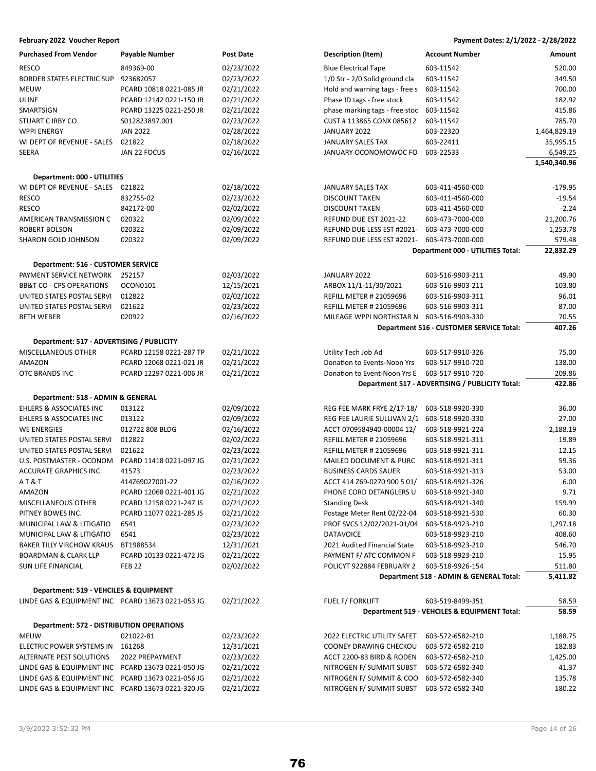**February 2022 Voucher Report** — **Payment Dates: 2/1/2022 - 2/28/2022**

| Purchased From Vendor | Payable Number | Post Date | Description (Item) | Account Number | Amount |
|---|---|---|---|---|---|
| RESCO | 849369-00 | 02/23/2022 | Blue Electrical Tape | 603-11542 | 520.00 |
| BORDER STATES ELECTRIC SUP | 923682057 | 02/23/2022 | 1/0 Str - 2/0 Solid ground cla | 603-11542 | 349.50 |
| MEUW | PCARD 10818 0221-085 JR | 02/21/2022 | Hold and warning tags - free s | 603-11542 | 700.00 |
| ULINE | PCARD 12142 0221-150 JR | 02/21/2022 | Phase ID tags - free stock | 603-11542 | 182.92 |
| SMARTSIGN | PCARD 13225 0221-250 JR | 02/21/2022 | phase marking tags - free stoc | 603-11542 | 415.86 |
| STUART C IRBY CO | S012823897.001 | 02/23/2022 | CUST # 113865 CONX 085612 | 603-11542 | 785.70 |
| WPPI ENERGY | JAN 2022 | 02/28/2022 | JANUARY 2022 | 603-22320 | 1,464,829.19 |
| WI DEPT OF REVENUE - SALES | 021822 | 02/18/2022 | JANUARY SALES TAX | 603-22411 | 35,995.15 |
| SEERA | JAN 22 FOCUS | 02/16/2022 | JANUARY OCONOMOWOC FO | 603-22533 | 6,549.25 |
| | | | | | **1,540,340.96** |
| **Department: 000 - UTILITIES** | | | | | |
| WI DEPT OF REVENUE - SALES | 021822 | 02/18/2022 | JANUARY SALES TAX | 603-411-4560-000 | -179.95 |
| RESCO | 832755-02 | 02/23/2022 | DISCOUNT TAKEN | 603-411-4560-000 | -19.54 |
| RESCO | 842172-00 | 02/02/2022 | DISCOUNT TAKEN | 603-411-4560-000 | -2.24 |
| AMERICAN TRANSMISSION C | 020322 | 02/09/2022 | REFUND DUE EST 2021-22 | 603-473-7000-000 | 21,200.76 |
| ROBERT BOLSON | 020322 | 02/09/2022 | REFUND DUE LESS EST #2021- | 603-473-7000-000 | 1,253.78 |
| SHARON GOLD JOHNSON | 020322 | 02/09/2022 | REFUND DUE LESS EST #2021- | 603-473-7000-000 | 579.48 |
| | | | | **Department 000 - UTILITIES Total:** | **22,832.29** |
| **Department: 516 - CUSTOMER SERVICE** | | | | | |
| PAYMENT SERVICE NETWORK | 252157 | 02/03/2022 | JANUARY 2022 | 603-516-9903-211 | 49.90 |
| BB&T CO - CPS OPERATIONS | OCON0101 | 12/15/2021 | ARBOX 11/1-11/30/2021 | 603-516-9903-211 | 103.80 |
| UNITED STATES POSTAL SERVI | 012822 | 02/02/2022 | REFILL METER # 21059696 | 603-516-9903-311 | 96.01 |
| UNITED STATES POSTAL SERVI | 021622 | 02/23/2022 | REFILL METER # 21059696 | 603-516-9903-311 | 87.00 |
| BETH WEBER | 020922 | 02/16/2022 | MILEAGE WPPI NORTHSTAR N | 603-516-9903-330 | 70.55 |
| | | | | **Department 516 - CUSTOMER SERVICE Total:** | **407.26** |
| **Department: 517 - ADVERTISING / PUBLICITY** | | | | | |
| MISCELLANEOUS OTHER | PCARD 12158 0221-287 TP | 02/21/2022 | Utility Tech Job Ad | 603-517-9910-326 | 75.00 |
| AMAZON | PCARD 12068 0221-021 JR | 02/21/2022 | Donation to Events-Noon Yrs | 603-517-9910-720 | 138.00 |
| OTC BRANDS INC | PCARD 12297 0221-006 JR | 02/21/2022 | Donation to Event-Noon Yrs E | 603-517-9910-720 | 209.86 |
| | | | | **Department 517 - ADVERTISING / PUBLICITY Total:** | **422.86** |
| **Department: 518 - ADMIN & GENERAL** | | | | | |
| EHLERS & ASSOCIATES INC | 013122 | 02/09/2022 | REG FEE MARK FRYE 2/17-18/ | 603-518-9920-330 | 36.00 |
| EHLERS & ASSOCIATES INC | 013122 | 02/09/2022 | REG FEE LAURIE SULLIVAN 2/1 | 603-518-9920-330 | 27.00 |
| WE ENERGIES | 012722 808 BLDG | 02/16/2022 | ACCT 0709584940-00004 12/ | 603-518-9921-224 | 2,188.19 |
| UNITED STATES POSTAL SERVI | 012822 | 02/02/2022 | REFILL METER # 21059696 | 603-518-9921-311 | 19.89 |
| UNITED STATES POSTAL SERVI | 021622 | 02/23/2022 | REFILL METER # 21059696 | 603-518-9921-311 | 12.15 |
| U.S. POSTMASTER - OCONOM | PCARD 11418 0221-097 JG | 02/21/2022 | MAILED DOCUMENT & PURC | 603-518-9921-311 | 59.36 |
| ACCURATE GRAPHICS INC | 41573 | 02/23/2022 | BUSINESS CARDS SAUER | 603-518-9921-313 | 53.00 |
| A T & T | 414Z69027001-22 | 02/16/2022 | ACCT 414 Z69-0270 900 5 01/ | 603-518-9921-326 | 6.00 |
| AMAZON | PCARD 12068 0221-401 JG | 02/21/2022 | PHONE CORD DETANGLERS U | 603-518-9921-340 | 9.71 |
| MISCELLANEOUS OTHER | PCARD 12158 0221-247 JS | 02/21/2022 | Standing Desk | 603-518-9921-340 | 159.99 |
| PITNEY BOWES INC. | PCARD 11077 0221-285 JS | 02/21/2022 | Postage Meter Rent 02/22-04 | 603-518-9921-530 | 60.30 |
| MUNICIPAL LAW & LITIGATIO | 6541 | 02/23/2022 | PROF SVCS 12/02/2021-01/04 | 603-518-9923-210 | 1,297.18 |
| MUNICIPAL LAW & LITIGATIO | 6541 | 02/23/2022 | DATAVOICE | 603-518-9923-210 | 408.60 |
| BAKER TILLY VIRCHOW KRAUS | BT1988534 | 12/31/2021 | 2021 Audited Financial State | 603-518-9923-210 | 546.70 |
| BOARDMAN & CLARK LLP | PCARD 10133 0221-472 JG | 02/21/2022 | PAYMENT F/ ATC COMMON F | 603-518-9923-210 | 15.95 |
| SUN LIFE FINANCIAL | FEB 22 | 02/02/2022 | POLICYT 922884 FEBRUARY 2 | 603-518-9926-154 | 511.80 |
| | | | | **Department 518 - ADMIN & GENERAL Total:** | **5,411.82** |
| **Department: 519 - VEHCILES & EQUIPMENT** | | | | | |
| LINDE GAS & EQUIPMENT INC | PCARD 13673 0221-053 JG | 02/21/2022 | FUEL F/ FORKLIFT | 603-519-8499-351 | 58.59 |
| | | | | **Department 519 - VEHCILES & EQUIPMENT Total:** | **58.59** |
| **Department: 572 - DISTRIBUTION OPERATIONS** | | | | | |
| MEUW | 021022-81 | 02/23/2022 | 2022 ELECTRIC UTILITY SAFET | 603-572-6582-210 | 1,188.75 |
| ELECTRIC POWER SYSTEMS IN | 161268 | 12/31/2021 | COONEY DRAWING CHECKOU | 603-572-6582-210 | 182.83 |
| ALTERNATE PEST SOLUTIONS | 2022 PREPAYMENT | 02/23/2022 | ACCT 2200-83 BIRD & RODEN | 603-572-6582-210 | 1,425.00 |
| LINDE GAS & EQUIPMENT INC | PCARD 13673 0221-050 JG | 02/21/2022 | NITROGEN F/ SUMMIT SUBST | 603-572-6582-340 | 41.37 |
| LINDE GAS & EQUIPMENT INC | PCARD 13673 0221-056 JG | 02/21/2022 | NITROGEN F/ SUMMIT & COO | 603-572-6582-340 | 135.78 |
| LINDE GAS & EQUIPMENT INC | PCARD 13673 0221-320 JG | 02/21/2022 | NITROGEN F/ SUMMIT SUBST | 603-572-6582-340 | 180.22 |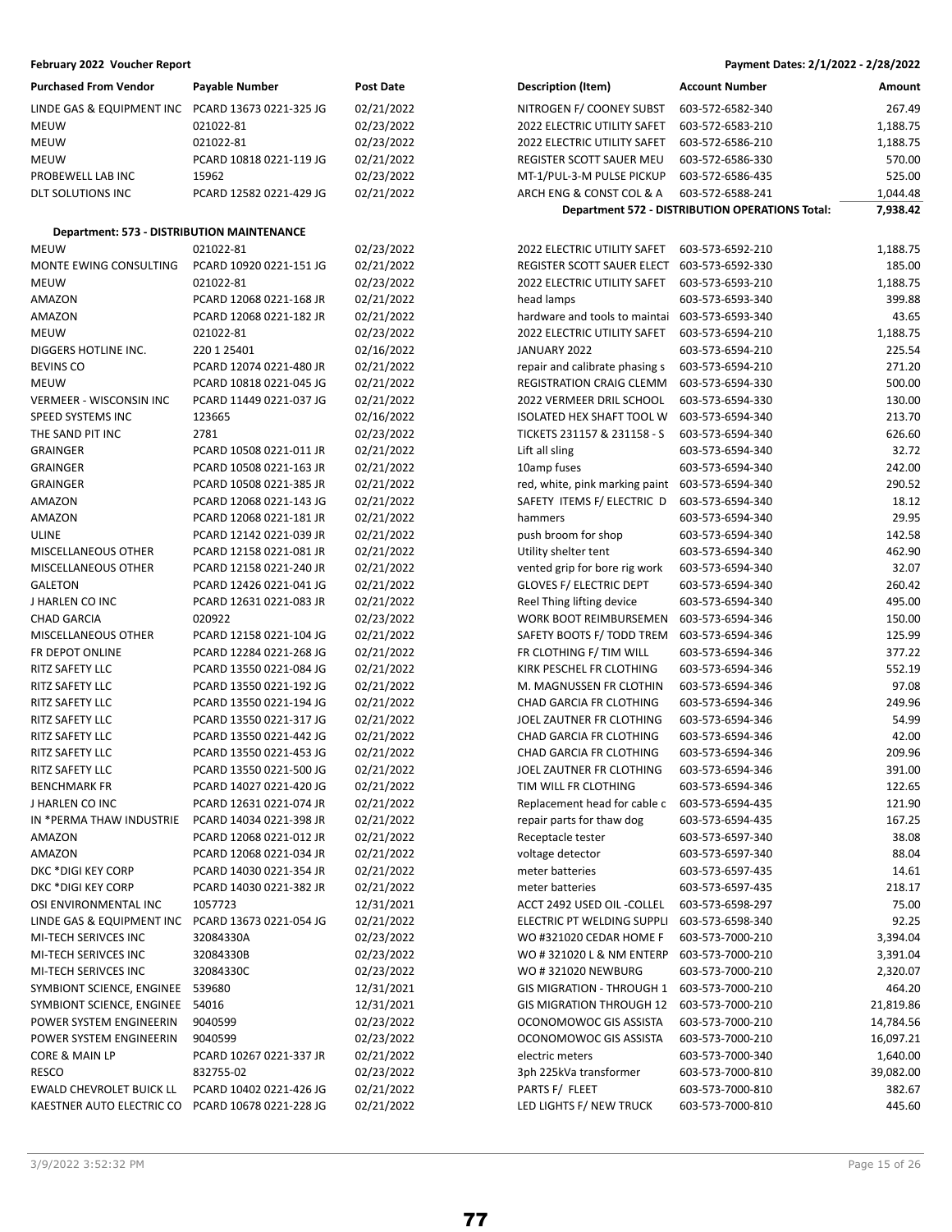**February 2022 Voucher Report** — Payment Dates: 2/1/2022 - 2/28/2022

| Purchased From Vendor | Payable Number | Post Date | Description (Item) | Account Number | Amount |
|---|---|---|---|---|---|
| LINDE GAS & EQUIPMENT INC | PCARD 13673 0221-325 JG | 02/21/2022 | NITROGEN F/ COONEY SUBST | 603-572-6582-340 | 267.49 |
| MEUW | 021022-81 | 02/23/2022 | 2022 ELECTRIC UTILITY SAFET | 603-572-6583-210 | 1,188.75 |
| MEUW | 021022-81 | 02/23/2022 | 2022 ELECTRIC UTILITY SAFET | 603-572-6586-210 | 1,188.75 |
| MEUW | PCARD 10818 0221-119 JG | 02/21/2022 | REGISTER SCOTT SAUER MEU | 603-572-6586-330 | 570.00 |
| PROBEWELL LAB INC | 15962 | 02/23/2022 | MT-1/PUL-3-M PULSE PICKUP | 603-572-6586-435 | 525.00 |
| DLT SOLUTIONS INC | PCARD 12582 0221-429 JG | 02/21/2022 | ARCH ENG & CONST COL & A | 603-572-6588-241 | 1,044.48 |
| | | | **Department 572 - DISTRIBUTION OPERATIONS Total:** | | **7,938.42** |

**Department: 573 - DISTRIBUTION MAINTENANCE**

| Purchased From Vendor | Payable Number | Post Date | Description (Item) | Account Number | Amount |
|---|---|---|---|---|---|
| MEUW | 021022-81 | 02/23/2022 | 2022 ELECTRIC UTILITY SAFET | 603-573-6592-210 | 1,188.75 |
| MONTE EWING CONSULTING | PCARD 10920 0221-151 JG | 02/21/2022 | REGISTER SCOTT SAUER ELECT | 603-573-6592-330 | 185.00 |
| MEUW | 021022-81 | 02/23/2022 | 2022 ELECTRIC UTILITY SAFET | 603-573-6593-210 | 1,188.75 |
| AMAZON | PCARD 12068 0221-168 JR | 02/21/2022 | head lamps | 603-573-6593-340 | 399.88 |
| AMAZON | PCARD 12068 0221-182 JR | 02/21/2022 | hardware and tools to maintai | 603-573-6593-340 | 43.65 |
| MEUW | 021022-81 | 02/23/2022 | 2022 ELECTRIC UTILITY SAFET | 603-573-6594-210 | 1,188.75 |
| DIGGERS HOTLINE INC. | 220 1 25401 | 02/16/2022 | JANUARY 2022 | 603-573-6594-210 | 225.54 |
| BEVINS CO | PCARD 12074 0221-480 JR | 02/21/2022 | repair and calibrate phasing s | 603-573-6594-210 | 271.20 |
| MEUW | PCARD 10818 0221-045 JG | 02/21/2022 | REGISTRATION CRAIG CLEMM | 603-573-6594-330 | 500.00 |
| VERMEER - WISCONSIN INC | PCARD 11449 0221-037 JG | 02/21/2022 | 2022 VERMEER DRIL SCHOOL | 603-573-6594-330 | 130.00 |
| SPEED SYSTEMS INC | 123665 | 02/16/2022 | ISOLATED HEX SHAFT TOOL W | 603-573-6594-340 | 213.70 |
| THE SAND PIT INC | 2781 | 02/23/2022 | TICKETS 231157 & 231158 - S | 603-573-6594-340 | 626.60 |
| GRAINGER | PCARD 10508 0221-011 JR | 02/21/2022 | Lift all sling | 603-573-6594-340 | 32.72 |
| GRAINGER | PCARD 10508 0221-163 JR | 02/21/2022 | 10amp fuses | 603-573-6594-340 | 242.00 |
| GRAINGER | PCARD 10508 0221-385 JR | 02/21/2022 | red, white, pink marking paint | 603-573-6594-340 | 290.52 |
| AMAZON | PCARD 12068 0221-143 JG | 02/21/2022 | SAFETY ITEMS F/ ELECTRIC D | 603-573-6594-340 | 18.12 |
| AMAZON | PCARD 12068 0221-181 JR | 02/21/2022 | hammers | 603-573-6594-340 | 29.95 |
| ULINE | PCARD 12142 0221-039 JR | 02/21/2022 | push broom for shop | 603-573-6594-340 | 142.58 |
| MISCELLANEOUS OTHER | PCARD 12158 0221-081 JR | 02/21/2022 | Utility shelter tent | 603-573-6594-340 | 462.90 |
| MISCELLANEOUS OTHER | PCARD 12158 0221-240 JR | 02/21/2022 | vented grip for bore rig work | 603-573-6594-340 | 32.07 |
| GALETON | PCARD 12426 0221-041 JG | 02/21/2022 | GLOVES F/ ELECTRIC DEPT | 603-573-6594-340 | 260.42 |
| J HARLEN CO INC | PCARD 12631 0221-083 JR | 02/21/2022 | Reel Thing lifting device | 603-573-6594-340 | 495.00 |
| CHAD GARCIA | 020922 | 02/23/2022 | WORK BOOT REIMBURSEMEN | 603-573-6594-346 | 150.00 |
| MISCELLANEOUS OTHER | PCARD 12158 0221-104 JG | 02/21/2022 | SAFETY BOOTS F/ TODD TREM | 603-573-6594-346 | 125.99 |
| FR DEPOT ONLINE | PCARD 12284 0221-268 JG | 02/21/2022 | FR CLOTHING F/ TIM WILL | 603-573-6594-346 | 377.22 |
| RITZ SAFETY LLC | PCARD 13550 0221-084 JG | 02/21/2022 | KIRK PESCHEL FR CLOTHING | 603-573-6594-346 | 552.19 |
| RITZ SAFETY LLC | PCARD 13550 0221-192 JG | 02/21/2022 | M. MAGNUSSEN FR CLOTHIN | 603-573-6594-346 | 97.08 |
| RITZ SAFETY LLC | PCARD 13550 0221-194 JG | 02/21/2022 | CHAD GARCIA FR CLOTHING | 603-573-6594-346 | 249.96 |
| RITZ SAFETY LLC | PCARD 13550 0221-317 JG | 02/21/2022 | JOEL ZAUTNER FR CLOTHING | 603-573-6594-346 | 54.99 |
| RITZ SAFETY LLC | PCARD 13550 0221-442 JG | 02/21/2022 | CHAD GARCIA FR CLOTHING | 603-573-6594-346 | 42.00 |
| RITZ SAFETY LLC | PCARD 13550 0221-453 JG | 02/21/2022 | CHAD GARCIA FR CLOTHING | 603-573-6594-346 | 209.96 |
| RITZ SAFETY LLC | PCARD 13550 0221-500 JG | 02/21/2022 | JOEL ZAUTNER FR CLOTHING | 603-573-6594-346 | 391.00 |
| BENCHMARK FR | PCARD 14027 0221-420 JG | 02/21/2022 | TIM WILL FR CLOTHING | 603-573-6594-346 | 122.65 |
| J HARLEN CO INC | PCARD 12631 0221-074 JR | 02/21/2022 | Replacement head for cable c | 603-573-6594-435 | 121.90 |
| IN *PERMA THAW INDUSTRIE | PCARD 14034 0221-398 JR | 02/21/2022 | repair parts for thaw dog | 603-573-6594-435 | 167.25 |
| AMAZON | PCARD 12068 0221-012 JR | 02/21/2022 | Receptacle tester | 603-573-6597-340 | 38.08 |
| AMAZON | PCARD 12068 0221-034 JR | 02/21/2022 | voltage detector | 603-573-6597-340 | 88.04 |
| DKC *DIGI KEY CORP | PCARD 14030 0221-354 JR | 02/21/2022 | meter batteries | 603-573-6597-435 | 14.61 |
| DKC *DIGI KEY CORP | PCARD 14030 0221-382 JR | 02/21/2022 | meter batteries | 603-573-6597-435 | 218.17 |
| OSI ENVIRONMENTAL INC | 1057723 | 12/31/2021 | ACCT 2492 USED OIL -COLLEL | 603-573-6598-297 | 75.00 |
| LINDE GAS & EQUIPMENT INC | PCARD 13673 0221-054 JG | 02/21/2022 | ELECTRIC PT WELDING SUPPLI | 603-573-6598-340 | 92.25 |
| MI-TECH SERIVCES INC | 32084330A | 02/23/2022 | WO #321020 CEDAR HOME F | 603-573-7000-210 | 3,394.04 |
| MI-TECH SERIVCES INC | 32084330B | 02/23/2022 | WO # 321020 L & NM ENTERP | 603-573-7000-210 | 3,391.04 |
| MI-TECH SERIVCES INC | 32084330C | 02/23/2022 | WO # 321020 NEWBURG | 603-573-7000-210 | 2,320.07 |
| SYMBIONT SCIENCE, ENGINEE | 539680 | 12/31/2021 | GIS MIGRATION - THROUGH 1 | 603-573-7000-210 | 464.20 |
| SYMBIONT SCIENCE, ENGINEE | 54016 | 12/31/2021 | GIS MIGRATION THROUGH 12 | 603-573-7000-210 | 21,819.86 |
| POWER SYSTEM ENGINEERIN | 9040599 | 02/23/2022 | OCONOMOWOC GIS ASSISTA | 603-573-7000-210 | 14,784.56 |
| POWER SYSTEM ENGINEERIN | 9040599 | 02/23/2022 | OCONOMOWOC GIS ASSISTA | 603-573-7000-210 | 16,097.21 |
| CORE & MAIN LP | PCARD 10267 0221-337 JR | 02/21/2022 | electric meters | 603-573-7000-340 | 1,640.00 |
| RESCO | 832755-02 | 02/23/2022 | 3ph 225kVa transformer | 603-573-7000-810 | 39,082.00 |
| EWALD CHEVROLET BUICK LL | PCARD 10402 0221-426 JG | 02/21/2022 | PARTS F/ FLEET | 603-573-7000-810 | 382.67 |
| KAESTNER AUTO ELECTRIC CO | PCARD 10678 0221-228 JG | 02/21/2022 | LED LIGHTS F/ NEW TRUCK | 603-573-7000-810 | 445.60 |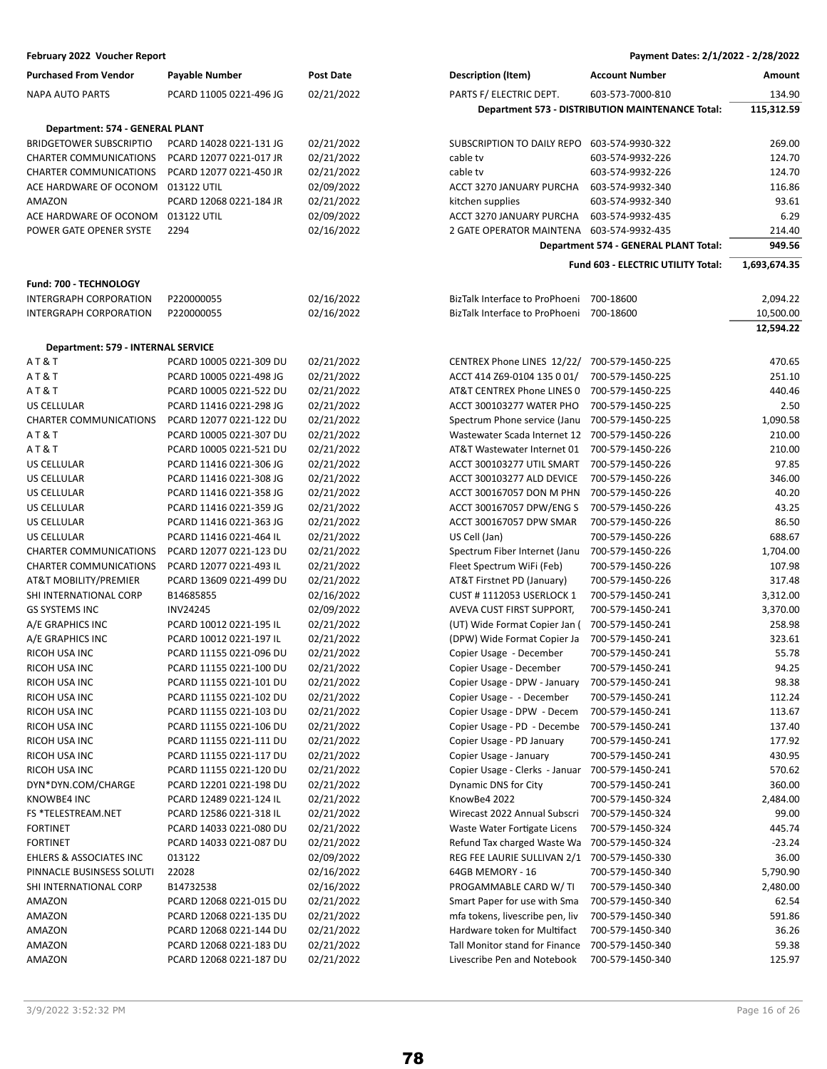**February 2022 Voucher Report** — Payment Dates: 2/1/2022 - 2/28/2022

| Purchased From Vendor | Payable Number | Post Date | Description (Item) | Account Number | Amount |
|---|---|---|---|---|---|
| NAPA AUTO PARTS | PCARD 11005 0221-496 JG | 02/21/2022 | PARTS F/ ELECTRIC DEPT. | 603-573-7000-810 | 134.90 |
| | | | | **Department 573 - DISTRIBUTION MAINTENANCE Total:** | **115,312.59** |
| **Department: 574 - GENERAL PLANT** | | | | | |
| BRIDGETOWER SUBSCRIPTIO | PCARD 14028 0221-131 JG | 02/21/2022 | SUBSCRIPTION TO DAILY REPO | 603-574-9930-322 | 269.00 |
| CHARTER COMMUNICATIONS | PCARD 12077 0221-017 JR | 02/21/2022 | cable tv | 603-574-9932-226 | 124.70 |
| CHARTER COMMUNICATIONS | PCARD 12077 0221-450 JR | 02/21/2022 | cable tv | 603-574-9932-226 | 124.70 |
| ACE HARDWARE OF OCONOM | 013122 UTIL | 02/09/2022 | ACCT 3270 JANUARY PURCHA | 603-574-9932-340 | 116.86 |
| AMAZON | PCARD 12068 0221-184 JR | 02/21/2022 | kitchen supplies | 603-574-9932-340 | 93.61 |
| ACE HARDWARE OF OCONOM | 013122 UTIL | 02/09/2022 | ACCT 3270 JANUARY PURCHA | 603-574-9932-435 | 6.29 |
| POWER GATE OPENER SYSTE | 2294 | 02/16/2022 | 2 GATE OPERATOR MAINTENA | 603-574-9932-435 | 214.40 |
| | | | | **Department 574 - GENERAL PLANT Total:** | **949.56** |
| | | | | **Fund 603 - ELECTRIC UTILITY Total:** | **1,693,674.35** |
| **Fund: 700 - TECHNOLOGY** | | | | | |
| INTERGRAPH CORPORATION | P220000055 | 02/16/2022 | BizTalk Interface to ProPhoeni | 700-18600 | 2,094.22 |
| INTERGRAPH CORPORATION | P220000055 | 02/16/2022 | BizTalk Interface to ProPhoeni | 700-18600 | 10,500.00 |
| | | | | | **12,594.22** |
| **Department: 579 - INTERNAL SERVICE** | | | | | |
| A T & T | PCARD 10005 0221-309 DU | 02/21/2022 | CENTREX Phone LINES 12/22/ | 700-579-1450-225 | 470.65 |
| A T & T | PCARD 10005 0221-498 JG | 02/21/2022 | ACCT 414 Z69-0104 135 0 01/ | 700-579-1450-225 | 251.10 |
| A T & T | PCARD 10005 0221-522 DU | 02/21/2022 | AT&T CENTREX Phone LINES 0 | 700-579-1450-225 | 440.46 |
| US CELLULAR | PCARD 11416 0221-298 JG | 02/21/2022 | ACCT 300103277 WATER PHO | 700-579-1450-225 | 2.50 |
| CHARTER COMMUNICATIONS | PCARD 12077 0221-122 DU | 02/21/2022 | Spectrum Phone service (Janu | 700-579-1450-225 | 1,090.58 |
| A T & T | PCARD 10005 0221-307 DU | 02/21/2022 | Wastewater Scada Internet 12 | 700-579-1450-226 | 210.00 |
| A T & T | PCARD 10005 0221-521 DU | 02/21/2022 | AT&T Wastewater Internet 01 | 700-579-1450-226 | 210.00 |
| US CELLULAR | PCARD 11416 0221-306 JG | 02/21/2022 | ACCT 300103277 UTIL SMART | 700-579-1450-226 | 97.85 |
| US CELLULAR | PCARD 11416 0221-308 JG | 02/21/2022 | ACCT 300103277 ALD DEVICE | 700-579-1450-226 | 346.00 |
| US CELLULAR | PCARD 11416 0221-358 JG | 02/21/2022 | ACCT 300167057 DON M PHN | 700-579-1450-226 | 40.20 |
| US CELLULAR | PCARD 11416 0221-359 JG | 02/21/2022 | ACCT 300167057 DPW/ENG S | 700-579-1450-226 | 43.25 |
| US CELLULAR | PCARD 11416 0221-363 JG | 02/21/2022 | ACCT 300167057 DPW SMAR | 700-579-1450-226 | 86.50 |
| US CELLULAR | PCARD 11416 0221-464 IL | 02/21/2022 | US Cell (Jan) | 700-579-1450-226 | 688.67 |
| CHARTER COMMUNICATIONS | PCARD 12077 0221-123 DU | 02/21/2022 | Spectrum Fiber Internet (Janu | 700-579-1450-226 | 1,704.00 |
| CHARTER COMMUNICATIONS | PCARD 12077 0221-493 IL | 02/21/2022 | Fleet Spectrum WiFi (Feb) | 700-579-1450-226 | 107.98 |
| AT&T MOBILITY/PREMIER | PCARD 13609 0221-499 DU | 02/21/2022 | AT&T Firstnet PD (January) | 700-579-1450-226 | 317.48 |
| SHI INTERNATIONAL CORP | B14685855 | 02/16/2022 | CUST # 1112053 USERLOCK 1 | 700-579-1450-241 | 3,312.00 |
| GS SYSTEMS INC | INV24245 | 02/09/2022 | AVEVA CUST FIRST SUPPORT, | 700-579-1450-241 | 3,370.00 |
| A/E GRAPHICS INC | PCARD 10012 0221-195 IL | 02/21/2022 | (UT) Wide Format Copier Jan ( | 700-579-1450-241 | 258.98 |
| A/E GRAPHICS INC | PCARD 10012 0221-197 IL | 02/21/2022 | (DPW) Wide Format Copier Ja | 700-579-1450-241 | 323.61 |
| RICOH USA INC | PCARD 11155 0221-096 DU | 02/21/2022 | Copier Usage - December | 700-579-1450-241 | 55.78 |
| RICOH USA INC | PCARD 11155 0221-100 DU | 02/21/2022 | Copier Usage - December | 700-579-1450-241 | 94.25 |
| RICOH USA INC | PCARD 11155 0221-101 DU | 02/21/2022 | Copier Usage - DPW - January | 700-579-1450-241 | 98.38 |
| RICOH USA INC | PCARD 11155 0221-102 DU | 02/21/2022 | Copier Usage - - December | 700-579-1450-241 | 112.24 |
| RICOH USA INC | PCARD 11155 0221-103 DU | 02/21/2022 | Copier Usage - DPW - Decem | 700-579-1450-241 | 113.67 |
| RICOH USA INC | PCARD 11155 0221-106 DU | 02/21/2022 | Copier Usage - PD - Decembe | 700-579-1450-241 | 137.40 |
| RICOH USA INC | PCARD 11155 0221-111 DU | 02/21/2022 | Copier Usage - PD January | 700-579-1450-241 | 177.92 |
| RICOH USA INC | PCARD 11155 0221-117 DU | 02/21/2022 | Copier Usage - January | 700-579-1450-241 | 430.95 |
| RICOH USA INC | PCARD 11155 0221-120 DU | 02/21/2022 | Copier Usage - Clerks - Januar | 700-579-1450-241 | 570.62 |
| DYN*DYN.COM/CHARGE | PCARD 12201 0221-198 DU | 02/21/2022 | Dynamic DNS for City | 700-579-1450-241 | 360.00 |
| KNOWBE4 INC | PCARD 12489 0221-124 IL | 02/21/2022 | KnowBe4 2022 | 700-579-1450-324 | 2,484.00 |
| FS *TELESTREAM.NET | PCARD 12586 0221-318 IL | 02/21/2022 | Wirecast 2022 Annual Subscri | 700-579-1450-324 | 99.00 |
| FORTINET | PCARD 14033 0221-080 DU | 02/21/2022 | Waste Water Fortigate Licens | 700-579-1450-324 | 445.74 |
| FORTINET | PCARD 14033 0221-087 DU | 02/21/2022 | Refund Tax charged Waste Wa | 700-579-1450-324 | -23.24 |
| EHLERS & ASSOCIATES INC | 013122 | 02/09/2022 | REG FEE LAURIE SULLIVAN 2/1 | 700-579-1450-330 | 36.00 |
| PINNACLE BUSINSESS SOLUTI | 22028 | 02/16/2022 | 64GB MEMORY - 16 | 700-579-1450-340 | 5,790.90 |
| SHI INTERNATIONAL CORP | B14732538 | 02/16/2022 | PROGAMMABLE CARD W/ TI | 700-579-1450-340 | 2,480.00 |
| AMAZON | PCARD 12068 0221-015 DU | 02/21/2022 | Smart Paper for use with Sma | 700-579-1450-340 | 62.54 |
| AMAZON | PCARD 12068 0221-135 DU | 02/21/2022 | mfa tokens, livescribe pen, liv | 700-579-1450-340 | 591.86 |
| AMAZON | PCARD 12068 0221-144 DU | 02/21/2022 | Hardware token for Multifact | 700-579-1450-340 | 36.26 |
| AMAZON | PCARD 12068 0221-183 DU | 02/21/2022 | Tall Monitor stand for Finance | 700-579-1450-340 | 59.38 |
| AMAZON | PCARD 12068 0221-187 DU | 02/21/2022 | Livescribe Pen and Notebook | 700-579-1450-340 | 125.97 |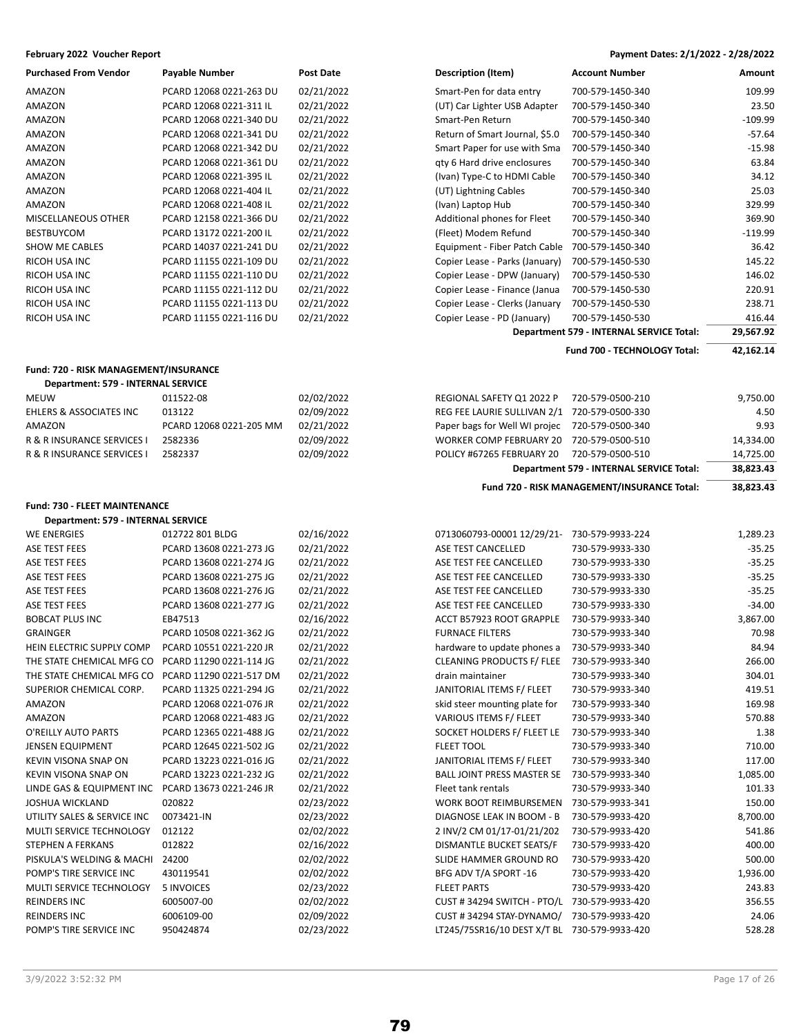**February 2022 Voucher Report** — **Payment Dates: 2/1/2022 - 2/28/2022**

| Purchased From Vendor | Payable Number | Post Date | Description (Item) | Account Number | Amount |
|---|---|---|---|---|---|
| AMAZON | PCARD 12068 0221-263 DU | 02/21/2022 | Smart-Pen for data entry | 700-579-1450-340 | 109.99 |
| AMAZON | PCARD 12068 0221-311 IL | 02/21/2022 | (UT) Car Lighter USB Adapter | 700-579-1450-340 | 23.50 |
| AMAZON | PCARD 12068 0221-340 DU | 02/21/2022 | Smart-Pen Return | 700-579-1450-340 | -109.99 |
| AMAZON | PCARD 12068 0221-341 DU | 02/21/2022 | Return of Smart Journal, $5.0 | 700-579-1450-340 | -57.64 |
| AMAZON | PCARD 12068 0221-342 DU | 02/21/2022 | Smart Paper for use with Sma | 700-579-1450-340 | -15.98 |
| AMAZON | PCARD 12068 0221-361 DU | 02/21/2022 | qty 6 Hard drive enclosures | 700-579-1450-340 | 63.84 |
| AMAZON | PCARD 12068 0221-395 IL | 02/21/2022 | (Ivan) Type-C to HDMI Cable | 700-579-1450-340 | 34.12 |
| AMAZON | PCARD 12068 0221-404 IL | 02/21/2022 | (UT) Lightning Cables | 700-579-1450-340 | 25.03 |
| AMAZON | PCARD 12068 0221-408 IL | 02/21/2022 | (Ivan) Laptop Hub | 700-579-1450-340 | 329.99 |
| MISCELLANEOUS OTHER | PCARD 12158 0221-366 DU | 02/21/2022 | Additional phones for Fleet | 700-579-1450-340 | 369.90 |
| BESTBUYCOM | PCARD 13172 0221-200 IL | 02/21/2022 | (Fleet) Modem Refund | 700-579-1450-340 | -119.99 |
| SHOW ME CABLES | PCARD 14037 0221-241 DU | 02/21/2022 | Equipment - Fiber Patch Cable | 700-579-1450-340 | 36.42 |
| RICOH USA INC | PCARD 11155 0221-109 DU | 02/21/2022 | Copier Lease - Parks (January) | 700-579-1450-530 | 145.22 |
| RICOH USA INC | PCARD 11155 0221-110 DU | 02/21/2022 | Copier Lease - DPW (January) | 700-579-1450-530 | 146.02 |
| RICOH USA INC | PCARD 11155 0221-112 DU | 02/21/2022 | Copier Lease - Finance (Janua | 700-579-1450-530 | 220.91 |
| RICOH USA INC | PCARD 11155 0221-113 DU | 02/21/2022 | Copier Lease - Clerks (January | 700-579-1450-530 | 238.71 |
| RICOH USA INC | PCARD 11155 0221-116 DU | 02/21/2022 | Copier Lease - PD (January) | 700-579-1450-530 | 416.44 |
| | | | | **Department 579 - INTERNAL SERVICE Total:** | **29,567.92** |
| | | | | **Fund 700 - TECHNOLOGY Total:** | **42,162.14** |

**Fund: 720 - RISK MANAGEMENT/INSURANCE**

**Department: 579 - INTERNAL SERVICE**

| Purchased From Vendor | Payable Number | Post Date | Description (Item) | Account Number | Amount |
|---|---|---|---|---|---|
| MEUW | 011522-08 | 02/02/2022 | REGIONAL SAFETY Q1 2022 P | 720-579-0500-210 | 9,750.00 |
| EHLERS & ASSOCIATES INC | 013122 | 02/09/2022 | REG FEE LAURIE SULLIVAN 2/1 | 720-579-0500-330 | 4.50 |
| AMAZON | PCARD 12068 0221-205 MM | 02/21/2022 | Paper bags for Well WI projec | 720-579-0500-340 | 9.93 |
| R & R INSURANCE SERVICES I | 2582336 | 02/09/2022 | WORKER COMP FEBRUARY 20 | 720-579-0500-510 | 14,334.00 |
| R & R INSURANCE SERVICES I | 2582337 | 02/09/2022 | POLICY #67265 FEBRUARY 20 | 720-579-0500-510 | 14,725.00 |
| | | | | **Department 579 - INTERNAL SERVICE Total:** | **38,823.43** |
| | | | | **Fund 720 - RISK MANAGEMENT/INSURANCE Total:** | **38,823.43** |

**Fund: 730 - FLEET MAINTENANCE**

**Department: 579 - INTERNAL SERVICE**

| Purchased From Vendor | Payable Number | Post Date | Description (Item) | Account Number | Amount |
|---|---|---|---|---|---|
| WE ENERGIES | 012722 801 BLDG | 02/16/2022 | 0713060793-00001 12/29/21- | 730-579-9933-224 | 1,289.23 |
| ASE TEST FEES | PCARD 13608 0221-273 JG | 02/21/2022 | ASE TEST CANCELLED | 730-579-9933-330 | -35.25 |
| ASE TEST FEES | PCARD 13608 0221-274 JG | 02/21/2022 | ASE TEST FEE CANCELLED | 730-579-9933-330 | -35.25 |
| ASE TEST FEES | PCARD 13608 0221-275 JG | 02/21/2022 | ASE TEST FEE CANCELLED | 730-579-9933-330 | -35.25 |
| ASE TEST FEES | PCARD 13608 0221-276 JG | 02/21/2022 | ASE TEST FEE CANCELLED | 730-579-9933-330 | -35.25 |
| ASE TEST FEES | PCARD 13608 0221-277 JG | 02/21/2022 | ASE TEST FEE CANCELLED | 730-579-9933-330 | -34.00 |
| BOBCAT PLUS INC | EB47513 | 02/16/2022 | ACCT B57923 ROOT GRAPPLE | 730-579-9933-340 | 3,867.00 |
| GRAINGER | PCARD 10508 0221-362 JG | 02/21/2022 | FURNACE FILTERS | 730-579-9933-340 | 70.98 |
| HEIN ELECTRIC SUPPLY COMP | PCARD 10551 0221-220 JR | 02/21/2022 | hardware to update phones a | 730-579-9933-340 | 84.94 |
| THE STATE CHEMICAL MFG CO | PCARD 11290 0221-114 JG | 02/21/2022 | CLEANING PRODUCTS F/ FLEE | 730-579-9933-340 | 266.00 |
| THE STATE CHEMICAL MFG CO | PCARD 11290 0221-517 DM | 02/21/2022 | drain maintainer | 730-579-9933-340 | 304.01 |
| SUPERIOR CHEMICAL CORP. | PCARD 11325 0221-294 JG | 02/21/2022 | JANITORIAL ITEMS F/ FLEET | 730-579-9933-340 | 419.51 |
| AMAZON | PCARD 12068 0221-076 JR | 02/21/2022 | skid steer mounting plate for | 730-579-9933-340 | 169.98 |
| AMAZON | PCARD 12068 0221-483 JG | 02/21/2022 | VARIOUS ITEMS F/ FLEET | 730-579-9933-340 | 570.88 |
| O'REILLY AUTO PARTS | PCARD 12365 0221-488 JG | 02/21/2022 | SOCKET HOLDERS F/ FLEET LE | 730-579-9933-340 | 1.38 |
| JENSEN EQUIPMENT | PCARD 12645 0221-502 JG | 02/21/2022 | FLEET TOOL | 730-579-9933-340 | 710.00 |
| KEVIN VISONA SNAP ON | PCARD 13223 0221-016 JG | 02/21/2022 | JANITORIAL ITEMS F/ FLEET | 730-579-9933-340 | 117.00 |
| KEVIN VISONA SNAP ON | PCARD 13223 0221-232 JG | 02/21/2022 | BALL JOINT PRESS MASTER SE | 730-579-9933-340 | 1,085.00 |
| LINDE GAS & EQUIPMENT INC | PCARD 13673 0221-246 JR | 02/21/2022 | Fleet tank rentals | 730-579-9933-340 | 101.33 |
| JOSHUA WICKLAND | 020822 | 02/23/2022 | WORK BOOT REIMBURSEMEN | 730-579-9933-341 | 150.00 |
| UTILITY SALES & SERVICE INC | 0073421-IN | 02/23/2022 | DIAGNOSE LEAK IN BOOM - B | 730-579-9933-420 | 8,700.00 |
| MULTI SERVICE TECHNOLOGY | 012122 | 02/02/2022 | 2 INV/2 CM 01/17-01/21/202 | 730-579-9933-420 | 541.86 |
| STEPHEN A FERKANS | 012822 | 02/16/2022 | DISMANTLE BUCKET SEATS/F | 730-579-9933-420 | 400.00 |
| PISKULA'S WELDING & MACHI | 24200 | 02/02/2022 | SLIDE HAMMER GROUND RO | 730-579-9933-420 | 500.00 |
| POMP'S TIRE SERVICE INC | 430119541 | 02/02/2022 | BFG ADV T/A SPORT -16 | 730-579-9933-420 | 1,936.00 |
| MULTI SERVICE TECHNOLOGY | 5 INVOICES | 02/23/2022 | FLEET PARTS | 730-579-9933-420 | 243.83 |
| REINDERS INC | 6005007-00 | 02/02/2022 | CUST # 34294 SWITCH - PTO/L | 730-579-9933-420 | 356.55 |
| REINDERS INC | 6006109-00 | 02/09/2022 | CUST # 34294 STAY-DYNAMO/ | 730-579-9933-420 | 24.06 |
| POMP'S TIRE SERVICE INC | 950424874 | 02/23/2022 | LT245/75SR16/10 DEST X/T BL | 730-579-9933-420 | 528.28 |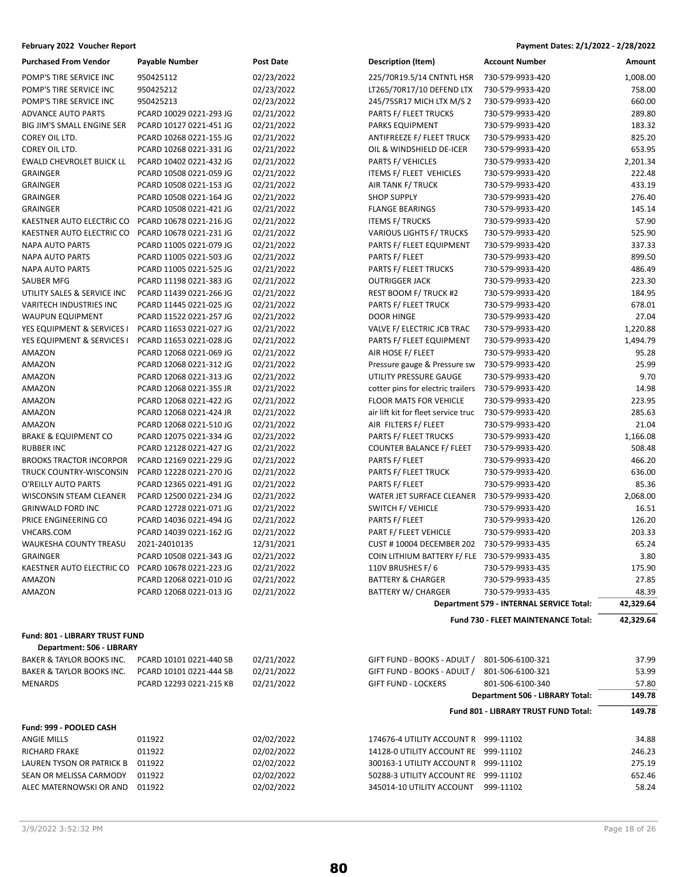**February 2022 Voucher Report** — Payment Dates: 2/1/2022 - 2/28/2022

| Purchased From Vendor | Payable Number | Post Date | Description (Item) | Account Number | Amount |
|---|---|---|---|---|---|
| POMP'S TIRE SERVICE INC | 950425112 | 02/23/2022 | 225/70R19.5/14 CNTNTL HSR | 730-579-9933-420 | 1,008.00 |
| POMP'S TIRE SERVICE INC | 950425212 | 02/23/2022 | LT265/70R17/10 DEFEND LTX | 730-579-9933-420 | 758.00 |
| POMP'S TIRE SERVICE INC | 950425213 | 02/23/2022 | 245/75SR17 MICH LTX M/S 2 | 730-579-9933-420 | 660.00 |
| ADVANCE AUTO PARTS | PCARD 10029 0221-293 JG | 02/21/2022 | PARTS F/ FLEET TRUCKS | 730-579-9933-420 | 289.80 |
| BIG JIM'S SMALL ENGINE SER | PCARD 10127 0221-451 JG | 02/21/2022 | PARKS EQUIPMENT | 730-579-9933-420 | 183.32 |
| COREY OIL LTD. | PCARD 10268 0221-155 JG | 02/21/2022 | ANTIFREEZE F/ FLEET TRUCK | 730-579-9933-420 | 825.20 |
| COREY OIL LTD. | PCARD 10268 0221-331 JG | 02/21/2022 | OIL & WINDSHIELD DE-ICER | 730-579-9933-420 | 653.95 |
| EWALD CHEVROLET BUICK LL | PCARD 10402 0221-432 JG | 02/21/2022 | PARTS F/ VEHICLES | 730-579-9933-420 | 2,201.34 |
| GRAINGER | PCARD 10508 0221-059 JG | 02/21/2022 | ITEMS F/ FLEET VEHICLES | 730-579-9933-420 | 222.48 |
| GRAINGER | PCARD 10508 0221-153 JG | 02/21/2022 | AIR TANK F/ TRUCK | 730-579-9933-420 | 433.19 |
| GRAINGER | PCARD 10508 0221-164 JG | 02/21/2022 | SHOP SUPPLY | 730-579-9933-420 | 276.40 |
| GRAINGER | PCARD 10508 0221-421 JG | 02/21/2022 | FLANGE BEARINGS | 730-579-9933-420 | 145.14 |
| KAESTNER AUTO ELECTRIC CO | PCARD 10678 0221-216 JG | 02/21/2022 | ITEMS F/ TRUCKS | 730-579-9933-420 | 57.90 |
| KAESTNER AUTO ELECTRIC CO | PCARD 10678 0221-231 JG | 02/21/2022 | VARIOUS LIGHTS F/ TRUCKS | 730-579-9933-420 | 525.90 |
| NAPA AUTO PARTS | PCARD 11005 0221-079 JG | 02/21/2022 | PARTS F/ FLEET EQUIPMENT | 730-579-9933-420 | 337.33 |
| NAPA AUTO PARTS | PCARD 11005 0221-503 JG | 02/21/2022 | PARTS F/ FLEET | 730-579-9933-420 | 899.50 |
| NAPA AUTO PARTS | PCARD 11005 0221-525 JG | 02/21/2022 | PARTS F/ FLEET TRUCKS | 730-579-9933-420 | 486.49 |
| SAUBER MFG | PCARD 11198 0221-383 JG | 02/21/2022 | OUTRIGGER JACK | 730-579-9933-420 | 223.30 |
| UTILITY SALES & SERVICE INC | PCARD 11439 0221-266 JG | 02/21/2022 | REST BOOM F/ TRUCK #2 | 730-579-9933-420 | 184.95 |
| VARITECH INDUSTRIES INC | PCARD 11445 0221-025 JG | 02/21/2022 | PARTS F/ FLEET TRUCK | 730-579-9933-420 | 678.01 |
| WAUPUN EQUIPMENT | PCARD 11522 0221-257 JG | 02/21/2022 | DOOR HINGE | 730-579-9933-420 | 27.04 |
| YES EQUIPMENT & SERVICES I | PCARD 11653 0221-027 JG | 02/21/2022 | VALVE F/ ELECTRIC JCB TRAC | 730-579-9933-420 | 1,220.88 |
| YES EQUIPMENT & SERVICES I | PCARD 11653 0221-028 JG | 02/21/2022 | PARTS F/ FLEET EQUIPMENT | 730-579-9933-420 | 1,494.79 |
| AMAZON | PCARD 12068 0221-069 JG | 02/21/2022 | AIR HOSE F/ FLEET | 730-579-9933-420 | 95.28 |
| AMAZON | PCARD 12068 0221-312 JG | 02/21/2022 | Pressure gauge & Pressure sw | 730-579-9933-420 | 25.99 |
| AMAZON | PCARD 12068 0221-313 JG | 02/21/2022 | UTILITY PRESSURE GAUGE | 730-579-9933-420 | 9.70 |
| AMAZON | PCARD 12068 0221-355 JR | 02/21/2022 | cotter pins for electric trailers | 730-579-9933-420 | 14.98 |
| AMAZON | PCARD 12068 0221-422 JG | 02/21/2022 | FLOOR MATS FOR VEHICLE | 730-579-9933-420 | 223.95 |
| AMAZON | PCARD 12068 0221-424 JR | 02/21/2022 | air lift kit for fleet service truc | 730-579-9933-420 | 285.63 |
| AMAZON | PCARD 12068 0221-510 JG | 02/21/2022 | AIR FILTERS F/ FLEET | 730-579-9933-420 | 21.04 |
| BRAKE & EQUIPMENT CO | PCARD 12075 0221-334 JG | 02/21/2022 | PARTS F/ FLEET TRUCKS | 730-579-9933-420 | 1,166.08 |
| RUBBER INC | PCARD 12128 0221-427 JG | 02/21/2022 | COUNTER BALANCE F/ FLEET | 730-579-9933-420 | 508.48 |
| BROOKS TRACTOR INCORPOR | PCARD 12169 0221-229 JG | 02/21/2022 | PARTS F/ FLEET | 730-579-9933-420 | 466.20 |
| TRUCK COUNTRY-WISCONSIN | PCARD 12228 0221-270 JG | 02/21/2022 | PARTS F/ FLEET TRUCK | 730-579-9933-420 | 636.00 |
| O'REILLY AUTO PARTS | PCARD 12365 0221-491 JG | 02/21/2022 | PARTS F/ FLEET | 730-579-9933-420 | 85.36 |
| WISCONSIN STEAM CLEANER | PCARD 12500 0221-234 JG | 02/21/2022 | WATER JET SURFACE CLEANER | 730-579-9933-420 | 2,068.00 |
| GRINWALD FORD INC | PCARD 12728 0221-071 JG | 02/21/2022 | SWITCH F/ VEHICLE | 730-579-9933-420 | 16.51 |
| PRICE ENGINEERING CO | PCARD 14036 0221-494 JG | 02/21/2022 | PARTS F/ FLEET | 730-579-9933-420 | 126.20 |
| VHCARS.COM | PCARD 14039 0221-162 JG | 02/21/2022 | PART F/ FLEET VEHICLE | 730-579-9933-420 | 203.33 |
| WAUKESHA COUNTY TREASU | 2021-24010135 | 12/31/2021 | CUST # 10004 DECEMBER 202 | 730-579-9933-435 | 65.24 |
| GRAINGER | PCARD 10508 0221-343 JG | 02/21/2022 | COIN LITHIUM BATTERY F/ FLE | 730-579-9933-435 | 3.80 |
| KAESTNER AUTO ELECTRIC CO | PCARD 10678 0221-223 JG | 02/21/2022 | 110V BRUSHES F/ 6 | 730-579-9933-435 | 175.90 |
| AMAZON | PCARD 12068 0221-010 JG | 02/21/2022 | BATTERY & CHARGER | 730-579-9933-435 | 27.85 |
| AMAZON | PCARD 12068 0221-013 JG | 02/21/2022 | BATTERY W/ CHARGER | 730-579-9933-435 | 48.39 |
| | | | | **Department 579 - INTERNAL SERVICE Total:** | **42,329.64** |
| | | | | **Fund 730 - FLEET MAINTENANCE Total:** | **42,329.64** |

**Fund: 801 - LIBRARY TRUST FUND**

**Department: 506 - LIBRARY**

| Purchased From Vendor | Payable Number | Post Date | Description (Item) | Account Number | Amount |
|---|---|---|---|---|---|
| BAKER & TAYLOR BOOKS INC. | PCARD 10101 0221-440 SB | 02/21/2022 | GIFT FUND - BOOKS - ADULT / | 801-506-6100-321 | 37.99 |
| BAKER & TAYLOR BOOKS INC. | PCARD 10101 0221-444 SB | 02/21/2022 | GIFT FUND - BOOKS - ADULT / | 801-506-6100-321 | 53.99 |
| MENARDS | PCARD 12293 0221-215 KB | 02/21/2022 | GIFT FUND - LOCKERS | 801-506-6100-340 | 57.80 |
| | | | | **Department 506 - LIBRARY Total:** | **149.78** |
| | | | | **Fund 801 - LIBRARY TRUST FUND Total:** | **149.78** |

**Fund: 999 - POOLED CASH**

| Purchased From Vendor | Payable Number | Post Date | Description (Item) | Account Number | Amount |
|---|---|---|---|---|---|
| ANGIE MILLS | 011922 | 02/02/2022 | 174676-4 UTILITY ACCOUNT R | 999-11102 | 34.88 |
| RICHARD FRAKE | 011922 | 02/02/2022 | 14128-0 UTILITY ACCOUNT RE | 999-11102 | 246.23 |
| LAUREN TYSON OR PATRICK B | 011922 | 02/02/2022 | 300163-1 UTILITY ACCOUNT R | 999-11102 | 275.19 |
| SEAN OR MELISSA CARMODY | 011922 | 02/02/2022 | 50288-3 UTILITY ACCOUNT RE | 999-11102 | 652.46 |
| ALEC MATERNOWSKI OR AND | 011922 | 02/02/2022 | 345014-10 UTILITY ACCOUNT | 999-11102 | 58.24 |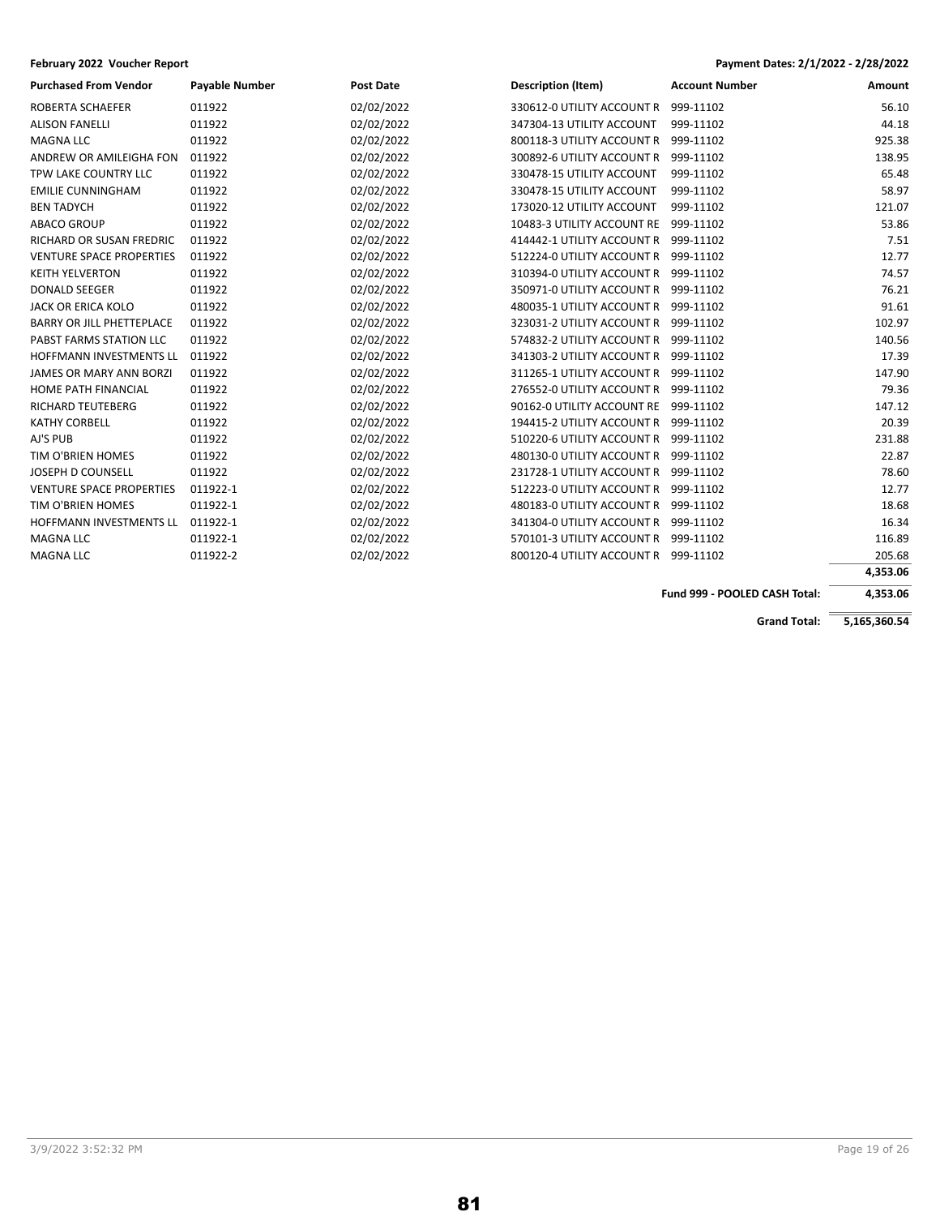**February 2022 Voucher Report**

**Payment Dates: 2/1/2022 - 2/28/2022**

| Purchased From Vendor | Payable Number | Post Date | Description (Item) | Account Number | Amount |
|---|---|---|---|---|---|
| ROBERTA SCHAEFER | 011922 | 02/02/2022 | 330612-0 UTILITY ACCOUNT R | 999-11102 | 56.10 |
| ALISON FANELLI | 011922 | 02/02/2022 | 347304-13 UTILITY ACCOUNT | 999-11102 | 44.18 |
| MAGNA LLC | 011922 | 02/02/2022 | 800118-3 UTILITY ACCOUNT R | 999-11102 | 925.38 |
| ANDREW OR AMILEIGHA FON | 011922 | 02/02/2022 | 300892-6 UTILITY ACCOUNT R | 999-11102 | 138.95 |
| TPW LAKE COUNTRY LLC | 011922 | 02/02/2022 | 330478-15 UTILITY ACCOUNT | 999-11102 | 65.48 |
| EMILIE CUNNINGHAM | 011922 | 02/02/2022 | 330478-15 UTILITY ACCOUNT | 999-11102 | 58.97 |
| BEN TADYCH | 011922 | 02/02/2022 | 173020-12 UTILITY ACCOUNT | 999-11102 | 121.07 |
| ABACO GROUP | 011922 | 02/02/2022 | 10483-3 UTILITY ACCOUNT RE | 999-11102 | 53.86 |
| RICHARD OR SUSAN FREDRIC | 011922 | 02/02/2022 | 414442-1 UTILITY ACCOUNT R | 999-11102 | 7.51 |
| VENTURE SPACE PROPERTIES | 011922 | 02/02/2022 | 512224-0 UTILITY ACCOUNT R | 999-11102 | 12.77 |
| KEITH YELVERTON | 011922 | 02/02/2022 | 310394-0 UTILITY ACCOUNT R | 999-11102 | 74.57 |
| DONALD SEEGER | 011922 | 02/02/2022 | 350971-0 UTILITY ACCOUNT R | 999-11102 | 76.21 |
| JACK OR ERICA KOLO | 011922 | 02/02/2022 | 480035-1 UTILITY ACCOUNT R | 999-11102 | 91.61 |
| BARRY OR JILL PHETTEPLACE | 011922 | 02/02/2022 | 323031-2 UTILITY ACCOUNT R | 999-11102 | 102.97 |
| PABST FARMS STATION LLC | 011922 | 02/02/2022 | 574832-2 UTILITY ACCOUNT R | 999-11102 | 140.56 |
| HOFFMANN INVESTMENTS LL | 011922 | 02/02/2022 | 341303-2 UTILITY ACCOUNT R | 999-11102 | 17.39 |
| JAMES OR MARY ANN BORZI | 011922 | 02/02/2022 | 311265-1 UTILITY ACCOUNT R | 999-11102 | 147.90 |
| HOME PATH FINANCIAL | 011922 | 02/02/2022 | 276552-0 UTILITY ACCOUNT R | 999-11102 | 79.36 |
| RICHARD TEUTEBERG | 011922 | 02/02/2022 | 90162-0 UTILITY ACCOUNT RE | 999-11102 | 147.12 |
| KATHY CORBELL | 011922 | 02/02/2022 | 194415-2 UTILITY ACCOUNT R | 999-11102 | 20.39 |
| AJ'S PUB | 011922 | 02/02/2022 | 510220-6 UTILITY ACCOUNT R | 999-11102 | 231.88 |
| TIM O'BRIEN HOMES | 011922 | 02/02/2022 | 480130-0 UTILITY ACCOUNT R | 999-11102 | 22.87 |
| JOSEPH D COUNSELL | 011922 | 02/02/2022 | 231728-1 UTILITY ACCOUNT R | 999-11102 | 78.60 |
| VENTURE SPACE PROPERTIES | 011922-1 | 02/02/2022 | 512223-0 UTILITY ACCOUNT R | 999-11102 | 12.77 |
| TIM O'BRIEN HOMES | 011922-1 | 02/02/2022 | 480183-0 UTILITY ACCOUNT R | 999-11102 | 18.68 |
| HOFFMANN INVESTMENTS LL | 011922-1 | 02/02/2022 | 341304-0 UTILITY ACCOUNT R | 999-11102 | 16.34 |
| MAGNA LLC | 011922-1 | 02/02/2022 | 570101-3 UTILITY ACCOUNT R | 999-11102 | 116.89 |
| MAGNA LLC | 011922-2 | 02/02/2022 | 800120-4 UTILITY ACCOUNT R | 999-11102 | 205.68 |
| | | | | | **4,353.06** |
| | | | | **Fund 999 - POOLED CASH Total:** | **4,353.06** |
| | | | | **Grand Total:** | **5,165,360.54** |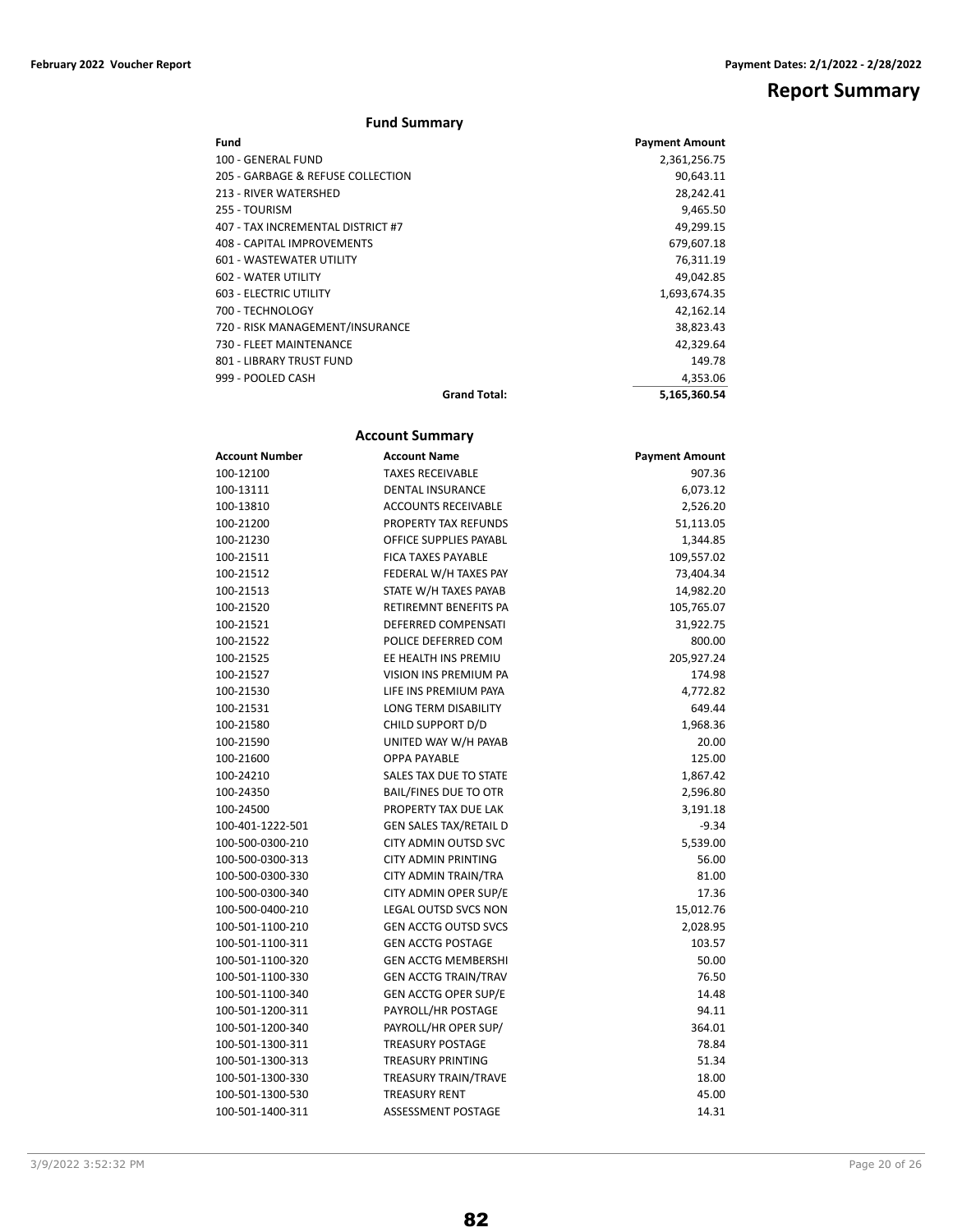# Report Summary

## Fund Summary

| Fund | Payment Amount |
|---|---|
| 100 - GENERAL FUND | 2,361,256.75 |
| 205 - GARBAGE & REFUSE COLLECTION | 90,643.11 |
| 213 - RIVER WATERSHED | 28,242.41 |
| 255 - TOURISM | 9,465.50 |
| 407 - TAX INCREMENTAL DISTRICT #7 | 49,299.15 |
| 408 - CAPITAL IMPROVEMENTS | 679,607.18 |
| 601 - WASTEWATER UTILITY | 76,311.19 |
| 602 - WATER UTILITY | 49,042.85 |
| 603 - ELECTRIC UTILITY | 1,693,674.35 |
| 700 - TECHNOLOGY | 42,162.14 |
| 720 - RISK MANAGEMENT/INSURANCE | 38,823.43 |
| 730 - FLEET MAINTENANCE | 42,329.64 |
| 801 - LIBRARY TRUST FUND | 149.78 |
| 999 - POOLED CASH | 4,353.06 |
| **Grand Total:** | **5,165,360.54** |

## Account Summary

| Account Number | Account Name | Payment Amount |
|---|---|---|
| 100-12100 | TAXES RECEIVABLE | 907.36 |
| 100-13111 | DENTAL INSURANCE | 6,073.12 |
| 100-13810 | ACCOUNTS RECEIVABLE | 2,526.20 |
| 100-21200 | PROPERTY TAX REFUNDS | 51,113.05 |
| 100-21230 | OFFICE SUPPLIES PAYABL | 1,344.85 |
| 100-21511 | FICA TAXES PAYABLE | 109,557.02 |
| 100-21512 | FEDERAL W/H TAXES PAY | 73,404.34 |
| 100-21513 | STATE W/H TAXES PAYAB | 14,982.20 |
| 100-21520 | RETIREMNT BENEFITS PA | 105,765.07 |
| 100-21521 | DEFERRED COMPENSATI | 31,922.75 |
| 100-21522 | POLICE DEFERRED COM | 800.00 |
| 100-21525 | EE HEALTH INS PREMIU | 205,927.24 |
| 100-21527 | VISION INS PREMIUM PA | 174.98 |
| 100-21530 | LIFE INS PREMIUM PAYA | 4,772.82 |
| 100-21531 | LONG TERM DISABILITY | 649.44 |
| 100-21580 | CHILD SUPPORT D/D | 1,968.36 |
| 100-21590 | UNITED WAY W/H PAYAB | 20.00 |
| 100-21600 | OPPA PAYABLE | 125.00 |
| 100-24210 | SALES TAX DUE TO STATE | 1,867.42 |
| 100-24350 | BAIL/FINES DUE TO OTR | 2,596.80 |
| 100-24500 | PROPERTY TAX DUE LAK | 3,191.18 |
| 100-401-1222-501 | GEN SALES TAX/RETAIL D | -9.34 |
| 100-500-0300-210 | CITY ADMIN OUTSD SVC | 5,539.00 |
| 100-500-0300-313 | CITY ADMIN PRINTING | 56.00 |
| 100-500-0300-330 | CITY ADMIN TRAIN/TRA | 81.00 |
| 100-500-0300-340 | CITY ADMIN OPER SUP/E | 17.36 |
| 100-500-0400-210 | LEGAL OUTSD SVCS NON | 15,012.76 |
| 100-501-1100-210 | GEN ACCTG OUTSD SVCS | 2,028.95 |
| 100-501-1100-311 | GEN ACCTG POSTAGE | 103.57 |
| 100-501-1100-320 | GEN ACCTG MEMBERSHI | 50.00 |
| 100-501-1100-330 | GEN ACCTG TRAIN/TRAV | 76.50 |
| 100-501-1100-340 | GEN ACCTG OPER SUP/E | 14.48 |
| 100-501-1200-311 | PAYROLL/HR POSTAGE | 94.11 |
| 100-501-1200-340 | PAYROLL/HR OPER SUP/ | 364.01 |
| 100-501-1300-311 | TREASURY POSTAGE | 78.84 |
| 100-501-1300-313 | TREASURY PRINTING | 51.34 |
| 100-501-1300-330 | TREASURY TRAIN/TRAVE | 18.00 |
| 100-501-1300-530 | TREASURY RENT | 45.00 |
| 100-501-1400-311 | ASSESSMENT POSTAGE | 14.31 |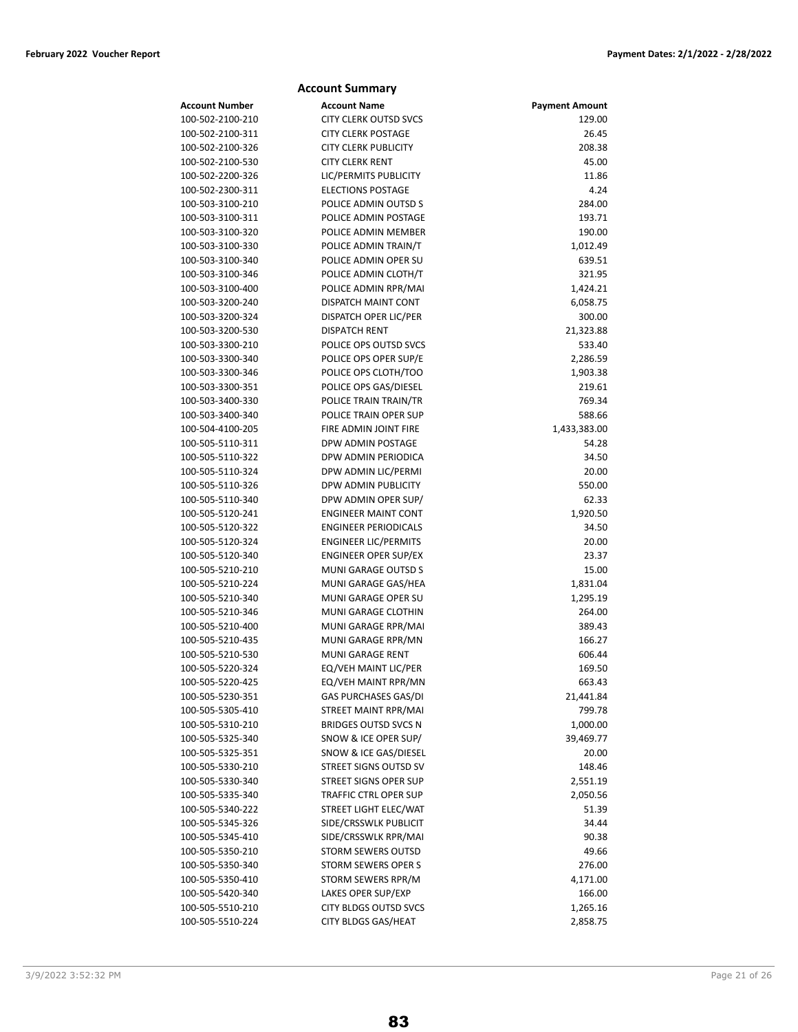## Account Summary

| Account Number | Account Name | Payment Amount |
|---|---|---|
| 100-502-2100-210 | CITY CLERK OUTSD SVCS | 129.00 |
| 100-502-2100-311 | CITY CLERK POSTAGE | 26.45 |
| 100-502-2100-326 | CITY CLERK PUBLICITY | 208.38 |
| 100-502-2100-530 | CITY CLERK RENT | 45.00 |
| 100-502-2200-326 | LIC/PERMITS PUBLICITY | 11.86 |
| 100-502-2300-311 | ELECTIONS POSTAGE | 4.24 |
| 100-503-3100-210 | POLICE ADMIN OUTSD S | 284.00 |
| 100-503-3100-311 | POLICE ADMIN POSTAGE | 193.71 |
| 100-503-3100-320 | POLICE ADMIN MEMBER | 190.00 |
| 100-503-3100-330 | POLICE ADMIN TRAIN/T | 1,012.49 |
| 100-503-3100-340 | POLICE ADMIN OPER SU | 639.51 |
| 100-503-3100-346 | POLICE ADMIN CLOTH/T | 321.95 |
| 100-503-3100-400 | POLICE ADMIN RPR/MAI | 1,424.21 |
| 100-503-3200-240 | DISPATCH MAINT CONT | 6,058.75 |
| 100-503-3200-324 | DISPATCH OPER LIC/PER | 300.00 |
| 100-503-3200-530 | DISPATCH RENT | 21,323.88 |
| 100-503-3300-210 | POLICE OPS OUTSD SVCS | 533.40 |
| 100-503-3300-340 | POLICE OPS OPER SUP/E | 2,286.59 |
| 100-503-3300-346 | POLICE OPS CLOTH/TOO | 1,903.38 |
| 100-503-3300-351 | POLICE OPS GAS/DIESEL | 219.61 |
| 100-503-3400-330 | POLICE TRAIN TRAIN/TR | 769.34 |
| 100-503-3400-340 | POLICE TRAIN OPER SUP | 588.66 |
| 100-504-4100-205 | FIRE ADMIN JOINT FIRE | 1,433,383.00 |
| 100-505-5110-311 | DPW ADMIN POSTAGE | 54.28 |
| 100-505-5110-322 | DPW ADMIN PERIODICA | 34.50 |
| 100-505-5110-324 | DPW ADMIN LIC/PERMI | 20.00 |
| 100-505-5110-326 | DPW ADMIN PUBLICITY | 550.00 |
| 100-505-5110-340 | DPW ADMIN OPER SUP/ | 62.33 |
| 100-505-5120-241 | ENGINEER MAINT CONT | 1,920.50 |
| 100-505-5120-322 | ENGINEER PERIODICALS | 34.50 |
| 100-505-5120-324 | ENGINEER LIC/PERMITS | 20.00 |
| 100-505-5120-340 | ENGINEER OPER SUP/EX | 23.37 |
| 100-505-5210-210 | MUNI GARAGE OUTSD S | 15.00 |
| 100-505-5210-224 | MUNI GARAGE GAS/HEA | 1,831.04 |
| 100-505-5210-340 | MUNI GARAGE OPER SU | 1,295.19 |
| 100-505-5210-346 | MUNI GARAGE CLOTHIN | 264.00 |
| 100-505-5210-400 | MUNI GARAGE RPR/MAI | 389.43 |
| 100-505-5210-435 | MUNI GARAGE RPR/MN | 166.27 |
| 100-505-5210-530 | MUNI GARAGE RENT | 606.44 |
| 100-505-5220-324 | EQ/VEH MAINT LIC/PER | 169.50 |
| 100-505-5220-425 | EQ/VEH MAINT RPR/MN | 663.43 |
| 100-505-5230-351 | GAS PURCHASES GAS/DI | 21,441.84 |
| 100-505-5305-410 | STREET MAINT RPR/MAI | 799.78 |
| 100-505-5310-210 | BRIDGES OUTSD SVCS N | 1,000.00 |
| 100-505-5325-340 | SNOW & ICE OPER SUP/ | 39,469.77 |
| 100-505-5325-351 | SNOW & ICE GAS/DIESEL | 20.00 |
| 100-505-5330-210 | STREET SIGNS OUTSD SV | 148.46 |
| 100-505-5330-340 | STREET SIGNS OPER SUP | 2,551.19 |
| 100-505-5335-340 | TRAFFIC CTRL OPER SUP | 2,050.56 |
| 100-505-5340-222 | STREET LIGHT ELEC/WAT | 51.39 |
| 100-505-5345-326 | SIDE/CRSSWLK PUBLICIT | 34.44 |
| 100-505-5345-410 | SIDE/CRSSWLK RPR/MAI | 90.38 |
| 100-505-5350-210 | STORM SEWERS OUTSD | 49.66 |
| 100-505-5350-340 | STORM SEWERS OPER S | 276.00 |
| 100-505-5350-410 | STORM SEWERS RPR/M | 4,171.00 |
| 100-505-5420-340 | LAKES OPER SUP/EXP | 166.00 |
| 100-505-5510-210 | CITY BLDGS OUTSD SVCS | 1,265.16 |
| 100-505-5510-224 | CITY BLDGS GAS/HEAT | 2,858.75 |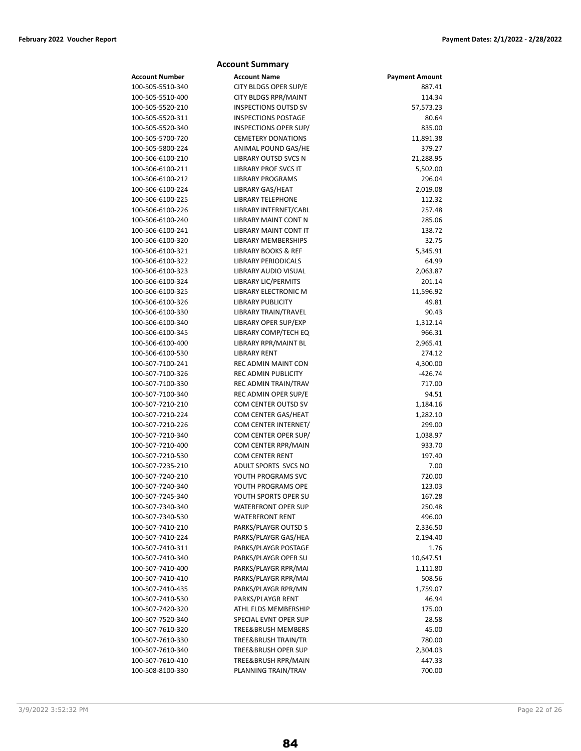## Account Summary

| Account Number | Account Name | Payment Amount |
|---|---|---|
| 100-505-5510-340 | CITY BLDGS OPER SUP/E | 887.41 |
| 100-505-5510-400 | CITY BLDGS RPR/MAINT | 114.34 |
| 100-505-5520-210 | INSPECTIONS OUTSD SV | 57,573.23 |
| 100-505-5520-311 | INSPECTIONS POSTAGE | 80.64 |
| 100-505-5520-340 | INSPECTIONS OPER SUP/ | 835.00 |
| 100-505-5700-720 | CEMETERY DONATIONS | 11,891.38 |
| 100-505-5800-224 | ANIMAL POUND GAS/HE | 379.27 |
| 100-506-6100-210 | LIBRARY OUTSD SVCS N | 21,288.95 |
| 100-506-6100-211 | LIBRARY PROF SVCS IT | 5,502.00 |
| 100-506-6100-212 | LIBRARY PROGRAMS | 296.04 |
| 100-506-6100-224 | LIBRARY GAS/HEAT | 2,019.08 |
| 100-506-6100-225 | LIBRARY TELEPHONE | 112.32 |
| 100-506-6100-226 | LIBRARY INTERNET/CABL | 257.48 |
| 100-506-6100-240 | LIBRARY MAINT CONT N | 285.06 |
| 100-506-6100-241 | LIBRARY MAINT CONT IT | 138.72 |
| 100-506-6100-320 | LIBRARY MEMBERSHIPS | 32.75 |
| 100-506-6100-321 | LIBRARY BOOKS & REF | 5,345.91 |
| 100-506-6100-322 | LIBRARY PERIODICALS | 64.99 |
| 100-506-6100-323 | LIBRARY AUDIO VISUAL | 2,063.87 |
| 100-506-6100-324 | LIBRARY LIC/PERMITS | 201.14 |
| 100-506-6100-325 | LIBRARY ELECTRONIC M | 11,596.92 |
| 100-506-6100-326 | LIBRARY PUBLICITY | 49.81 |
| 100-506-6100-330 | LIBRARY TRAIN/TRAVEL | 90.43 |
| 100-506-6100-340 | LIBRARY OPER SUP/EXP | 1,312.14 |
| 100-506-6100-345 | LIBRARY COMP/TECH EQ | 966.31 |
| 100-506-6100-400 | LIBRARY RPR/MAINT BL | 2,965.41 |
| 100-506-6100-530 | LIBRARY RENT | 274.12 |
| 100-507-7100-241 | REC ADMIN MAINT CON | 4,300.00 |
| 100-507-7100-326 | REC ADMIN PUBLICITY | -426.74 |
| 100-507-7100-330 | REC ADMIN TRAIN/TRAV | 717.00 |
| 100-507-7100-340 | REC ADMIN OPER SUP/E | 94.51 |
| 100-507-7210-210 | COM CENTER OUTSD SV | 1,184.16 |
| 100-507-7210-224 | COM CENTER GAS/HEAT | 1,282.10 |
| 100-507-7210-226 | COM CENTER INTERNET/ | 299.00 |
| 100-507-7210-340 | COM CENTER OPER SUP/ | 1,038.97 |
| 100-507-7210-400 | COM CENTER RPR/MAIN | 933.70 |
| 100-507-7210-530 | COM CENTER RENT | 197.40 |
| 100-507-7235-210 | ADULT SPORTS SVCS NO | 7.00 |
| 100-507-7240-210 | YOUTH PROGRAMS SVC | 720.00 |
| 100-507-7240-340 | YOUTH PROGRAMS OPE | 123.03 |
| 100-507-7245-340 | YOUTH SPORTS OPER SU | 167.28 |
| 100-507-7340-340 | WATERFRONT OPER SUP | 250.48 |
| 100-507-7340-530 | WATERFRONT RENT | 496.00 |
| 100-507-7410-210 | PARKS/PLAYGR OUTSD S | 2,336.50 |
| 100-507-7410-224 | PARKS/PLAYGR GAS/HEA | 2,194.40 |
| 100-507-7410-311 | PARKS/PLAYGR POSTAGE | 1.76 |
| 100-507-7410-340 | PARKS/PLAYGR OPER SU | 10,647.51 |
| 100-507-7410-400 | PARKS/PLAYGR RPR/MAI | 1,111.80 |
| 100-507-7410-410 | PARKS/PLAYGR RPR/MAI | 508.56 |
| 100-507-7410-435 | PARKS/PLAYGR RPR/MN | 1,759.07 |
| 100-507-7410-530 | PARKS/PLAYGR RENT | 46.94 |
| 100-507-7420-320 | ATHL FLDS MEMBERSHIP | 175.00 |
| 100-507-7520-340 | SPECIAL EVNT OPER SUP | 28.58 |
| 100-507-7610-320 | TREE&BRUSH MEMBERS | 45.00 |
| 100-507-7610-330 | TREE&BRUSH TRAIN/TR | 780.00 |
| 100-507-7610-340 | TREE&BRUSH OPER SUP | 2,304.03 |
| 100-507-7610-410 | TREE&BRUSH RPR/MAIN | 447.33 |
| 100-508-8100-330 | PLANNING TRAIN/TRAV | 700.00 |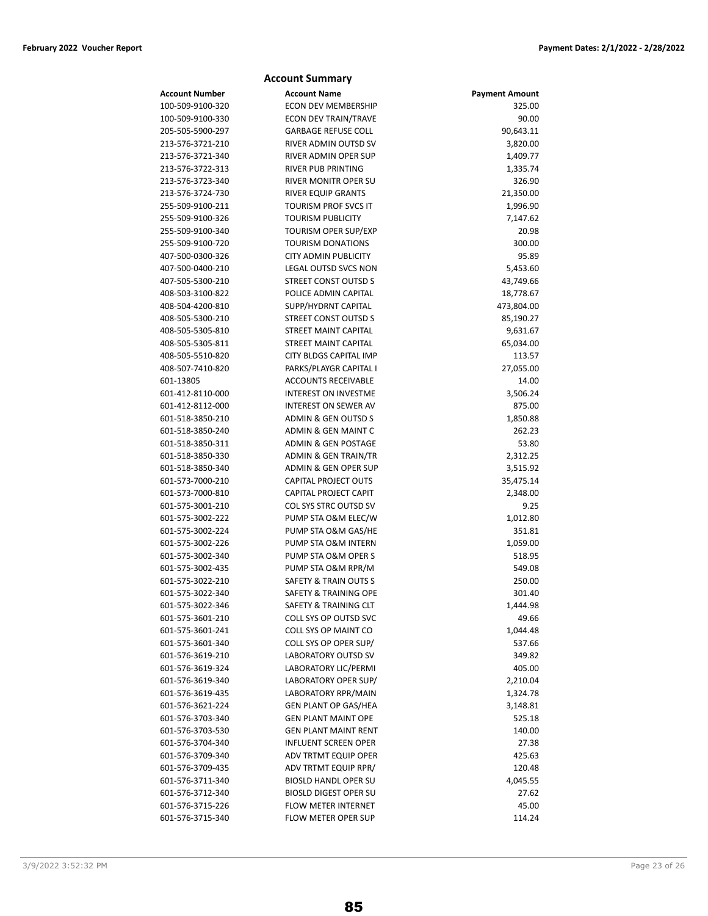## Account Summary

| Account Number | Account Name | Payment Amount |
|---|---|---|
| 100-509-9100-320 | ECON DEV MEMBERSHIP | 325.00 |
| 100-509-9100-330 | ECON DEV TRAIN/TRAVE | 90.00 |
| 205-505-5900-297 | GARBAGE REFUSE COLL | 90,643.11 |
| 213-576-3721-210 | RIVER ADMIN OUTSD SV | 3,820.00 |
| 213-576-3721-340 | RIVER ADMIN OPER SUP | 1,409.77 |
| 213-576-3722-313 | RIVER PUB PRINTING | 1,335.74 |
| 213-576-3723-340 | RIVER MONITR OPER SU | 326.90 |
| 213-576-3724-730 | RIVER EQUIP GRANTS | 21,350.00 |
| 255-509-9100-211 | TOURISM PROF SVCS IT | 1,996.90 |
| 255-509-9100-326 | TOURISM PUBLICITY | 7,147.62 |
| 255-509-9100-340 | TOURISM OPER SUP/EXP | 20.98 |
| 255-509-9100-720 | TOURISM DONATIONS | 300.00 |
| 407-500-0300-326 | CITY ADMIN PUBLICITY | 95.89 |
| 407-500-0400-210 | LEGAL OUTSD SVCS NON | 5,453.60 |
| 407-505-5300-210 | STREET CONST OUTSD S | 43,749.66 |
| 408-503-3100-822 | POLICE ADMIN CAPITAL | 18,778.67 |
| 408-504-4200-810 | SUPP/HYDRNT CAPITAL | 473,804.00 |
| 408-505-5300-210 | STREET CONST OUTSD S | 85,190.27 |
| 408-505-5305-810 | STREET MAINT CAPITAL | 9,631.67 |
| 408-505-5305-811 | STREET MAINT CAPITAL | 65,034.00 |
| 408-505-5510-820 | CITY BLDGS CAPITAL IMP | 113.57 |
| 408-507-7410-820 | PARKS/PLAYGR CAPITAL I | 27,055.00 |
| 601-13805 | ACCOUNTS RECEIVABLE | 14.00 |
| 601-412-8110-000 | INTEREST ON INVESTME | 3,506.24 |
| 601-412-8112-000 | INTEREST ON SEWER AV | 875.00 |
| 601-518-3850-210 | ADMIN & GEN OUTSD S | 1,850.88 |
| 601-518-3850-240 | ADMIN & GEN MAINT C | 262.23 |
| 601-518-3850-311 | ADMIN & GEN POSTAGE | 53.80 |
| 601-518-3850-330 | ADMIN & GEN TRAIN/TR | 2,312.25 |
| 601-518-3850-340 | ADMIN & GEN OPER SUP | 3,515.92 |
| 601-573-7000-210 | CAPITAL PROJECT OUTS | 35,475.14 |
| 601-573-7000-810 | CAPITAL PROJECT CAPIT | 2,348.00 |
| 601-575-3001-210 | COL SYS STRC OUTSD SV | 9.25 |
| 601-575-3002-222 | PUMP STA O&M ELEC/W | 1,012.80 |
| 601-575-3002-224 | PUMP STA O&M GAS/HE | 351.81 |
| 601-575-3002-226 | PUMP STA O&M INTERN | 1,059.00 |
| 601-575-3002-340 | PUMP STA O&M OPER S | 518.95 |
| 601-575-3002-435 | PUMP STA O&M RPR/M | 549.08 |
| 601-575-3022-210 | SAFETY & TRAIN OUTS S | 250.00 |
| 601-575-3022-340 | SAFETY & TRAINING OPE | 301.40 |
| 601-575-3022-346 | SAFETY & TRAINING CLT | 1,444.98 |
| 601-575-3601-210 | COLL SYS OP OUTSD SVC | 49.66 |
| 601-575-3601-241 | COLL SYS OP MAINT CO | 1,044.48 |
| 601-575-3601-340 | COLL SYS OP OPER SUP/ | 537.66 |
| 601-576-3619-210 | LABORATORY OUTSD SV | 349.82 |
| 601-576-3619-324 | LABORATORY LIC/PERMI | 405.00 |
| 601-576-3619-340 | LABORATORY OPER SUP/ | 2,210.04 |
| 601-576-3619-435 | LABORATORY RPR/MAIN | 1,324.78 |
| 601-576-3621-224 | GEN PLANT OP GAS/HEA | 3,148.81 |
| 601-576-3703-340 | GEN PLANT MAINT OPE | 525.18 |
| 601-576-3703-530 | GEN PLANT MAINT RENT | 140.00 |
| 601-576-3704-340 | INFLUENT SCREEN OPER | 27.38 |
| 601-576-3709-340 | ADV TRTMT EQUIP OPER | 425.63 |
| 601-576-3709-435 | ADV TRTMT EQUIP RPR/ | 120.48 |
| 601-576-3711-340 | BIOSLD HANDL OPER SU | 4,045.55 |
| 601-576-3712-340 | BIOSLD DIGEST OPER SU | 27.62 |
| 601-576-3715-226 | FLOW METER INTERNET | 45.00 |
| 601-576-3715-340 | FLOW METER OPER SUP | 114.24 |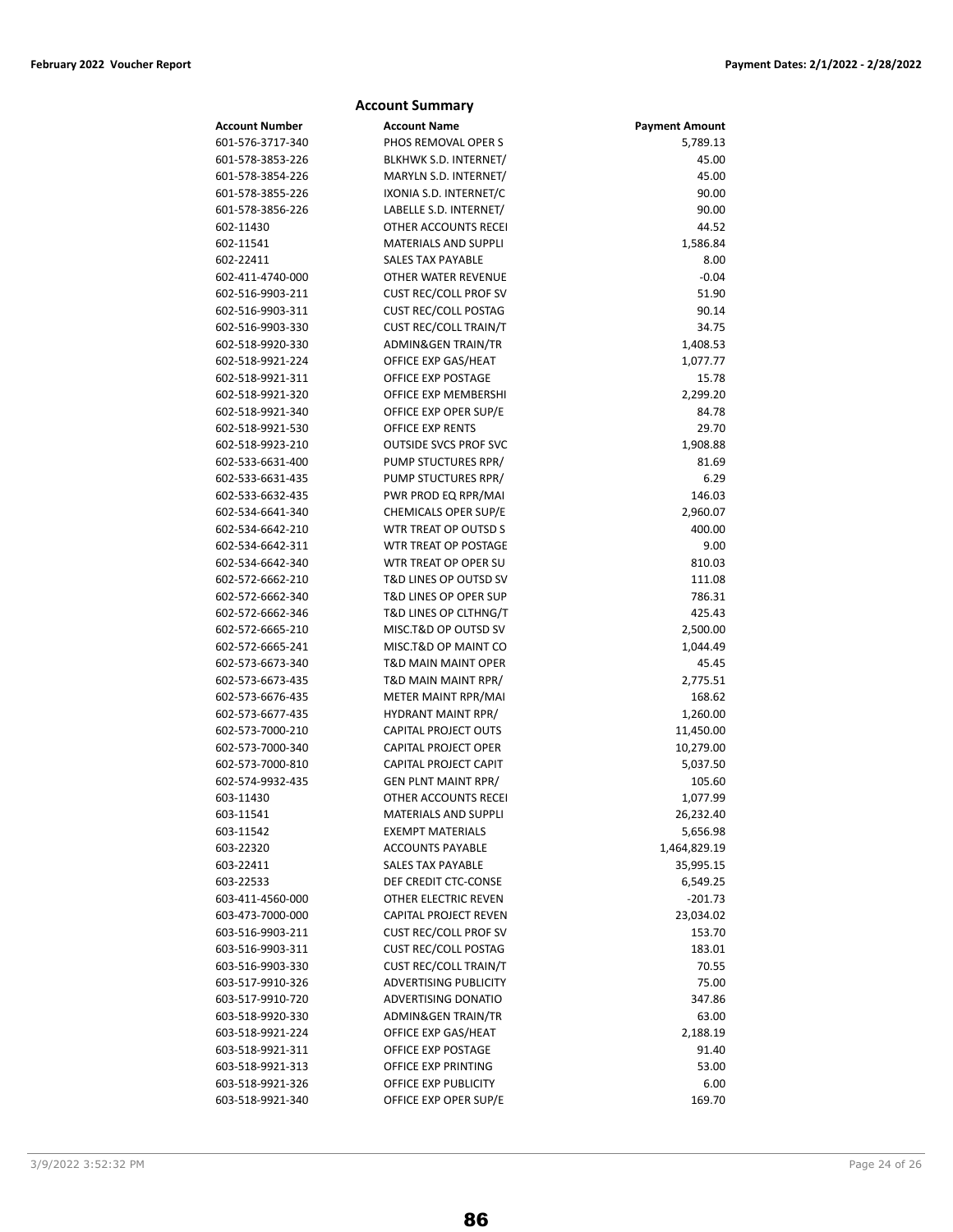## Account Summary

| Account Number | Account Name | Payment Amount |
|---|---|---|
| 601-576-3717-340 | PHOS REMOVAL OPER S | 5,789.13 |
| 601-578-3853-226 | BLKHWK S.D. INTERNET/ | 45.00 |
| 601-578-3854-226 | MARYLN S.D. INTERNET/ | 45.00 |
| 601-578-3855-226 | IXONIA S.D. INTERNET/C | 90.00 |
| 601-578-3856-226 | LABELLE S.D. INTERNET/ | 90.00 |
| 602-11430 | OTHER ACCOUNTS RECEI | 44.52 |
| 602-11541 | MATERIALS AND SUPPLI | 1,586.84 |
| 602-22411 | SALES TAX PAYABLE | 8.00 |
| 602-411-4740-000 | OTHER WATER REVENUE | -0.04 |
| 602-516-9903-211 | CUST REC/COLL PROF SV | 51.90 |
| 602-516-9903-311 | CUST REC/COLL POSTAG | 90.14 |
| 602-516-9903-330 | CUST REC/COLL TRAIN/T | 34.75 |
| 602-518-9920-330 | ADMIN&GEN TRAIN/TR | 1,408.53 |
| 602-518-9921-224 | OFFICE EXP GAS/HEAT | 1,077.77 |
| 602-518-9921-311 | OFFICE EXP POSTAGE | 15.78 |
| 602-518-9921-320 | OFFICE EXP MEMBERSHI | 2,299.20 |
| 602-518-9921-340 | OFFICE EXP OPER SUP/E | 84.78 |
| 602-518-9921-530 | OFFICE EXP RENTS | 29.70 |
| 602-518-9923-210 | OUTSIDE SVCS PROF SVC | 1,908.88 |
| 602-533-6631-400 | PUMP STUCTURES RPR/ | 81.69 |
| 602-533-6631-435 | PUMP STUCTURES RPR/ | 6.29 |
| 602-533-6632-435 | PWR PROD EQ RPR/MAI | 146.03 |
| 602-534-6641-340 | CHEMICALS OPER SUP/E | 2,960.07 |
| 602-534-6642-210 | WTR TREAT OP OUTSD S | 400.00 |
| 602-534-6642-311 | WTR TREAT OP POSTAGE | 9.00 |
| 602-534-6642-340 | WTR TREAT OP OPER SU | 810.03 |
| 602-572-6662-210 | T&D LINES OP OUTSD SV | 111.08 |
| 602-572-6662-340 | T&D LINES OP OPER SUP | 786.31 |
| 602-572-6662-346 | T&D LINES OP CLTHNG/T | 425.43 |
| 602-572-6665-210 | MISC.T&D OP OUTSD SV | 2,500.00 |
| 602-572-6665-241 | MISC.T&D OP MAINT CO | 1,044.49 |
| 602-573-6673-340 | T&D MAIN MAINT OPER | 45.45 |
| 602-573-6673-435 | T&D MAIN MAINT RPR/ | 2,775.51 |
| 602-573-6676-435 | METER MAINT RPR/MAI | 168.62 |
| 602-573-6677-435 | HYDRANT MAINT RPR/ | 1,260.00 |
| 602-573-7000-210 | CAPITAL PROJECT OUTS | 11,450.00 |
| 602-573-7000-340 | CAPITAL PROJECT OPER | 10,279.00 |
| 602-573-7000-810 | CAPITAL PROJECT CAPIT | 5,037.50 |
| 602-574-9932-435 | GEN PLNT MAINT RPR/ | 105.60 |
| 603-11430 | OTHER ACCOUNTS RECEI | 1,077.99 |
| 603-11541 | MATERIALS AND SUPPLI | 26,232.40 |
| 603-11542 | EXEMPT MATERIALS | 5,656.98 |
| 603-22320 | ACCOUNTS PAYABLE | 1,464,829.19 |
| 603-22411 | SALES TAX PAYABLE | 35,995.15 |
| 603-22533 | DEF CREDIT CTC-CONSE | 6,549.25 |
| 603-411-4560-000 | OTHER ELECTRIC REVEN | -201.73 |
| 603-473-7000-000 | CAPITAL PROJECT REVEN | 23,034.02 |
| 603-516-9903-211 | CUST REC/COLL PROF SV | 153.70 |
| 603-516-9903-311 | CUST REC/COLL POSTAG | 183.01 |
| 603-516-9903-330 | CUST REC/COLL TRAIN/T | 70.55 |
| 603-517-9910-326 | ADVERTISING PUBLICITY | 75.00 |
| 603-517-9910-720 | ADVERTISING DONATIO | 347.86 |
| 603-518-9920-330 | ADMIN&GEN TRAIN/TR | 63.00 |
| 603-518-9921-224 | OFFICE EXP GAS/HEAT | 2,188.19 |
| 603-518-9921-311 | OFFICE EXP POSTAGE | 91.40 |
| 603-518-9921-313 | OFFICE EXP PRINTING | 53.00 |
| 603-518-9921-326 | OFFICE EXP PUBLICITY | 6.00 |
| 603-518-9921-340 | OFFICE EXP OPER SUP/E | 169.70 |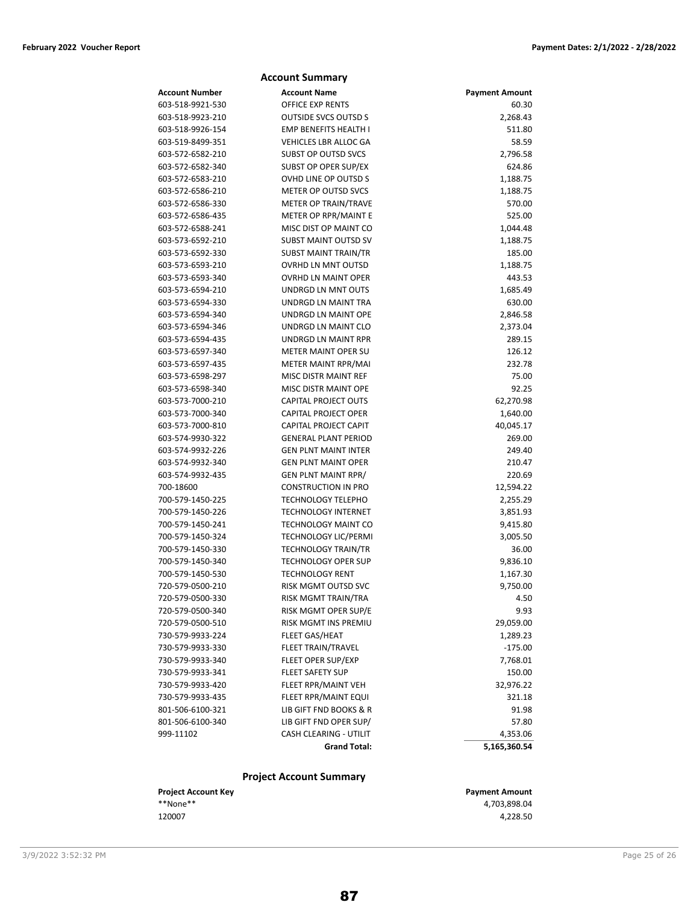## Account Summary

| Account Number | Account Name | Payment Amount |
|---|---|---|
| 603-518-9921-530 | OFFICE EXP RENTS | 60.30 |
| 603-518-9923-210 | OUTSIDE SVCS OUTSD S | 2,268.43 |
| 603-518-9926-154 | EMP BENEFITS HEALTH I | 511.80 |
| 603-519-8499-351 | VEHICLES LBR ALLOC GA | 58.59 |
| 603-572-6582-210 | SUBST OP OUTSD SVCS | 2,796.58 |
| 603-572-6582-340 | SUBST OP OPER SUP/EX | 624.86 |
| 603-572-6583-210 | OVHD LINE OP OUTSD S | 1,188.75 |
| 603-572-6586-210 | METER OP OUTSD SVCS | 1,188.75 |
| 603-572-6586-330 | METER OP TRAIN/TRAVE | 570.00 |
| 603-572-6586-435 | METER OP RPR/MAINT E | 525.00 |
| 603-572-6588-241 | MISC DIST OP MAINT CO | 1,044.48 |
| 603-573-6592-210 | SUBST MAINT OUTSD SV | 1,188.75 |
| 603-573-6592-330 | SUBST MAINT TRAIN/TR | 185.00 |
| 603-573-6593-210 | OVRHD LN MNT OUTSD | 1,188.75 |
| 603-573-6593-340 | OVRHD LN MAINT OPER | 443.53 |
| 603-573-6594-210 | UNDRGD LN MNT OUTS | 1,685.49 |
| 603-573-6594-330 | UNDRGD LN MAINT TRA | 630.00 |
| 603-573-6594-340 | UNDRGD LN MAINT OPE | 2,846.58 |
| 603-573-6594-346 | UNDRGD LN MAINT CLO | 2,373.04 |
| 603-573-6594-435 | UNDRGD LN MAINT RPR | 289.15 |
| 603-573-6597-340 | METER MAINT OPER SU | 126.12 |
| 603-573-6597-435 | METER MAINT RPR/MAI | 232.78 |
| 603-573-6598-297 | MISC DISTR MAINT REF | 75.00 |
| 603-573-6598-340 | MISC DISTR MAINT OPE | 92.25 |
| 603-573-7000-210 | CAPITAL PROJECT OUTS | 62,270.98 |
| 603-573-7000-340 | CAPITAL PROJECT OPER | 1,640.00 |
| 603-573-7000-810 | CAPITAL PROJECT CAPIT | 40,045.17 |
| 603-574-9930-322 | GENERAL PLANT PERIOD | 269.00 |
| 603-574-9932-226 | GEN PLNT MAINT INTER | 249.40 |
| 603-574-9932-340 | GEN PLNT MAINT OPER | 210.47 |
| 603-574-9932-435 | GEN PLNT MAINT RPR/ | 220.69 |
| 700-18600 | CONSTRUCTION IN PRO | 12,594.22 |
| 700-579-1450-225 | TECHNOLOGY TELEPHO | 2,255.29 |
| 700-579-1450-226 | TECHNOLOGY INTERNET | 3,851.93 |
| 700-579-1450-241 | TECHNOLOGY MAINT CO | 9,415.80 |
| 700-579-1450-324 | TECHNOLOGY LIC/PERMI | 3,005.50 |
| 700-579-1450-330 | TECHNOLOGY TRAIN/TR | 36.00 |
| 700-579-1450-340 | TECHNOLOGY OPER SUP | 9,836.10 |
| 700-579-1450-530 | TECHNOLOGY RENT | 1,167.30 |
| 720-579-0500-210 | RISK MGMT OUTSD SVC | 9,750.00 |
| 720-579-0500-330 | RISK MGMT TRAIN/TRA | 4.50 |
| 720-579-0500-340 | RISK MGMT OPER SUP/E | 9.93 |
| 720-579-0500-510 | RISK MGMT INS PREMIU | 29,059.00 |
| 730-579-9933-224 | FLEET GAS/HEAT | 1,289.23 |
| 730-579-9933-330 | FLEET TRAIN/TRAVEL | -175.00 |
| 730-579-9933-340 | FLEET OPER SUP/EXP | 7,768.01 |
| 730-579-9933-341 | FLEET SAFETY SUP | 150.00 |
| 730-579-9933-420 | FLEET RPR/MAINT VEH | 32,976.22 |
| 730-579-9933-435 | FLEET RPR/MAINT EQUI | 321.18 |
| 801-506-6100-321 | LIB GIFT FND BOOKS & R | 91.98 |
| 801-506-6100-340 | LIB GIFT FND OPER SUP/ | 57.80 |
| 999-11102 | CASH CLEARING - UTILIT | 4,353.06 |
| | **Grand Total:** | **5,165,360.54** |

## Project Account Summary

| Project Account Key | Payment Amount |
|---|---|
| **None** | 4,703,898.04 |
| 120007 | 4,228.50 |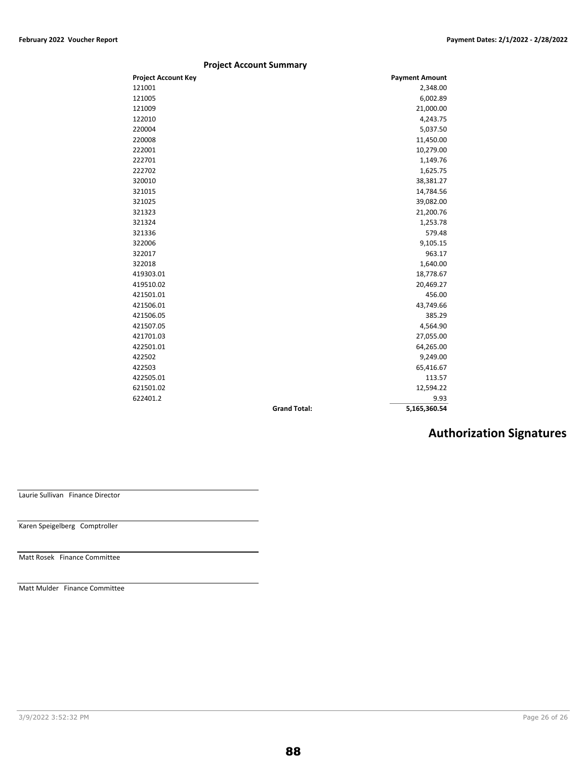## Project Account Summary

| Project Account Key | | Payment Amount |
|---|---|---|
| 121001 | | 2,348.00 |
| 121005 | | 6,002.89 |
| 121009 | | 21,000.00 |
| 122010 | | 4,243.75 |
| 220004 | | 5,037.50 |
| 220008 | | 11,450.00 |
| 222001 | | 10,279.00 |
| 222701 | | 1,149.76 |
| 222702 | | 1,625.75 |
| 320010 | | 38,381.27 |
| 321015 | | 14,784.56 |
| 321025 | | 39,082.00 |
| 321323 | | 21,200.76 |
| 321324 | | 1,253.78 |
| 321336 | | 579.48 |
| 322006 | | 9,105.15 |
| 322017 | | 963.17 |
| 322018 | | 1,640.00 |
| 419303.01 | | 18,778.67 |
| 419510.02 | | 20,469.27 |
| 421501.01 | | 456.00 |
| 421506.01 | | 43,749.66 |
| 421506.05 | | 385.29 |
| 421507.05 | | 4,564.90 |
| 421701.03 | | 27,055.00 |
| 422501.01 | | 64,265.00 |
| 422502 | | 9,249.00 |
| 422503 | | 65,416.67 |
| 422505.01 | | 113.57 |
| 621501.02 | | 12,594.22 |
| 622401.2 | | 9.93 |
| | **Grand Total:** | **5,165,360.54** |

## Authorization Signatures

Laurie Sullivan Finance Director

Karen Speigelberg Comptroller

Matt Rosek Finance Committee

Matt Mulder Finance Committee